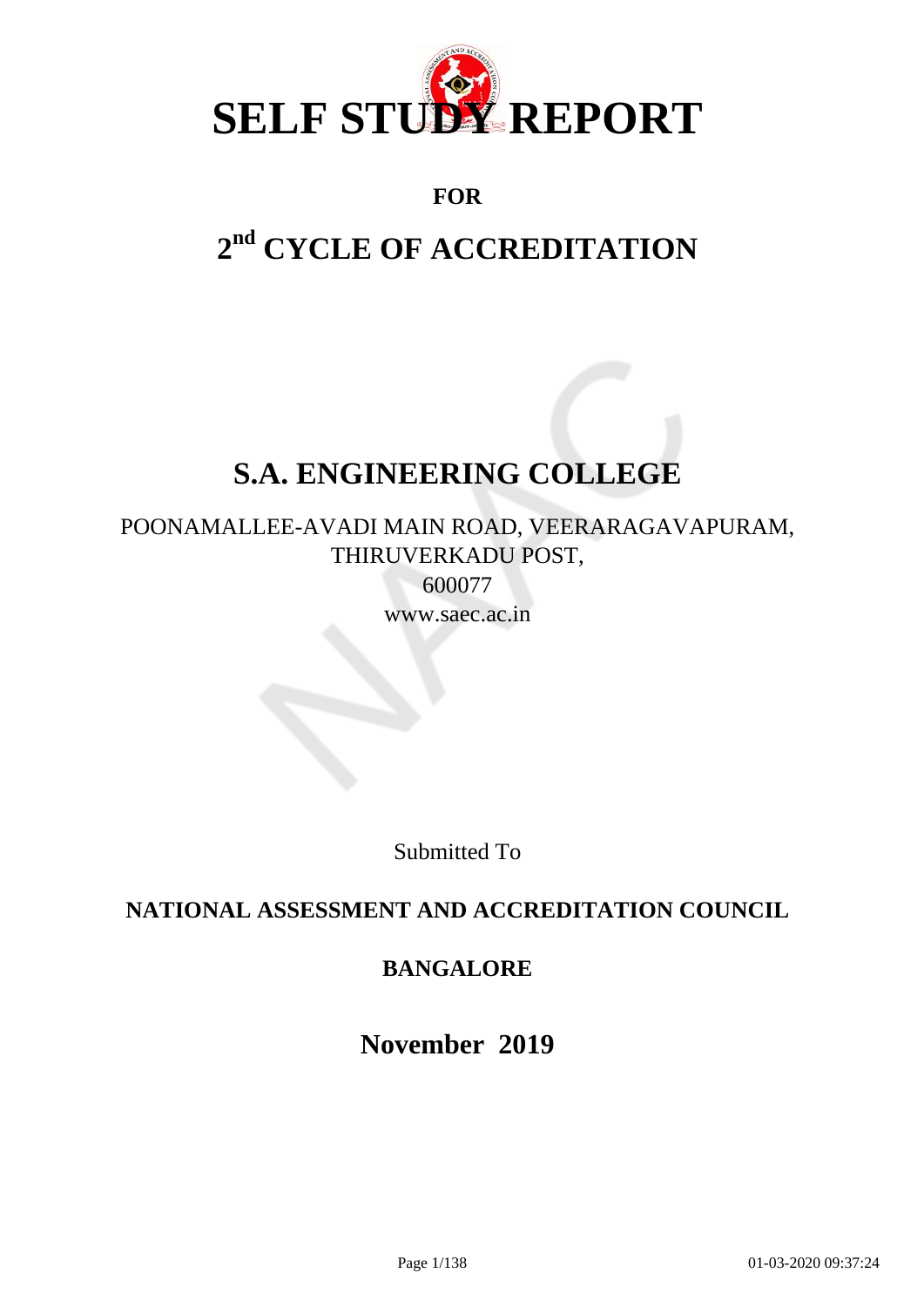# SELF STUDY REPORT

**FOR**

## 2nd CYCLE OF ACCREDITATION

# S.A. ENGINEERING COLLEGE

POONAMALLEE-AVADI MAIN ROAD, VEERARAGAVAPURAM, THIRUVERKADU POST,
600077
www.saec.ac.in

Submitted To

**NATIONAL ASSESSMENT AND ACCREDITATION COUNCIL**

**BANGALORE**

**November 2019**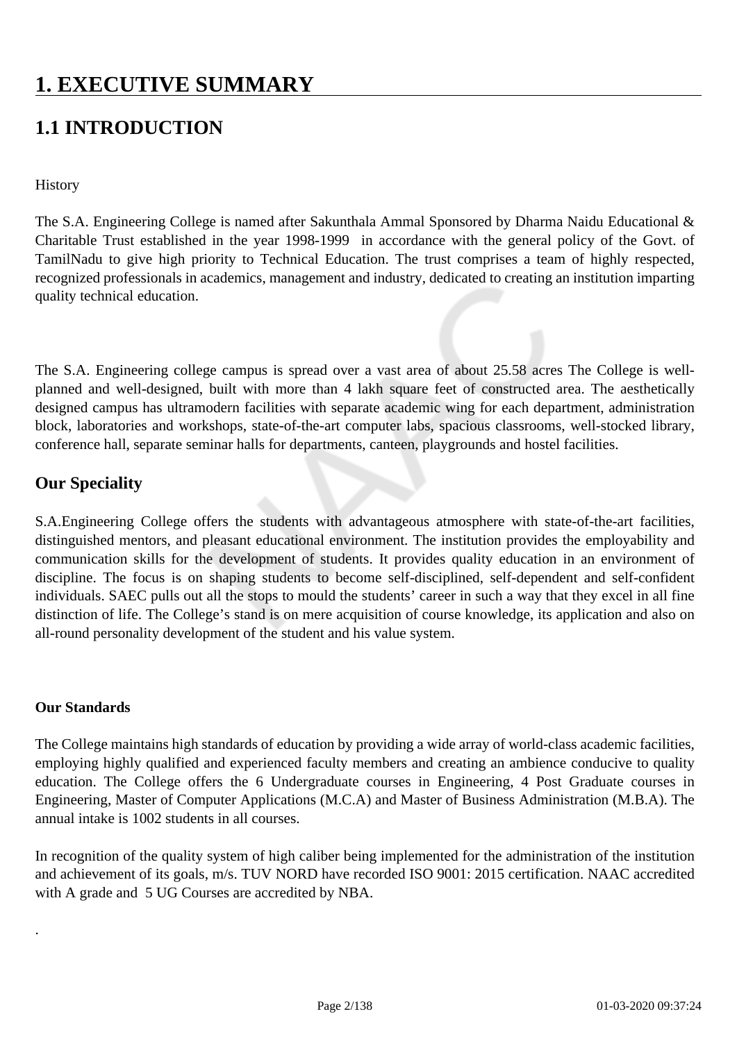# 1. EXECUTIVE SUMMARY

## 1.1 INTRODUCTION

History

The S.A. Engineering College is named after Sakunthala Ammal Sponsored by Dharma Naidu Educational & Charitable Trust established in the year 1998-1999 in accordance with the general policy of the Govt. of TamilNadu to give high priority to Technical Education. The trust comprises a team of highly respected, recognized professionals in academics, management and industry, dedicated to creating an institution imparting quality technical education.

The S.A. Engineering college campus is spread over a vast area of about 25.58 acres The College is well-planned and well-designed, built with more than 4 lakh square feet of constructed area. The aesthetically designed campus has ultramodern facilities with separate academic wing for each department, administration block, laboratories and workshops, state-of-the-art computer labs, spacious classrooms, well-stocked library, conference hall, separate seminar halls for departments, canteen, playgrounds and hostel facilities.

### Our Speciality

S.A.Engineering College offers the students with advantageous atmosphere with state-of-the-art facilities, distinguished mentors, and pleasant educational environment. The institution provides the employability and communication skills for the development of students. It provides quality education in an environment of discipline. The focus is on shaping students to become self-disciplined, self-dependent and self-confident individuals. SAEC pulls out all the stops to mould the students' career in such a way that they excel in all fine distinction of life. The College's stand is on mere acquisition of course knowledge, its application and also on all-round personality development of the student and his value system.

**Our Standards**

The College maintains high standards of education by providing a wide array of world-class academic facilities, employing highly qualified and experienced faculty members and creating an ambience conducive to quality education. The College offers the 6 Undergraduate courses in Engineering, 4 Post Graduate courses in Engineering, Master of Computer Applications (M.C.A) and Master of Business Administration (M.B.A). The annual intake is 1002 students in all courses.

In recognition of the quality system of high caliber being implemented for the administration of the institution and achievement of its goals, m/s. TUV NORD have recorded ISO 9001: 2015 certification. NAAC accredited with A grade and 5 UG Courses are accredited by NBA.

.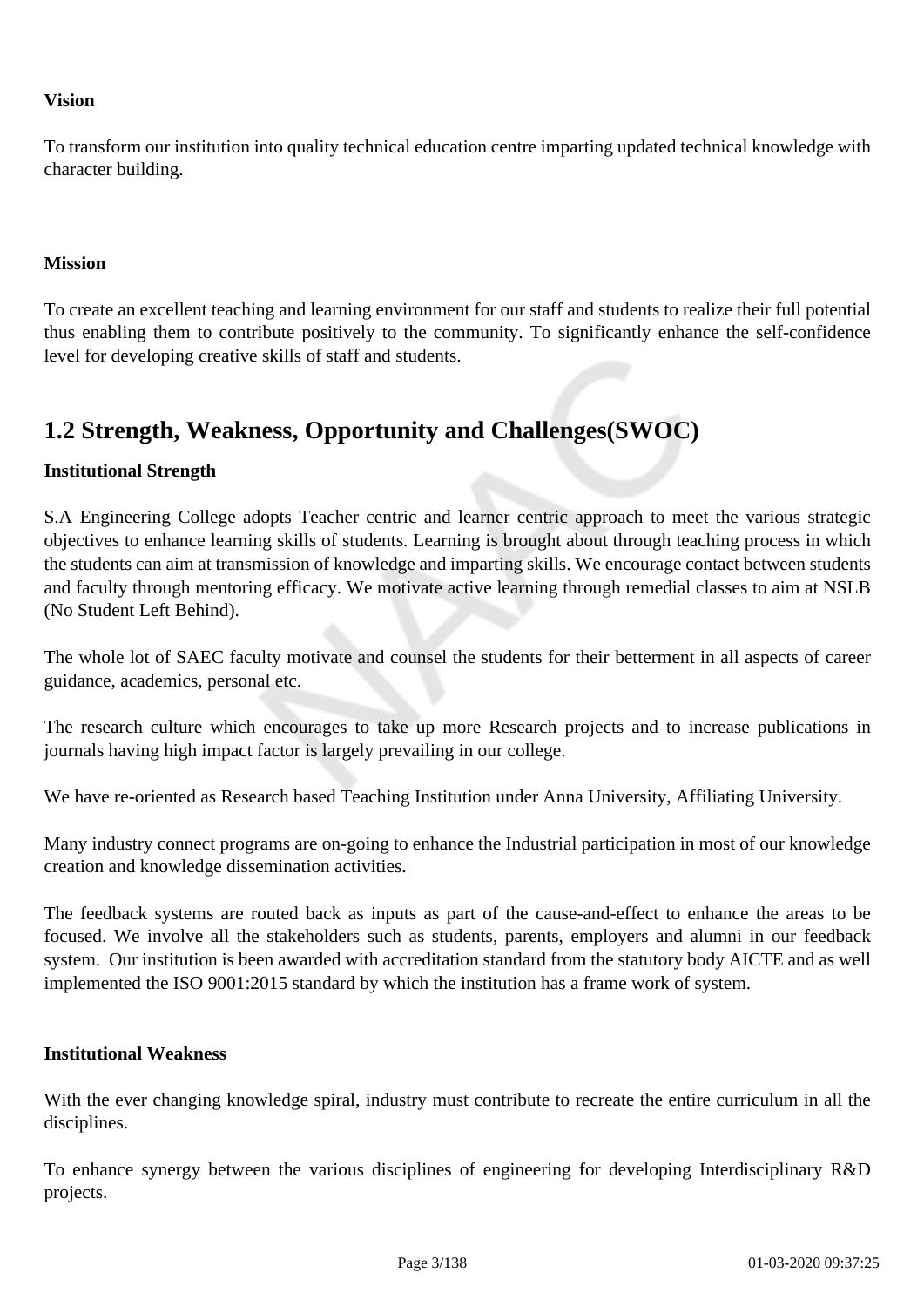**Vision**

To transform our institution into quality technical education centre imparting updated technical knowledge with character building.

**Mission**

To create an excellent teaching and learning environment for our staff and students to realize their full potential thus enabling them to contribute positively to the community. To significantly enhance the self-confidence level for developing creative skills of staff and students.

## 1.2 Strength, Weakness, Opportunity and Challenges(SWOC)

**Institutional Strength**

S.A Engineering College adopts Teacher centric and learner centric approach to meet the various strategic objectives to enhance learning skills of students. Learning is brought about through teaching process in which the students can aim at transmission of knowledge and imparting skills. We encourage contact between students and faculty through mentoring efficacy. We motivate active learning through remedial classes to aim at NSLB (No Student Left Behind).

The whole lot of SAEC faculty motivate and counsel the students for their betterment in all aspects of career guidance, academics, personal etc.

The research culture which encourages to take up more Research projects and to increase publications in journals having high impact factor is largely prevailing in our college.

We have re-oriented as Research based Teaching Institution under Anna University, Affiliating University.

Many industry connect programs are on-going to enhance the Industrial participation in most of our knowledge creation and knowledge dissemination activities.

The feedback systems are routed back as inputs as part of the cause-and-effect to enhance the areas to be focused. We involve all the stakeholders such as students, parents, employers and alumni in our feedback system. Our institution is been awarded with accreditation standard from the statutory body AICTE and as well implemented the ISO 9001:2015 standard by which the institution has a frame work of system.

**Institutional Weakness**

With the ever changing knowledge spiral, industry must contribute to recreate the entire curriculum in all the disciplines.

To enhance synergy between the various disciplines of engineering for developing Interdisciplinary R&D projects.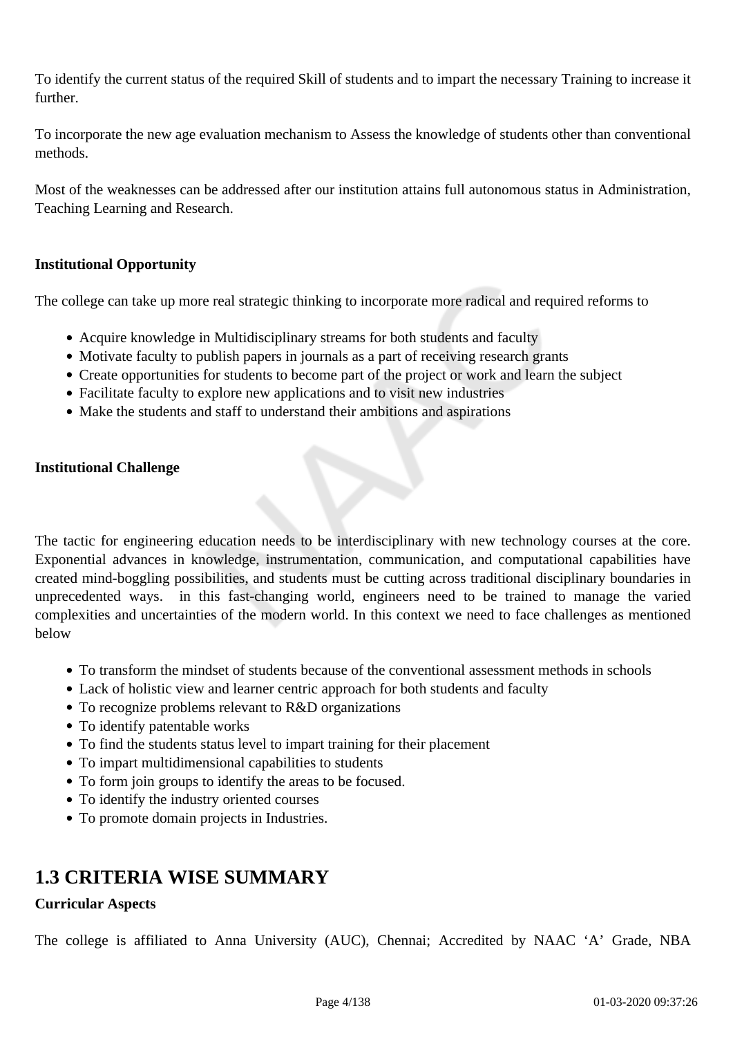To identify the current status of the required Skill of students and to impart the necessary Training to increase it further.

To incorporate the new age evaluation mechanism to Assess the knowledge of students other than conventional methods.

Most of the weaknesses can be addressed after our institution attains full autonomous status in Administration, Teaching Learning and Research.

**Institutional Opportunity**

The college can take up more real strategic thinking to incorporate more radical and required reforms to

- Acquire knowledge in Multidisciplinary streams for both students and faculty
- Motivate faculty to publish papers in journals as a part of receiving research grants
- Create opportunities for students to become part of the project or work and learn the subject
- Facilitate faculty to explore new applications and to visit new industries
- Make the students and staff to understand their ambitions and aspirations

**Institutional Challenge**

The tactic for engineering education needs to be interdisciplinary with new technology courses at the core. Exponential advances in knowledge, instrumentation, communication, and computational capabilities have created mind-boggling possibilities, and students must be cutting across traditional disciplinary boundaries in unprecedented ways. in this fast-changing world, engineers need to be trained to manage the varied complexities and uncertainties of the modern world. In this context we need to face challenges as mentioned below

- To transform the mindset of students because of the conventional assessment methods in schools
- Lack of holistic view and learner centric approach for both students and faculty
- To recognize problems relevant to R&D organizations
- To identify patentable works
- To find the students status level to impart training for their placement
- To impart multidimensional capabilities to students
- To form join groups to identify the areas to be focused.
- To identify the industry oriented courses
- To promote domain projects in Industries.

## 1.3 CRITERIA WISE SUMMARY

**Curricular Aspects**

The college is affiliated to Anna University (AUC), Chennai; Accredited by NAAC 'A' Grade, NBA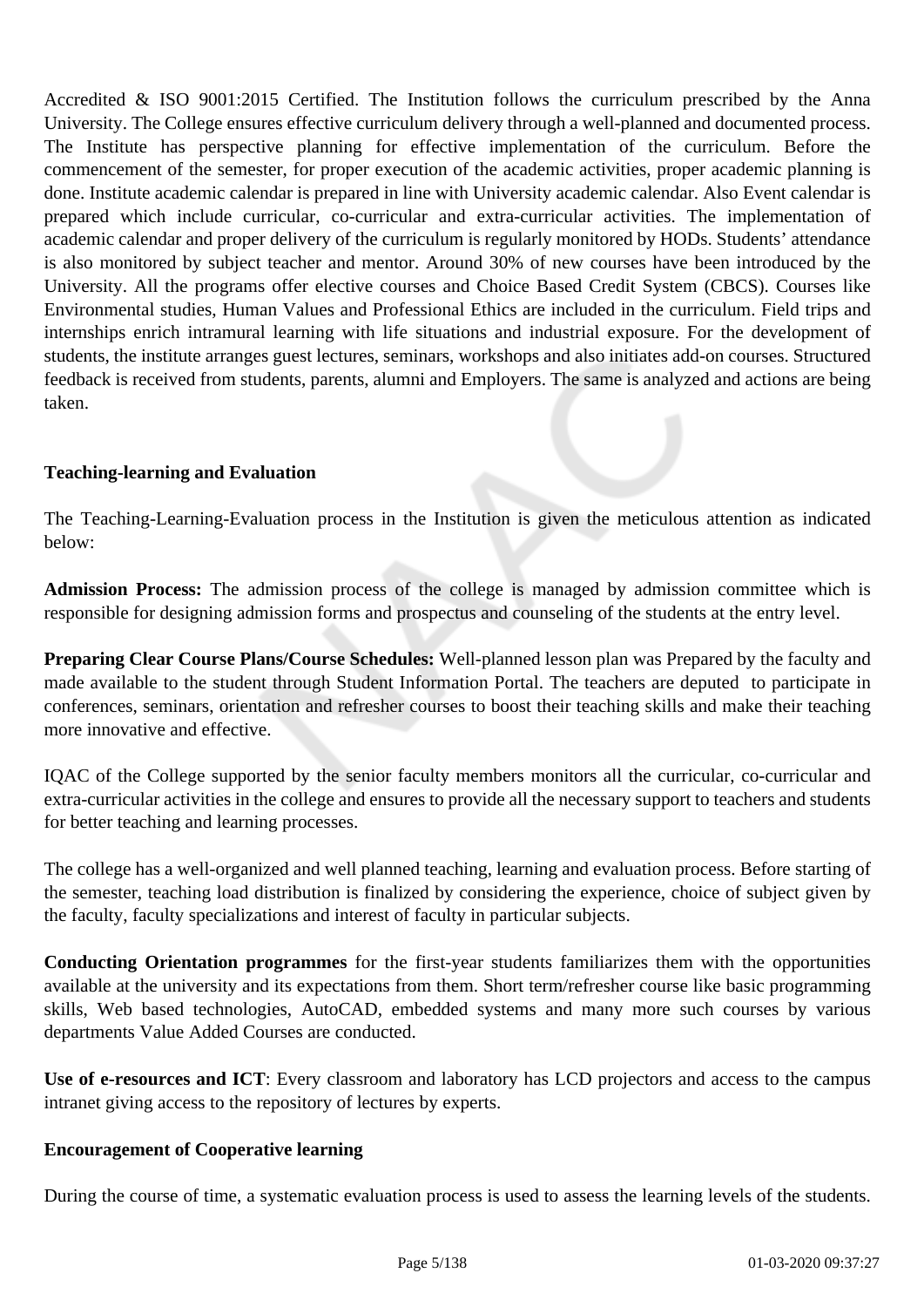Accredited & ISO 9001:2015 Certified. The Institution follows the curriculum prescribed by the Anna University. The College ensures effective curriculum delivery through a well-planned and documented process. The Institute has perspective planning for effective implementation of the curriculum. Before the commencement of the semester, for proper execution of the academic activities, proper academic planning is done. Institute academic calendar is prepared in line with University academic calendar. Also Event calendar is prepared which include curricular, co-curricular and extra-curricular activities. The implementation of academic calendar and proper delivery of the curriculum is regularly monitored by HODs. Students' attendance is also monitored by subject teacher and mentor. Around 30% of new courses have been introduced by the University. All the programs offer elective courses and Choice Based Credit System (CBCS). Courses like Environmental studies, Human Values and Professional Ethics are included in the curriculum. Field trips and internships enrich intramural learning with life situations and industrial exposure. For the development of students, the institute arranges guest lectures, seminars, workshops and also initiates add-on courses. Structured feedback is received from students, parents, alumni and Employers. The same is analyzed and actions are being taken.

**Teaching-learning and Evaluation**

The Teaching-Learning-Evaluation process in the Institution is given the meticulous attention as indicated below:

**Admission Process:** The admission process of the college is managed by admission committee which is responsible for designing admission forms and prospectus and counseling of the students at the entry level.

**Preparing Clear Course Plans/Course Schedules:** Well-planned lesson plan was Prepared by the faculty and made available to the student through Student Information Portal. The teachers are deputed to participate in conferences, seminars, orientation and refresher courses to boost their teaching skills and make their teaching more innovative and effective.

IQAC of the College supported by the senior faculty members monitors all the curricular, co-curricular and extra-curricular activities in the college and ensures to provide all the necessary support to teachers and students for better teaching and learning processes.

The college has a well-organized and well planned teaching, learning and evaluation process. Before starting of the semester, teaching load distribution is finalized by considering the experience, choice of subject given by the faculty, faculty specializations and interest of faculty in particular subjects.

**Conducting Orientation programmes** for the first-year students familiarizes them with the opportunities available at the university and its expectations from them. Short term/refresher course like basic programming skills, Web based technologies, AutoCAD, embedded systems and many more such courses by various departments Value Added Courses are conducted.

**Use of e-resources and ICT**: Every classroom and laboratory has LCD projectors and access to the campus intranet giving access to the repository of lectures by experts.

**Encouragement of Cooperative learning**

During the course of time, a systematic evaluation process is used to assess the learning levels of the students.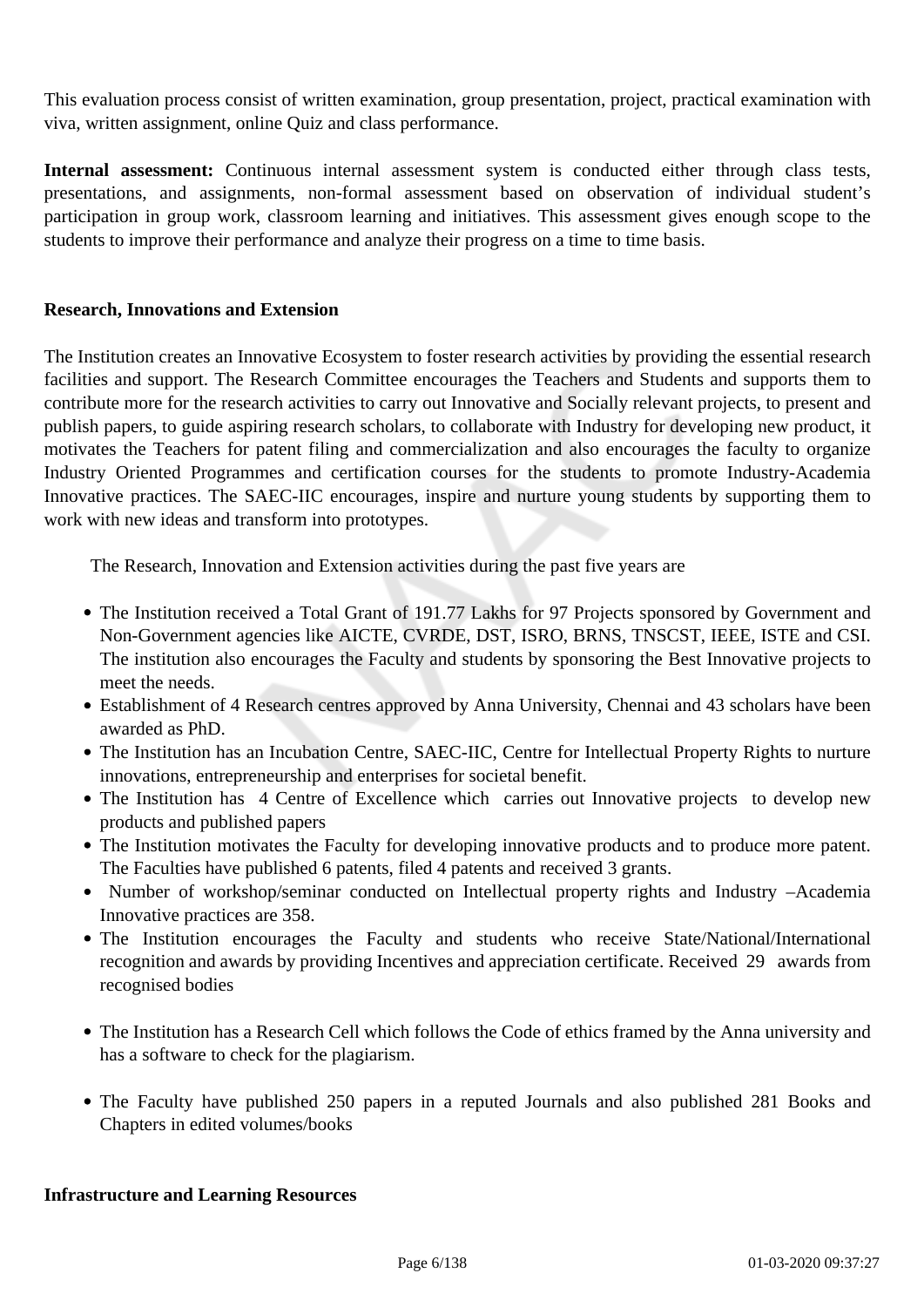This evaluation process consist of written examination, group presentation, project, practical examination with viva, written assignment, online Quiz and class performance.

**Internal assessment:** Continuous internal assessment system is conducted either through class tests, presentations, and assignments, non-formal assessment based on observation of individual student's participation in group work, classroom learning and initiatives. This assessment gives enough scope to the students to improve their performance and analyze their progress on a time to time basis.

**Research, Innovations and Extension**

The Institution creates an Innovative Ecosystem to foster research activities by providing the essential research facilities and support. The Research Committee encourages the Teachers and Students and supports them to contribute more for the research activities to carry out Innovative and Socially relevant projects, to present and publish papers, to guide aspiring research scholars, to collaborate with Industry for developing new product, it motivates the Teachers for patent filing and commercialization and also encourages the faculty to organize Industry Oriented Programmes and certification courses for the students to promote Industry-Academia Innovative practices. The SAEC-IIC encourages, inspire and nurture young students by supporting them to work with new ideas and transform into prototypes.

The Research, Innovation and Extension activities during the past five years are

- The Institution received a Total Grant of 191.77 Lakhs for 97 Projects sponsored by Government and Non-Government agencies like AICTE, CVRDE, DST, ISRO, BRNS, TNSCST, IEEE, ISTE and CSI. The institution also encourages the Faculty and students by sponsoring the Best Innovative projects to meet the needs.
- Establishment of 4 Research centres approved by Anna University, Chennai and 43 scholars have been awarded as PhD.
- The Institution has an Incubation Centre, SAEC-IIC, Centre for Intellectual Property Rights to nurture innovations, entrepreneurship and enterprises for societal benefit.
- The Institution has 4 Centre of Excellence which carries out Innovative projects to develop new products and published papers
- The Institution motivates the Faculty for developing innovative products and to produce more patent. The Faculties have published 6 patents, filed 4 patents and received 3 grants.
- Number of workshop/seminar conducted on Intellectual property rights and Industry –Academia Innovative practices are 358.
- The Institution encourages the Faculty and students who receive State/National/International recognition and awards by providing Incentives and appreciation certificate. Received 29 awards from recognised bodies
- The Institution has a Research Cell which follows the Code of ethics framed by the Anna university and has a software to check for the plagiarism.
- The Faculty have published 250 papers in a reputed Journals and also published 281 Books and Chapters in edited volumes/books

**Infrastructure and Learning Resources**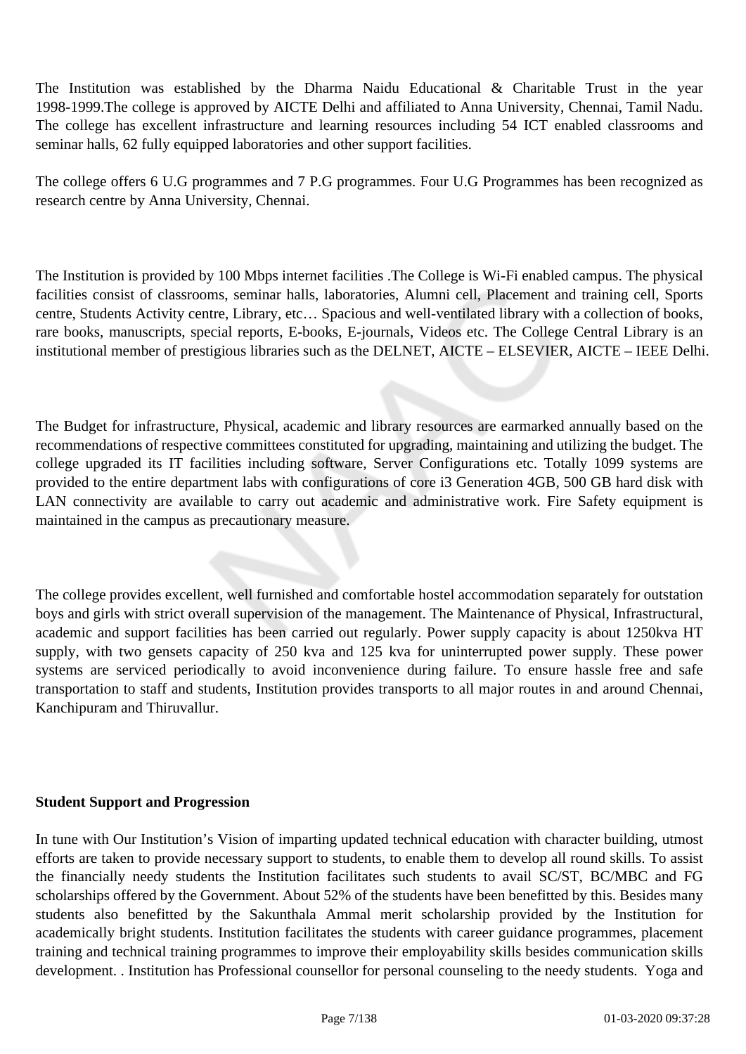The Institution was established by the Dharma Naidu Educational & Charitable Trust in the year 1998-1999.The college is approved by AICTE Delhi and affiliated to Anna University, Chennai, Tamil Nadu. The college has excellent infrastructure and learning resources including 54 ICT enabled classrooms and seminar halls, 62 fully equipped laboratories and other support facilities.

The college offers 6 U.G programmes and 7 P.G programmes. Four U.G Programmes has been recognized as research centre by Anna University, Chennai.

The Institution is provided by 100 Mbps internet facilities .The College is Wi-Fi enabled campus. The physical facilities consist of classrooms, seminar halls, laboratories, Alumni cell, Placement and training cell, Sports centre, Students Activity centre, Library, etc… Spacious and well-ventilated library with a collection of books, rare books, manuscripts, special reports, E-books, E-journals, Videos etc. The College Central Library is an institutional member of prestigious libraries such as the DELNET, AICTE – ELSEVIER, AICTE – IEEE Delhi.

The Budget for infrastructure, Physical, academic and library resources are earmarked annually based on the recommendations of respective committees constituted for upgrading, maintaining and utilizing the budget. The college upgraded its IT facilities including software, Server Configurations etc. Totally 1099 systems are provided to the entire department labs with configurations of core i3 Generation 4GB, 500 GB hard disk with LAN connectivity are available to carry out academic and administrative work. Fire Safety equipment is maintained in the campus as precautionary measure.

The college provides excellent, well furnished and comfortable hostel accommodation separately for outstation boys and girls with strict overall supervision of the management. The Maintenance of Physical, Infrastructural, academic and support facilities has been carried out regularly. Power supply capacity is about 1250kva HT supply, with two gensets capacity of 250 kva and 125 kva for uninterrupted power supply. These power systems are serviced periodically to avoid inconvenience during failure. To ensure hassle free and safe transportation to staff and students, Institution provides transports to all major routes in and around Chennai, Kanchipuram and Thiruvallur.

**Student Support and Progression**

In tune with Our Institution's Vision of imparting updated technical education with character building, utmost efforts are taken to provide necessary support to students, to enable them to develop all round skills. To assist the financially needy students the Institution facilitates such students to avail SC/ST, BC/MBC and FG scholarships offered by the Government. About 52% of the students have been benefitted by this. Besides many students also benefitted by the Sakunthala Ammal merit scholarship provided by the Institution for academically bright students. Institution facilitates the students with career guidance programmes, placement training and technical training programmes to improve their employability skills besides communication skills development. . Institution has Professional counsellor for personal counseling to the needy students. Yoga and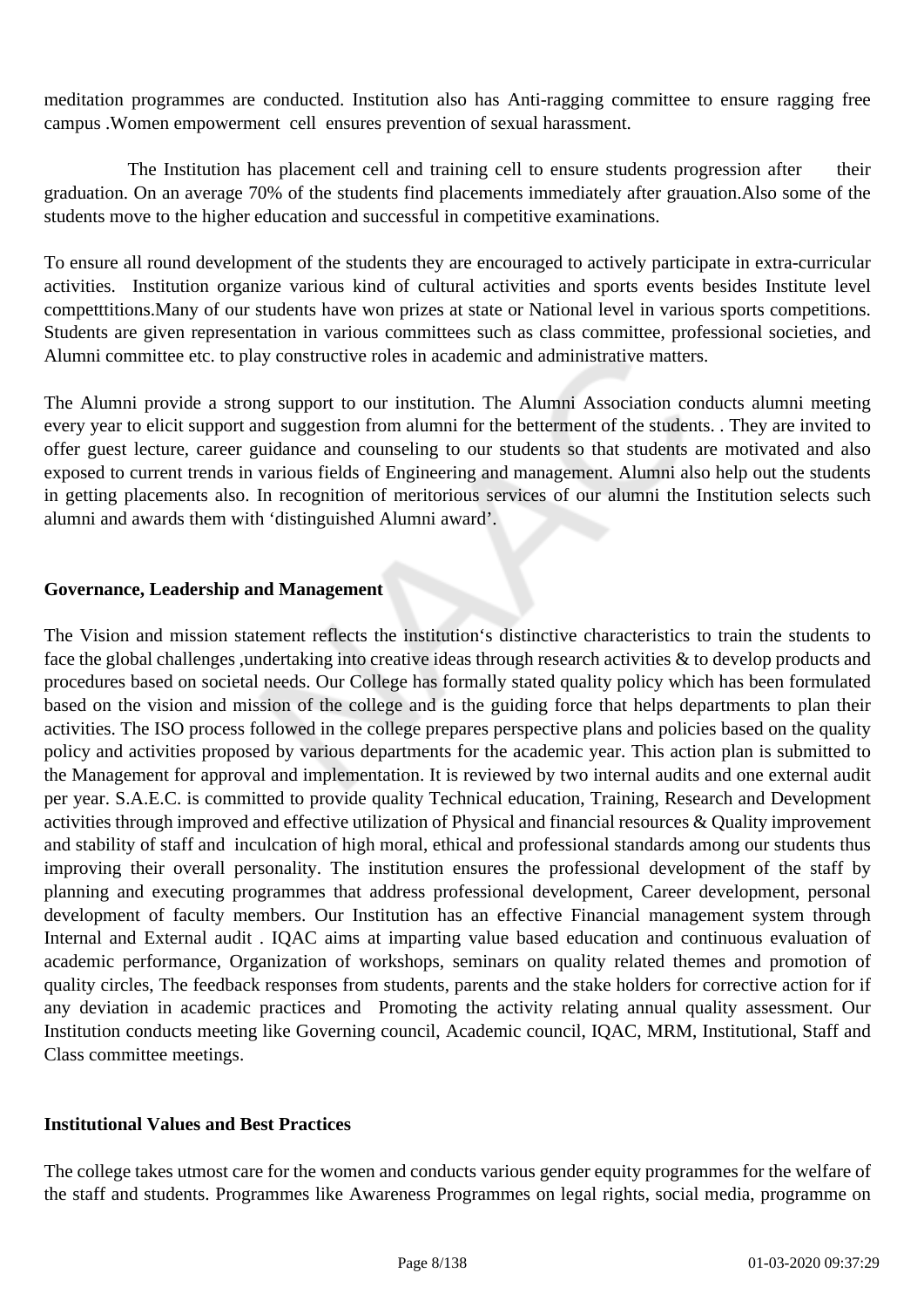meditation programmes are conducted. Institution also has Anti-ragging committee to ensure ragging free campus .Women empowerment cell ensures prevention of sexual harassment.

The Institution has placement cell and training cell to ensure students progression after their graduation. On an average 70% of the students find placements immediately after grauation.Also some of the students move to the higher education and successful in competitive examinations.

To ensure all round development of the students they are encouraged to actively participate in extra-curricular activities. Institution organize various kind of cultural activities and sports events besides Institute level competttitions.Many of our students have won prizes at state or National level in various sports competitions. Students are given representation in various committees such as class committee, professional societies, and Alumni committee etc. to play constructive roles in academic and administrative matters.

The Alumni provide a strong support to our institution. The Alumni Association conducts alumni meeting every year to elicit support and suggestion from alumni for the betterment of the students. . They are invited to offer guest lecture, career guidance and counseling to our students so that students are motivated and also exposed to current trends in various fields of Engineering and management. Alumni also help out the students in getting placements also. In recognition of meritorious services of our alumni the Institution selects such alumni and awards them with 'distinguished Alumni award'.

**Governance, Leadership and Management**

The Vision and mission statement reflects the institution's distinctive characteristics to train the students to face the global challenges ,undertaking into creative ideas through research activities & to develop products and procedures based on societal needs. Our College has formally stated quality policy which has been formulated based on the vision and mission of the college and is the guiding force that helps departments to plan their activities. The ISO process followed in the college prepares perspective plans and policies based on the quality policy and activities proposed by various departments for the academic year. This action plan is submitted to the Management for approval and implementation. It is reviewed by two internal audits and one external audit per year. S.A.E.C. is committed to provide quality Technical education, Training, Research and Development activities through improved and effective utilization of Physical and financial resources & Quality improvement and stability of staff and inculcation of high moral, ethical and professional standards among our students thus improving their overall personality. The institution ensures the professional development of the staff by planning and executing programmes that address professional development, Career development, personal development of faculty members. Our Institution has an effective Financial management system through Internal and External audit . IQAC aims at imparting value based education and continuous evaluation of academic performance, Organization of workshops, seminars on quality related themes and promotion of quality circles, The feedback responses from students, parents and the stake holders for corrective action for if any deviation in academic practices and Promoting the activity relating annual quality assessment. Our Institution conducts meeting like Governing council, Academic council, IQAC, MRM, Institutional, Staff and Class committee meetings.

**Institutional Values and Best Practices**

The college takes utmost care for the women and conducts various gender equity programmes for the welfare of the staff and students. Programmes like Awareness Programmes on legal rights, social media, programme on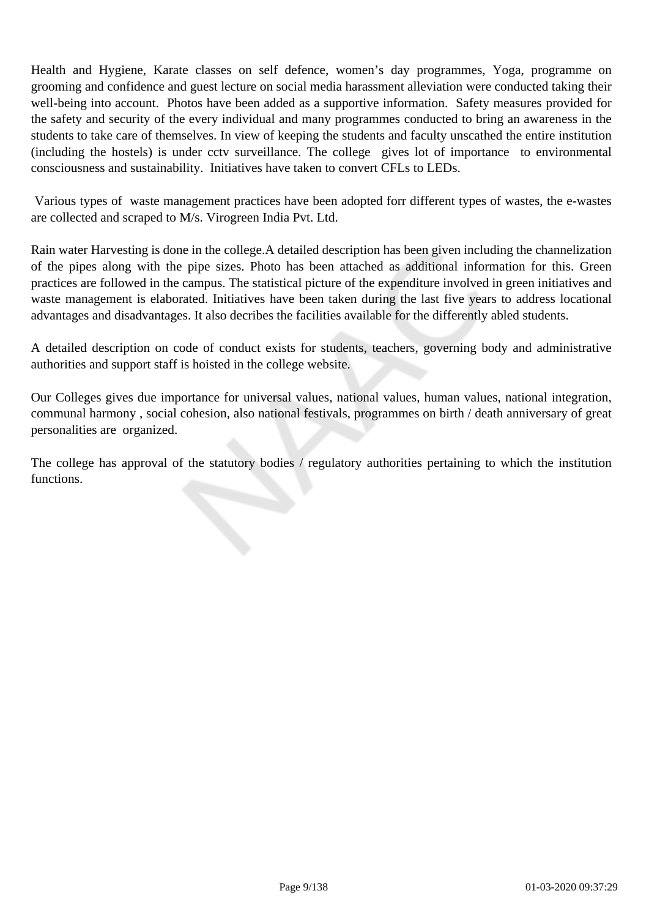Health and Hygiene, Karate classes on self defence, women's day programmes, Yoga, programme on grooming and confidence and guest lecture on social media harassment alleviation were conducted taking their well-being into account. Photos have been added as a supportive information. Safety measures provided for the safety and security of the every individual and many programmes conducted to bring an awareness in the students to take care of themselves. In view of keeping the students and faculty unscathed the entire institution (including the hostels) is under cctv surveillance. The college gives lot of importance to environmental consciousness and sustainability. Initiatives have taken to convert CFLs to LEDs.

Various types of waste management practices have been adopted forr different types of wastes, the e-wastes are collected and scraped to M/s. Virogreen India Pvt. Ltd.

Rain water Harvesting is done in the college.A detailed description has been given including the channelization of the pipes along with the pipe sizes. Photo has been attached as additional information for this. Green practices are followed in the campus. The statistical picture of the expenditure involved in green initiatives and waste management is elaborated. Initiatives have been taken during the last five years to address locational advantages and disadvantages. It also decribes the facilities available for the differently abled students.

A detailed description on code of conduct exists for students, teachers, governing body and administrative authorities and support staff is hoisted in the college website.

Our Colleges gives due importance for universal values, national values, human values, national integration, communal harmony , social cohesion, also national festivals, programmes on birth / death anniversary of great personalities are organized.

The college has approval of the statutory bodies / regulatory authorities pertaining to which the institution functions.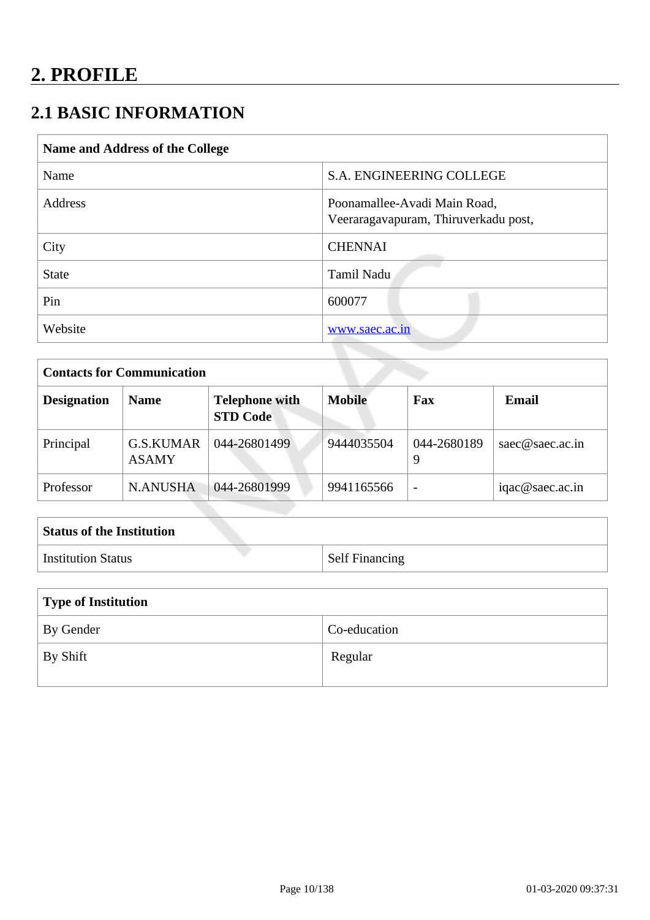# 2. PROFILE

## 2.1 BASIC INFORMATION

| **Name and Address of the College** | |
|---|---|
| Name | S.A. ENGINEERING COLLEGE |
| Address | Poonamallee-Avadi Main Road, Veeraragavapuram, Thiruverkadu post, |
| City | CHENNAI |
| State | Tamil Nadu |
| Pin | 600077 |
| Website | www.saec.ac.in |

| **Contacts for Communication** | | | | | |
|---|---|---|---|---|---|
| **Designation** | **Name** | **Telephone with STD Code** | **Mobile** | **Fax** | **Email** |
| Principal | G.S.KUMAR ASAMY | 044-26801499 | 9444035504 | 044-26801899 | saec@saec.ac.in |
| Professor | N.ANUSHA | 044-26801999 | 9941165566 | - | iqac@saec.ac.in |

| **Status of the Institution** | |
|---|---|
| Institution Status | Self Financing |

| **Type of Institution** | |
|---|---|
| By Gender | Co-education |
| By Shift | Regular |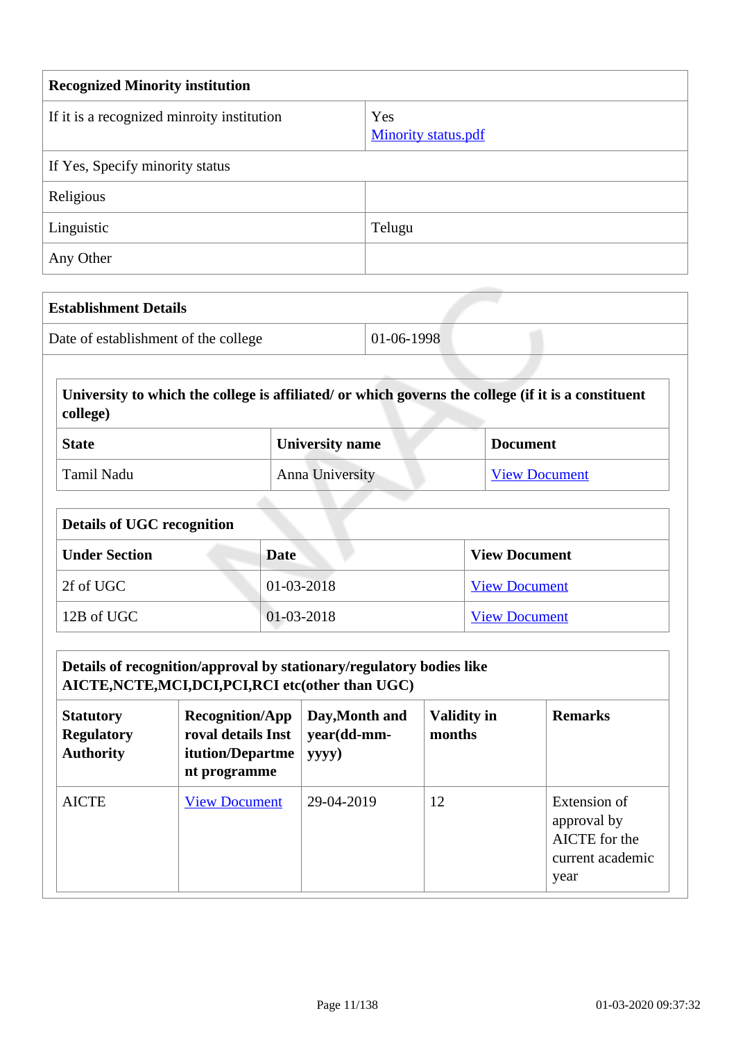| **Recognized Minority institution** | |
|---|---|
| If it is a recognized minroity institution | Yes<br>Minority status.pdf |
| If Yes, Specify minority status | |
| Religious | |
| Linguistic | Telugu |
| Any Other | |

| **Establishment Details** | |
|---|---|
| Date of establishment of the college | 01-06-1998 |

| **University to which the college is affiliated/ or which governs the college (if it is a constituent college)** | | |
|---|---|---|
| **State** | **University name** | **Document** |
| Tamil Nadu | Anna University | View Document |

| **Details of UGC recognition** | | |
|---|---|---|
| **Under Section** | **Date** | **View Document** |
| 2f of UGC | 01-03-2018 | View Document |
| 12B of UGC | 01-03-2018 | View Document |

| **Details of recognition/approval by stationary/regulatory bodies like AICTE,NCTE,MCI,DCI,PCI,RCI etc(other than UGC)** | | | | |
|---|---|---|---|---|
| **Statutory Regulatory Authority** | **Recognition/Approval details Institution/Department programme** | **Day,Month and year(dd-mm-yyyy)** | **Validity in months** | **Remarks** |
| AICTE | View Document | 29-04-2019 | 12 | Extension of approval by AICTE for the current academic year |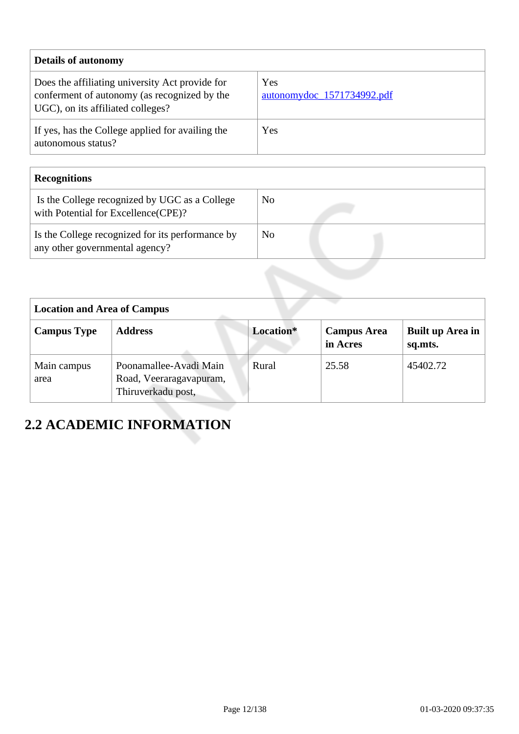| Details of autonomy | |
|---|---|
| Does the affiliating university Act provide for conferment of autonomy (as recognized by the UGC), on its affiliated colleges? | Yes<br>autonomydoc_1571734992.pdf |
| If yes, has the College applied for availing the autonomous status? | Yes |

| Recognitions | |
|---|---|
| Is the College recognized by UGC as a College with Potential for Excellence(CPE)? | No |
| Is the College recognized for its performance by any other governmental agency? | No |

| Location and Area of Campus | | | | |
|---|---|---|---|---|
| **Campus Type** | **Address** | **Location*** | **Campus Area in Acres** | **Built up Area in sq.mts.** |
| Main campus area | Poonamallee-Avadi Main Road, Veeraragavapuram, Thiruverkadu post, | Rural | 25.58 | 45402.72 |

## 2.2 ACADEMIC INFORMATION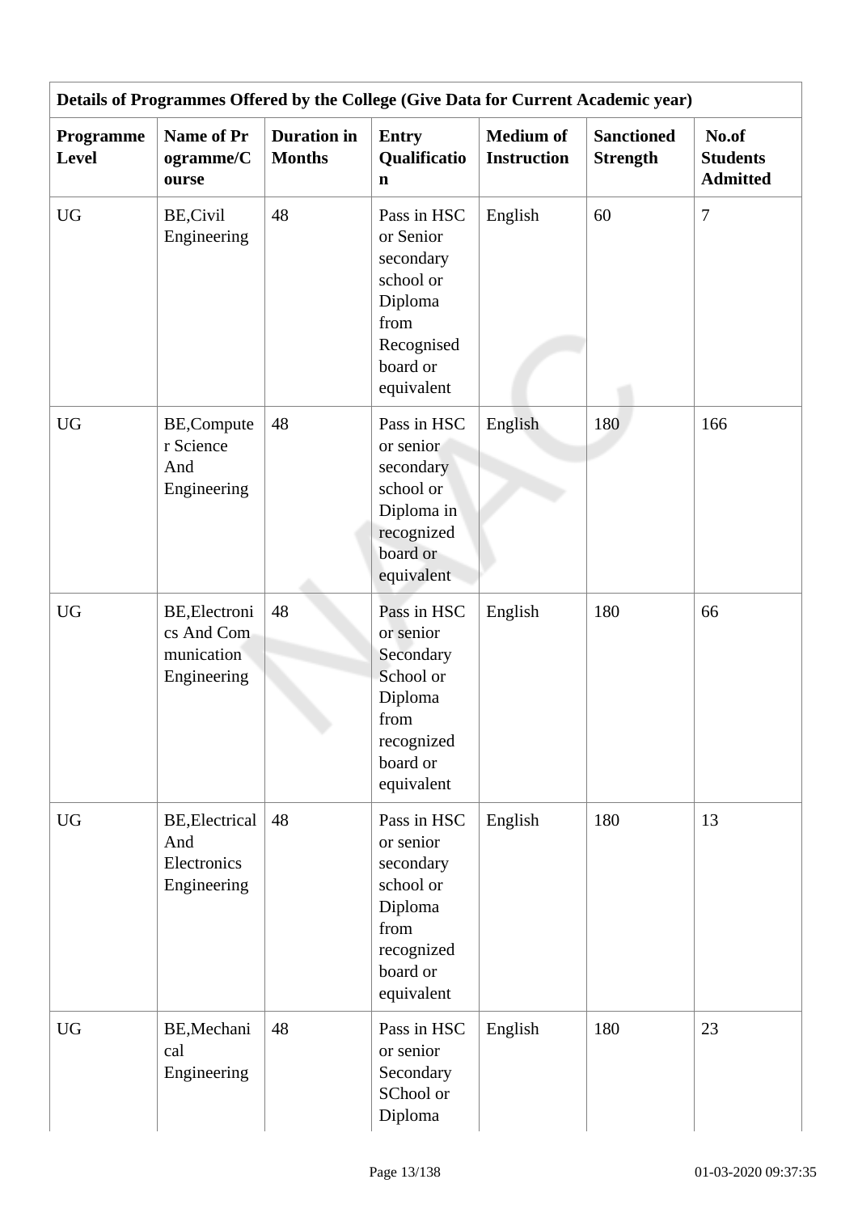| Details of Programmes Offered by the College (Give Data for Current Academic year) | | | | | | |
|---|---|---|---|---|---|---|
| **Programme Level** | **Name of Programme/Course** | **Duration in Months** | **Entry Qualification** | **Medium of Instruction** | **Sanctioned Strength** | **No.of Students Admitted** |
| UG | BE,Civil Engineering | 48 | Pass in HSC or Senior secondary school or Diploma from Recognised board or equivalent | English | 60 | 7 |
| UG | BE,Computer Science And Engineering | 48 | Pass in HSC or senior secondary school or Diploma in recognized board or equivalent | English | 180 | 166 |
| UG | BE,Electronics And Communication Engineering | 48 | Pass in HSC or senior Secondary School or Diploma from recognized board or equivalent | English | 180 | 66 |
| UG | BE,Electrical And Electronics Engineering | 48 | Pass in HSC or senior secondary school or Diploma from recognized board or equivalent | English | 180 | 13 |
| UG | BE,Mechanical Engineering | 48 | Pass in HSC or senior Secondary SChool or Diploma | English | 180 | 23 |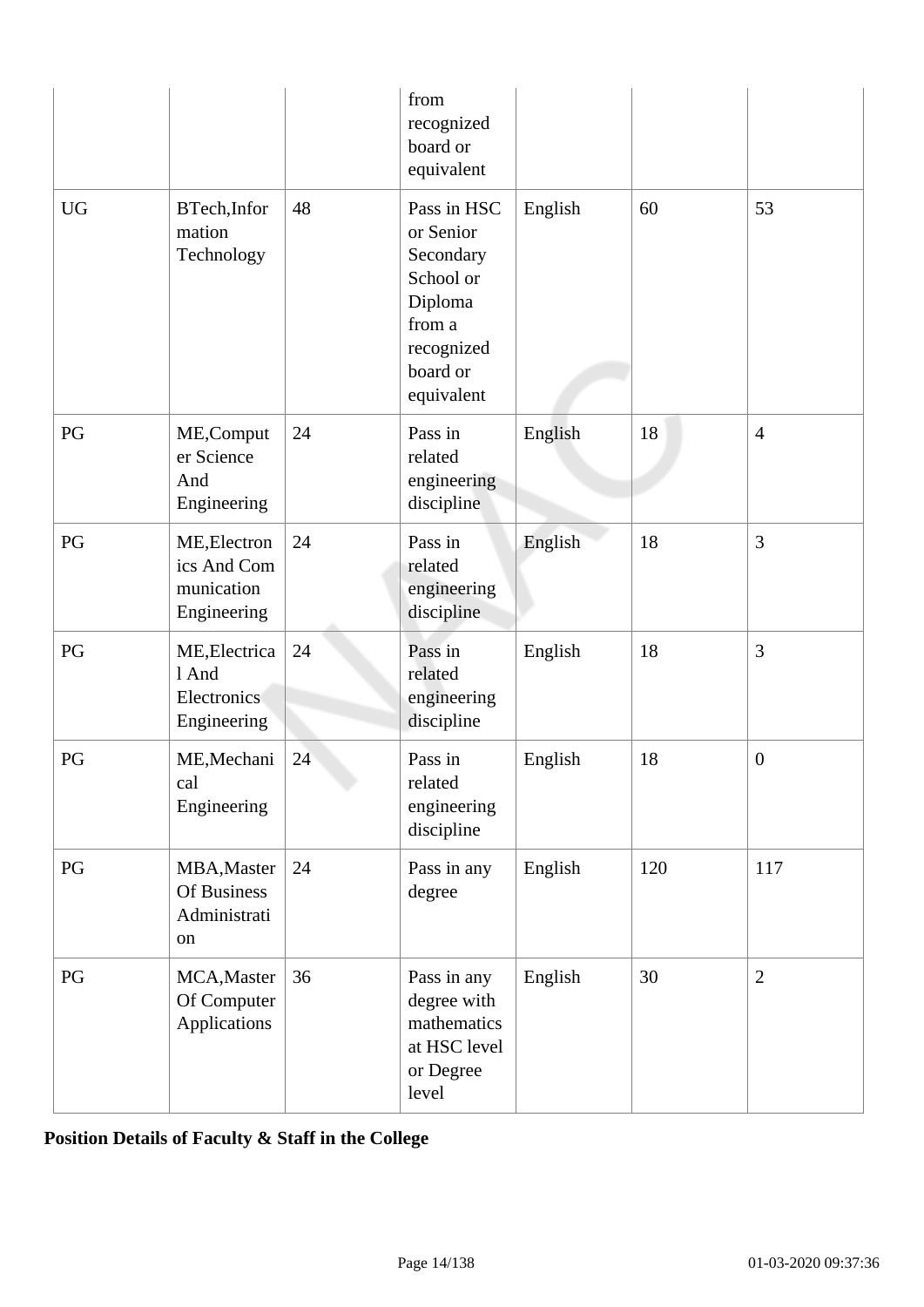|  |  |  | from recognized board or equivalent |  |  |  |
|---|---|---|---|---|---|---|
| UG | BTech,Information Technology | 48 | Pass in HSC or Senior Secondary School or Diploma from a recognized board or equivalent | English | 60 | 53 |
| PG | ME,Computer Science And Engineering | 24 | Pass in related engineering discipline | English | 18 | 4 |
| PG | ME,Electronics And Communication Engineering | 24 | Pass in related engineering discipline | English | 18 | 3 |
| PG | ME,Electrical And Electronics Engineering | 24 | Pass in related engineering discipline | English | 18 | 3 |
| PG | ME,Mechanical Engineering | 24 | Pass in related engineering discipline | English | 18 | 0 |
| PG | MBA,Master Of Business Administration | 24 | Pass in any degree | English | 120 | 117 |
| PG | MCA,Master Of Computer Applications | 36 | Pass in any degree with mathematics at HSC level or Degree level | English | 30 | 2 |

**Position Details of Faculty & Staff in the College**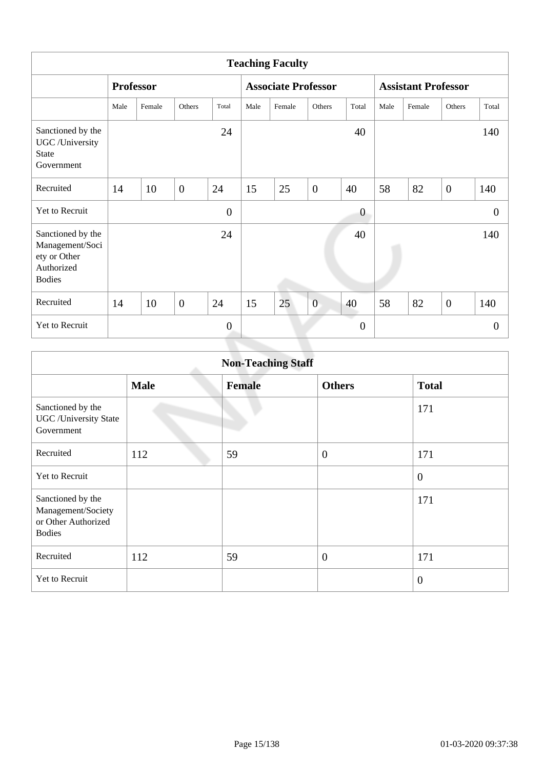| Teaching Faculty | | | | | | | | | | | | |
|---|---|---|---|---|---|---|---|---|---|---|---|---|
| | **Professor** | | | | **Associate Professor** | | | | **Assistant Professor** | | | |
| | Male | Female | Others | Total | Male | Female | Others | Total | Male | Female | Others | Total |
| Sanctioned by the UGC /University State Government | | | | 24 | | | | 40 | | | | 140 |
| Recruited | 14 | 10 | 0 | 24 | 15 | 25 | 0 | 40 | 58 | 82 | 0 | 140 |
| Yet to Recruit | | | | 0 | | | | 0 | | | | 0 |
| Sanctioned by the Management/Society or Other Authorized Bodies | | | | 24 | | | | 40 | | | | 140 |
| Recruited | 14 | 10 | 0 | 24 | 15 | 25 | 0 | 40 | 58 | 82 | 0 | 140 |
| Yet to Recruit | | | | 0 | | | | 0 | | | | 0 |

| Non-Teaching Staff | | | | |
|---|---|---|---|---|
| | **Male** | **Female** | **Others** | **Total** |
| Sanctioned by the UGC /University State Government | | | | 171 |
| Recruited | 112 | 59 | 0 | 171 |
| Yet to Recruit | | | | 0 |
| Sanctioned by the Management/Society or Other Authorized Bodies | | | | 171 |
| Recruited | 112 | 59 | 0 | 171 |
| Yet to Recruit | | | | 0 |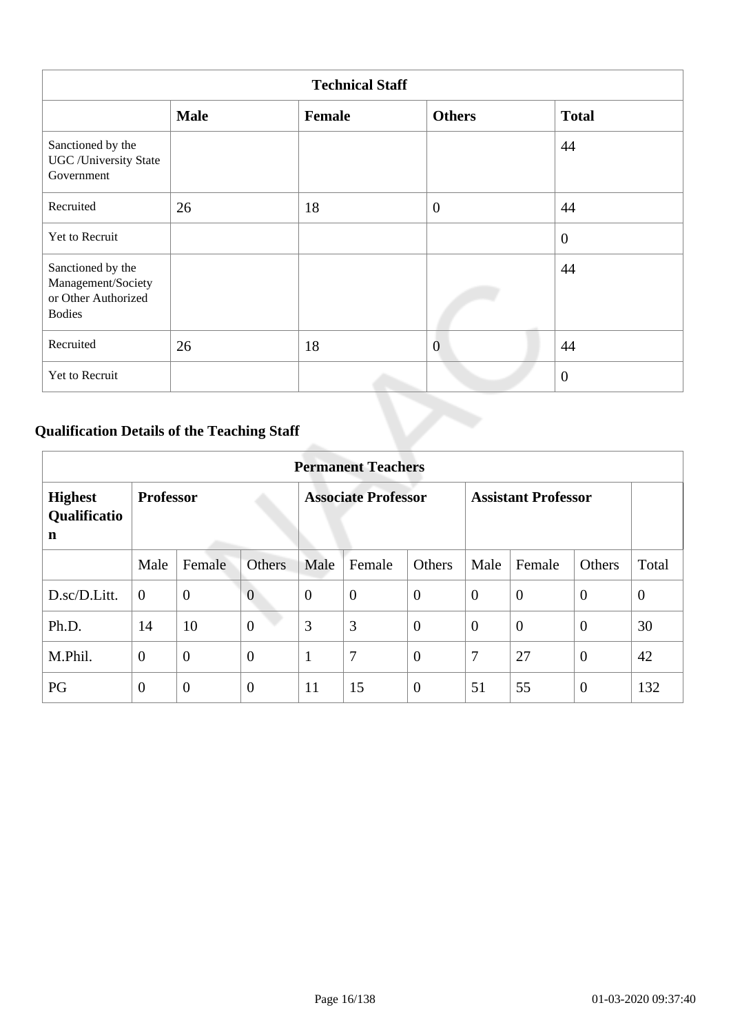| Technical Staff | | | | |
|---|---|---|---|---|
| | **Male** | **Female** | **Others** | **Total** |
| Sanctioned by the UGC /University State Government | | | | 44 |
| Recruited | 26 | 18 | 0 | 44 |
| Yet to Recruit | | | | 0 |
| Sanctioned by the Management/Society or Other Authorized Bodies | | | | 44 |
| Recruited | 26 | 18 | 0 | 44 |
| Yet to Recruit | | | | 0 |

## Qualification Details of the Teaching Staff

| Permanent Teachers | | | | | | | | | | |
|---|---|---|---|---|---|---|---|---|---|---|
| **Highest Qualification** | **Professor** | | | **Associate Professor** | | | **Assistant Professor** | | | |
| | Male | Female | Others | Male | Female | Others | Male | Female | Others | Total |
| D.sc/D.Litt. | 0 | 0 | 0 | 0 | 0 | 0 | 0 | 0 | 0 | 0 |
| Ph.D. | 14 | 10 | 0 | 3 | 3 | 0 | 0 | 0 | 0 | 30 |
| M.Phil. | 0 | 0 | 0 | 1 | 7 | 0 | 7 | 27 | 0 | 42 |
| PG | 0 | 0 | 0 | 11 | 15 | 0 | 51 | 55 | 0 | 132 |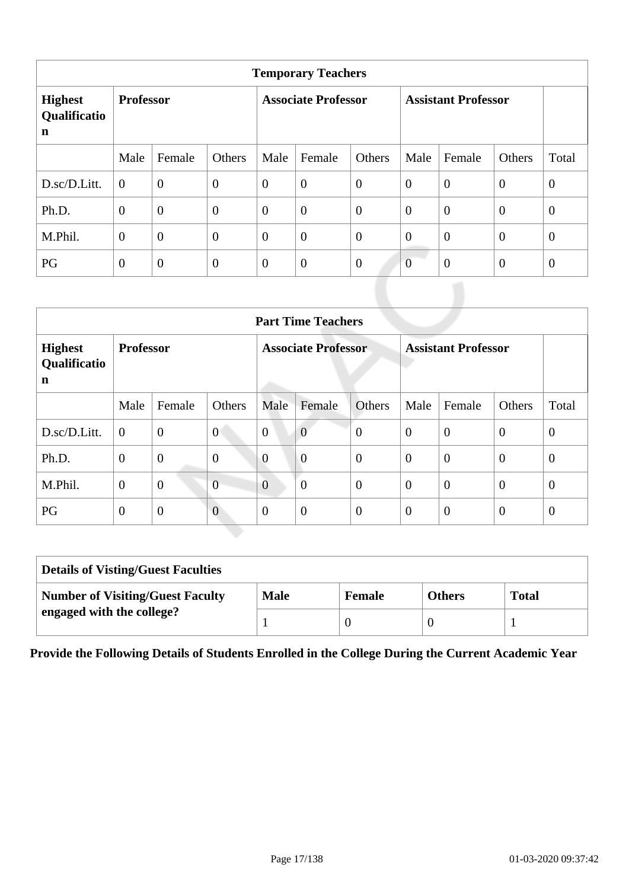| Temporary Teachers | | | | | | | | | | |
|---|---|---|---|---|---|---|---|---|---|---|
| **Highest Qualification** | **Professor** | | | **Associate Professor** | | | **Assistant Professor** | | | |
| | Male | Female | Others | Male | Female | Others | Male | Female | Others | Total |
| D.sc/D.Litt. | 0 | 0 | 0 | 0 | 0 | 0 | 0 | 0 | 0 | 0 |
| Ph.D. | 0 | 0 | 0 | 0 | 0 | 0 | 0 | 0 | 0 | 0 |
| M.Phil. | 0 | 0 | 0 | 0 | 0 | 0 | 0 | 0 | 0 | 0 |
| PG | 0 | 0 | 0 | 0 | 0 | 0 | 0 | 0 | 0 | 0 |

| Part Time Teachers | | | | | | | | | | |
|---|---|---|---|---|---|---|---|---|---|---|
| **Highest Qualification** | **Professor** | | | **Associate Professor** | | | **Assistant Professor** | | | |
| | Male | Female | Others | Male | Female | Others | Male | Female | Others | Total |
| D.sc/D.Litt. | 0 | 0 | 0 | 0 | 0 | 0 | 0 | 0 | 0 | 0 |
| Ph.D. | 0 | 0 | 0 | 0 | 0 | 0 | 0 | 0 | 0 | 0 |
| M.Phil. | 0 | 0 | 0 | 0 | 0 | 0 | 0 | 0 | 0 | 0 |
| PG | 0 | 0 | 0 | 0 | 0 | 0 | 0 | 0 | 0 | 0 |

| Details of Visting/Guest Faculties | | | | |
|---|---|---|---|---|
| **Number of Visiting/Guest Faculty engaged with the college?** | **Male** | **Female** | **Others** | **Total** |
| | 1 | 0 | 0 | 1 |

**Provide the Following Details of Students Enrolled in the College During the Current Academic Year**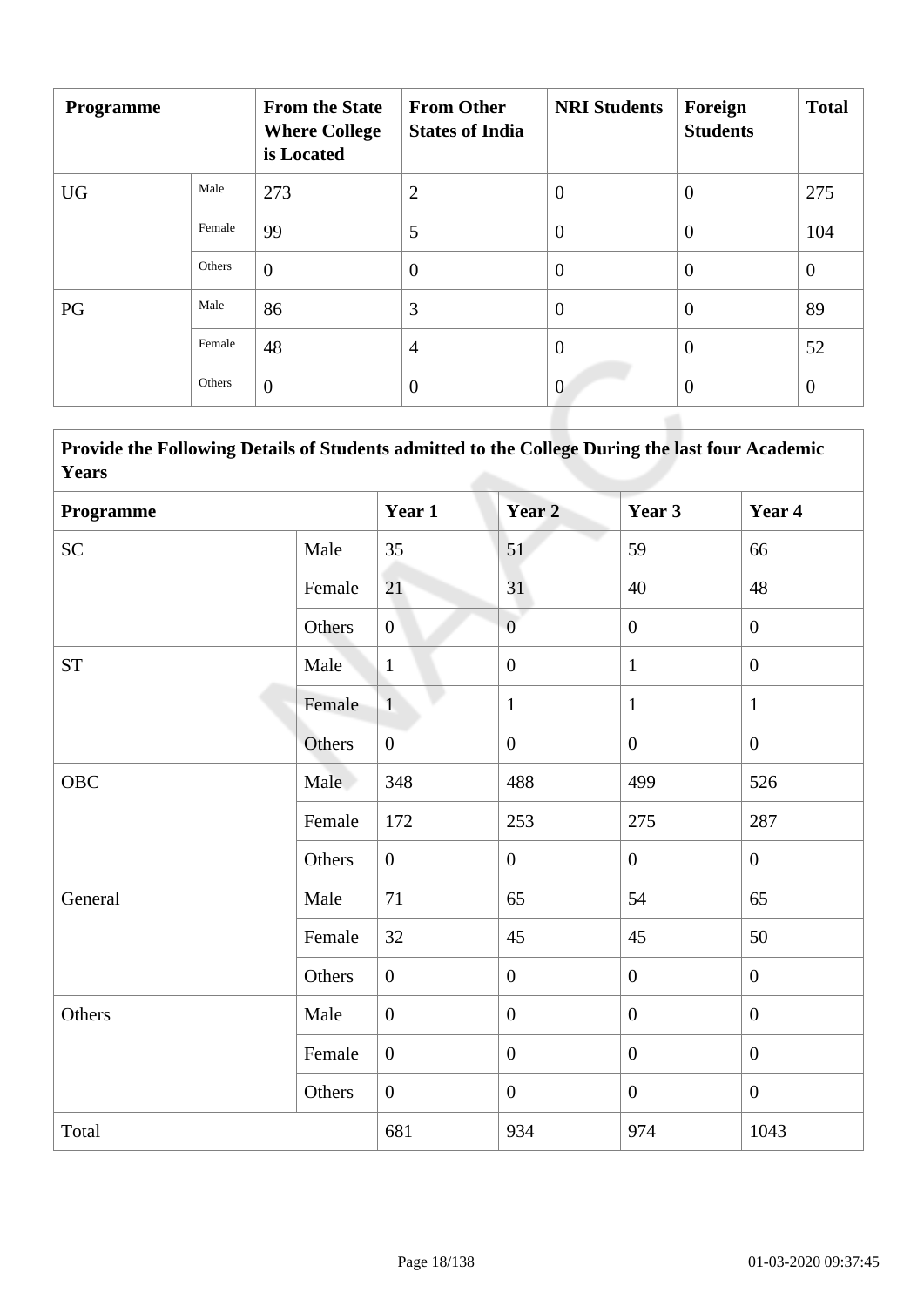| Programme | | From the State Where College is Located | From Other States of India | NRI Students | Foreign Students | Total |
|---|---|---|---|---|---|---|
| UG | Male | 273 | 2 | 0 | 0 | 275 |
| | Female | 99 | 5 | 0 | 0 | 104 |
| | Others | 0 | 0 | 0 | 0 | 0 |
| PG | Male | 86 | 3 | 0 | 0 | 89 |
| | Female | 48 | 4 | 0 | 0 | 52 |
| | Others | 0 | 0 | 0 | 0 | 0 |

**Provide the Following Details of Students admitted to the College During the last four Academic Years**

| Programme | | Year 1 | Year 2 | Year 3 | Year 4 |
|---|---|---|---|---|---|
| SC | Male | 35 | 51 | 59 | 66 |
| | Female | 21 | 31 | 40 | 48 |
| | Others | 0 | 0 | 0 | 0 |
| ST | Male | 1 | 0 | 1 | 0 |
| | Female | 1 | 1 | 1 | 1 |
| | Others | 0 | 0 | 0 | 0 |
| OBC | Male | 348 | 488 | 499 | 526 |
| | Female | 172 | 253 | 275 | 287 |
| | Others | 0 | 0 | 0 | 0 |
| General | Male | 71 | 65 | 54 | 65 |
| | Female | 32 | 45 | 45 | 50 |
| | Others | 0 | 0 | 0 | 0 |
| Others | Male | 0 | 0 | 0 | 0 |
| | Female | 0 | 0 | 0 | 0 |
| | Others | 0 | 0 | 0 | 0 |
| Total | | 681 | 934 | 974 | 1043 |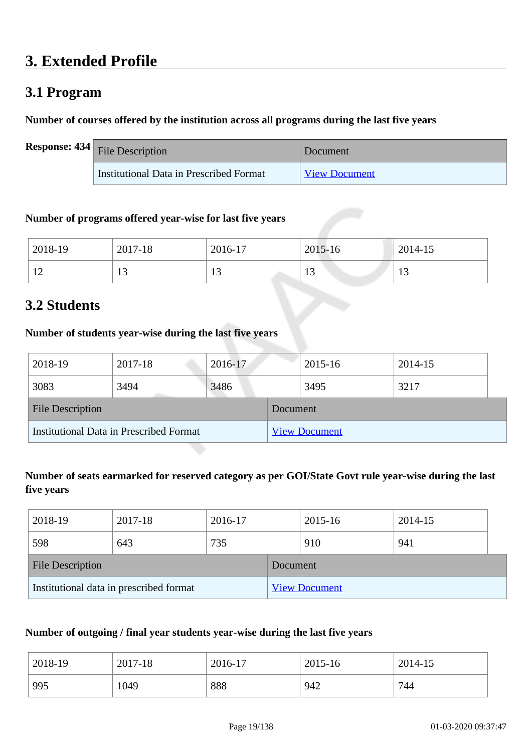# 3. Extended Profile

## 3.1 Program

**Number of courses offered by the institution across all programs during the last five years**

**Response: 434**

| File Description | Document |
|---|---|
| Institutional Data in Prescribed Format | View Document |

**Number of programs offered year-wise for last five years**

| 2018-19 | 2017-18 | 2016-17 | 2015-16 | 2014-15 |
|---|---|---|---|---|
| 12 | 13 | 13 | 13 | 13 |

## 3.2 Students

**Number of students year-wise during the last five years**

| 2018-19 | 2017-18 | 2016-17 | 2015-16 | 2014-15 |
|---|---|---|---|---|
| 3083 | 3494 | 3486 | 3495 | 3217 |

| File Description | Document |
|---|---|
| Institutional Data in Prescribed Format | View Document |

**Number of seats earmarked for reserved category as per GOI/State Govt rule year-wise during the last five years**

| 2018-19 | 2017-18 | 2016-17 | 2015-16 | 2014-15 |
|---|---|---|---|---|
| 598 | 643 | 735 | 910 | 941 |

| File Description | Document |
|---|---|
| Institutional data in prescribed format | View Document |

**Number of outgoing / final year students year-wise during the last five years**

| 2018-19 | 2017-18 | 2016-17 | 2015-16 | 2014-15 |
|---|---|---|---|---|
| 995 | 1049 | 888 | 942 | 744 |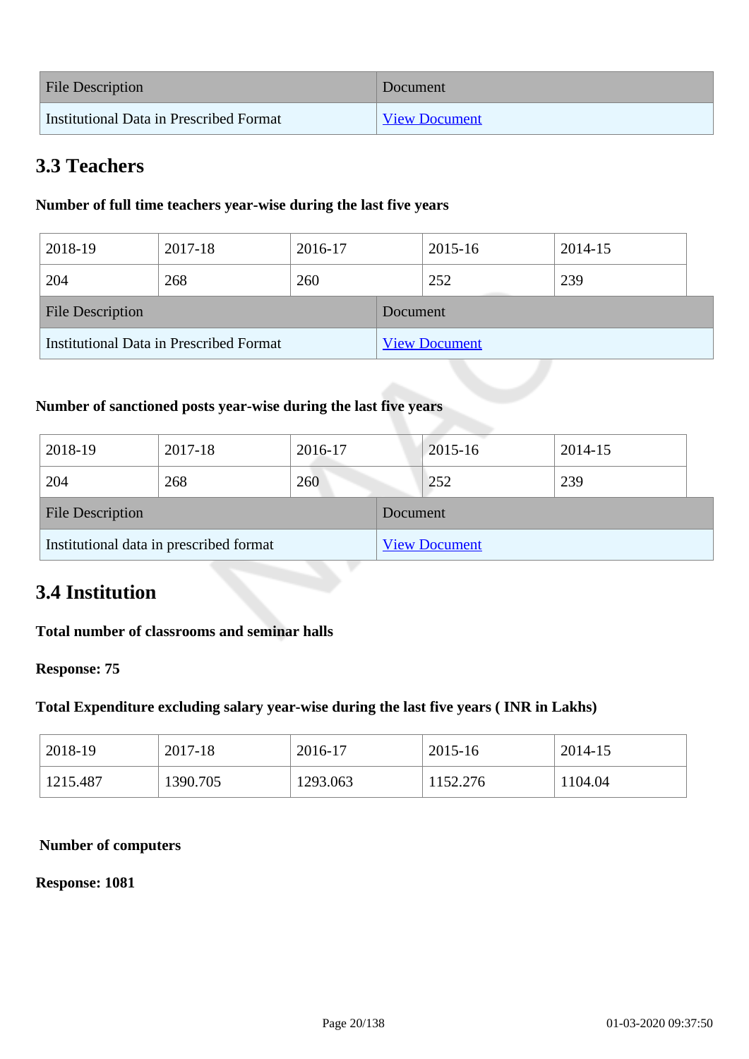| File Description | Document |
|---|---|
| Institutional Data in Prescribed Format | View Document |

## 3.3 Teachers

**Number of full time teachers year-wise during the last five years**

| 2018-19 | 2017-18 | 2016-17 | 2015-16 | 2014-15 |
|---|---|---|---|---|
| 204 | 268 | 260 | 252 | 239 |

| File Description | Document |
|---|---|
| Institutional Data in Prescribed Format | View Document |

**Number of sanctioned posts year-wise during the last five years**

| 2018-19 | 2017-18 | 2016-17 | 2015-16 | 2014-15 |
|---|---|---|---|---|
| 204 | 268 | 260 | 252 | 239 |

| File Description | Document |
|---|---|
| Institutional data in prescribed format | View Document |

## 3.4 Institution

**Total number of classrooms and seminar halls**

**Response: 75**

**Total Expenditure excluding salary year-wise during the last five years ( INR in Lakhs)**

| 2018-19 | 2017-18 | 2016-17 | 2015-16 | 2014-15 |
|---|---|---|---|---|
| 1215.487 | 1390.705 | 1293.063 | 1152.276 | 1104.04 |

**Number of computers**

**Response: 1081**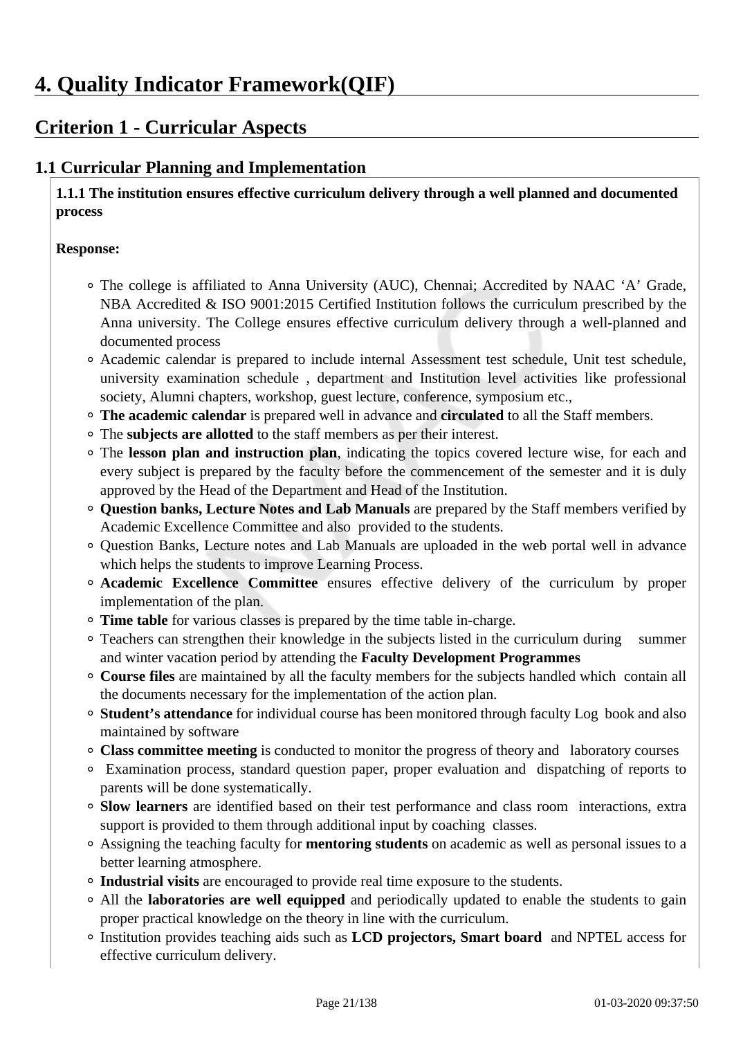# 4. Quality Indicator Framework(QIF)

## Criterion 1 - Curricular Aspects

### 1.1 Curricular Planning and Implementation

**1.1.1 The institution ensures effective curriculum delivery through a well planned and documented process**

**Response:**

- The college is affiliated to Anna University (AUC), Chennai; Accredited by NAAC 'A' Grade, NBA Accredited & ISO 9001:2015 Certified Institution follows the curriculum prescribed by the Anna university. The College ensures effective curriculum delivery through a well-planned and documented process
- Academic calendar is prepared to include internal Assessment test schedule, Unit test schedule, university examination schedule , department and Institution level activities like professional society, Alumni chapters, workshop, guest lecture, conference, symposium etc.,
- **The academic calendar** is prepared well in advance and **circulated** to all the Staff members.
- The **subjects are allotted** to the staff members as per their interest.
- The **lesson plan and instruction plan**, indicating the topics covered lecture wise, for each and every subject is prepared by the faculty before the commencement of the semester and it is duly approved by the Head of the Department and Head of the Institution.
- **Question banks, Lecture Notes and Lab Manuals** are prepared by the Staff members verified by Academic Excellence Committee and also provided to the students.
- Question Banks, Lecture notes and Lab Manuals are uploaded in the web portal well in advance which helps the students to improve Learning Process.
- **Academic Excellence Committee** ensures effective delivery of the curriculum by proper implementation of the plan.
- **Time table** for various classes is prepared by the time table in-charge.
- Teachers can strengthen their knowledge in the subjects listed in the curriculum during summer and winter vacation period by attending the **Faculty Development Programmes**
- **Course files** are maintained by all the faculty members for the subjects handled which contain all the documents necessary for the implementation of the action plan.
- **Student's attendance** for individual course has been monitored through faculty Log book and also maintained by software
- **Class committee meeting** is conducted to monitor the progress of theory and laboratory courses
- Examination process, standard question paper, proper evaluation and dispatching of reports to parents will be done systematically.
- **Slow learners** are identified based on their test performance and class room interactions, extra support is provided to them through additional input by coaching classes.
- Assigning the teaching faculty for **mentoring students** on academic as well as personal issues to a better learning atmosphere.
- **Industrial visits** are encouraged to provide real time exposure to the students.
- All the **laboratories are well equipped** and periodically updated to enable the students to gain proper practical knowledge on the theory in line with the curriculum.
- Institution provides teaching aids such as **LCD projectors, Smart board** and NPTEL access for effective curriculum delivery.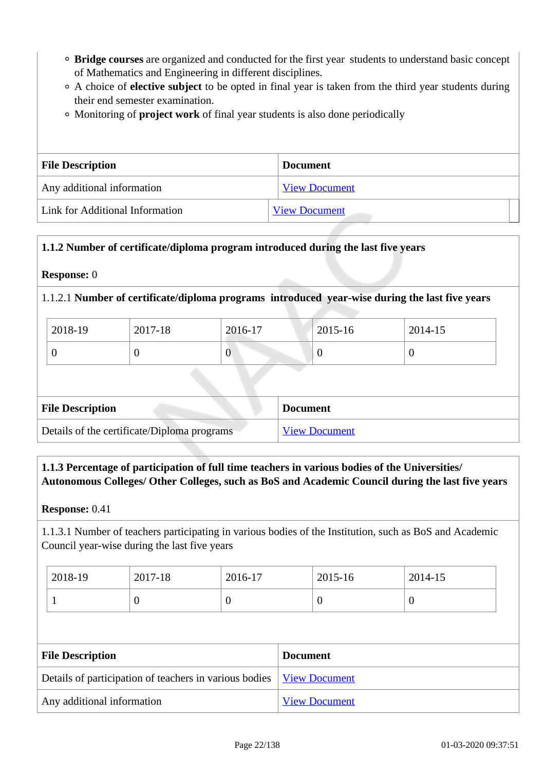- **Bridge courses** are organized and conducted for the first year students to understand basic concept of Mathematics and Engineering in different disciplines.
- A choice of **elective subject** to be opted in final year is taken from the third year students during their end semester examination.
- Monitoring of **project work** of final year students is also done periodically

| File Description | Document |
|---|---|
| Any additional information | View Document |
| Link for Additional Information | View Document |

**1.1.2 Number of certificate/diploma program introduced during the last five years**

**Response:** 0

1.1.2.1 **Number of certificate/diploma programs introduced year-wise during the last five years**

| 2018-19 | 2017-18 | 2016-17 | 2015-16 | 2014-15 |
|---|---|---|---|---|
| 0 | 0 | 0 | 0 | 0 |

| File Description | Document |
|---|---|
| Details of the certificate/Diploma programs | View Document |

**1.1.3 Percentage of participation of full time teachers in various bodies of the Universities/ Autonomous Colleges/ Other Colleges, such as BoS and Academic Council during the last five years**

**Response:** 0.41

1.1.3.1 Number of teachers participating in various bodies of the Institution, such as BoS and Academic Council year-wise during the last five years

| 2018-19 | 2017-18 | 2016-17 | 2015-16 | 2014-15 |
|---|---|---|---|---|
| 1 | 0 | 0 | 0 | 0 |

| File Description | Document |
|---|---|
| Details of participation of teachers in various bodies | View Document |
| Any additional information | View Document |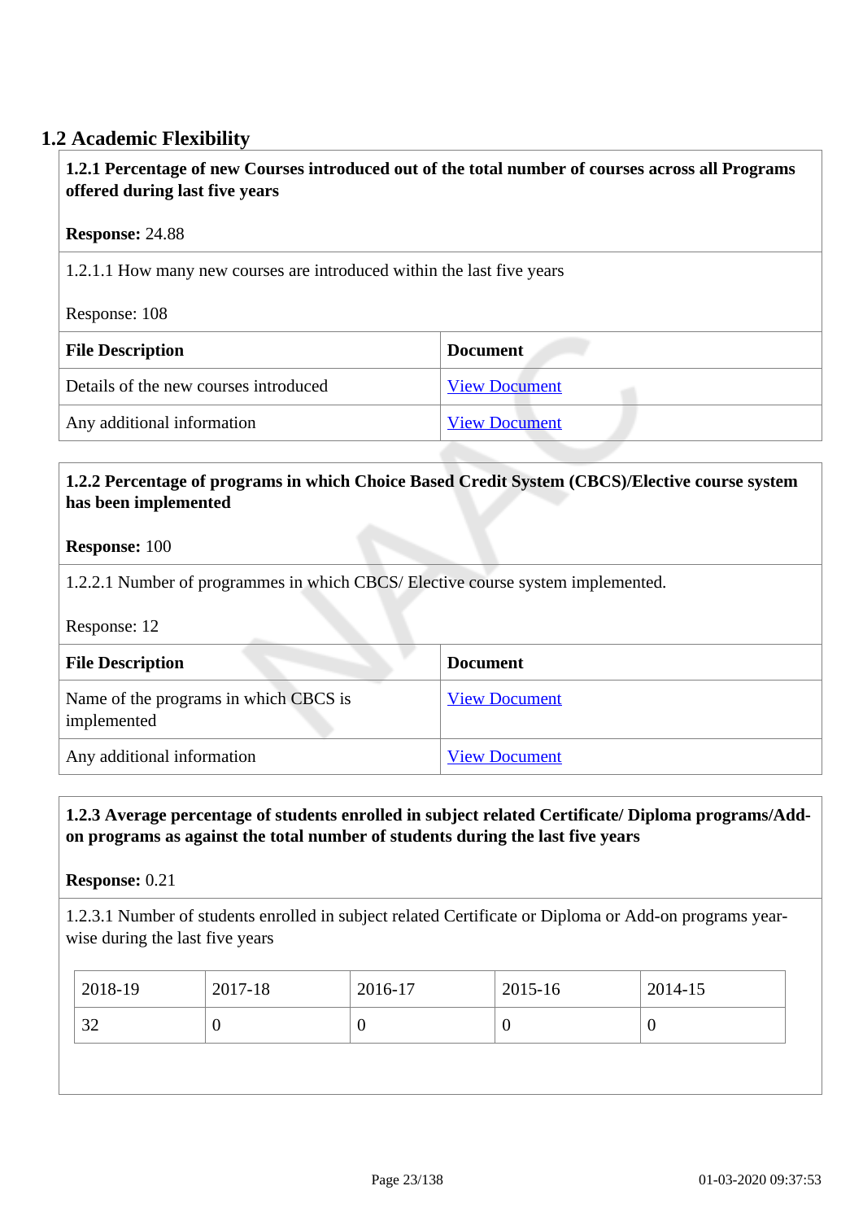## 1.2 Academic Flexibility

**1.2.1 Percentage of new Courses introduced out of the total number of courses across all Programs offered during last five years**

**Response:** 24.88

1.2.1.1 How many new courses are introduced within the last five years

Response: 108

| File Description | Document |
|---|---|
| Details of the new courses introduced | View Document |
| Any additional information | View Document |

**1.2.2 Percentage of programs in which Choice Based Credit System (CBCS)/Elective course system has been implemented**

**Response:** 100

1.2.2.1 Number of programmes in which CBCS/ Elective course system implemented.

Response: 12

| File Description | Document |
|---|---|
| Name of the programs in which CBCS is implemented | View Document |
| Any additional information | View Document |

**1.2.3 Average percentage of students enrolled in subject related Certificate/ Diploma programs/Add-on programs as against the total number of students during the last five years**

**Response:** 0.21

1.2.3.1 Number of students enrolled in subject related Certificate or Diploma or Add-on programs year-wise during the last five years

| 2018-19 | 2017-18 | 2016-17 | 2015-16 | 2014-15 |
|---|---|---|---|---|
| 32 | 0 | 0 | 0 | 0 |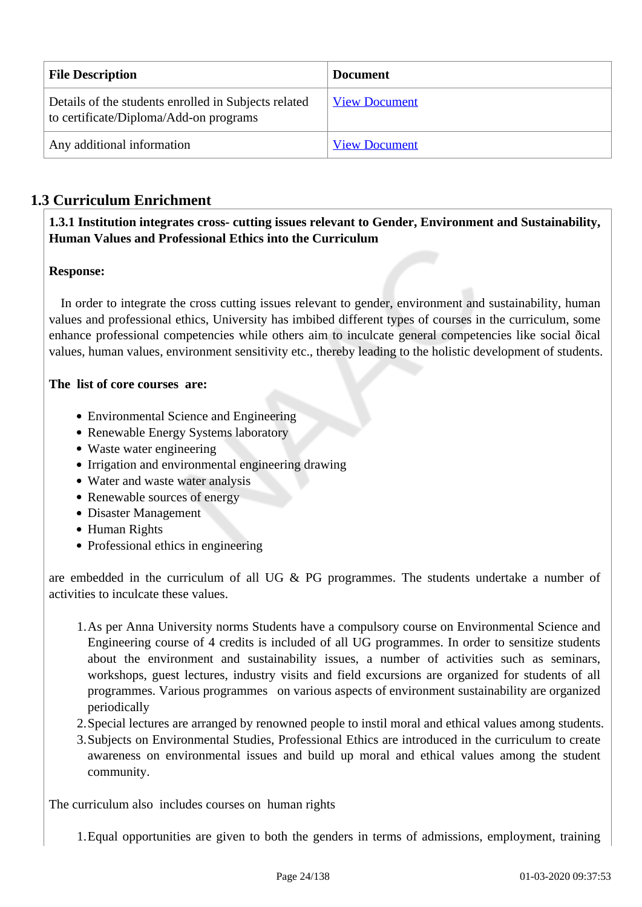| File Description | Document |
|---|---|
| Details of the students enrolled in Subjects related to certificate/Diploma/Add-on programs | View Document |
| Any additional information | View Document |

## 1.3 Curriculum Enrichment

**1.3.1 Institution integrates cross- cutting issues relevant to Gender, Environment and Sustainability, Human Values and Professional Ethics into the Curriculum**

**Response:**

In order to integrate the cross cutting issues relevant to gender, environment and sustainability, human values and professional ethics, University has imbibed different types of courses in the curriculum, some enhance professional competencies while others aim to inculcate general competencies like social ðical values, human values, environment sensitivity etc., thereby leading to the holistic development of students.

**The list of core courses are:**

- Environmental Science and Engineering
- Renewable Energy Systems laboratory
- Waste water engineering
- Irrigation and environmental engineering drawing
- Water and waste water analysis
- Renewable sources of energy
- Disaster Management
- Human Rights
- Professional ethics in engineering

are embedded in the curriculum of all UG & PG programmes. The students undertake a number of activities to inculcate these values.

1. As per Anna University norms Students have a compulsory course on Environmental Science and Engineering course of 4 credits is included of all UG programmes. In order to sensitize students about the environment and sustainability issues, a number of activities such as seminars, workshops, guest lectures, industry visits and field excursions are organized for students of all programmes. Various programmes on various aspects of environment sustainability are organized periodically
2. Special lectures are arranged by renowned people to instil moral and ethical values among students.
3. Subjects on Environmental Studies, Professional Ethics are introduced in the curriculum to create awareness on environmental issues and build up moral and ethical values among the student community.

The curriculum also includes courses on human rights

1. Equal opportunities are given to both the genders in terms of admissions, employment, training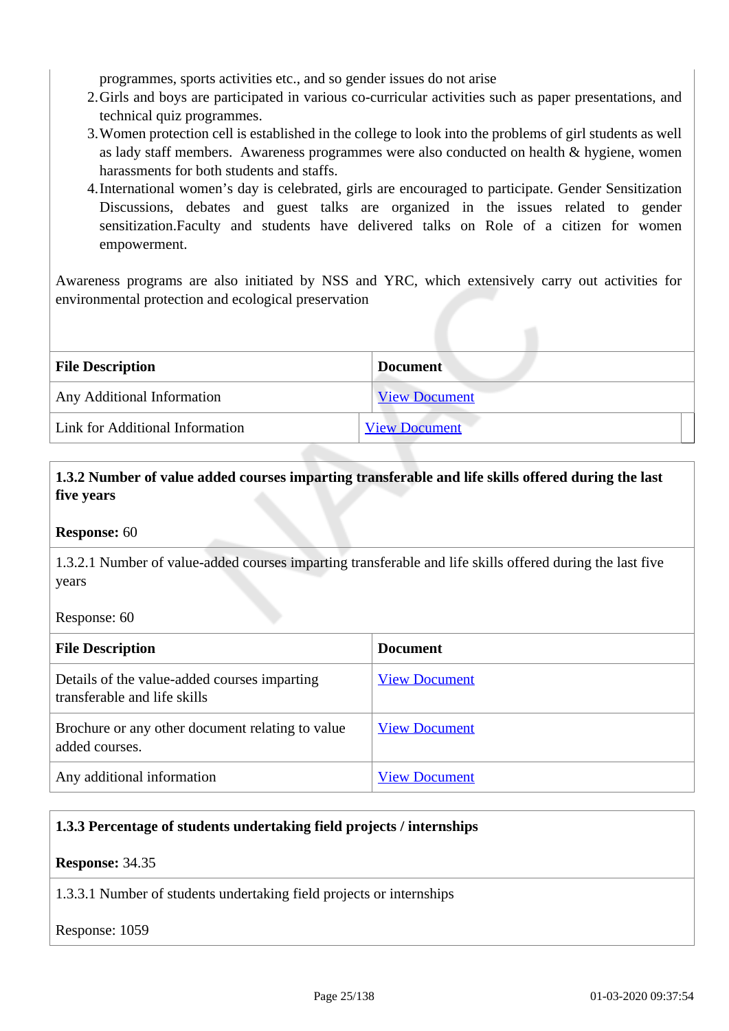programmes, sports activities etc., and so gender issues do not arise

2. Girls and boys are participated in various co-curricular activities such as paper presentations, and technical quiz programmes.
3. Women protection cell is established in the college to look into the problems of girl students as well as lady staff members. Awareness programmes were also conducted on health & hygiene, women harassments for both students and staffs.
4. International women's day is celebrated, girls are encouraged to participate. Gender Sensitization Discussions, debates and guest talks are organized in the issues related to gender sensitization.Faculty and students have delivered talks on Role of a citizen for women empowerment.

Awareness programs are also initiated by NSS and YRC, which extensively carry out activities for environmental protection and ecological preservation

| File Description | Document |
|---|---|
| Any Additional Information | View Document |
| Link for Additional Information | View Document |

**1.3.2 Number of value added courses imparting transferable and life skills offered during the last five years**

**Response:** 60

1.3.2.1 Number of value-added courses imparting transferable and life skills offered during the last five years

Response: 60

| File Description | Document |
|---|---|
| Details of the value-added courses imparting transferable and life skills | View Document |
| Brochure or any other document relating to value added courses. | View Document |
| Any additional information | View Document |

**1.3.3 Percentage of students undertaking field projects / internships**

**Response:** 34.35

1.3.3.1 Number of students undertaking field projects or internships

Response: 1059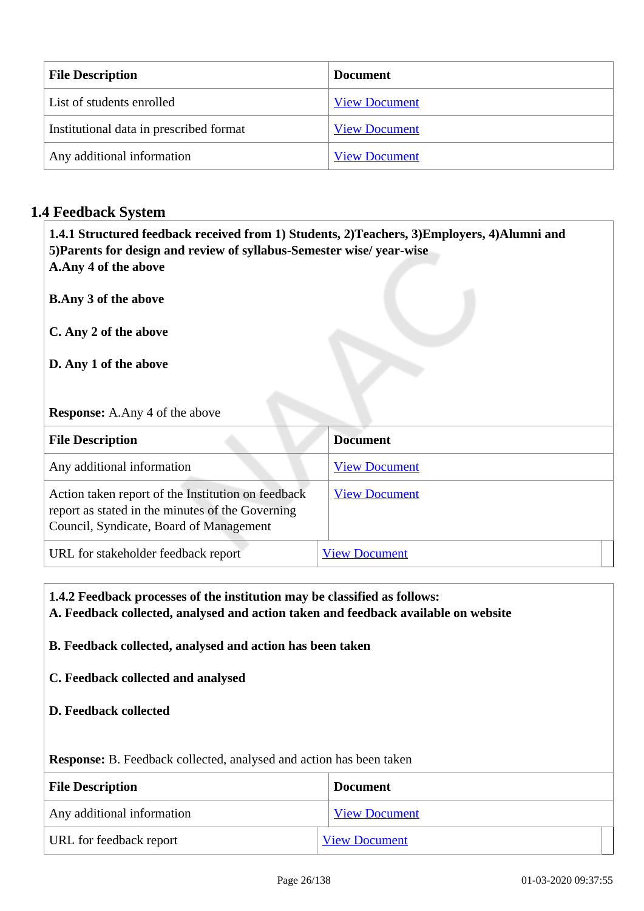| File Description | Document |
| --- | --- |
| List of students enrolled | View Document |
| Institutional data in prescribed format | View Document |
| Any additional information | View Document |

## 1.4 Feedback System

**1.4.1 Structured feedback received from 1) Students, 2)Teachers, 3)Employers, 4)Alumni and 5)Parents for design and review of syllabus-Semester wise/ year-wise**
**A.Any 4 of the above**

**B.Any 3 of the above**

**C. Any 2 of the above**

**D. Any 1 of the above**

**Response:** A.Any 4 of the above

| File Description | Document |
| --- | --- |
| Any additional information | View Document |
| Action taken report of the Institution on feedback report as stated in the minutes of the Governing Council, Syndicate, Board of Management | View Document |
| URL for stakeholder feedback report | View Document |

**1.4.2 Feedback processes of the institution may be classified as follows:**
**A. Feedback collected, analysed and action taken and feedback available on website**

**B. Feedback collected, analysed and action has been taken**

**C. Feedback collected and analysed**

**D. Feedback collected**

**Response:** B. Feedback collected, analysed and action has been taken

| File Description | Document |
| --- | --- |
| Any additional information | View Document |
| URL for feedback report | View Document |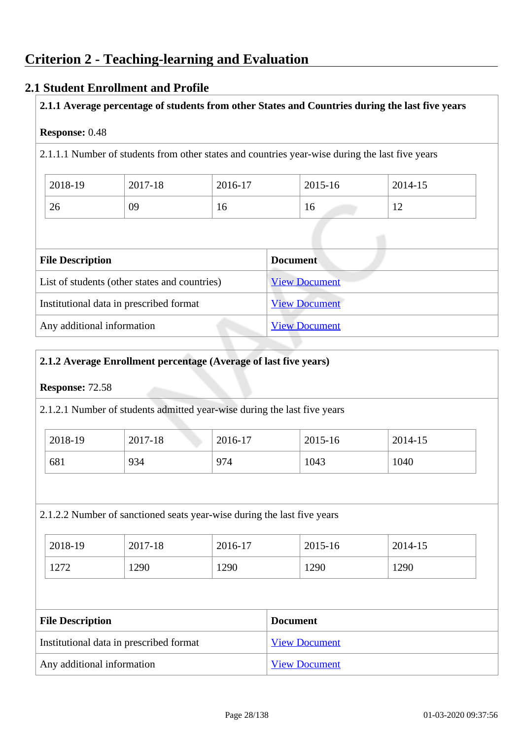# Criterion 2 - Teaching-learning and Evaluation

## 2.1 Student Enrollment and Profile

**2.1.1 Average percentage of students from other States and Countries during the last five years**

**Response:** 0.48

2.1.1.1 Number of students from other states and countries year-wise during the last five years

| 2018-19 | 2017-18 | 2016-17 | 2015-16 | 2014-15 |
|---|---|---|---|---|
| 26 | 09 | 16 | 16 | 12 |

| File Description | Document |
|---|---|
| List of students (other states and countries) | View Document |
| Institutional data in prescribed format | View Document |
| Any additional information | View Document |

**2.1.2 Average Enrollment percentage (Average of last five years)**

**Response:** 72.58

2.1.2.1 Number of students admitted year-wise during the last five years

| 2018-19 | 2017-18 | 2016-17 | 2015-16 | 2014-15 |
|---|---|---|---|---|
| 681 | 934 | 974 | 1043 | 1040 |

2.1.2.2 Number of sanctioned seats year-wise during the last five years

| 2018-19 | 2017-18 | 2016-17 | 2015-16 | 2014-15 |
|---|---|---|---|---|
| 1272 | 1290 | 1290 | 1290 | 1290 |

| File Description | Document |
|---|---|
| Institutional data in prescribed format | View Document |
| Any additional information | View Document |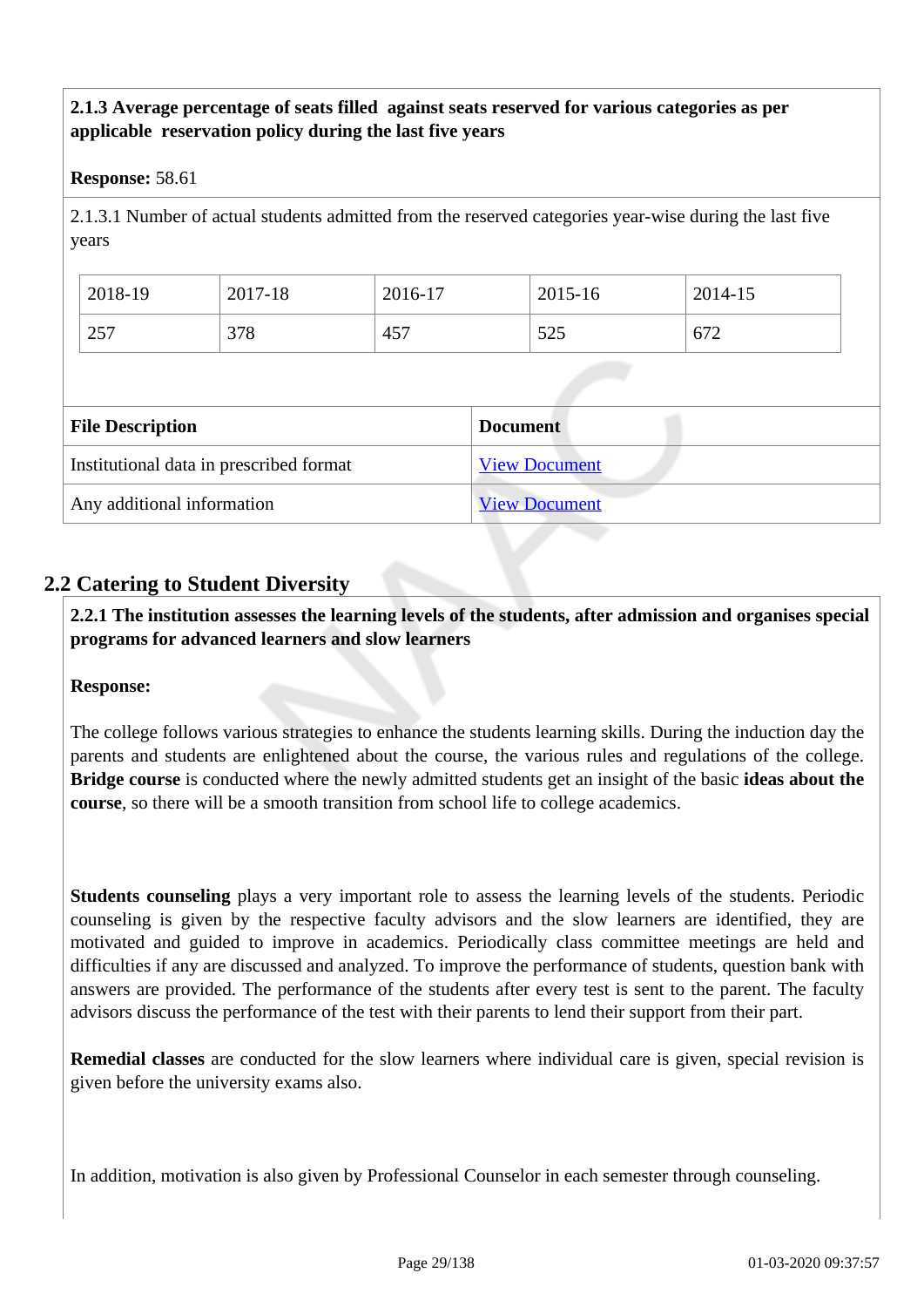**2.1.3 Average percentage of seats filled against seats reserved for various categories as per applicable reservation policy during the last five years**

**Response:** 58.61

2.1.3.1 Number of actual students admitted from the reserved categories year-wise during the last five years

| 2018-19 | 2017-18 | 2016-17 | 2015-16 | 2014-15 |
|---|---|---|---|---|
| 257 | 378 | 457 | 525 | 672 |

| File Description | Document |
|---|---|
| Institutional data in prescribed format | View Document |
| Any additional information | View Document |

## 2.2 Catering to Student Diversity

**2.2.1 The institution assesses the learning levels of the students, after admission and organises special programs for advanced learners and slow learners**

**Response:**

The college follows various strategies to enhance the students learning skills. During the induction day the parents and students are enlightened about the course, the various rules and regulations of the college. **Bridge course** is conducted where the newly admitted students get an insight of the basic **ideas about the course**, so there will be a smooth transition from school life to college academics.

**Students counseling** plays a very important role to assess the learning levels of the students. Periodic counseling is given by the respective faculty advisors and the slow learners are identified, they are motivated and guided to improve in academics. Periodically class committee meetings are held and difficulties if any are discussed and analyzed. To improve the performance of students, question bank with answers are provided. The performance of the students after every test is sent to the parent. The faculty advisors discuss the performance of the test with their parents to lend their support from their part.

**Remedial classes** are conducted for the slow learners where individual care is given, special revision is given before the university exams also.

In addition, motivation is also given by Professional Counselor in each semester through counseling.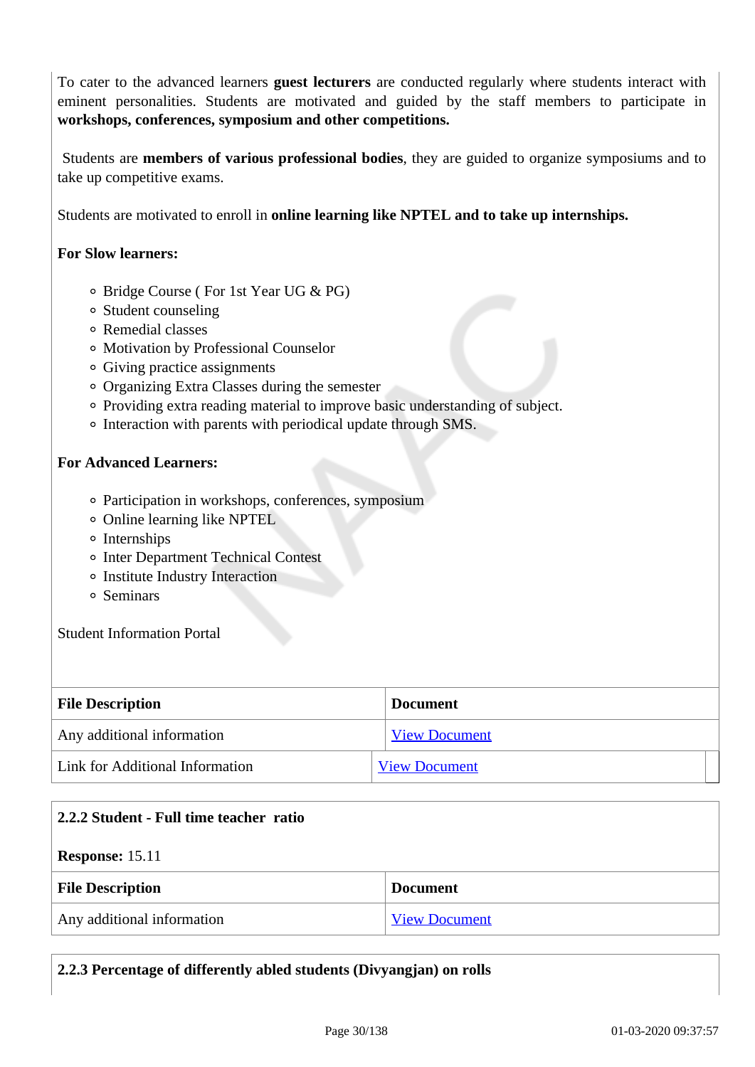To cater to the advanced learners **guest lecturers** are conducted regularly where students interact with eminent personalities. Students are motivated and guided by the staff members to participate in **workshops, conferences, symposium and other competitions.**

Students are **members of various professional bodies**, they are guided to organize symposiums and to take up competitive exams.

Students are motivated to enroll in **online learning like NPTEL and to take up internships.**

**For Slow learners:**

- Bridge Course ( For 1st Year UG & PG)
- Student counseling
- Remedial classes
- Motivation by Professional Counselor
- Giving practice assignments
- Organizing Extra Classes during the semester
- Providing extra reading material to improve basic understanding of subject.
- Interaction with parents with periodical update through SMS.

**For Advanced Learners:**

- Participation in workshops, conferences, symposium
- Online learning like NPTEL
- Internships
- Inter Department Technical Contest
- Institute Industry Interaction
- Seminars

Student Information Portal

| File Description | Document |
|---|---|
| Any additional information | View Document |
| Link for Additional Information | View Document |

**2.2.2 Student - Full time teacher ratio**

**Response:** 15.11

| File Description | Document |
|---|---|
| Any additional information | View Document |

**2.2.3 Percentage of differently abled students (Divyangjan) on rolls**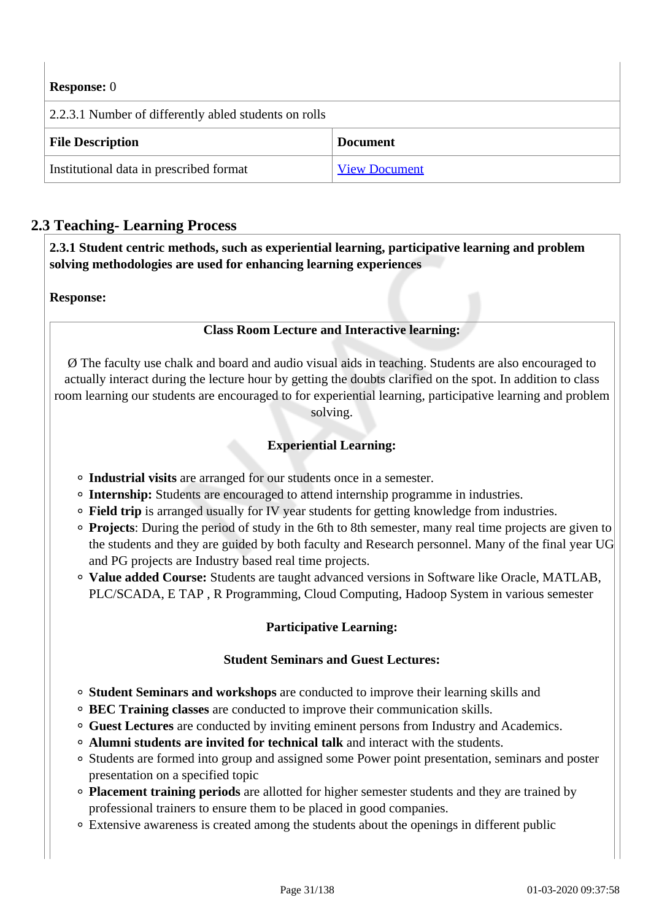**Response:** 0

| 2.2.3.1 Number of differently abled students on rolls | |
|---|---|
| **File Description** | **Document** |
| Institutional data in prescribed format | View Document |

## 2.3 Teaching- Learning Process

**2.3.1 Student centric methods, such as experiential learning, participative learning and problem solving methodologies are used for enhancing learning experiences**

**Response:**

**Class Room Lecture and Interactive learning:**

Ø The faculty use chalk and board and audio visual aids in teaching. Students are also encouraged to actually interact during the lecture hour by getting the doubts clarified on the spot. In addition to class room learning our students are encouraged to for experiential learning, participative learning and problem solving.

**Experiential Learning:**

- **Industrial visits** are arranged for our students once in a semester.
- **Internship:** Students are encouraged to attend internship programme in industries.
- **Field trip** is arranged usually for IV year students for getting knowledge from industries.
- **Projects**: During the period of study in the 6th to 8th semester, many real time projects are given to the students and they are guided by both faculty and Research personnel. Many of the final year UG and PG projects are Industry based real time projects.
- **Value added Course:** Students are taught advanced versions in Software like Oracle, MATLAB, PLC/SCADA, E TAP , R Programming, Cloud Computing, Hadoop System in various semester

**Participative Learning:**

**Student Seminars and Guest Lectures:**

- **Student Seminars and workshops** are conducted to improve their learning skills and
- **BEC Training classes** are conducted to improve their communication skills.
- **Guest Lectures** are conducted by inviting eminent persons from Industry and Academics.
- **Alumni students are invited for technical talk** and interact with the students.
- Students are formed into group and assigned some Power point presentation, seminars and poster presentation on a specified topic
- **Placement training periods** are allotted for higher semester students and they are trained by professional trainers to ensure them to be placed in good companies.
- Extensive awareness is created among the students about the openings in different public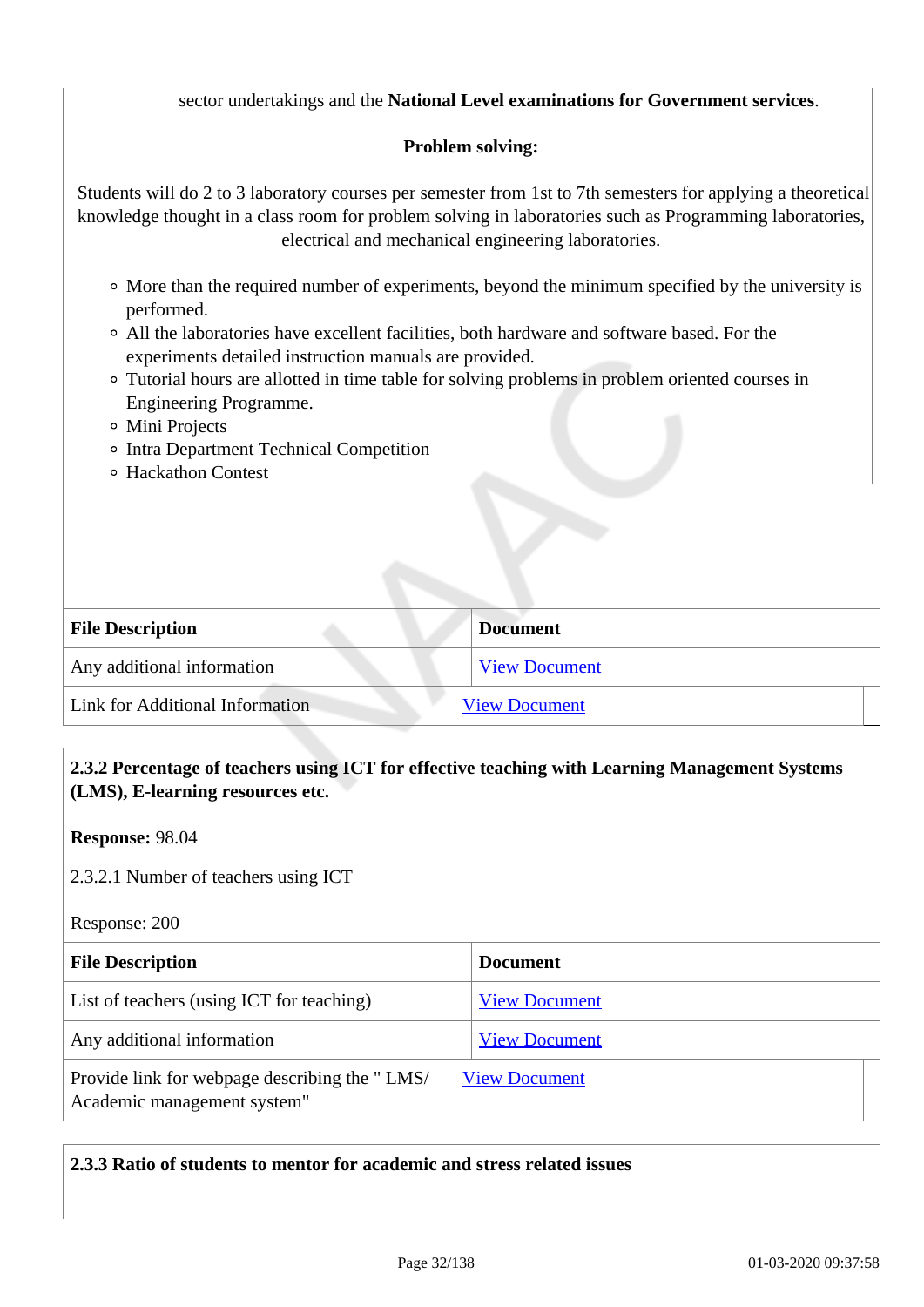sector undertakings and the **National Level examinations for Government services**.

**Problem solving:**

Students will do 2 to 3 laboratory courses per semester from 1st to 7th semesters for applying a theoretical knowledge thought in a class room for problem solving in laboratories such as Programming laboratories, electrical and mechanical engineering laboratories.

- More than the required number of experiments, beyond the minimum specified by the university is performed.
- All the laboratories have excellent facilities, both hardware and software based. For the experiments detailed instruction manuals are provided.
- Tutorial hours are allotted in time table for solving problems in problem oriented courses in Engineering Programme.
- Mini Projects
- Intra Department Technical Competition
- Hackathon Contest

| File Description | Document |
|---|---|
| Any additional information | View Document |
| Link for Additional Information | View Document |

**2.3.2 Percentage of teachers using ICT for effective teaching with Learning Management Systems (LMS), E-learning resources etc.**

**Response:** 98.04

2.3.2.1 Number of teachers using ICT

Response: 200

| File Description | Document |
|---|---|
| List of teachers (using ICT for teaching) | View Document |
| Any additional information | View Document |
| Provide link for webpage describing the " LMS/ Academic management system" | View Document |

**2.3.3 Ratio of students to mentor for academic and stress related issues**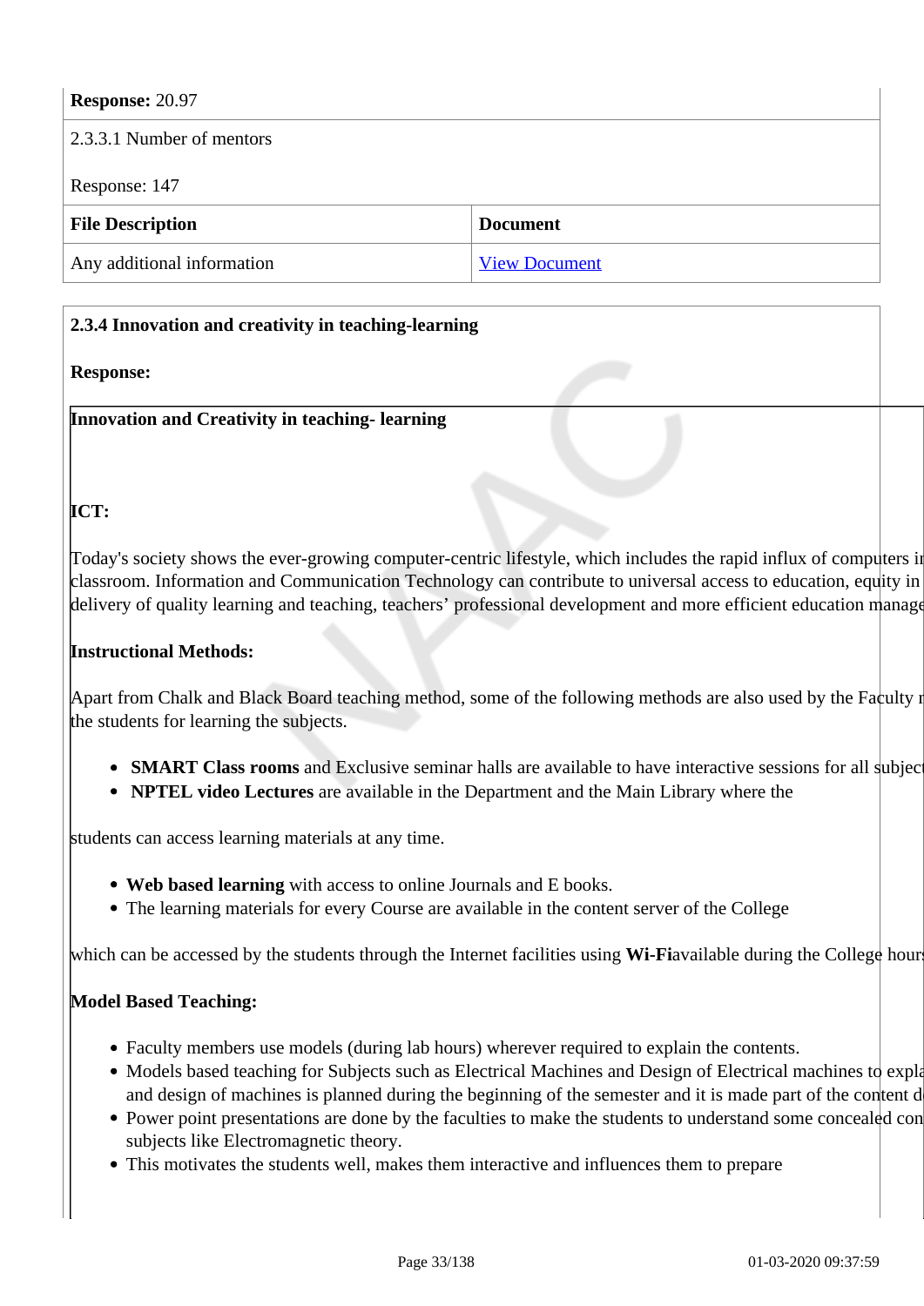**Response:** 20.97

2.3.3.1 Number of mentors

Response: 147

| File Description | Document |
| --- | --- |
| Any additional information | View Document |

**2.3.4 Innovation and creativity in teaching-learning**

**Response:**

**Innovation and Creativity in teaching- learning**

**ICT:**

Today's society shows the ever-growing computer-centric lifestyle, which includes the rapid influx of computers i classroom. Information and Communication Technology can contribute to universal access to education, equity in delivery of quality learning and teaching, teachers' professional development and more efficient education manage

**Instructional Methods:**

Apart from Chalk and Black Board teaching method, some of the following methods are also used by the Faculty the students for learning the subjects.

- **SMART Class rooms** and Exclusive seminar halls are available to have interactive sessions for all subjec
- **NPTEL video Lectures** are available in the Department and the Main Library where the

students can access learning materials at any time.

- **Web based learning** with access to online Journals and E books.
- The learning materials for every Course are available in the content server of the College

which can be accessed by the students through the Internet facilities using **Wi-Fi**available during the College hour

**Model Based Teaching:**

- Faculty members use models (during lab hours) wherever required to explain the contents.
- Models based teaching for Subjects such as Electrical Machines and Design of Electrical machines to expla and design of machines is planned during the beginning of the semester and it is made part of the content d
- Power point presentations are done by the faculties to make the students to understand some concealed con subjects like Electromagnetic theory.
- This motivates the students well, makes them interactive and influences them to prepare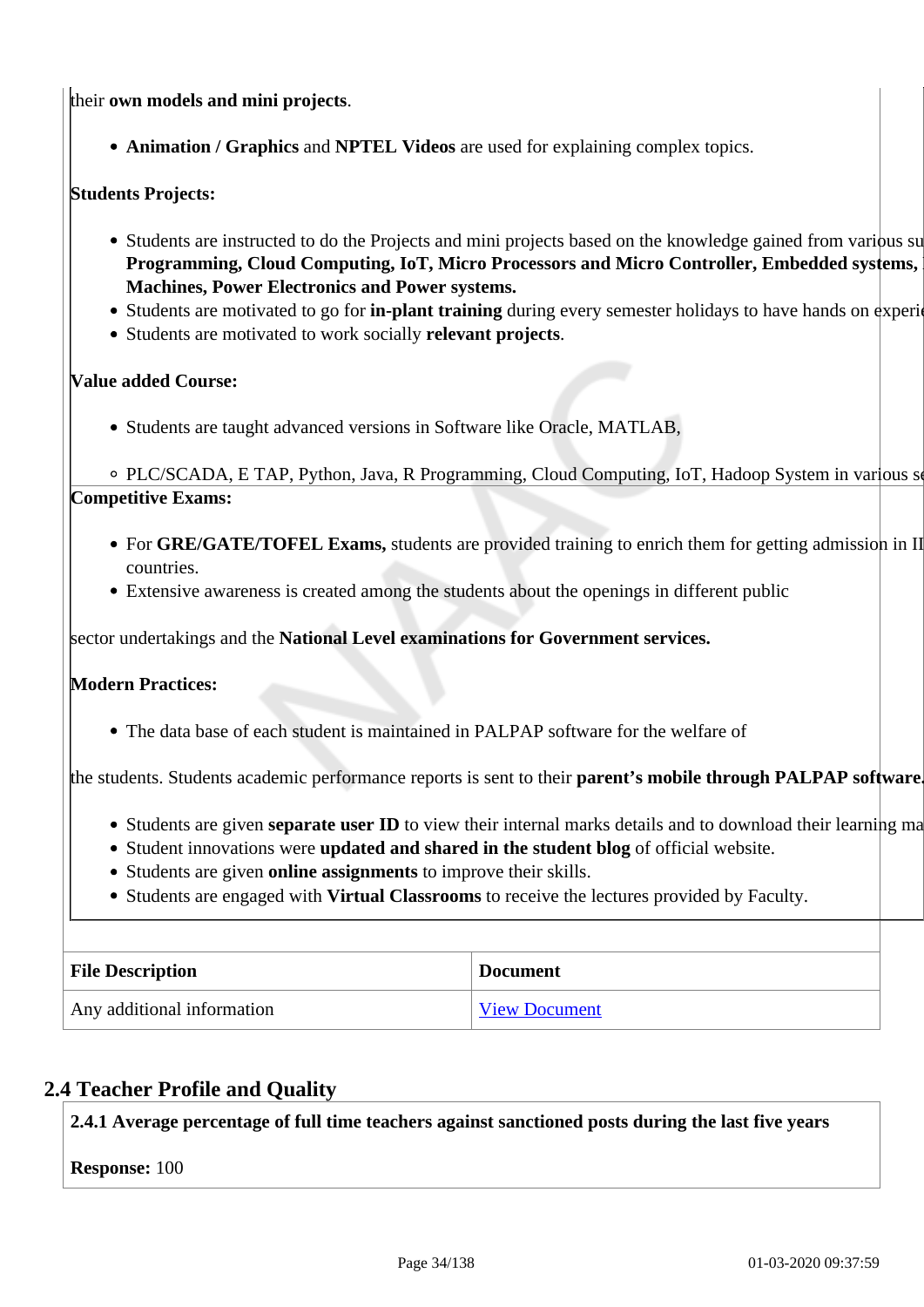their **own models and mini projects**.

- **Animation / Graphics** and **NPTEL Videos** are used for explaining complex topics.

**Students Projects:**

- Students are instructed to do the Projects and mini projects based on the knowledge gained from various su **Programming, Cloud Computing, IoT, Micro Processors and Micro Controller, Embedded systems, Machines, Power Electronics and Power systems.**
- Students are motivated to go for **in-plant training** during every semester holidays to have hands on experi
- Students are motivated to work socially **relevant projects**.

**Value added Course:**

- Students are taught advanced versions in Software like Oracle, MATLAB,
  - PLC/SCADA, E TAP, Python, Java, R Programming, Cloud Computing, IoT, Hadoop System in various s

**Competitive Exams:**

- For **GRE/GATE/TOFEL Exams,** students are provided training to enrich them for getting admission in II countries.
- Extensive awareness is created among the students about the openings in different public

sector undertakings and the **National Level examinations for Government services.**

**Modern Practices:**

- The data base of each student is maintained in PALPAP software for the welfare of

the students. Students academic performance reports is sent to their **parent's mobile through PALPAP software.**

- Students are given **separate user ID** to view their internal marks details and to download their learning ma
- Student innovations were **updated and shared in the student blog** of official website.
- Students are given **online assignments** to improve their skills.
- Students are engaged with **Virtual Classrooms** to receive the lectures provided by Faculty.

| File Description | Document |
|---|---|
| Any additional information | View Document |

## 2.4 Teacher Profile and Quality

**2.4.1 Average percentage of full time teachers against sanctioned posts during the last five years**

**Response:** 100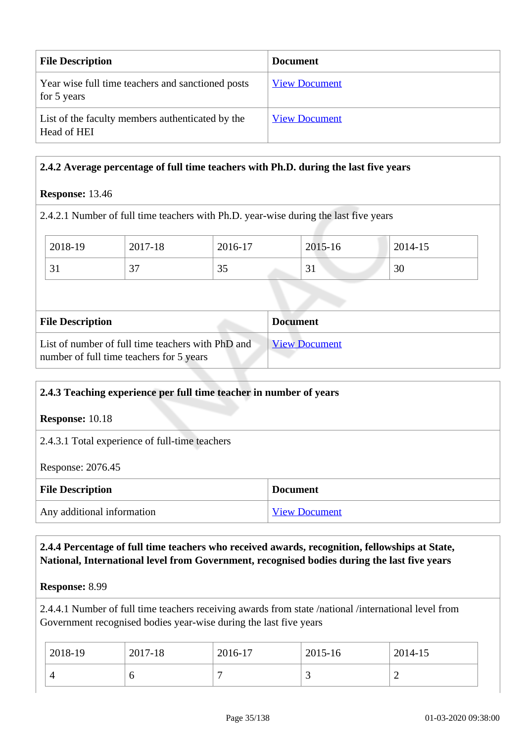| File Description | Document |
|---|---|
| Year wise full time teachers and sanctioned posts for 5 years | View Document |
| List of the faculty members authenticated by the Head of HEI | View Document |

**2.4.2 Average percentage of full time teachers with Ph.D. during the last five years**

**Response:** 13.46

2.4.2.1 Number of full time teachers with Ph.D. year-wise during the last five years

| 2018-19 | 2017-18 | 2016-17 | 2015-16 | 2014-15 |
|---|---|---|---|---|
| 31 | 37 | 35 | 31 | 30 |

| File Description | Document |
|---|---|
| List of number of full time teachers with PhD and number of full time teachers for 5 years | View Document |

**2.4.3 Teaching experience per full time teacher in number of years**

**Response:** 10.18

2.4.3.1 Total experience of full-time teachers

Response: 2076.45

| File Description | Document |
|---|---|
| Any additional information | View Document |

**2.4.4 Percentage of full time teachers who received awards, recognition, fellowships at State, National, International level from Government, recognised bodies during the last five years**

**Response:** 8.99

2.4.4.1 Number of full time teachers receiving awards from state /national /international level from Government recognised bodies year-wise during the last five years

| 2018-19 | 2017-18 | 2016-17 | 2015-16 | 2014-15 |
|---|---|---|---|---|
| 4 | 6 | 7 | 3 | 2 |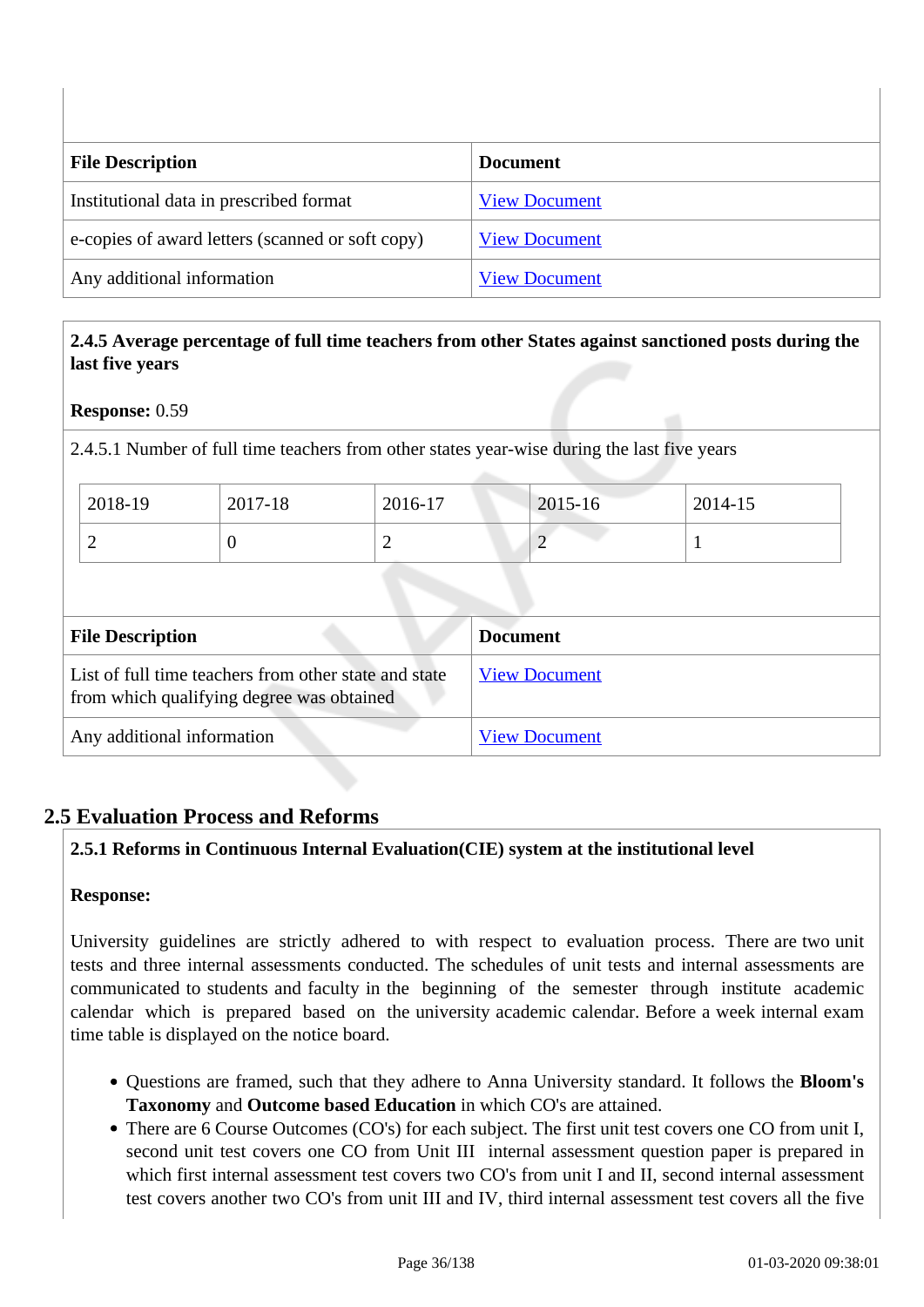| File Description | Document |
|---|---|
| Institutional data in prescribed format | View Document |
| e-copies of award letters (scanned or soft copy) | View Document |
| Any additional information | View Document |

**2.4.5 Average percentage of full time teachers from other States against sanctioned posts during the last five years**

**Response:** 0.59

2.4.5.1 Number of full time teachers from other states year-wise during the last five years

| 2018-19 | 2017-18 | 2016-17 | 2015-16 | 2014-15 |
|---|---|---|---|---|
| 2 | 0 | 2 | 2 | 1 |

| File Description | Document |
|---|---|
| List of full time teachers from other state and state from which qualifying degree was obtained | View Document |
| Any additional information | View Document |

## 2.5 Evaluation Process and Reforms

**2.5.1 Reforms in Continuous Internal Evaluation(CIE) system at the institutional level**

**Response:**

University guidelines are strictly adhered to with respect to evaluation process. There are two unit tests and three internal assessments conducted. The schedules of unit tests and internal assessments are communicated to students and faculty in the beginning of the semester through institute academic calendar which is prepared based on the university academic calendar. Before a week internal exam time table is displayed on the notice board.

- Questions are framed, such that they adhere to Anna University standard. It follows the **Bloom's Taxonomy** and **Outcome based Education** in which CO's are attained.
- There are 6 Course Outcomes (CO's) for each subject. The first unit test covers one CO from unit I, second unit test covers one CO from Unit III internal assessment question paper is prepared in which first internal assessment test covers two CO's from unit I and II, second internal assessment test covers another two CO's from unit III and IV, third internal assessment test covers all the five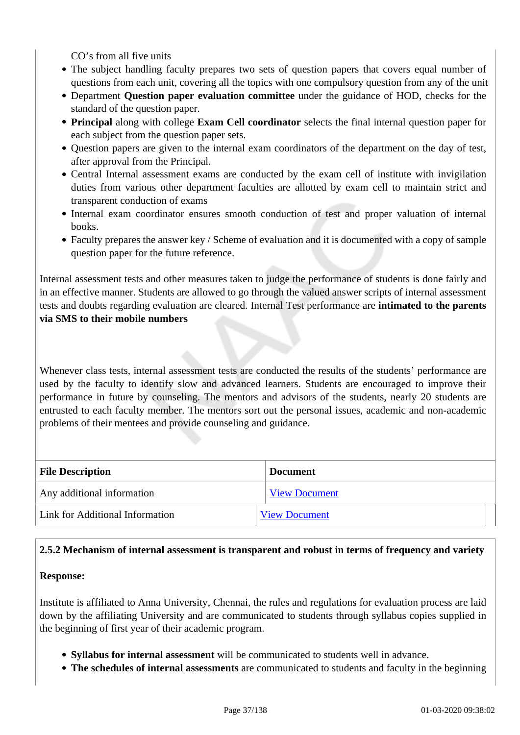CO's from all five units

- The subject handling faculty prepares two sets of question papers that covers equal number of questions from each unit, covering all the topics with one compulsory question from any of the unit
- Department **Question paper evaluation committee** under the guidance of HOD, checks for the standard of the question paper.
- **Principal** along with college **Exam Cell coordinator** selects the final internal question paper for each subject from the question paper sets.
- Question papers are given to the internal exam coordinators of the department on the day of test, after approval from the Principal.
- Central Internal assessment exams are conducted by the exam cell of institute with invigilation duties from various other department faculties are allotted by exam cell to maintain strict and transparent conduction of exams
- Internal exam coordinator ensures smooth conduction of test and proper valuation of internal books.
- Faculty prepares the answer key / Scheme of evaluation and it is documented with a copy of sample question paper for the future reference.

Internal assessment tests and other measures taken to judge the performance of students is done fairly and in an effective manner. Students are allowed to go through the valued answer scripts of internal assessment tests and doubts regarding evaluation are cleared. Internal Test performance are **intimated to the parents via SMS to their mobile numbers**

Whenever class tests, internal assessment tests are conducted the results of the students' performance are used by the faculty to identify slow and advanced learners. Students are encouraged to improve their performance in future by counseling. The mentors and advisors of the students, nearly 20 students are entrusted to each faculty member. The mentors sort out the personal issues, academic and non-academic problems of their mentees and provide counseling and guidance.

| File Description | Document |
|---|---|
| Any additional information | View Document |
| Link for Additional Information | View Document |

**2.5.2 Mechanism of internal assessment is transparent and robust in terms of frequency and variety**

**Response:**

Institute is affiliated to Anna University, Chennai, the rules and regulations for evaluation process are laid down by the affiliating University and are communicated to students through syllabus copies supplied in the beginning of first year of their academic program.

- **Syllabus for internal assessment** will be communicated to students well in advance.
- **The schedules of internal assessments** are communicated to students and faculty in the beginning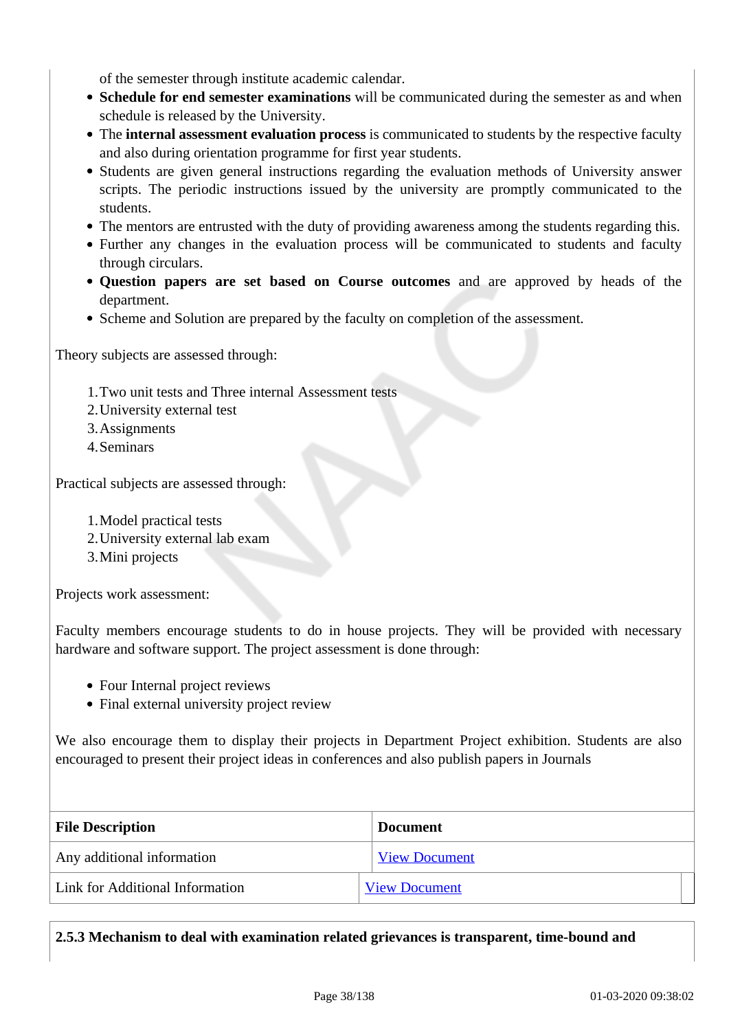of the semester through institute academic calendar.

- **Schedule for end semester examinations** will be communicated during the semester as and when schedule is released by the University.
- The **internal assessment evaluation process** is communicated to students by the respective faculty and also during orientation programme for first year students.
- Students are given general instructions regarding the evaluation methods of University answer scripts. The periodic instructions issued by the university are promptly communicated to the students.
- The mentors are entrusted with the duty of providing awareness among the students regarding this.
- Further any changes in the evaluation process will be communicated to students and faculty through circulars.
- **Question papers are set based on Course outcomes** and are approved by heads of the department.
- Scheme and Solution are prepared by the faculty on completion of the assessment.

Theory subjects are assessed through:

1. Two unit tests and Three internal Assessment tests
2. University external test
3. Assignments
4. Seminars

Practical subjects are assessed through:

1. Model practical tests
2. University external lab exam
3. Mini projects

Projects work assessment:

Faculty members encourage students to do in house projects. They will be provided with necessary hardware and software support. The project assessment is done through:

- Four Internal project reviews
- Final external university project review

We also encourage them to display their projects in Department Project exhibition. Students are also encouraged to present their project ideas in conferences and also publish papers in Journals

| File Description | Document |
|---|---|
| Any additional information | View Document |
| Link for Additional Information | View Document |

**2.5.3 Mechanism to deal with examination related grievances is transparent, time-bound and**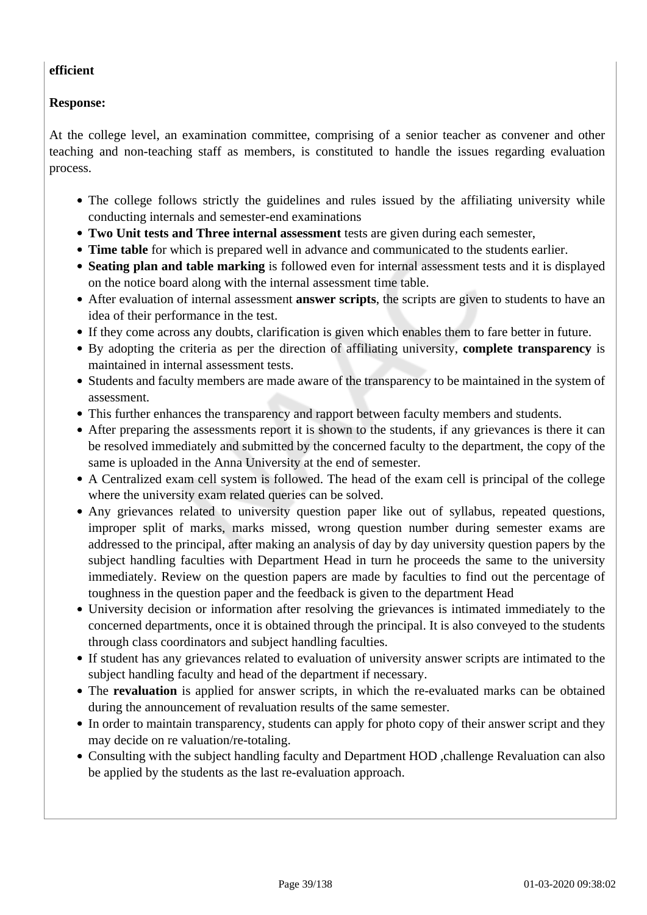**efficient**

**Response:**

At the college level, an examination committee, comprising of a senior teacher as convener and other teaching and non-teaching staff as members, is constituted to handle the issues regarding evaluation process.

- The college follows strictly the guidelines and rules issued by the affiliating university while conducting internals and semester-end examinations
- **Two Unit tests and Three internal assessment** tests are given during each semester,
- **Time table** for which is prepared well in advance and communicated to the students earlier.
- **Seating plan and table marking** is followed even for internal assessment tests and it is displayed on the notice board along with the internal assessment time table.
- After evaluation of internal assessment **answer scripts**, the scripts are given to students to have an idea of their performance in the test.
- If they come across any doubts, clarification is given which enables them to fare better in future.
- By adopting the criteria as per the direction of affiliating university, **complete transparency** is maintained in internal assessment tests.
- Students and faculty members are made aware of the transparency to be maintained in the system of assessment.
- This further enhances the transparency and rapport between faculty members and students.
- After preparing the assessments report it is shown to the students, if any grievances is there it can be resolved immediately and submitted by the concerned faculty to the department, the copy of the same is uploaded in the Anna University at the end of semester.
- A Centralized exam cell system is followed. The head of the exam cell is principal of the college where the university exam related queries can be solved.
- Any grievances related to university question paper like out of syllabus, repeated questions, improper split of marks, marks missed, wrong question number during semester exams are addressed to the principal, after making an analysis of day by day university question papers by the subject handling faculties with Department Head in turn he proceeds the same to the university immediately. Review on the question papers are made by faculties to find out the percentage of toughness in the question paper and the feedback is given to the department Head
- University decision or information after resolving the grievances is intimated immediately to the concerned departments, once it is obtained through the principal. It is also conveyed to the students through class coordinators and subject handling faculties.
- If student has any grievances related to evaluation of university answer scripts are intimated to the subject handling faculty and head of the department if necessary.
- The **revaluation** is applied for answer scripts, in which the re-evaluated marks can be obtained during the announcement of revaluation results of the same semester.
- In order to maintain transparency, students can apply for photo copy of their answer script and they may decide on re valuation/re-totaling.
- Consulting with the subject handling faculty and Department HOD ,challenge Revaluation can also be applied by the students as the last re-evaluation approach.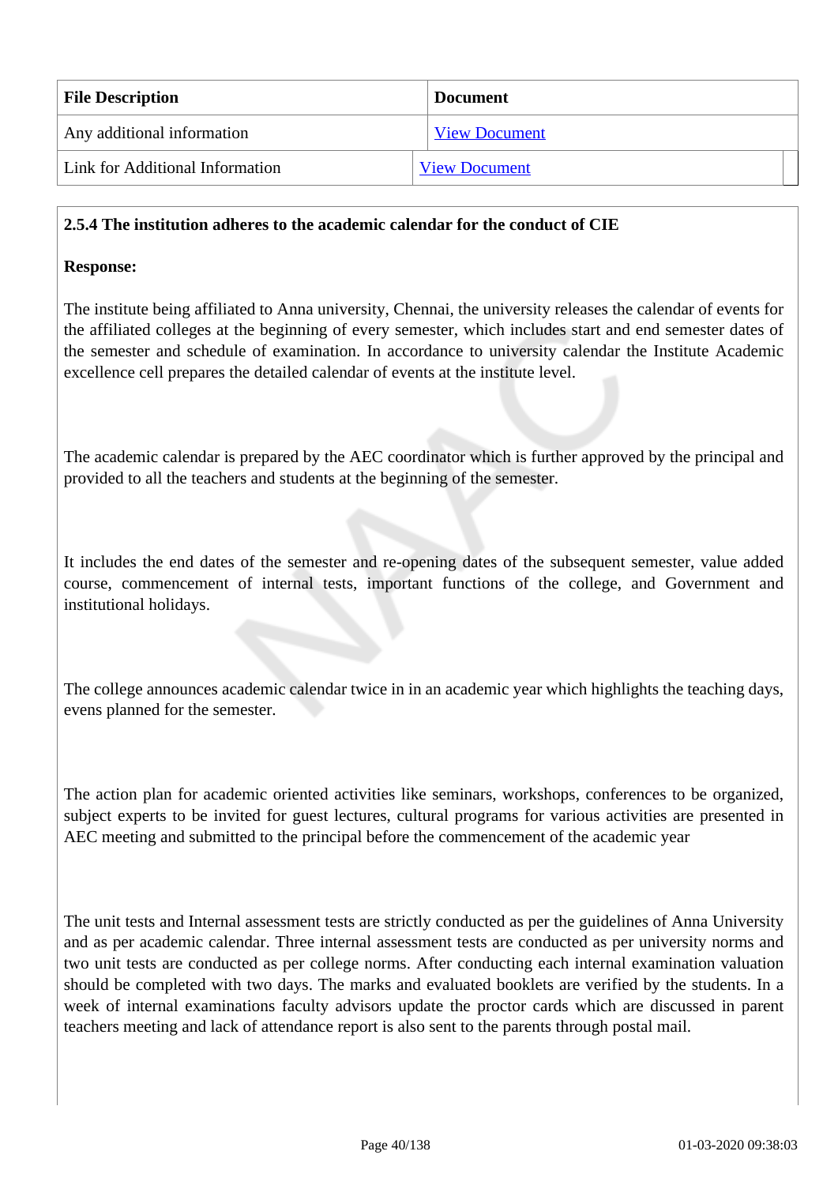| File Description | Document |
| --- | --- |
| Any additional information | View Document |
| Link for Additional Information | View Document |

**2.5.4 The institution adheres to the academic calendar for the conduct of CIE**

**Response:**

The institute being affiliated to Anna university, Chennai, the university releases the calendar of events for the affiliated colleges at the beginning of every semester, which includes start and end semester dates of the semester and schedule of examination. In accordance to university calendar the Institute Academic excellence cell prepares the detailed calendar of events at the institute level.

The academic calendar is prepared by the AEC coordinator which is further approved by the principal and provided to all the teachers and students at the beginning of the semester.

It includes the end dates of the semester and re-opening dates of the subsequent semester, value added course, commencement of internal tests, important functions of the college, and Government and institutional holidays.

The college announces academic calendar twice in in an academic year which highlights the teaching days, evens planned for the semester.

The action plan for academic oriented activities like seminars, workshops, conferences to be organized, subject experts to be invited for guest lectures, cultural programs for various activities are presented in AEC meeting and submitted to the principal before the commencement of the academic year

The unit tests and Internal assessment tests are strictly conducted as per the guidelines of Anna University and as per academic calendar. Three internal assessment tests are conducted as per university norms and two unit tests are conducted as per college norms. After conducting each internal examination valuation should be completed with two days. The marks and evaluated booklets are verified by the students. In a week of internal examinations faculty advisors update the proctor cards which are discussed in parent teachers meeting and lack of attendance report is also sent to the parents through postal mail.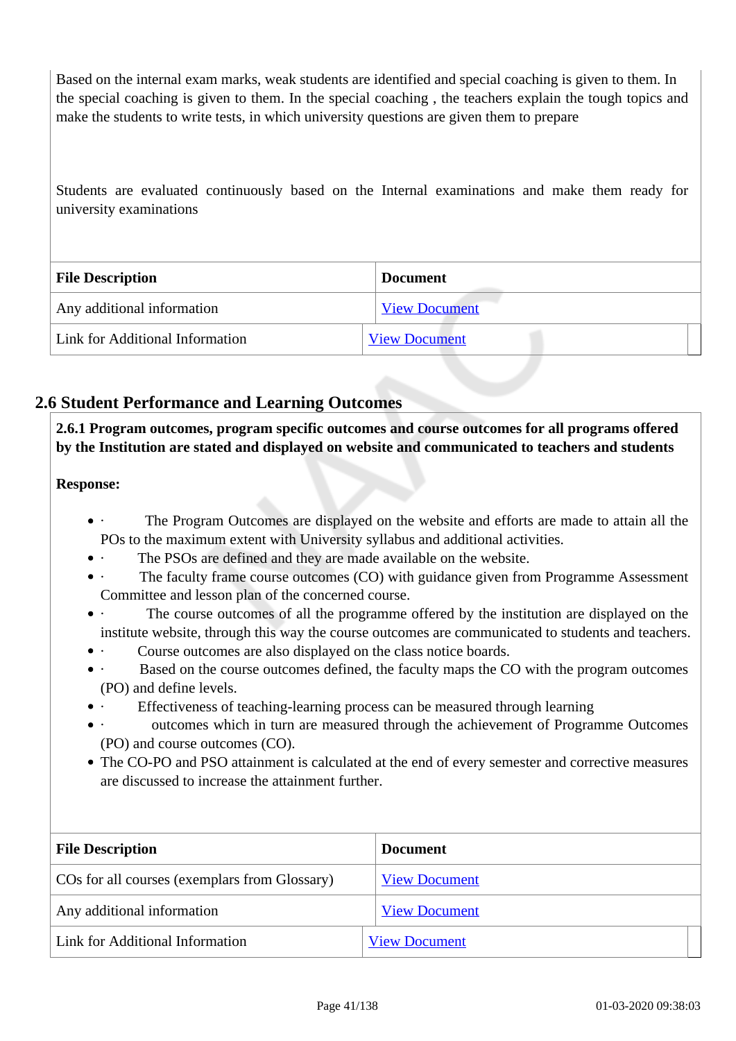Based on the internal exam marks, weak students are identified and special coaching is given to them. In the special coaching is given to them. In the special coaching , the teachers explain the tough topics and make the students to write tests, in which university questions are given them to prepare

Students are evaluated continuously based on the Internal examinations and make them ready for university examinations

| File Description | Document |
| --- | --- |
| Any additional information | View Document |
| Link for Additional Information | View Document |

## 2.6 Student Performance and Learning Outcomes

**2.6.1 Program outcomes, program specific outcomes and course outcomes for all programs offered by the Institution are stated and displayed on website and communicated to teachers and students**

**Response:**

- · The Program Outcomes are displayed on the website and efforts are made to attain all the POs to the maximum extent with University syllabus and additional activities.
- · The PSOs are defined and they are made available on the website.
- · The faculty frame course outcomes (CO) with guidance given from Programme Assessment Committee and lesson plan of the concerned course.
- · The course outcomes of all the programme offered by the institution are displayed on the institute website, through this way the course outcomes are communicated to students and teachers.
- · Course outcomes are also displayed on the class notice boards.
- · Based on the course outcomes defined, the faculty maps the CO with the program outcomes (PO) and define levels.
- · Effectiveness of teaching-learning process can be measured through learning
- · outcomes which in turn are measured through the achievement of Programme Outcomes (PO) and course outcomes (CO).
- The CO-PO and PSO attainment is calculated at the end of every semester and corrective measures are discussed to increase the attainment further.

| File Description | Document |
| --- | --- |
| COs for all courses (exemplars from Glossary) | View Document |
| Any additional information | View Document |
| Link for Additional Information | View Document |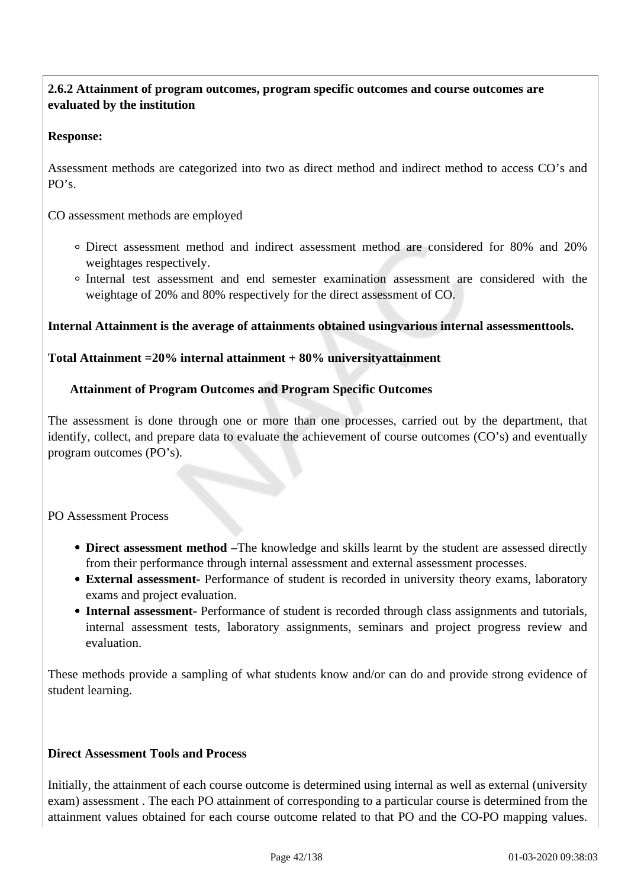**2.6.2 Attainment of program outcomes, program specific outcomes and course outcomes are evaluated by the institution**

**Response:**

Assessment methods are categorized into two as direct method and indirect method to access CO's and PO's.

CO assessment methods are employed

- Direct assessment method and indirect assessment method are considered for 80% and 20% weightages respectively.
- Internal test assessment and end semester examination assessment are considered with the weightage of 20% and 80% respectively for the direct assessment of CO.

**Internal Attainment is the average of attainments obtained usingvarious internal assessmenttools.**

**Total Attainment =20% internal attainment + 80% universityattainment**

**Attainment of Program Outcomes and Program Specific Outcomes**

The assessment is done through one or more than one processes, carried out by the department, that identify, collect, and prepare data to evaluate the achievement of course outcomes (CO's) and eventually program outcomes (PO's).

PO Assessment Process

- **Direct assessment method –**The knowledge and skills learnt by the student are assessed directly from their performance through internal assessment and external assessment processes.
- **External assessment-** Performance of student is recorded in university theory exams, laboratory exams and project evaluation.
- **Internal assessment-** Performance of student is recorded through class assignments and tutorials, internal assessment tests, laboratory assignments, seminars and project progress review and evaluation.

These methods provide a sampling of what students know and/or can do and provide strong evidence of student learning.

**Direct Assessment Tools and Process**

Initially, the attainment of each course outcome is determined using internal as well as external (university exam) assessment . The each PO attainment of corresponding to a particular course is determined from the attainment values obtained for each course outcome related to that PO and the CO-PO mapping values.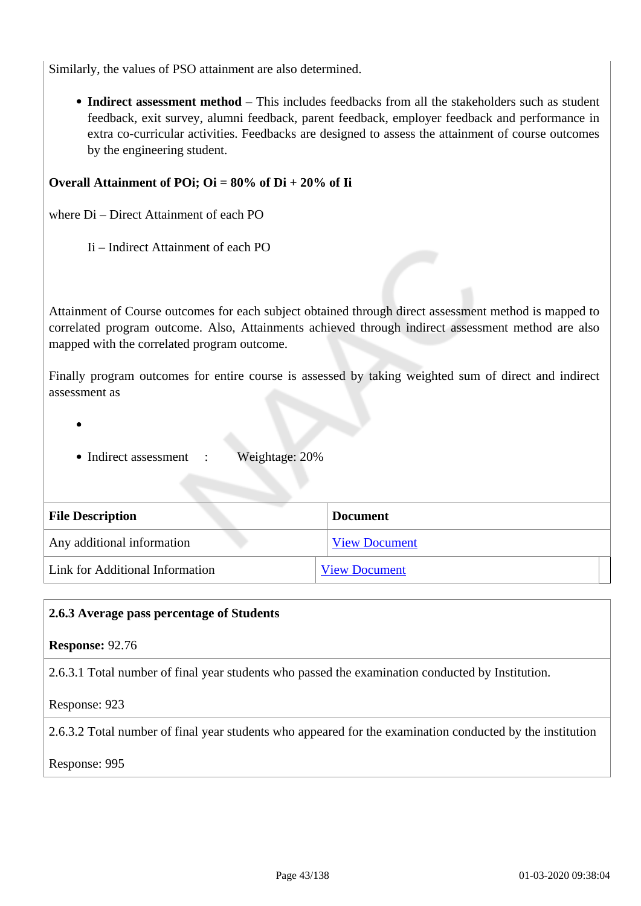Similarly, the values of PSO attainment are also determined.

- **Indirect assessment method** – This includes feedbacks from all the stakeholders such as student feedback, exit survey, alumni feedback, parent feedback, employer feedback and performance in extra co-curricular activities. Feedbacks are designed to assess the attainment of course outcomes by the engineering student.

**Overall Attainment of POi; Oi = 80% of Di + 20% of Ii**

where Di – Direct Attainment of each PO

Ii – Indirect Attainment of each PO

Attainment of Course outcomes for each subject obtained through direct assessment method is mapped to correlated program outcome. Also, Attainments achieved through indirect assessment method are also mapped with the correlated program outcome.

Finally program outcomes for entire course is assessed by taking weighted sum of direct and indirect assessment as

- 
- Indirect assessment : Weightage: 20%

| File Description | Document |
| --- | --- |
| Any additional information | View Document |
| Link for Additional Information | View Document |

**2.6.3 Average pass percentage of Students**

**Response:** 92.76

2.6.3.1 Total number of final year students who passed the examination conducted by Institution.

Response: 923

2.6.3.2 Total number of final year students who appeared for the examination conducted by the institution

Response: 995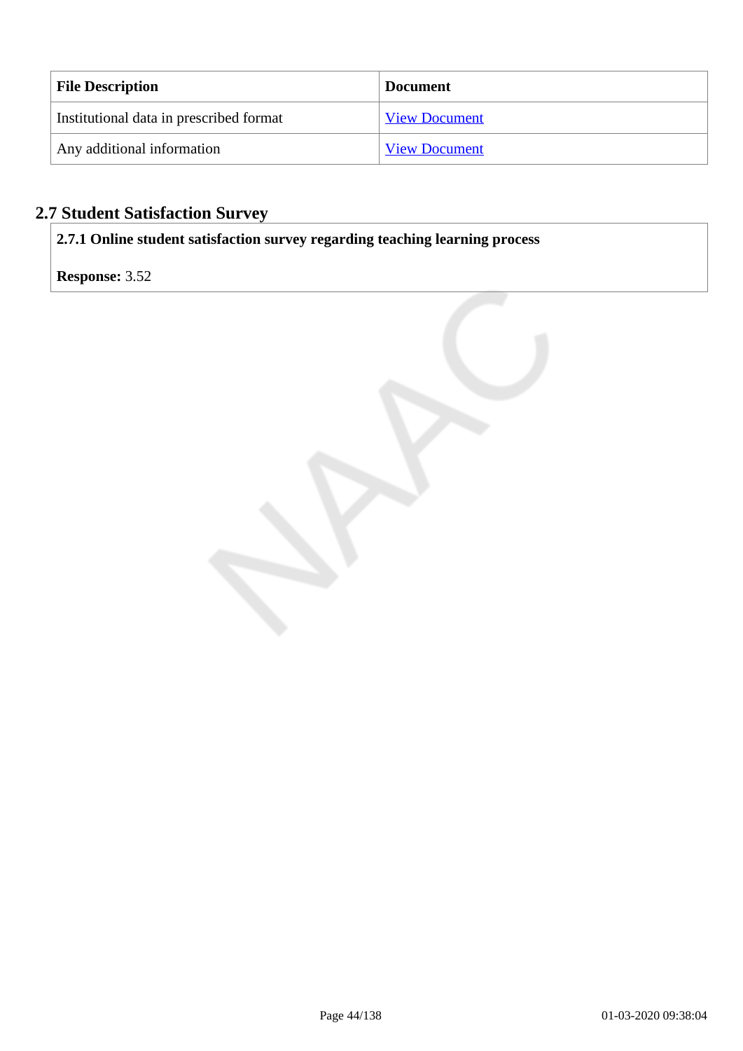| File Description | Document |
|---|---|
| Institutional data in prescribed format | View Document |
| Any additional information | View Document |

## 2.7 Student Satisfaction Survey

**2.7.1 Online student satisfaction survey regarding teaching learning process**

**Response:** 3.52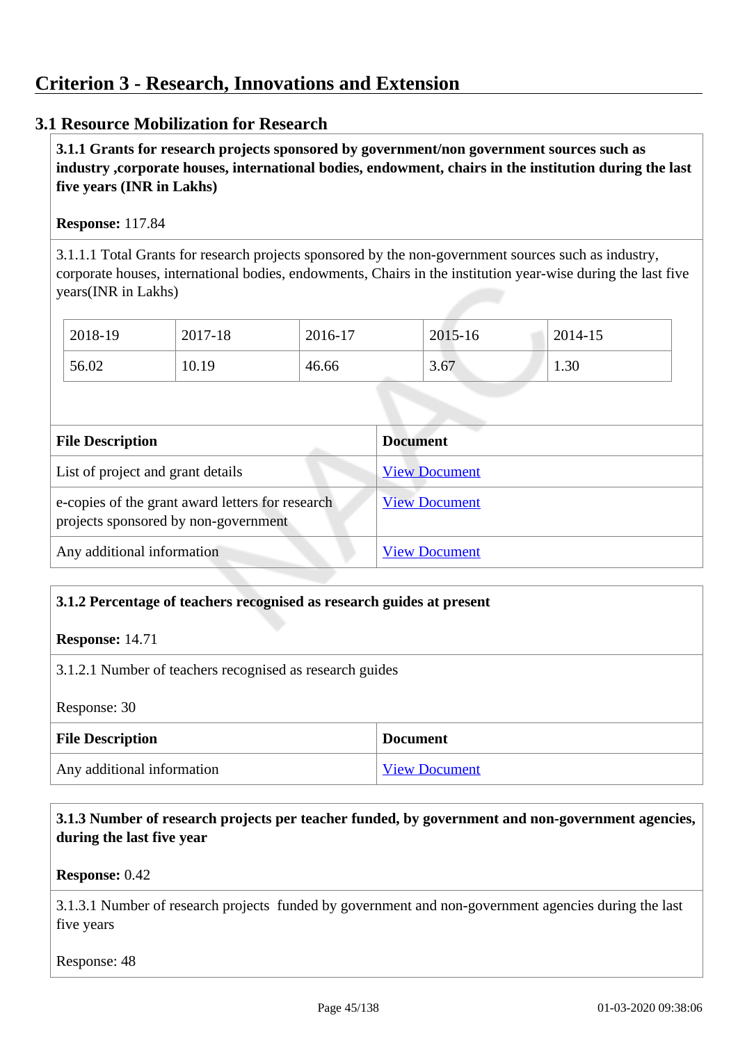# Criterion 3 - Research, Innovations and Extension

## 3.1 Resource Mobilization for Research

**3.1.1 Grants for research projects sponsored by government/non government sources such as industry ,corporate houses, international bodies, endowment, chairs in the institution during the last five years (INR in Lakhs)**

**Response:** 117.84

3.1.1.1 Total Grants for research projects sponsored by the non-government sources such as industry, corporate houses, international bodies, endowments, Chairs in the institution year-wise during the last five years(INR in Lakhs)

| 2018-19 | 2017-18 | 2016-17 | 2015-16 | 2014-15 |
|---|---|---|---|---|
| 56.02 | 10.19 | 46.66 | 3.67 | 1.30 |

| File Description | Document |
|---|---|
| List of project and grant details | View Document |
| e-copies of the grant award letters for research projects sponsored by non-government | View Document |
| Any additional information | View Document |

**3.1.2 Percentage of teachers recognised as research guides at present**

**Response:** 14.71

3.1.2.1 Number of teachers recognised as research guides

Response: 30

| File Description | Document |
|---|---|
| Any additional information | View Document |

**3.1.3 Number of research projects per teacher funded, by government and non-government agencies, during the last five year**

**Response:** 0.42

3.1.3.1 Number of research projects funded by government and non-government agencies during the last five years

Response: 48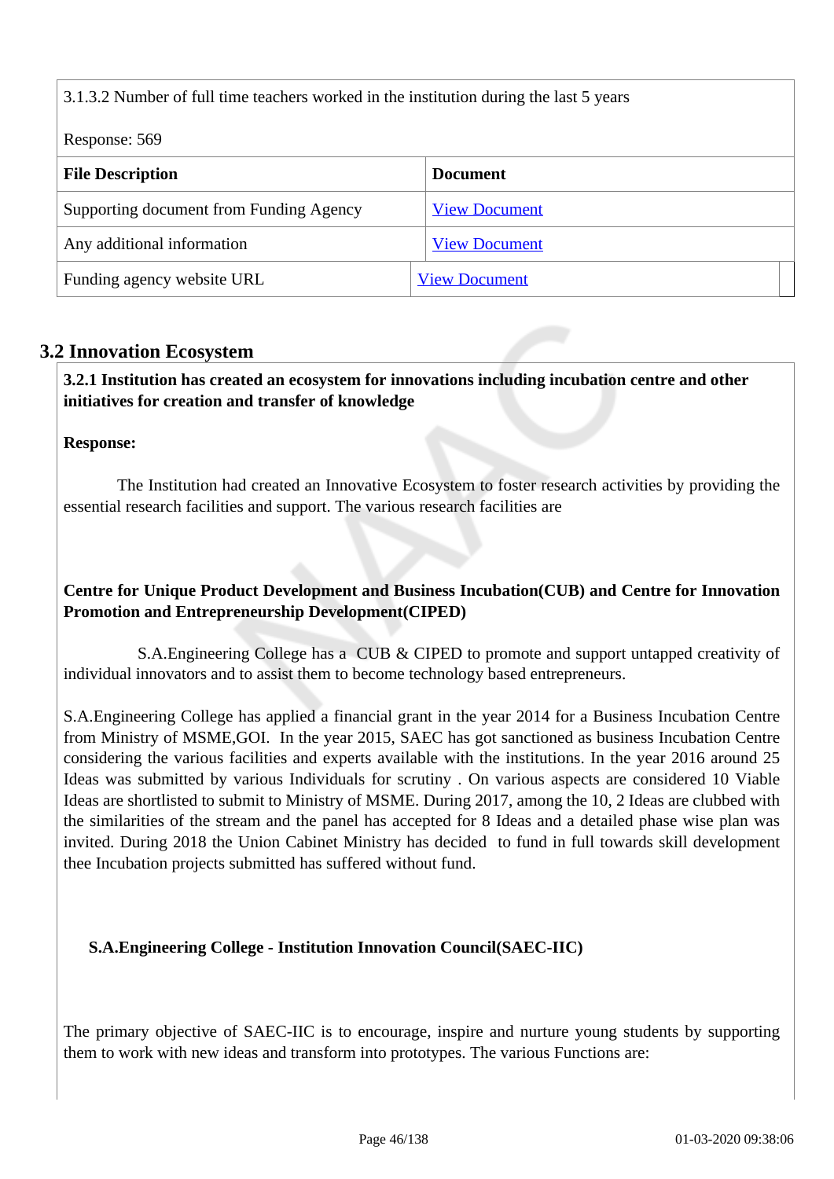3.1.3.2 Number of full time teachers worked in the institution during the last 5 years

Response: 569

| File Description | Document |
|---|---|
| Supporting document from Funding Agency | View Document |
| Any additional information | View Document |
| Funding agency website URL | View Document |

## 3.2 Innovation Ecosystem

**3.2.1 Institution has created an ecosystem for innovations including incubation centre and other initiatives for creation and transfer of knowledge**

**Response:**

The Institution had created an Innovative Ecosystem to foster research activities by providing the essential research facilities and support. The various research facilities are

**Centre for Unique Product Development and Business Incubation(CUB) and Centre for Innovation Promotion and Entrepreneurship Development(CIPED)**

S.A.Engineering College has a CUB & CIPED to promote and support untapped creativity of individual innovators and to assist them to become technology based entrepreneurs.

S.A.Engineering College has applied a financial grant in the year 2014 for a Business Incubation Centre from Ministry of MSME,GOI. In the year 2015, SAEC has got sanctioned as business Incubation Centre considering the various facilities and experts available with the institutions. In the year 2016 around 25 Ideas was submitted by various Individuals for scrutiny . On various aspects are considered 10 Viable Ideas are shortlisted to submit to Ministry of MSME. During 2017, among the 10, 2 Ideas are clubbed with the similarities of the stream and the panel has accepted for 8 Ideas and a detailed phase wise plan was invited. During 2018 the Union Cabinet Ministry has decided to fund in full towards skill development thee Incubation projects submitted has suffered without fund.

**S.A.Engineering College - Institution Innovation Council(SAEC-IIC)**

The primary objective of SAEC-IIC is to encourage, inspire and nurture young students by supporting them to work with new ideas and transform into prototypes. The various Functions are: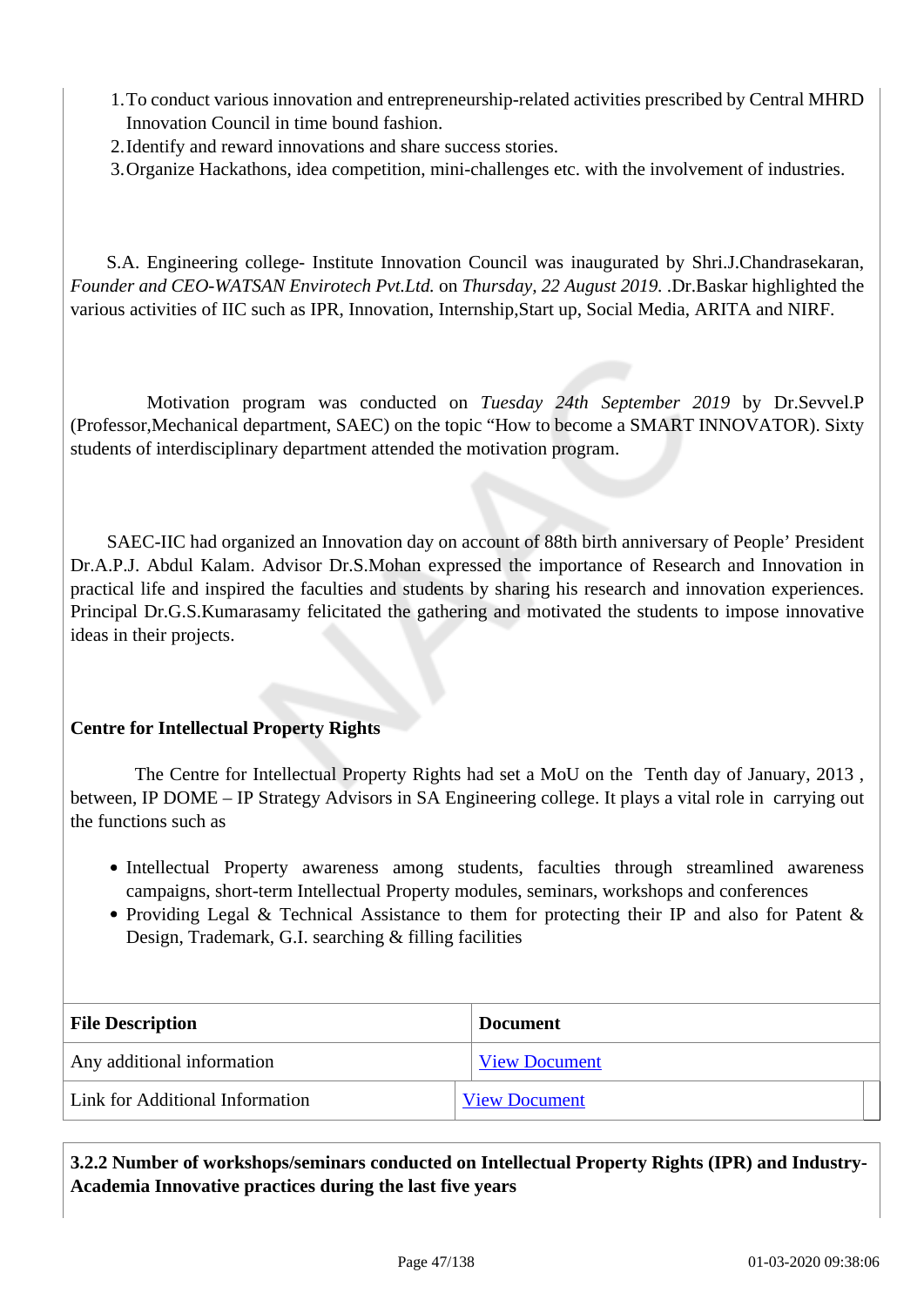1. To conduct various innovation and entrepreneurship-related activities prescribed by Central MHRD Innovation Council in time bound fashion.
2. Identify and reward innovations and share success stories.
3. Organize Hackathons, idea competition, mini-challenges etc. with the involvement of industries.

S.A. Engineering college- Institute Innovation Council was inaugurated by Shri.J.Chandrasekaran, *Founder and CEO-WATSAN Envirotech Pvt.Ltd.* on *Thursday, 22 August 2019.* .Dr.Baskar highlighted the various activities of IIC such as IPR, Innovation, Internship,Start up, Social Media, ARITA and NIRF.

Motivation program was conducted on *Tuesday 24th September 2019* by Dr.Sevvel.P (Professor,Mechanical department, SAEC) on the topic "How to become a SMART INNOVATOR). Sixty students of interdisciplinary department attended the motivation program.

SAEC-IIC had organized an Innovation day on account of 88th birth anniversary of People' President Dr.A.P.J. Abdul Kalam. Advisor Dr.S.Mohan expressed the importance of Research and Innovation in practical life and inspired the faculties and students by sharing his research and innovation experiences. Principal Dr.G.S.Kumarasamy felicitated the gathering and motivated the students to impose innovative ideas in their projects.

**Centre for Intellectual Property Rights**

The Centre for Intellectual Property Rights had set a MoU on the Tenth day of January, 2013 , between, IP DOME – IP Strategy Advisors in SA Engineering college. It plays a vital role in carrying out the functions such as

- Intellectual Property awareness among students, faculties through streamlined awareness campaigns, short-term Intellectual Property modules, seminars, workshops and conferences
- Providing Legal & Technical Assistance to them for protecting their IP and also for Patent & Design, Trademark, G.I. searching & filling facilities

| File Description | Document |
|---|---|
| Any additional information | View Document |
| Link for Additional Information | View Document |

**3.2.2 Number of workshops/seminars conducted on Intellectual Property Rights (IPR) and Industry-Academia Innovative practices during the last five years**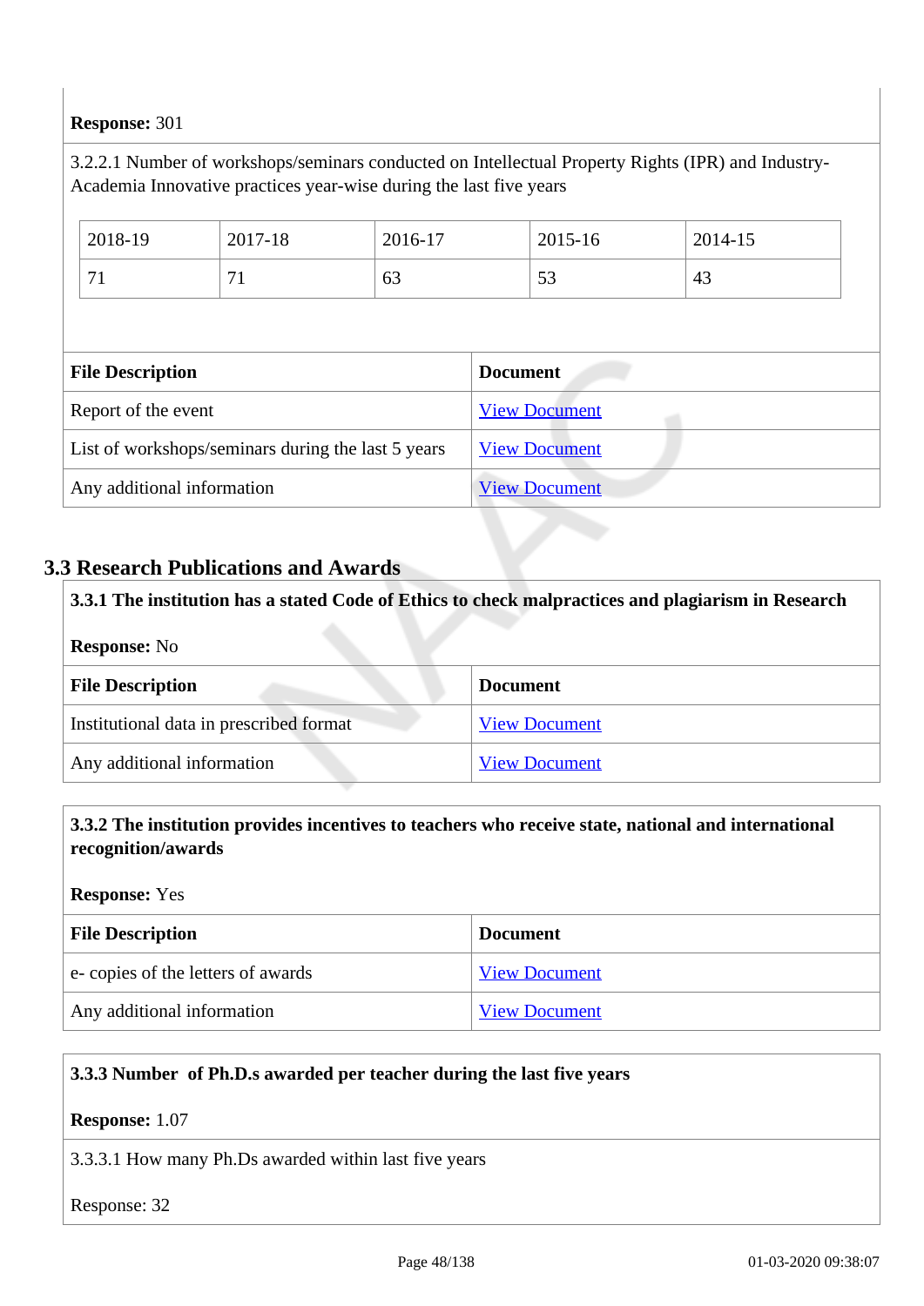**Response:** 301

3.2.2.1 Number of workshops/seminars conducted on Intellectual Property Rights (IPR) and Industry-Academia Innovative practices year-wise during the last five years

| 2018-19 | 2017-18 | 2016-17 | 2015-16 | 2014-15 |
|---|---|---|---|---|
| 71 | 71 | 63 | 53 | 43 |

| File Description | Document |
|---|---|
| Report of the event | View Document |
| List of workshops/seminars during the last 5 years | View Document |
| Any additional information | View Document |

## 3.3 Research Publications and Awards

**3.3.1 The institution has a stated Code of Ethics to check malpractices and plagiarism in Research**

**Response:** No

| File Description | Document |
|---|---|
| Institutional data in prescribed format | View Document |
| Any additional information | View Document |

**3.3.2 The institution provides incentives to teachers who receive state, national and international recognition/awards**

**Response:** Yes

| File Description | Document |
|---|---|
| e- copies of the letters of awards | View Document |
| Any additional information | View Document |

**3.3.3 Number of Ph.D.s awarded per teacher during the last five years**

**Response:** 1.07

3.3.3.1 How many Ph.Ds awarded within last five years

Response: 32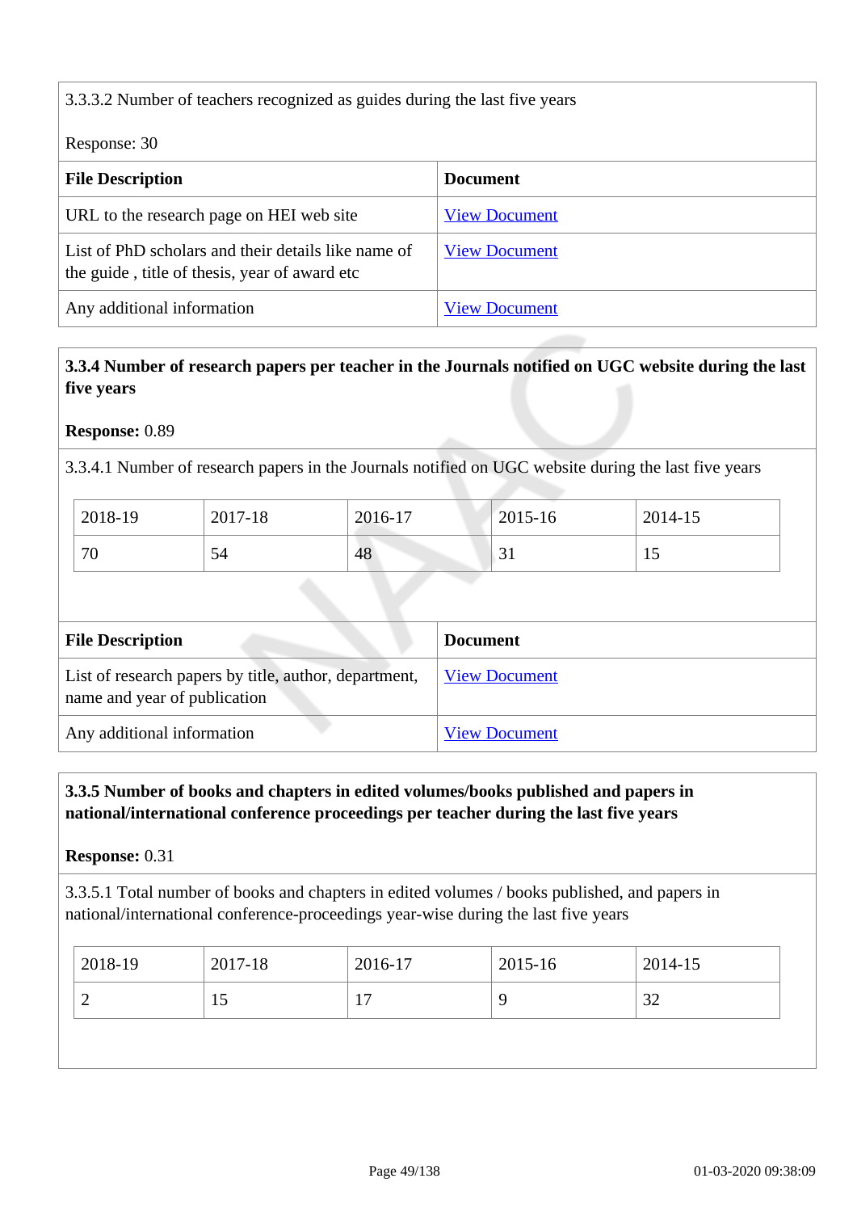3.3.3.2 Number of teachers recognized as guides during the last five years

Response: 30

| File Description | Document |
|---|---|
| URL to the research page on HEI web site | View Document |
| List of PhD scholars and their details like name of the guide , title of thesis, year of award etc | View Document |
| Any additional information | View Document |

**3.3.4 Number of research papers per teacher in the Journals notified on UGC website during the last five years**

**Response:** 0.89

3.3.4.1 Number of research papers in the Journals notified on UGC website during the last five years

| 2018-19 | 2017-18 | 2016-17 | 2015-16 | 2014-15 |
|---|---|---|---|---|
| 70 | 54 | 48 | 31 | 15 |

| File Description | Document |
|---|---|
| List of research papers by title, author, department, name and year of publication | View Document |
| Any additional information | View Document |

**3.3.5 Number of books and chapters in edited volumes/books published and papers in national/international conference proceedings per teacher during the last five years**

**Response:** 0.31

3.3.5.1 Total number of books and chapters in edited volumes / books published, and papers in national/international conference-proceedings year-wise during the last five years

| 2018-19 | 2017-18 | 2016-17 | 2015-16 | 2014-15 |
|---|---|---|---|---|
| 2 | 15 | 17 | 9 | 32 |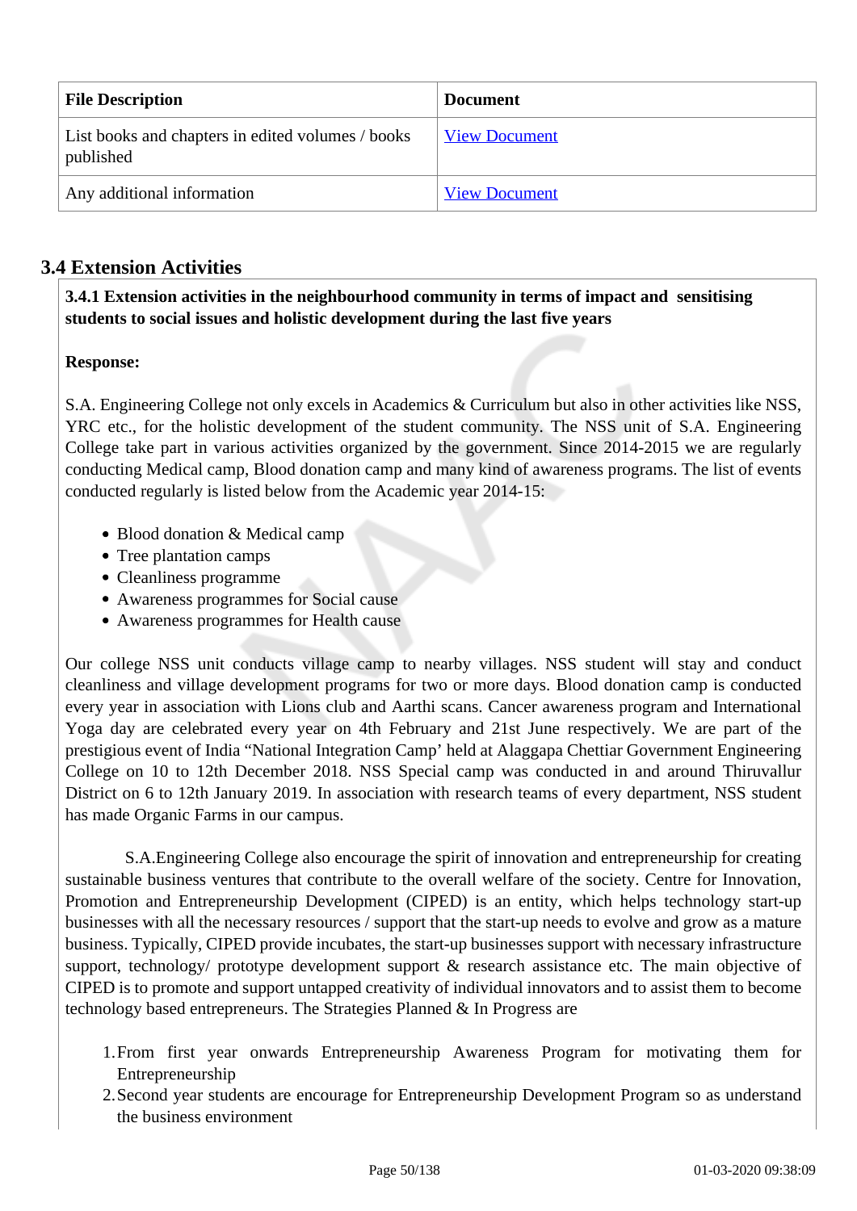| File Description | Document |
|---|---|
| List books and chapters in edited volumes / books published | View Document |
| Any additional information | View Document |

## 3.4 Extension Activities

**3.4.1 Extension activities in the neighbourhood community in terms of impact and sensitising students to social issues and holistic development during the last five years**

**Response:**

S.A. Engineering College not only excels in Academics & Curriculum but also in other activities like NSS, YRC etc., for the holistic development of the student community. The NSS unit of S.A. Engineering College take part in various activities organized by the government. Since 2014-2015 we are regularly conducting Medical camp, Blood donation camp and many kind of awareness programs. The list of events conducted regularly is listed below from the Academic year 2014-15:

- Blood donation & Medical camp
- Tree plantation camps
- Cleanliness programme
- Awareness programmes for Social cause
- Awareness programmes for Health cause

Our college NSS unit conducts village camp to nearby villages. NSS student will stay and conduct cleanliness and village development programs for two or more days. Blood donation camp is conducted every year in association with Lions club and Aarthi scans. Cancer awareness program and International Yoga day are celebrated every year on 4th February and 21st June respectively. We are part of the prestigious event of India “National Integration Camp’ held at Alaggapa Chettiar Government Engineering College on 10 to 12th December 2018. NSS Special camp was conducted in and around Thiruvallur District on 6 to 12th January 2019. In association with research teams of every department, NSS student has made Organic Farms in our campus.

S.A.Engineering College also encourage the spirit of innovation and entrepreneurship for creating sustainable business ventures that contribute to the overall welfare of the society. Centre for Innovation, Promotion and Entrepreneurship Development (CIPED) is an entity, which helps technology start-up businesses with all the necessary resources / support that the start-up needs to evolve and grow as a mature business. Typically, CIPED provide incubates, the start-up businesses support with necessary infrastructure support, technology/ prototype development support & research assistance etc. The main objective of CIPED is to promote and support untapped creativity of individual innovators and to assist them to become technology based entrepreneurs. The Strategies Planned & In Progress are

1. From first year onwards Entrepreneurship Awareness Program for motivating them for Entrepreneurship
2. Second year students are encourage for Entrepreneurship Development Program so as understand the business environment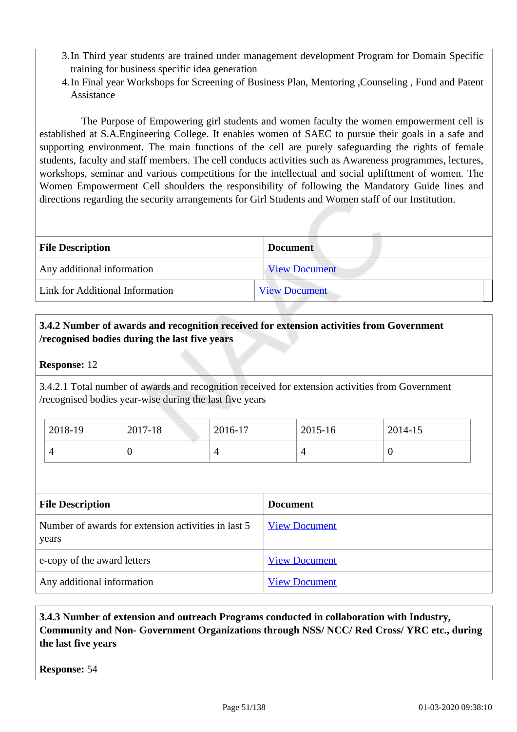3. In Third year students are trained under management development Program for Domain Specific training for business specific idea generation
4. In Final year Workshops for Screening of Business Plan, Mentoring ,Counseling , Fund and Patent Assistance

The Purpose of Empowering girl students and women faculty the women empowerment cell is established at S.A.Engineering College. It enables women of SAEC to pursue their goals in a safe and supporting environment. The main functions of the cell are purely safeguarding the rights of female students, faculty and staff members. The cell conducts activities such as Awareness programmes, lectures, workshops, seminar and various competitions for the intellectual and social uplifttment of women. The Women Empowerment Cell shoulders the responsibility of following the Mandatory Guide lines and directions regarding the security arrangements for Girl Students and Women staff of our Institution.

| File Description | Document |
|---|---|
| Any additional information | View Document |
| Link for Additional Information | View Document |

**3.4.2 Number of awards and recognition received for extension activities from Government /recognised bodies during the last five years**

**Response:** 12

3.4.2.1 Total number of awards and recognition received for extension activities from Government /recognised bodies year-wise during the last five years

| 2018-19 | 2017-18 | 2016-17 | 2015-16 | 2014-15 |
|---|---|---|---|---|
| 4 | 0 | 4 | 4 | 0 |

| File Description | Document |
|---|---|
| Number of awards for extension activities in last 5 years | View Document |
| e-copy of the award letters | View Document |
| Any additional information | View Document |

**3.4.3 Number of extension and outreach Programs conducted in collaboration with Industry, Community and Non- Government Organizations through NSS/ NCC/ Red Cross/ YRC etc., during the last five years**

**Response:** 54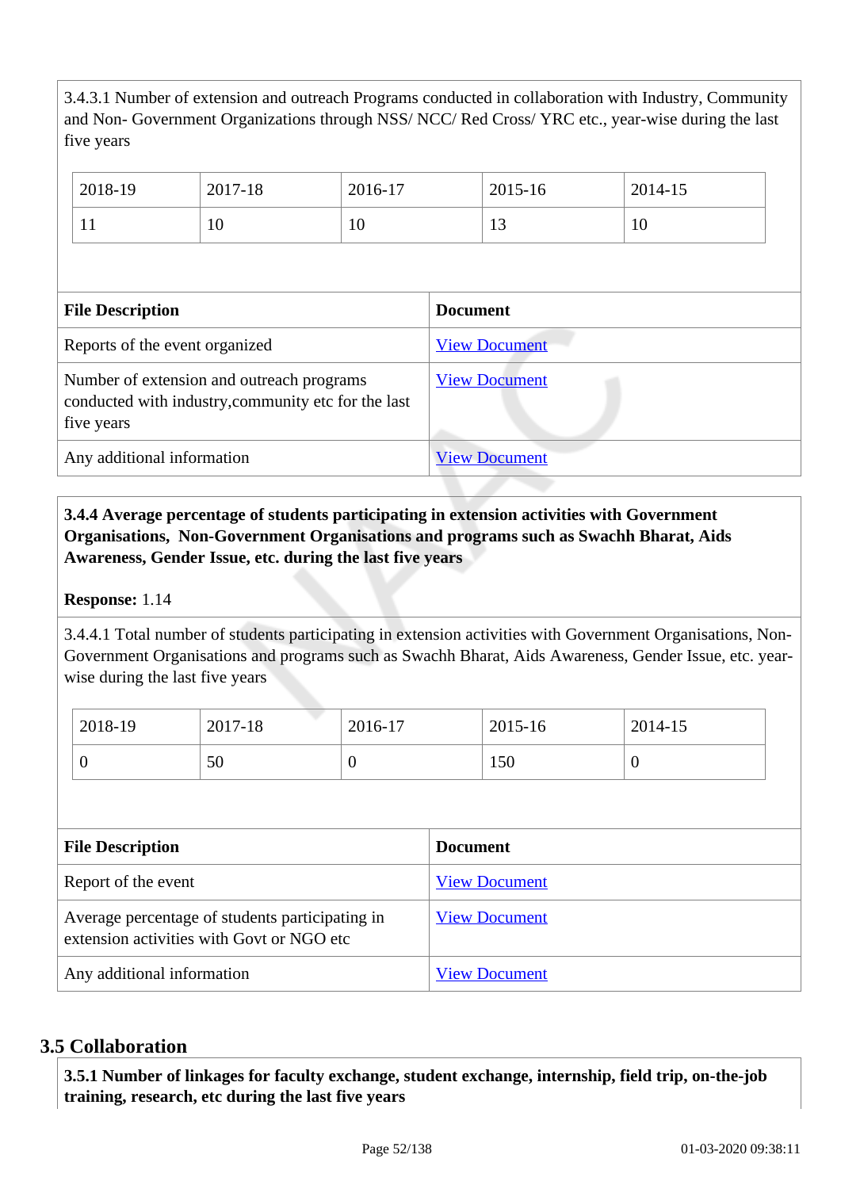3.4.3.1 Number of extension and outreach Programs conducted in collaboration with Industry, Community and Non- Government Organizations through NSS/ NCC/ Red Cross/ YRC etc., year-wise during the last five years

| 2018-19 | 2017-18 | 2016-17 | 2015-16 | 2014-15 |
|---|---|---|---|---|
| 11 | 10 | 10 | 13 | 10 |

| File Description | Document |
|---|---|
| Reports of the event organized | View Document |
| Number of extension and outreach programs conducted with industry,community etc for the last five years | View Document |
| Any additional information | View Document |

**3.4.4 Average percentage of students participating in extension activities with Government Organisations, Non-Government Organisations and programs such as Swachh Bharat, Aids Awareness, Gender Issue, etc. during the last five years**

**Response:** 1.14

3.4.4.1 Total number of students participating in extension activities with Government Organisations, Non-Government Organisations and programs such as Swachh Bharat, Aids Awareness, Gender Issue, etc. year-wise during the last five years

| 2018-19 | 2017-18 | 2016-17 | 2015-16 | 2014-15 |
|---|---|---|---|---|
| 0 | 50 | 0 | 150 | 0 |

| File Description | Document |
|---|---|
| Report of the event | View Document |
| Average percentage of students participating in extension activities with Govt or NGO etc | View Document |
| Any additional information | View Document |

## 3.5 Collaboration

**3.5.1 Number of linkages for faculty exchange, student exchange, internship, field trip, on-the-job training, research, etc during the last five years**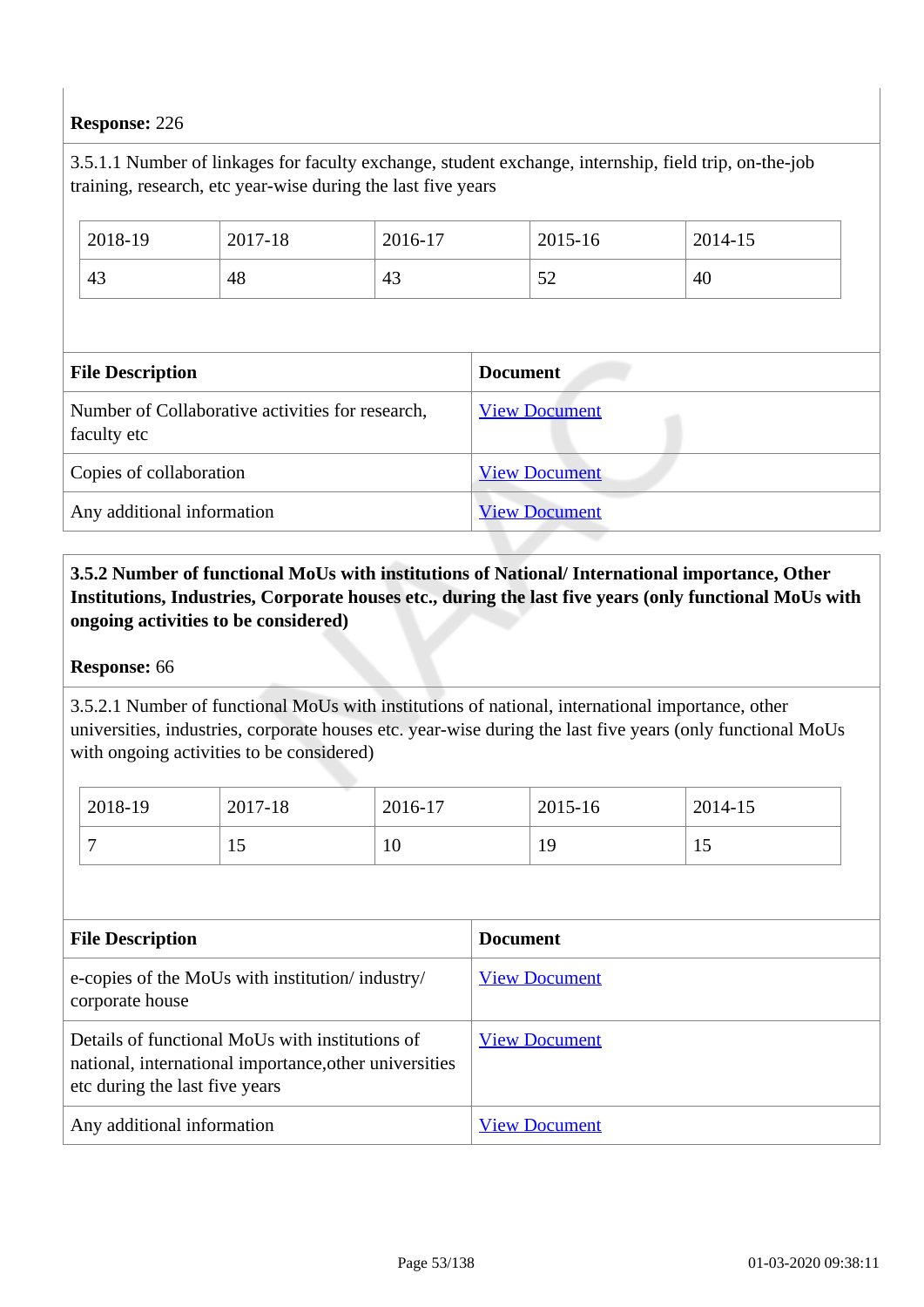**Response:** 226

3.5.1.1 Number of linkages for faculty exchange, student exchange, internship, field trip, on-the-job training, research, etc year-wise during the last five years

| 2018-19 | 2017-18 | 2016-17 | 2015-16 | 2014-15 |
|---|---|---|---|---|
| 43 | 48 | 43 | 52 | 40 |

| File Description | Document |
|---|---|
| Number of Collaborative activities for research, faculty etc | View Document |
| Copies of collaboration | View Document |
| Any additional information | View Document |

**3.5.2 Number of functional MoUs with institutions of National/ International importance, Other Institutions, Industries, Corporate houses etc., during the last five years (only functional MoUs with ongoing activities to be considered)**

**Response:** 66

3.5.2.1 Number of functional MoUs with institutions of national, international importance, other universities, industries, corporate houses etc. year-wise during the last five years (only functional MoUs with ongoing activities to be considered)

| 2018-19 | 2017-18 | 2016-17 | 2015-16 | 2014-15 |
|---|---|---|---|---|
| 7 | 15 | 10 | 19 | 15 |

| File Description | Document |
|---|---|
| e-copies of the MoUs with institution/ industry/ corporate house | View Document |
| Details of functional MoUs with institutions of national, international importance,other universities etc during the last five years | View Document |
| Any additional information | View Document |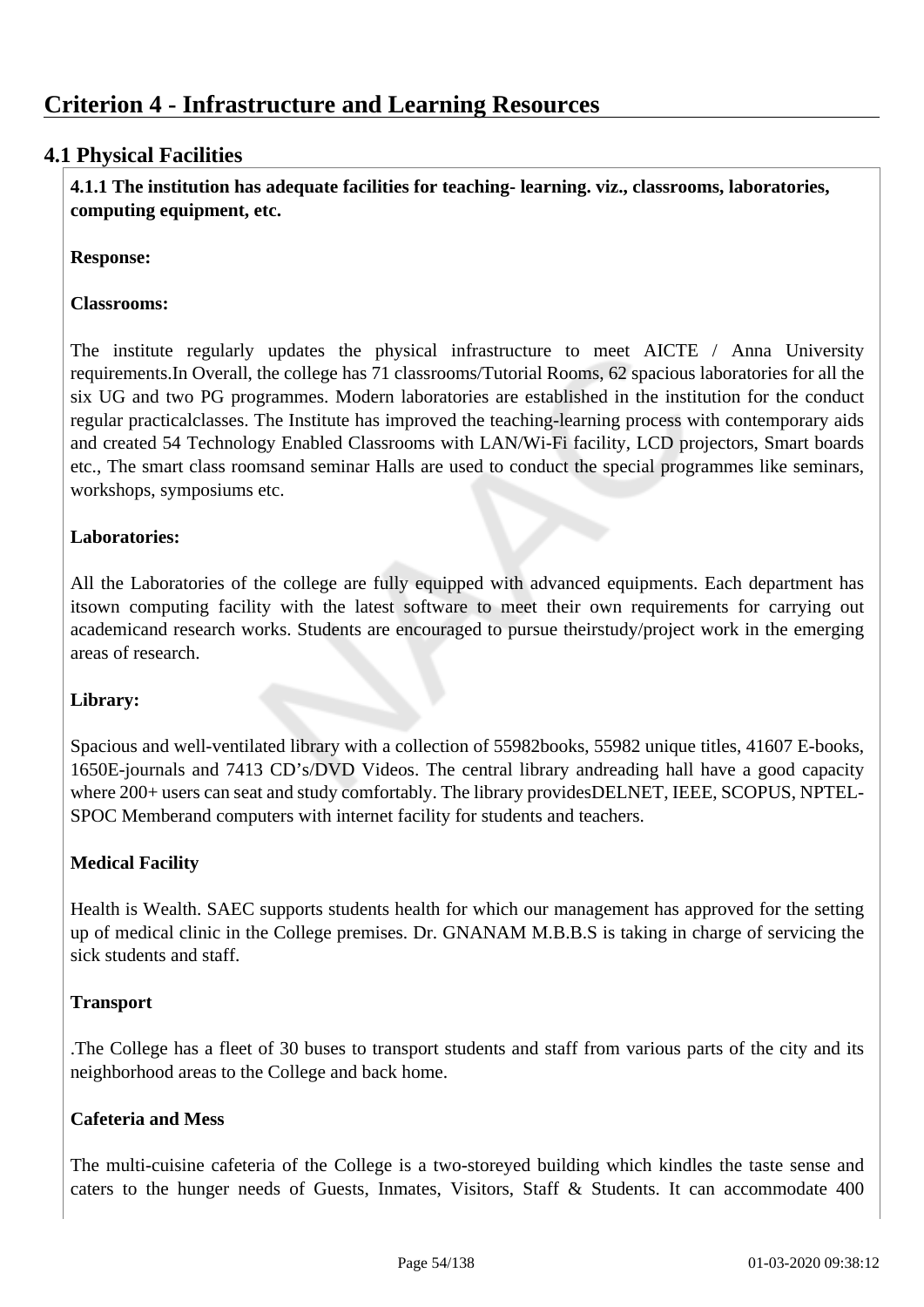# Criterion 4 - Infrastructure and Learning Resources

## 4.1 Physical Facilities

**4.1.1 The institution has adequate facilities for teaching- learning. viz., classrooms, laboratories, computing equipment, etc.**

**Response:**

**Classrooms:**

The institute regularly updates the physical infrastructure to meet AICTE / Anna University requirements.In Overall, the college has 71 classrooms/Tutorial Rooms, 62 spacious laboratories for all the six UG and two PG programmes. Modern laboratories are established in the institution for the conduct regular practicalclasses. The Institute has improved the teaching-learning process with contemporary aids and created 54 Technology Enabled Classrooms with LAN/Wi-Fi facility, LCD projectors, Smart boards etc., The smart class roomsand seminar Halls are used to conduct the special programmes like seminars, workshops, symposiums etc.

**Laboratories:**

All the Laboratories of the college are fully equipped with advanced equipments. Each department has itsown computing facility with the latest software to meet their own requirements for carrying out academicand research works. Students are encouraged to pursue theirstudy/project work in the emerging areas of research.

**Library:**

Spacious and well-ventilated library with a collection of 55982books, 55982 unique titles, 41607 E-books, 1650E-journals and 7413 CD's/DVD Videos. The central library andreading hall have a good capacity where 200+ users can seat and study comfortably. The library providesDELNET, IEEE, SCOPUS, NPTEL-SPOC Memberand computers with internet facility for students and teachers.

**Medical Facility**

Health is Wealth. SAEC supports students health for which our management has approved for the setting up of medical clinic in the College premises. Dr. GNANAM M.B.B.S is taking in charge of servicing the sick students and staff.

**Transport**

.The College has a fleet of 30 buses to transport students and staff from various parts of the city and its neighborhood areas to the College and back home.

**Cafeteria and Mess**

The multi-cuisine cafeteria of the College is a two-storeyed building which kindles the taste sense and caters to the hunger needs of Guests, Inmates, Visitors, Staff & Students. It can accommodate 400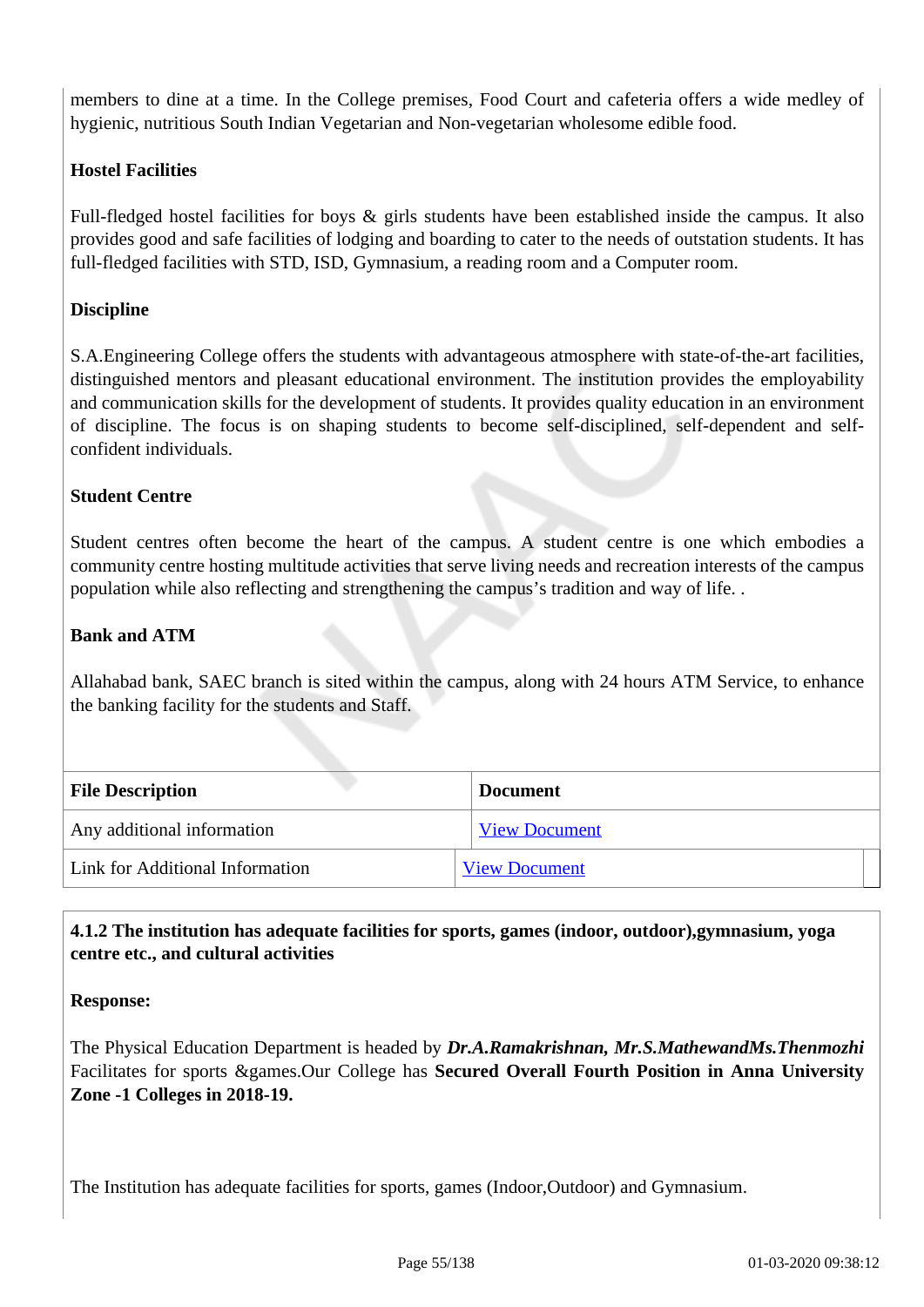members to dine at a time. In the College premises, Food Court and cafeteria offers a wide medley of hygienic, nutritious South Indian Vegetarian and Non-vegetarian wholesome edible food.

**Hostel Facilities**

Full-fledged hostel facilities for boys & girls students have been established inside the campus. It also provides good and safe facilities of lodging and boarding to cater to the needs of outstation students. It has full-fledged facilities with STD, ISD, Gymnasium, a reading room and a Computer room.

**Discipline**

S.A.Engineering College offers the students with advantageous atmosphere with state-of-the-art facilities, distinguished mentors and pleasant educational environment. The institution provides the employability and communication skills for the development of students. It provides quality education in an environment of discipline. The focus is on shaping students to become self-disciplined, self-dependent and self-confident individuals.

**Student Centre**

Student centres often become the heart of the campus. A student centre is one which embodies a community centre hosting multitude activities that serve living needs and recreation interests of the campus population while also reflecting and strengthening the campus's tradition and way of life. .

**Bank and ATM**

Allahabad bank, SAEC branch is sited within the campus, along with 24 hours ATM Service, to enhance the banking facility for the students and Staff.

| File Description | Document |
|---|---|
| Any additional information | View Document |
| Link for Additional Information | View Document |

**4.1.2 The institution has adequate facilities for sports, games (indoor, outdoor),gymnasium, yoga centre etc., and cultural activities**

**Response:**

The Physical Education Department is headed by ***Dr.A.Ramakrishnan, Mr.S.MathewandMs.Thenmozhi*** Facilitates for sports &games.Our College has **Secured Overall Fourth Position in Anna University Zone -1 Colleges in 2018-19.**

The Institution has adequate facilities for sports, games (Indoor,Outdoor) and Gymnasium.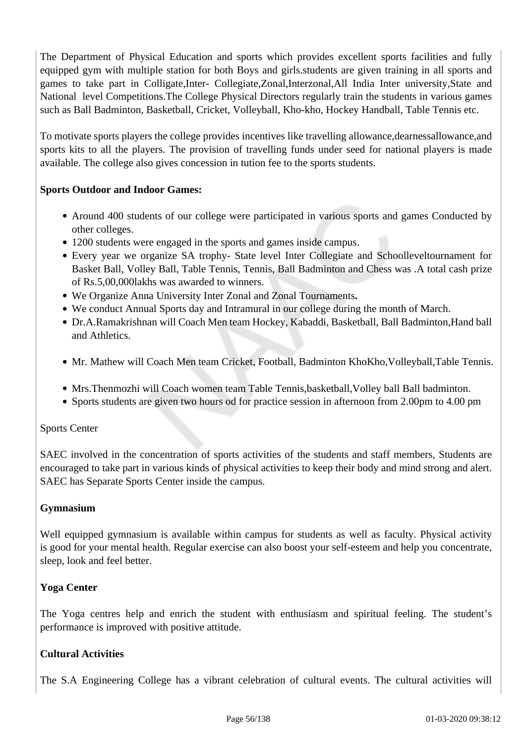The Department of Physical Education and sports which provides excellent sports facilities and fully equipped gym with multiple station for both Boys and girls.students are given training in all sports and games to take part in Colligate,Inter- Collegiate,Zonal,Interzonal,All India Inter university,State and National level Competitions.The College Physical Directors regularly train the students in various games such as Ball Badminton, Basketball, Cricket, Volleyball, Kho-kho, Hockey Handball, Table Tennis etc.

To motivate sports players the college provides incentives like travelling allowance,dearnessallowance,and sports kits to all the players. The provision of travelling funds under seed for national players is made available. The college also gives concession in tution fee to the sports students.

**Sports Outdoor and Indoor Games:**

- Around 400 students of our college were participated in various sports and games Conducted by other colleges.
- 1200 students were engaged in the sports and games inside campus.
- Every year we organize SA trophy- State level Inter Collegiate and Schoolleveltournament for Basket Ball, Volley Ball, Table Tennis, Tennis, Ball Badminton and Chess was .A total cash prize of Rs.5,00,000lakhs was awarded to winners.
- We Organize Anna University Inter Zonal and Zonal Tournaments**.**
- We conduct Annual Sports day and Intramural in our college during the month of March.
- Dr.A.Ramakrishnan will Coach Men team Hockey, Kabaddi, Basketball, Ball Badminton,Hand ball and Athletics.
- Mr. Mathew will Coach Men team Cricket, Football, Badminton KhoKho,Volleyball,Table Tennis.
- Mrs.Thenmozhi will Coach women team Table Tennis,basketball,Volley ball Ball badminton.
- Sports students are given two hours od for practice session in afternoon from 2.00pm to 4.00 pm

Sports Center

SAEC involved in the concentration of sports activities of the students and staff members, Students are encouraged to take part in various kinds of physical activities to keep their body and mind strong and alert. SAEC has Separate Sports Center inside the campus.

**Gymnasium**

Well equipped gymnasium is available within campus for students as well as faculty. Physical activity is good for your mental health. Regular exercise can also boost your self-esteem and help you concentrate, sleep, look and feel better.

**Yoga Center**

The Yoga centres help and enrich the student with enthusiasm and spiritual feeling. The student's performance is improved with positive attitude.

**Cultural Activities**

The S.A Engineering College has a vibrant celebration of cultural events. The cultural activities will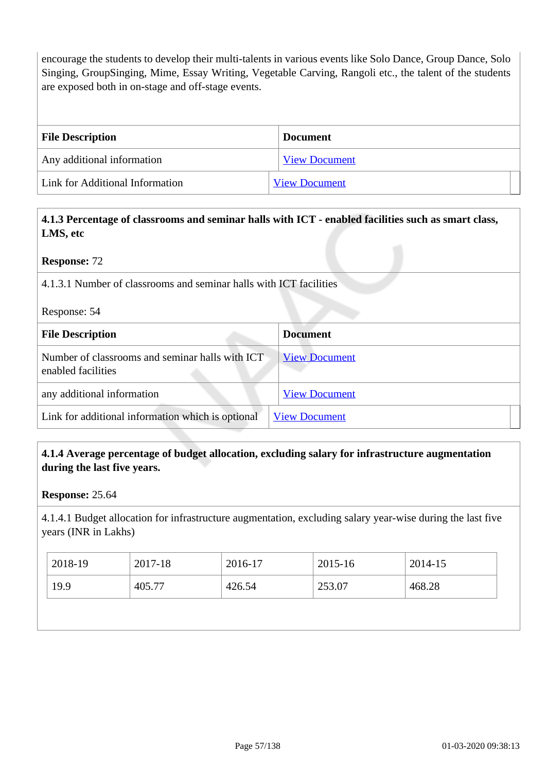encourage the students to develop their multi-talents in various events like Solo Dance, Group Dance, Solo Singing, GroupSinging, Mime, Essay Writing, Vegetable Carving, Rangoli etc., the talent of the students are exposed both in on-stage and off-stage events.

| File Description | Document |
|---|---|
| Any additional information | View Document |
| Link for Additional Information | View Document |

**4.1.3 Percentage of classrooms and seminar halls with ICT - enabled facilities such as smart class, LMS, etc**

**Response:** 72

4.1.3.1 Number of classrooms and seminar halls with ICT facilities

Response: 54

| File Description | Document |
|---|---|
| Number of classrooms and seminar halls with ICT enabled facilities | View Document |
| any additional information | View Document |
| Link for additional information which is optional | View Document |

**4.1.4 Average percentage of budget allocation, excluding salary for infrastructure augmentation during the last five years.**

**Response:** 25.64

4.1.4.1 Budget allocation for infrastructure augmentation, excluding salary year-wise during the last five years (INR in Lakhs)

| 2018-19 | 2017-18 | 2016-17 | 2015-16 | 2014-15 |
|---|---|---|---|---|
| 19.9 | 405.77 | 426.54 | 253.07 | 468.28 |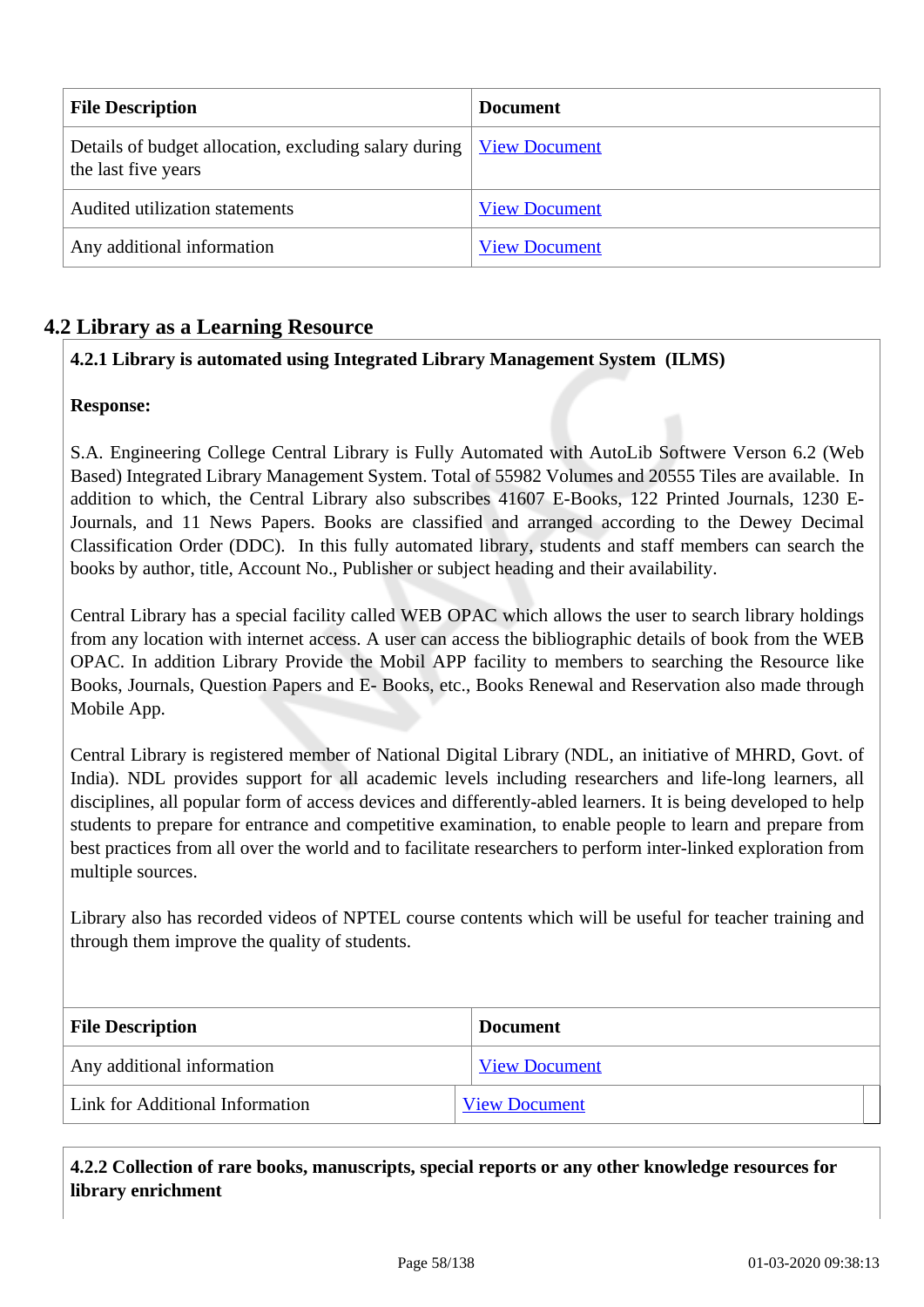| File Description | Document |
| --- | --- |
| Details of budget allocation, excluding salary during the last five years | View Document |
| Audited utilization statements | View Document |
| Any additional information | View Document |

## 4.2 Library as a Learning Resource

**4.2.1 Library is automated using Integrated Library Management System (ILMS)**

**Response:**

S.A. Engineering College Central Library is Fully Automated with AutoLib Softwere Verson 6.2 (Web Based) Integrated Library Management System. Total of 55982 Volumes and 20555 Tiles are available. In addition to which, the Central Library also subscribes 41607 E-Books, 122 Printed Journals, 1230 E-Journals, and 11 News Papers. Books are classified and arranged according to the Dewey Decimal Classification Order (DDC). In this fully automated library, students and staff members can search the books by author, title, Account No., Publisher or subject heading and their availability.

Central Library has a special facility called WEB OPAC which allows the user to search library holdings from any location with internet access. A user can access the bibliographic details of book from the WEB OPAC. In addition Library Provide the Mobil APP facility to members to searching the Resource like Books, Journals, Question Papers and E- Books, etc., Books Renewal and Reservation also made through Mobile App.

Central Library is registered member of National Digital Library (NDL, an initiative of MHRD, Govt. of India). NDL provides support for all academic levels including researchers and life-long learners, all disciplines, all popular form of access devices and differently-abled learners. It is being developed to help students to prepare for entrance and competitive examination, to enable people to learn and prepare from best practices from all over the world and to facilitate researchers to perform inter-linked exploration from multiple sources.

Library also has recorded videos of NPTEL course contents which will be useful for teacher training and through them improve the quality of students.

| File Description | Document |
| --- | --- |
| Any additional information | View Document |
| Link for Additional Information | View Document |

**4.2.2 Collection of rare books, manuscripts, special reports or any other knowledge resources for library enrichment**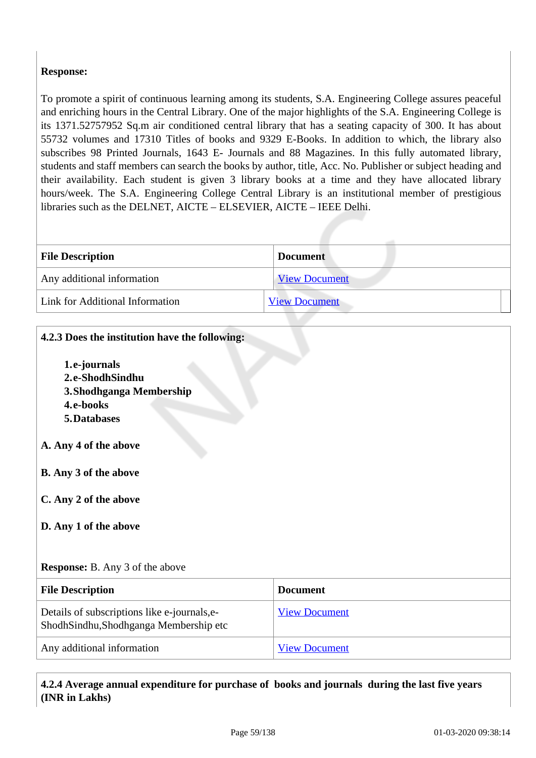**Response:**

To promote a spirit of continuous learning among its students, S.A. Engineering College assures peaceful and enriching hours in the Central Library. One of the major highlights of the S.A. Engineering College is its 1371.52757952 Sq.m air conditioned central library that has a seating capacity of 300. It has about 55732 volumes and 17310 Titles of books and 9329 E-Books. In addition to which, the library also subscribes 98 Printed Journals, 1643 E- Journals and 88 Magazines. In this fully automated library, students and staff members can search the books by author, title, Acc. No. Publisher or subject heading and their availability. Each student is given 3 library books at a time and they have allocated library hours/week. The S.A. Engineering College Central Library is an institutional member of prestigious libraries such as the DELNET, AICTE – ELSEVIER, AICTE – IEEE Delhi.

| File Description | Document |
| --- | --- |
| Any additional information | View Document |
| Link for Additional Information | View Document |

**4.2.3 Does the institution have the following:**

1. **e-journals**
2. **e-ShodhSindhu**
3. **Shodhganga Membership**
4. **e-books**
5. **Databases**

**A. Any 4 of the above**

**B. Any 3 of the above**

**C. Any 2 of the above**

**D. Any 1 of the above**

**Response:** B. Any 3 of the above

| File Description | Document |
| --- | --- |
| Details of subscriptions like e-journals,e-ShodhSindhu,Shodhganga Membership etc | View Document |
| Any additional information | View Document |

**4.2.4 Average annual expenditure for purchase of books and journals during the last five years (INR in Lakhs)**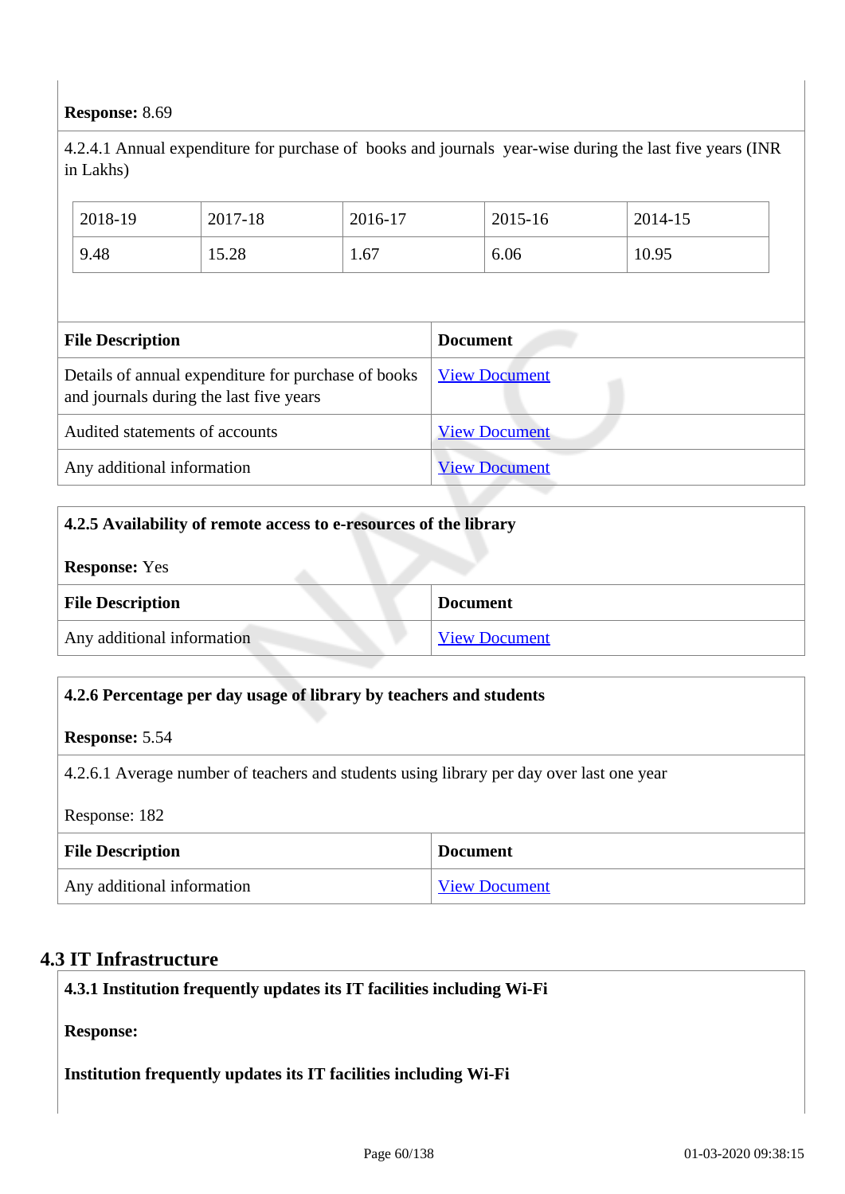**Response:** 8.69

4.2.4.1 Annual expenditure for purchase of books and journals year-wise during the last five years (INR in Lakhs)

| 2018-19 | 2017-18 | 2016-17 | 2015-16 | 2014-15 |
|---|---|---|---|---|
| 9.48 | 15.28 | 1.67 | 6.06 | 10.95 |

| File Description | Document |
|---|---|
| Details of annual expenditure for purchase of books and journals during the last five years | View Document |
| Audited statements of accounts | View Document |
| Any additional information | View Document |

**4.2.5 Availability of remote access to e-resources of the library**

**Response:** Yes

| File Description | Document |
|---|---|
| Any additional information | View Document |

**4.2.6 Percentage per day usage of library by teachers and students**

**Response:** 5.54

4.2.6.1 Average number of teachers and students using library per day over last one year

Response: 182

| File Description | Document |
|---|---|
| Any additional information | View Document |

## 4.3 IT Infrastructure

**4.3.1 Institution frequently updates its IT facilities including Wi-Fi**

**Response:**

**Institution frequently updates its IT facilities including Wi-Fi**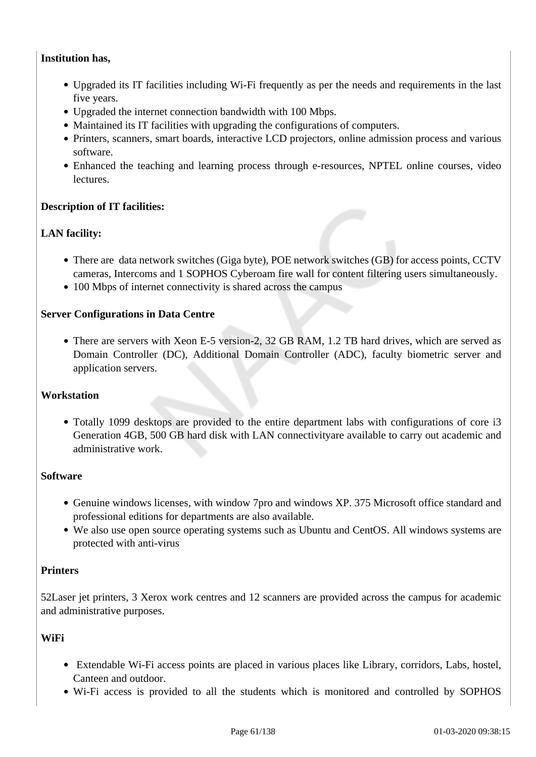**Institution has,**

- Upgraded its IT facilities including Wi-Fi frequently as per the needs and requirements in the last five years.
- Upgraded the internet connection bandwidth with 100 Mbps.
- Maintained its IT facilities with upgrading the configurations of computers.
- Printers, scanners, smart boards, interactive LCD projectors, online admission process and various software.
- Enhanced the teaching and learning process through e-resources, NPTEL online courses, video lectures.

**Description of IT facilities:**

**LAN facility:**

- There are data network switches (Giga byte), POE network switches (GB) for access points, CCTV cameras, Intercoms and 1 SOPHOS Cyberoam fire wall for content filtering users simultaneously.
- 100 Mbps of internet connectivity is shared across the campus

**Server Configurations in Data Centre**

- There are servers with Xeon E-5 version-2, 32 GB RAM, 1.2 TB hard drives, which are served as Domain Controller (DC), Additional Domain Controller (ADC), faculty biometric server and application servers.

**Workstation**

- Totally 1099 desktops are provided to the entire department labs with configurations of core i3 Generation 4GB, 500 GB hard disk with LAN connectivityare available to carry out academic and administrative work.

**Software**

- Genuine windows licenses, with window 7pro and windows XP. 375 Microsoft office standard and professional editions for departments are also available.
- We also use open source operating systems such as Ubuntu and CentOS. All windows systems are protected with anti-virus

**Printers**

52Laser jet printers, 3 Xerox work centres and 12 scanners are provided across the campus for academic and administrative purposes.

**WiFi**

- Extendable Wi-Fi access points are placed in various places like Library, corridors, Labs, hostel, Canteen and outdoor.
- Wi-Fi access is provided to all the students which is monitored and controlled by SOPHOS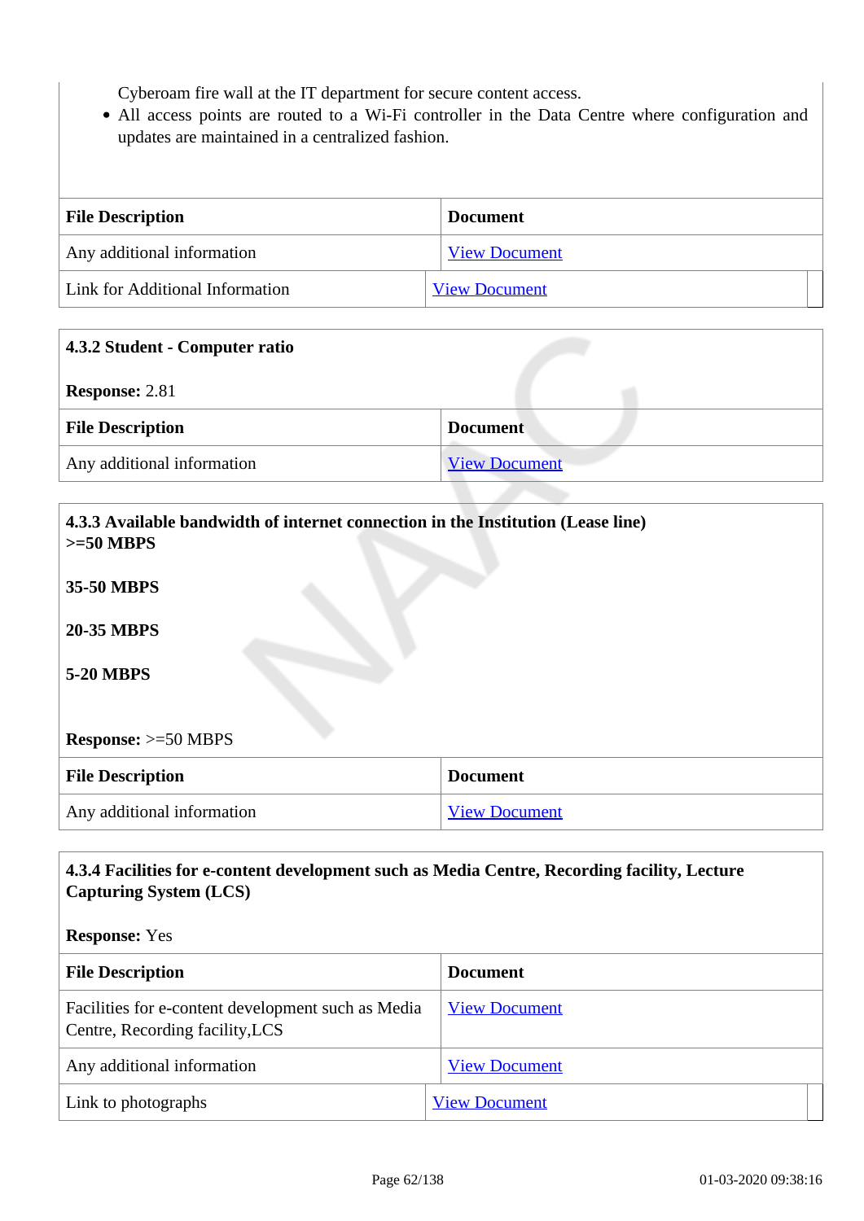Cyberoam fire wall at the IT department for secure content access.

- All access points are routed to a Wi-Fi controller in the Data Centre where configuration and updates are maintained in a centralized fashion.

| File Description | Document |
|---|---|
| Any additional information | View Document |
| Link for Additional Information | View Document |

**4.3.2 Student - Computer ratio**

**Response:** 2.81

| File Description | Document |
|---|---|
| Any additional information | View Document |

**4.3.3 Available bandwidth of internet connection in the Institution (Lease line)**
**>=50 MBPS**

**35-50 MBPS**

**20-35 MBPS**

**5-20 MBPS**

**Response:** >=50 MBPS

| File Description | Document |
|---|---|
| Any additional information | View Document |

**4.3.4 Facilities for e-content development such as Media Centre, Recording facility, Lecture Capturing System (LCS)**

**Response:** Yes

| File Description | Document |
|---|---|
| Facilities for e-content development such as Media Centre, Recording facility,LCS | View Document |
| Any additional information | View Document |
| Link to photographs | View Document |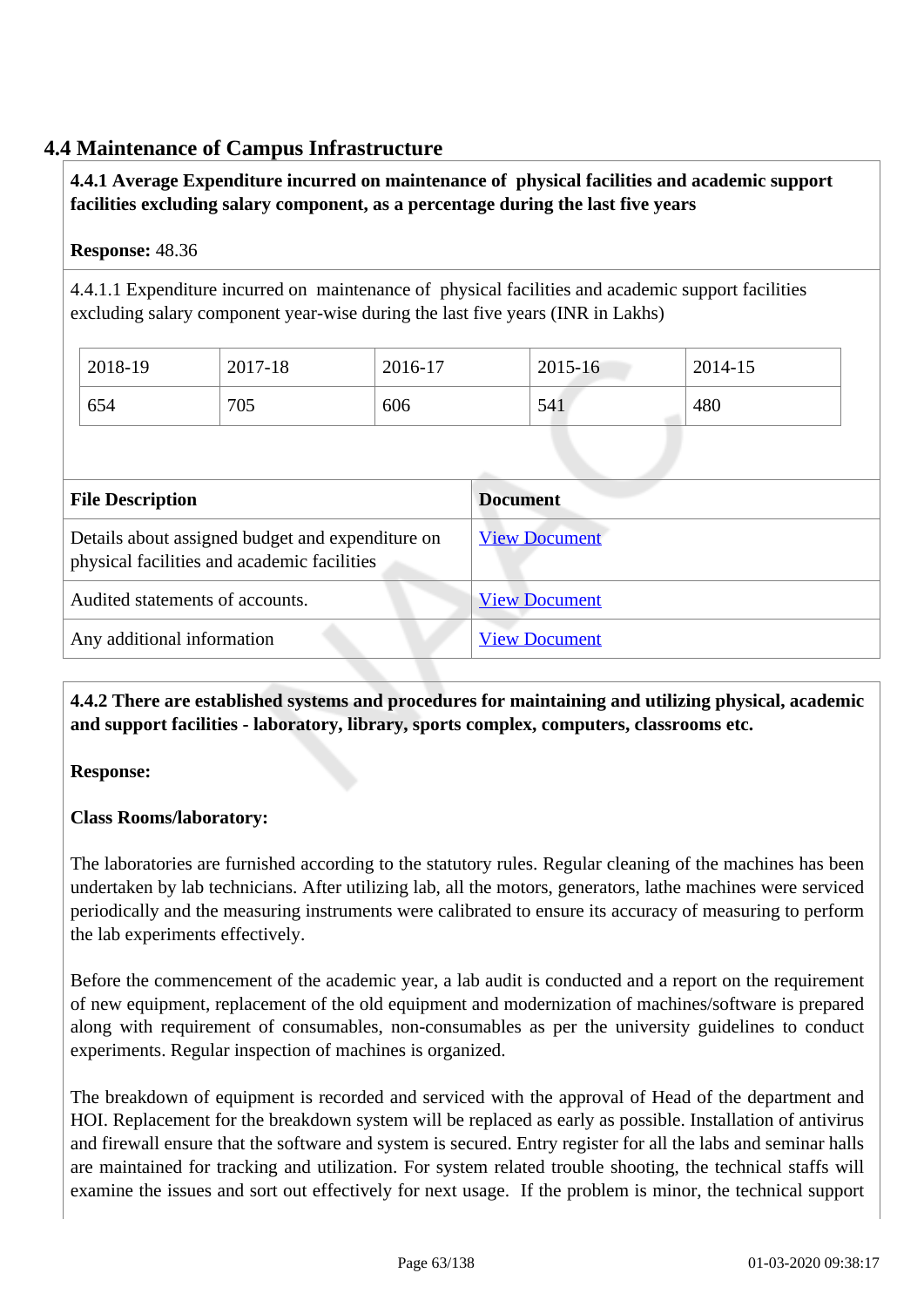## 4.4 Maintenance of Campus Infrastructure

**4.4.1 Average Expenditure incurred on maintenance of physical facilities and academic support facilities excluding salary component, as a percentage during the last five years**

**Response:** 48.36

4.4.1.1 Expenditure incurred on maintenance of physical facilities and academic support facilities excluding salary component year-wise during the last five years (INR in Lakhs)

| 2018-19 | 2017-18 | 2016-17 | 2015-16 | 2014-15 |
|---|---|---|---|---|
| 654 | 705 | 606 | 541 | 480 |

| File Description | Document |
|---|---|
| Details about assigned budget and expenditure on physical facilities and academic facilities | View Document |
| Audited statements of accounts. | View Document |
| Any additional information | View Document |

**4.4.2 There are established systems and procedures for maintaining and utilizing physical, academic and support facilities - laboratory, library, sports complex, computers, classrooms etc.**

**Response:**

**Class Rooms/laboratory:**

The laboratories are furnished according to the statutory rules. Regular cleaning of the machines has been undertaken by lab technicians. After utilizing lab, all the motors, generators, lathe machines were serviced periodically and the measuring instruments were calibrated to ensure its accuracy of measuring to perform the lab experiments effectively.

Before the commencement of the academic year, a lab audit is conducted and a report on the requirement of new equipment, replacement of the old equipment and modernization of machines/software is prepared along with requirement of consumables, non-consumables as per the university guidelines to conduct experiments. Regular inspection of machines is organized.

The breakdown of equipment is recorded and serviced with the approval of Head of the department and HOI. Replacement for the breakdown system will be replaced as early as possible. Installation of antivirus and firewall ensure that the software and system is secured. Entry register for all the labs and seminar halls are maintained for tracking and utilization. For system related trouble shooting, the technical staffs will examine the issues and sort out effectively for next usage. If the problem is minor, the technical support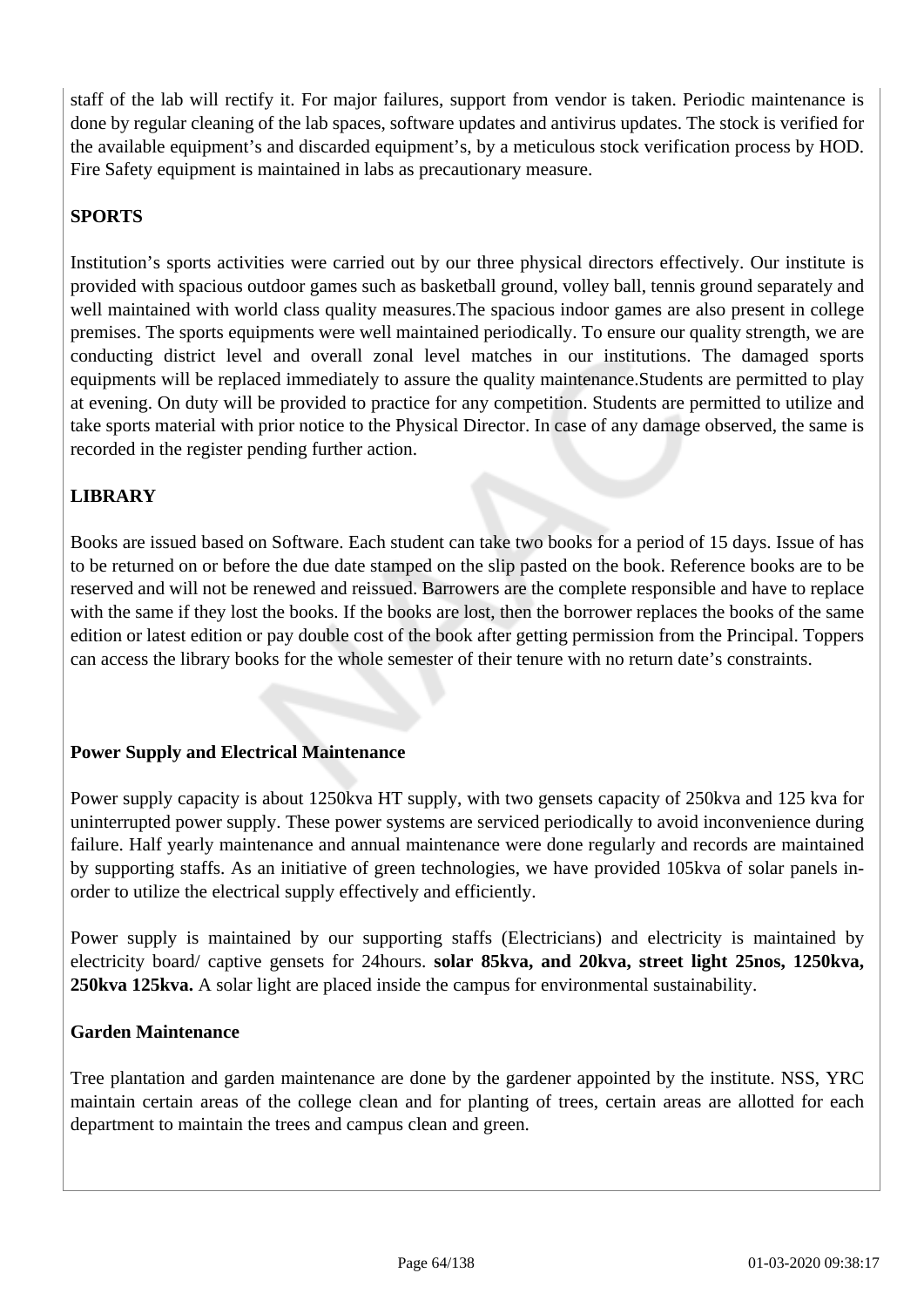staff of the lab will rectify it. For major failures, support from vendor is taken. Periodic maintenance is done by regular cleaning of the lab spaces, software updates and antivirus updates. The stock is verified for the available equipment's and discarded equipment's, by a meticulous stock verification process by HOD. Fire Safety equipment is maintained in labs as precautionary measure.

**SPORTS**

Institution's sports activities were carried out by our three physical directors effectively. Our institute is provided with spacious outdoor games such as basketball ground, volley ball, tennis ground separately and well maintained with world class quality measures.The spacious indoor games are also present in college premises. The sports equipments were well maintained periodically. To ensure our quality strength, we are conducting district level and overall zonal level matches in our institutions. The damaged sports equipments will be replaced immediately to assure the quality maintenance.Students are permitted to play at evening. On duty will be provided to practice for any competition. Students are permitted to utilize and take sports material with prior notice to the Physical Director. In case of any damage observed, the same is recorded in the register pending further action.

**LIBRARY**

Books are issued based on Software. Each student can take two books for a period of 15 days. Issue of has to be returned on or before the due date stamped on the slip pasted on the book. Reference books are to be reserved and will not be renewed and reissued. Barrowers are the complete responsible and have to replace with the same if they lost the books. If the books are lost, then the borrower replaces the books of the same edition or latest edition or pay double cost of the book after getting permission from the Principal. Toppers can access the library books for the whole semester of their tenure with no return date's constraints.

**Power Supply and Electrical Maintenance**

Power supply capacity is about 1250kva HT supply, with two gensets capacity of 250kva and 125 kva for uninterrupted power supply. These power systems are serviced periodically to avoid inconvenience during failure. Half yearly maintenance and annual maintenance were done regularly and records are maintained by supporting staffs. As an initiative of green technologies, we have provided 105kva of solar panels in-order to utilize the electrical supply effectively and efficiently.

Power supply is maintained by our supporting staffs (Electricians) and electricity is maintained by electricity board/ captive gensets for 24hours. **solar 85kva, and 20kva, street light 25nos, 1250kva, 250kva 125kva.** A solar light are placed inside the campus for environmental sustainability.

**Garden Maintenance**

Tree plantation and garden maintenance are done by the gardener appointed by the institute. NSS, YRC maintain certain areas of the college clean and for planting of trees, certain areas are allotted for each department to maintain the trees and campus clean and green.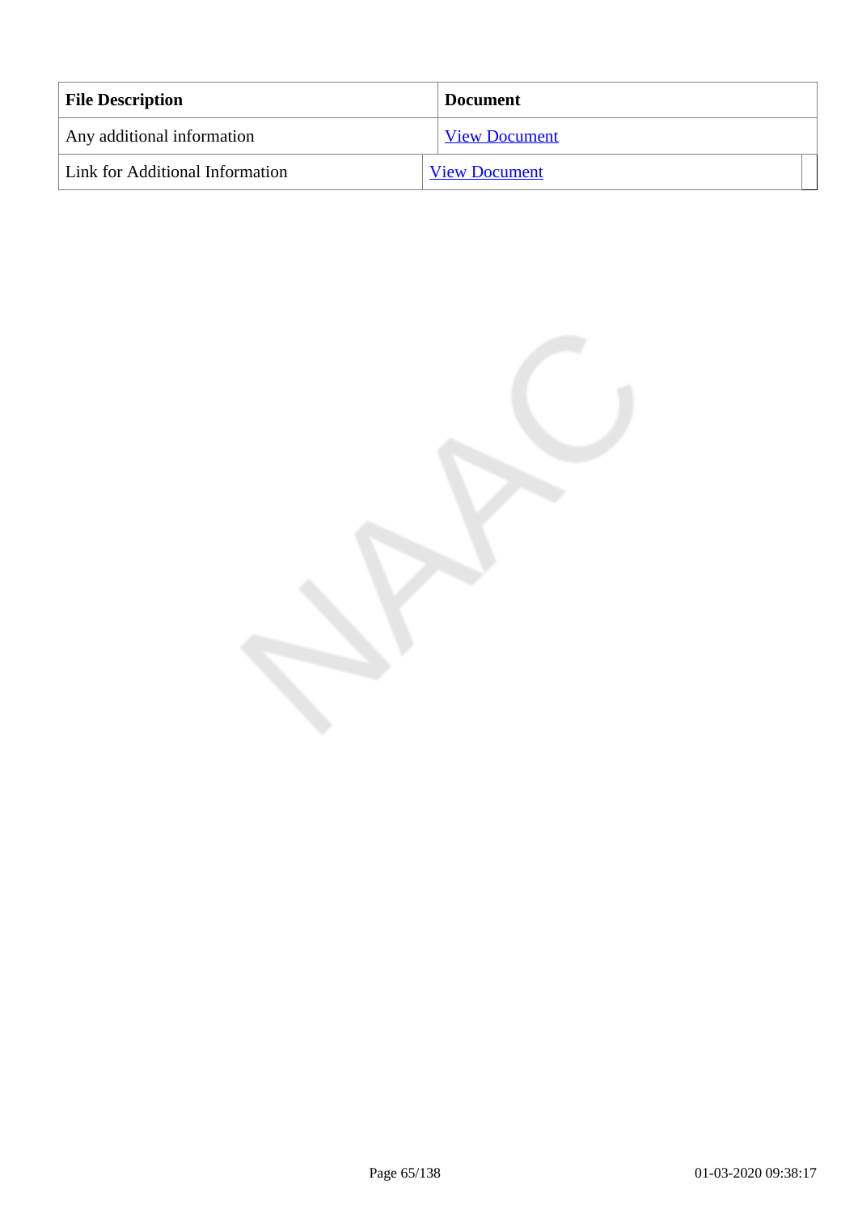| File Description | Document |
| --- | --- |
| Any additional information | View Document |
| Link for Additional Information | View Document |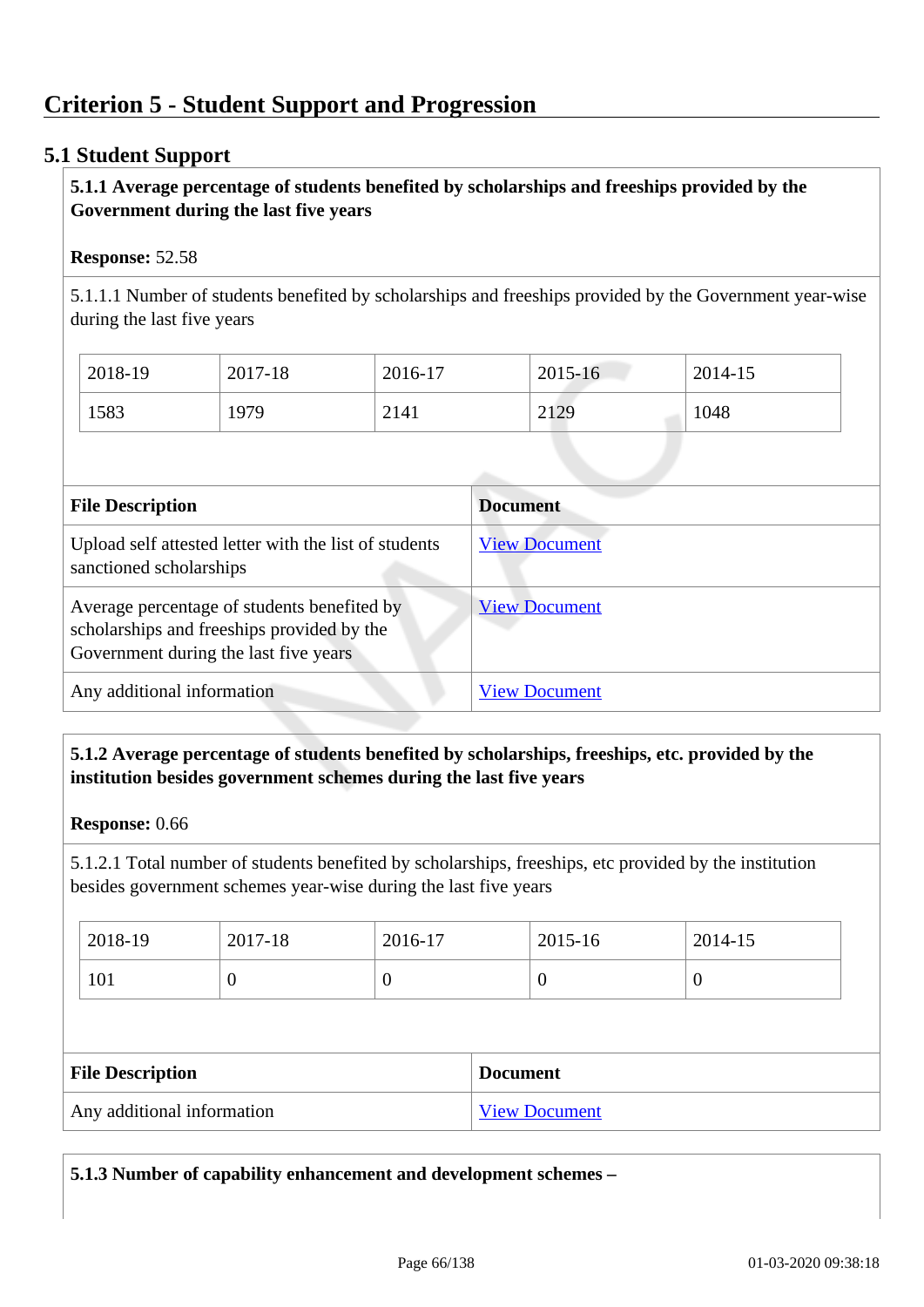## Criterion 5 - Student Support and Progression

### 5.1 Student Support

**5.1.1 Average percentage of students benefited by scholarships and freeships provided by the Government during the last five years**

**Response:** 52.58

5.1.1.1 Number of students benefited by scholarships and freeships provided by the Government year-wise during the last five years

| 2018-19 | 2017-18 | 2016-17 | 2015-16 | 2014-15 |
|---|---|---|---|---|
| 1583 | 1979 | 2141 | 2129 | 1048 |

| File Description | Document |
|---|---|
| Upload self attested letter with the list of students sanctioned scholarships | View Document |
| Average percentage of students benefited by scholarships and freeships provided by the Government during the last five years | View Document |
| Any additional information | View Document |

**5.1.2 Average percentage of students benefited by scholarships, freeships, etc. provided by the institution besides government schemes during the last five years**

**Response:** 0.66

5.1.2.1 Total number of students benefited by scholarships, freeships, etc provided by the institution besides government schemes year-wise during the last five years

| 2018-19 | 2017-18 | 2016-17 | 2015-16 | 2014-15 |
|---|---|---|---|---|
| 101 | 0 | 0 | 0 | 0 |

| File Description | Document |
|---|---|
| Any additional information | View Document |

**5.1.3 Number of capability enhancement and development schemes –**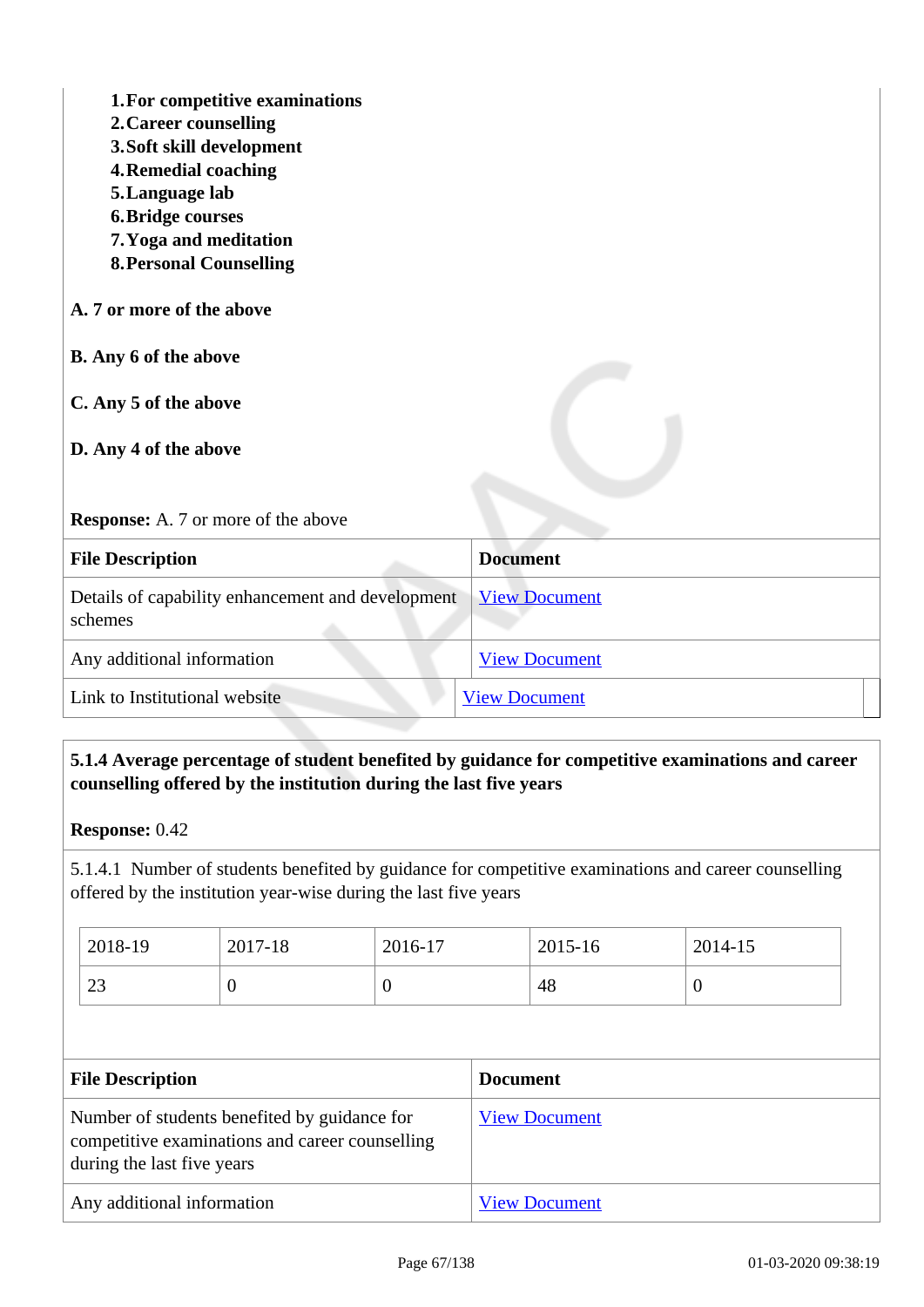1. **For competitive examinations**
2. **Career counselling**
3. **Soft skill development**
4. **Remedial coaching**
5. **Language lab**
6. **Bridge courses**
7. **Yoga and meditation**
8. **Personal Counselling**

**A. 7 or more of the above**

**B. Any 6 of the above**

**C. Any 5 of the above**

**D. Any 4 of the above**

**Response:** A. 7 or more of the above

| File Description | Document |
|---|---|
| Details of capability enhancement and development schemes | View Document |
| Any additional information | View Document |
| Link to Institutional website | View Document |

**5.1.4 Average percentage of student benefited by guidance for competitive examinations and career counselling offered by the institution during the last five years**

**Response:** 0.42

5.1.4.1 Number of students benefited by guidance for competitive examinations and career counselling offered by the institution year-wise during the last five years

| 2018-19 | 2017-18 | 2016-17 | 2015-16 | 2014-15 |
|---|---|---|---|---|
| 23 | 0 | 0 | 48 | 0 |

| File Description | Document |
|---|---|
| Number of students benefited by guidance for competitive examinations and career counselling during the last five years | View Document |
| Any additional information | View Document |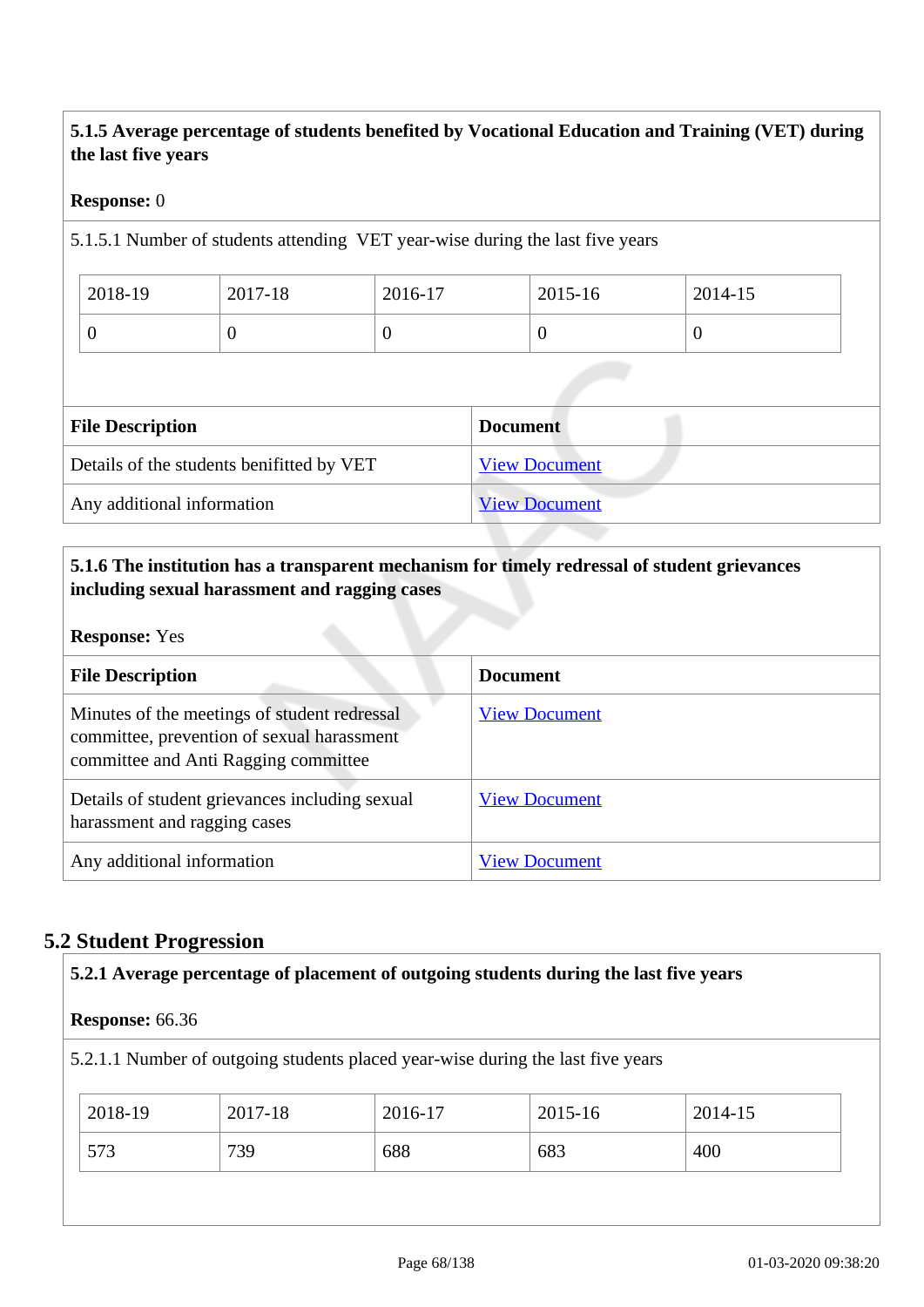**5.1.5 Average percentage of students benefited by Vocational Education and Training (VET) during the last five years**

**Response:** 0

5.1.5.1 Number of students attending VET year-wise during the last five years

| 2018-19 | 2017-18 | 2016-17 | 2015-16 | 2014-15 |
|---|---|---|---|---|
| 0 | 0 | 0 | 0 | 0 |

| File Description | Document |
|---|---|
| Details of the students benifitted by VET | View Document |
| Any additional information | View Document |

**5.1.6 The institution has a transparent mechanism for timely redressal of student grievances including sexual harassment and ragging cases**

**Response:** Yes

| File Description | Document |
|---|---|
| Minutes of the meetings of student redressal committee, prevention of sexual harassment committee and Anti Ragging committee | View Document |
| Details of student grievances including sexual harassment and ragging cases | View Document |
| Any additional information | View Document |

## 5.2 Student Progression

**5.2.1 Average percentage of placement of outgoing students during the last five years**

**Response:** 66.36

5.2.1.1 Number of outgoing students placed year-wise during the last five years

| 2018-19 | 2017-18 | 2016-17 | 2015-16 | 2014-15 |
|---|---|---|---|---|
| 573 | 739 | 688 | 683 | 400 |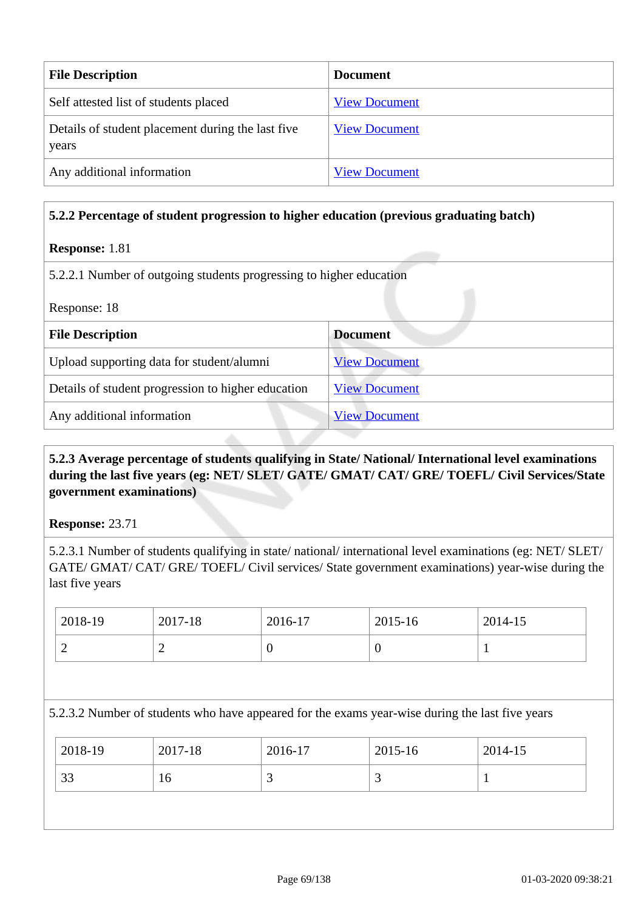| File Description | Document |
|---|---|
| Self attested list of students placed | View Document |
| Details of student placement during the last five years | View Document |
| Any additional information | View Document |

**5.2.2 Percentage of student progression to higher education (previous graduating batch)**

**Response:** 1.81

5.2.2.1 Number of outgoing students progressing to higher education

Response: 18

| File Description | Document |
|---|---|
| Upload supporting data for student/alumni | View Document |
| Details of student progression to higher education | View Document |
| Any additional information | View Document |

**5.2.3 Average percentage of students qualifying in State/ National/ International level examinations during the last five years (eg: NET/ SLET/ GATE/ GMAT/ CAT/ GRE/ TOEFL/ Civil Services/State government examinations)**

**Response:** 23.71

5.2.3.1 Number of students qualifying in state/ national/ international level examinations (eg: NET/ SLET/ GATE/ GMAT/ CAT/ GRE/ TOEFL/ Civil services/ State government examinations) year-wise during the last five years

| 2018-19 | 2017-18 | 2016-17 | 2015-16 | 2014-15 |
|---|---|---|---|---|
| 2 | 2 | 0 | 0 | 1 |

5.2.3.2 Number of students who have appeared for the exams year-wise during the last five years

| 2018-19 | 2017-18 | 2016-17 | 2015-16 | 2014-15 |
|---|---|---|---|---|
| 33 | 16 | 3 | 3 | 1 |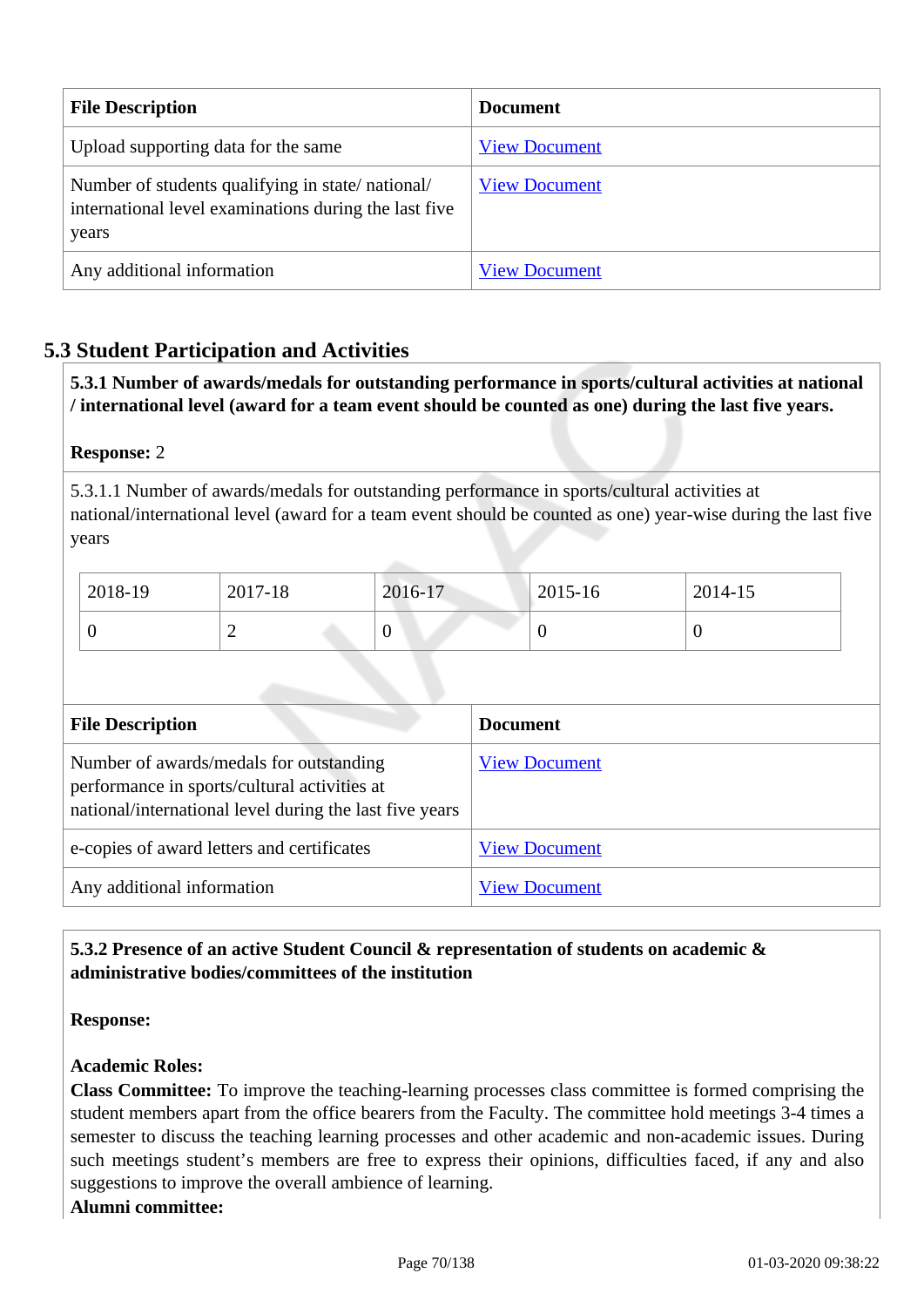| File Description | Document |
| --- | --- |
| Upload supporting data for the same | View Document |
| Number of students qualifying in state/ national/ international level examinations during the last five years | View Document |
| Any additional information | View Document |

## 5.3 Student Participation and Activities

**5.3.1 Number of awards/medals for outstanding performance in sports/cultural activities at national / international level (award for a team event should be counted as one) during the last five years.**

**Response:** 2

5.3.1.1 Number of awards/medals for outstanding performance in sports/cultural activities at national/international level (award for a team event should be counted as one) year-wise during the last five years

| 2018-19 | 2017-18 | 2016-17 | 2015-16 | 2014-15 |
| --- | --- | --- | --- | --- |
| 0 | 2 | 0 | 0 | 0 |

| File Description | Document |
| --- | --- |
| Number of awards/medals for outstanding performance in sports/cultural activities at national/international level during the last five years | View Document |
| e-copies of award letters and certificates | View Document |
| Any additional information | View Document |

**5.3.2 Presence of an active Student Council & representation of students on academic & administrative bodies/committees of the institution**

**Response:**

**Academic Roles:**

**Class Committee:** To improve the teaching-learning processes class committee is formed comprising the student members apart from the office bearers from the Faculty. The committee hold meetings 3-4 times a semester to discuss the teaching learning processes and other academic and non-academic issues. During such meetings student's members are free to express their opinions, difficulties faced, if any and also suggestions to improve the overall ambience of learning.

**Alumni committee:**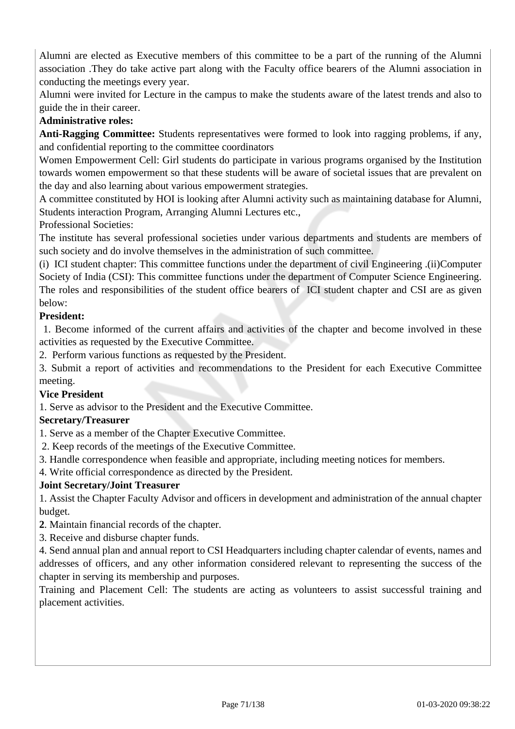Alumni are elected as Executive members of this committee to be a part of the running of the Alumni association .They do take active part along with the Faculty office bearers of the Alumni association in conducting the meetings every year.

Alumni were invited for Lecture in the campus to make the students aware of the latest trends and also to guide the in their career.

**Administrative roles:**

**Anti-Ragging Committee:** Students representatives were formed to look into ragging problems, if any, and confidential reporting to the committee coordinators

Women Empowerment Cell: Girl students do participate in various programs organised by the Institution towards women empowerment so that these students will be aware of societal issues that are prevalent on the day and also learning about various empowerment strategies.

A committee constituted by HOI is looking after Alumni activity such as maintaining database for Alumni, Students interaction Program, Arranging Alumni Lectures etc.,

Professional Societies:

The institute has several professional societies under various departments and students are members of such society and do involve themselves in the administration of such committee.

(i) ICI student chapter: This committee functions under the department of civil Engineering .(ii)Computer Society of India (CSI): This committee functions under the department of Computer Science Engineering. The roles and responsibilities of the student office bearers of ICI student chapter and CSI are as given below:

**President:**

1. Become informed of the current affairs and activities of the chapter and become involved in these activities as requested by the Executive Committee.
2. Perform various functions as requested by the President.
3. Submit a report of activities and recommendations to the President for each Executive Committee meeting.

**Vice President**

1. Serve as advisor to the President and the Executive Committee.

**Secretary/Treasurer**

1. Serve as a member of the Chapter Executive Committee.
2. Keep records of the meetings of the Executive Committee.
3. Handle correspondence when feasible and appropriate, including meeting notices for members.
4. Write official correspondence as directed by the President.

**Joint Secretary/Joint Treasurer**

1. Assist the Chapter Faculty Advisor and officers in development and administration of the annual chapter budget.
2. Maintain financial records of the chapter.
3. Receive and disburse chapter funds.
4. Send annual plan and annual report to CSI Headquarters including chapter calendar of events, names and addresses of officers, and any other information considered relevant to representing the success of the chapter in serving its membership and purposes.

Training and Placement Cell: The students are acting as volunteers to assist successful training and placement activities.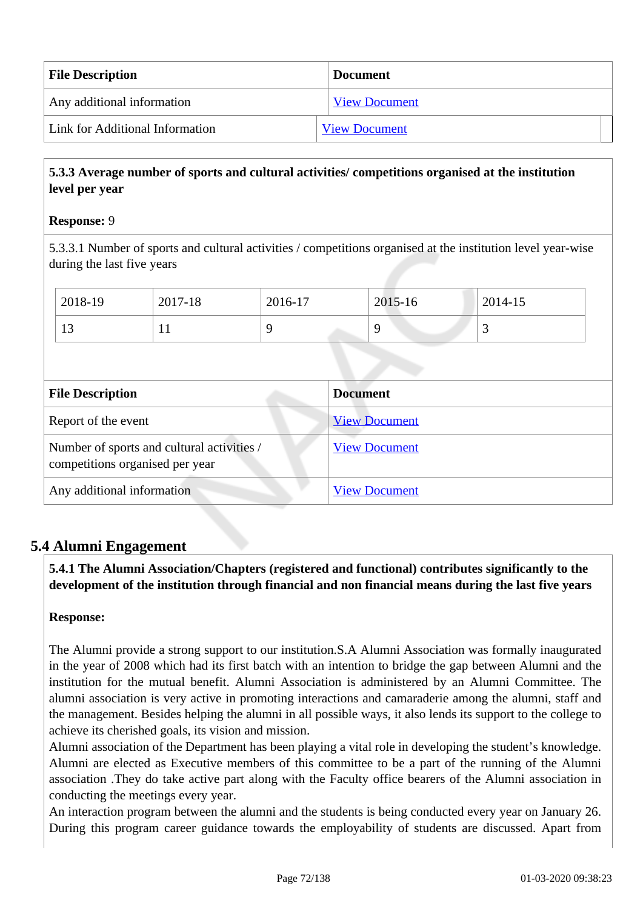| File Description | Document |
|---|---|
| Any additional information | View Document |
| Link for Additional Information | View Document |

**5.3.3 Average number of sports and cultural activities/ competitions organised at the institution level per year**

**Response:** 9

5.3.3.1 Number of sports and cultural activities / competitions organised at the institution level year-wise during the last five years

| 2018-19 | 2017-18 | 2016-17 | 2015-16 | 2014-15 |
|---|---|---|---|---|
| 13 | 11 | 9 | 9 | 3 |

| File Description | Document |
|---|---|
| Report of the event | View Document |
| Number of sports and cultural activities / competitions organised per year | View Document |
| Any additional information | View Document |

## 5.4 Alumni Engagement

**5.4.1 The Alumni Association/Chapters (registered and functional) contributes significantly to the development of the institution through financial and non financial means during the last five years**

**Response:**

The Alumni provide a strong support to our institution.S.A Alumni Association was formally inaugurated in the year of 2008 which had its first batch with an intention to bridge the gap between Alumni and the institution for the mutual benefit. Alumni Association is administered by an Alumni Committee. The alumni association is very active in promoting interactions and camaraderie among the alumni, staff and the management. Besides helping the alumni in all possible ways, it also lends its support to the college to achieve its cherished goals, its vision and mission.
Alumni association of the Department has been playing a vital role in developing the student's knowledge. Alumni are elected as Executive members of this committee to be a part of the running of the Alumni association .They do take active part along with the Faculty office bearers of the Alumni association in conducting the meetings every year.
An interaction program between the alumni and the students is being conducted every year on January 26. During this program career guidance towards the employability of students are discussed. Apart from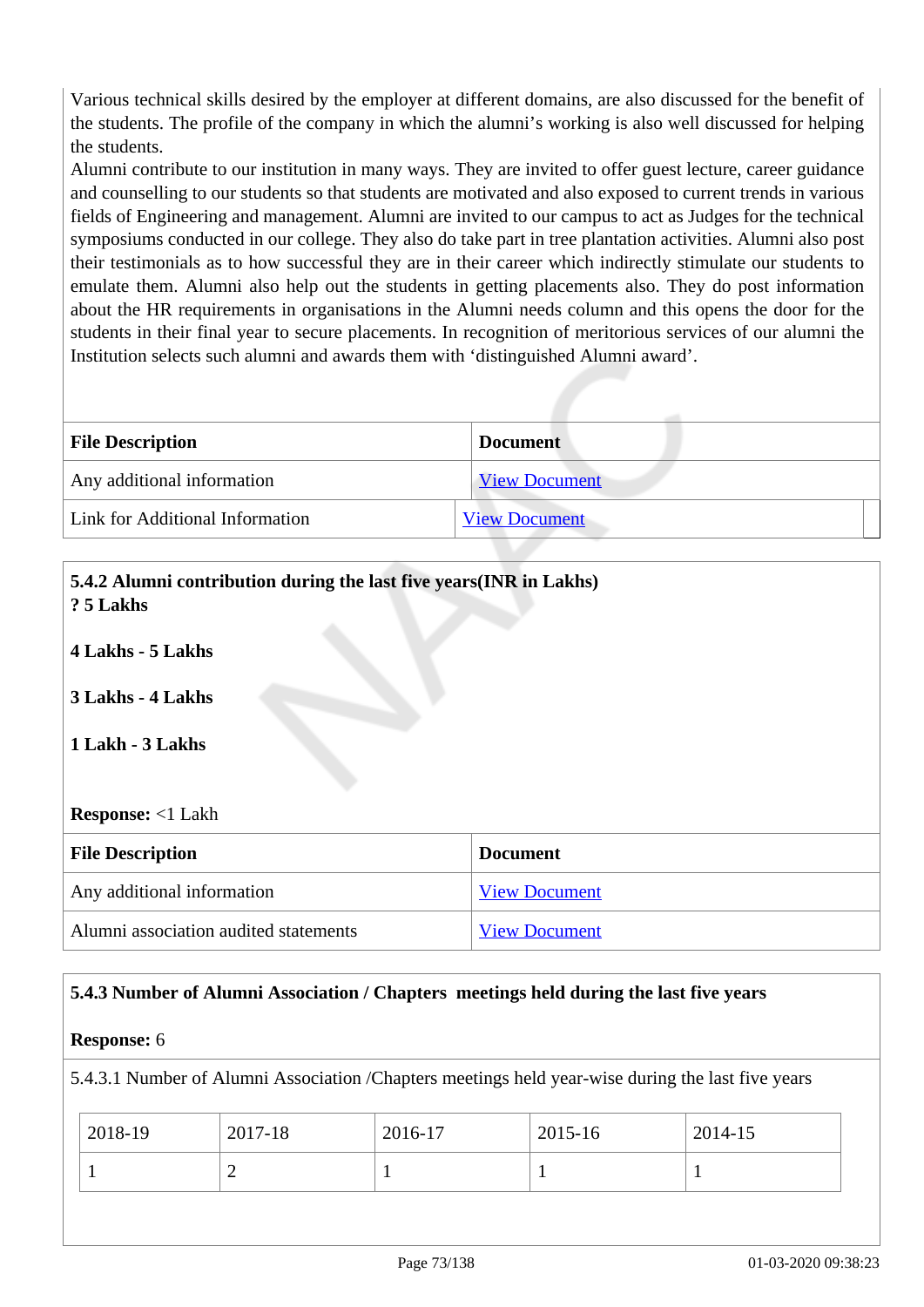Various technical skills desired by the employer at different domains, are also discussed for the benefit of the students. The profile of the company in which the alumni's working is also well discussed for helping the students.

Alumni contribute to our institution in many ways. They are invited to offer guest lecture, career guidance and counselling to our students so that students are motivated and also exposed to current trends in various fields of Engineering and management. Alumni are invited to our campus to act as Judges for the technical symposiums conducted in our college. They also do take part in tree plantation activities. Alumni also post their testimonials as to how successful they are in their career which indirectly stimulate our students to emulate them. Alumni also help out the students in getting placements also. They do post information about the HR requirements in organisations in the Alumni needs column and this opens the door for the students in their final year to secure placements. In recognition of meritorious services of our alumni the Institution selects such alumni and awards them with 'distinguished Alumni award'.

| File Description | Document |
|---|---|
| Any additional information | View Document |
| Link for Additional Information | View Document |

**5.4.2 Alumni contribution during the last five years(INR in Lakhs)**
**? 5 Lakhs**

**4 Lakhs - 5 Lakhs**

**3 Lakhs - 4 Lakhs**

**1 Lakh - 3 Lakhs**

**Response:** <1 Lakh

| File Description | Document |
|---|---|
| Any additional information | View Document |
| Alumni association audited statements | View Document |

**5.4.3 Number of Alumni Association / Chapters meetings held during the last five years**

**Response:** 6

5.4.3.1 Number of Alumni Association /Chapters meetings held year-wise during the last five years

| 2018-19 | 2017-18 | 2016-17 | 2015-16 | 2014-15 |
|---|---|---|---|---|
| 1 | 2 | 1 | 1 | 1 |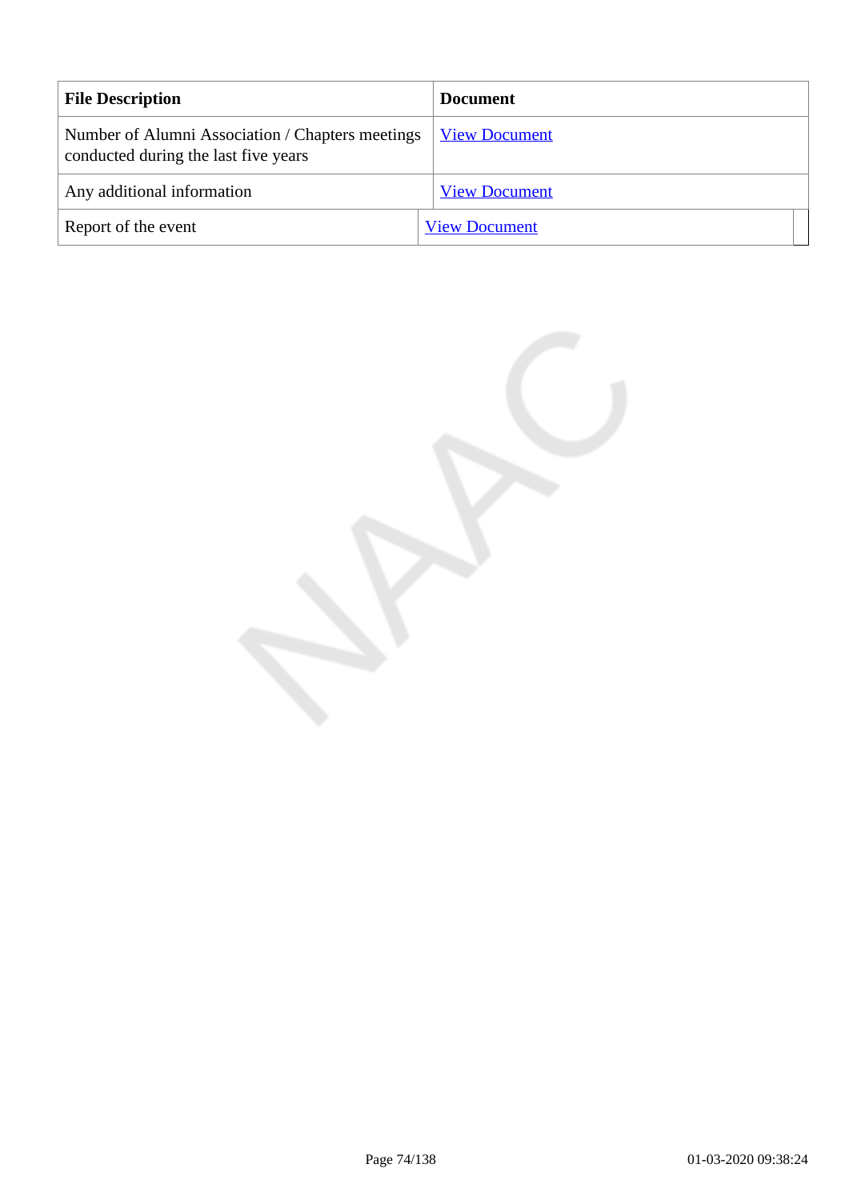| File Description | Document |
| --- | --- |
| Number of Alumni Association / Chapters meetings conducted during the last five years | View Document |
| Any additional information | View Document |
| Report of the event | View Document |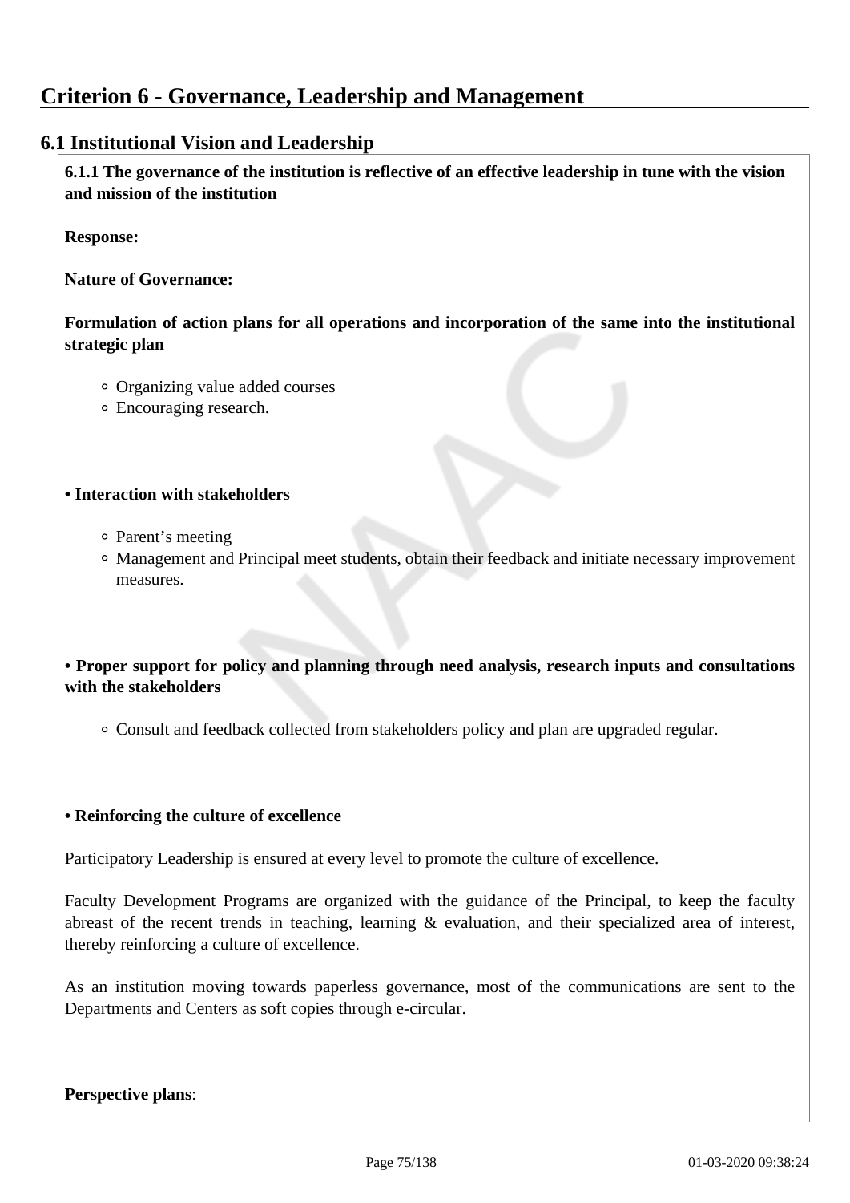# Criterion 6 - Governance, Leadership and Management

## 6.1 Institutional Vision and Leadership

**6.1.1 The governance of the institution is reflective of an effective leadership in tune with the vision and mission of the institution**

**Response:**

**Nature of Governance:**

**Formulation of action plans for all operations and incorporation of the same into the institutional strategic plan**

- Organizing value added courses
- Encouraging research.

**• Interaction with stakeholders**

- Parent's meeting
- Management and Principal meet students, obtain their feedback and initiate necessary improvement measures.

**• Proper support for policy and planning through need analysis, research inputs and consultations with the stakeholders**

- Consult and feedback collected from stakeholders policy and plan are upgraded regular.

**• Reinforcing the culture of excellence**

Participatory Leadership is ensured at every level to promote the culture of excellence.

Faculty Development Programs are organized with the guidance of the Principal, to keep the faculty abreast of the recent trends in teaching, learning & evaluation, and their specialized area of interest, thereby reinforcing a culture of excellence.

As an institution moving towards paperless governance, most of the communications are sent to the Departments and Centers as soft copies through e-circular.

**Perspective plans**: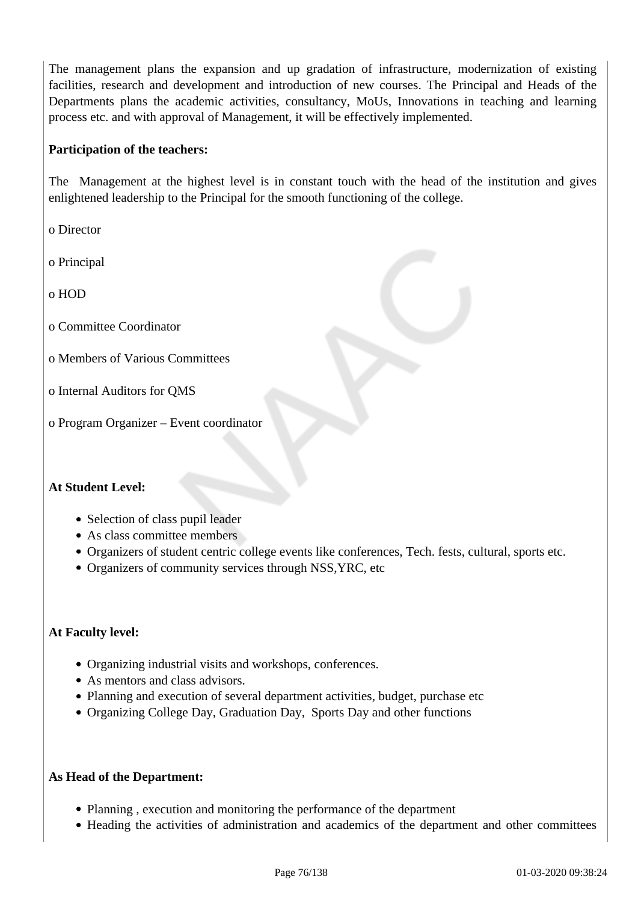The management plans the expansion and up gradation of infrastructure, modernization of existing facilities, research and development and introduction of new courses. The Principal and Heads of the Departments plans the academic activities, consultancy, MoUs, Innovations in teaching and learning process etc. and with approval of Management, it will be effectively implemented.

**Participation of the teachers:**

The Management at the highest level is in constant touch with the head of the institution and gives enlightened leadership to the Principal for the smooth functioning of the college.

o Director

o Principal

o HOD

o Committee Coordinator

o Members of Various Committees

o Internal Auditors for QMS

o Program Organizer – Event coordinator

**At Student Level:**

- Selection of class pupil leader
- As class committee members
- Organizers of student centric college events like conferences, Tech. fests, cultural, sports etc.
- Organizers of community services through NSS,YRC, etc

**At Faculty level:**

- Organizing industrial visits and workshops, conferences.
- As mentors and class advisors.
- Planning and execution of several department activities, budget, purchase etc
- Organizing College Day, Graduation Day, Sports Day and other functions

**As Head of the Department:**

- Planning , execution and monitoring the performance of the department
- Heading the activities of administration and academics of the department and other committees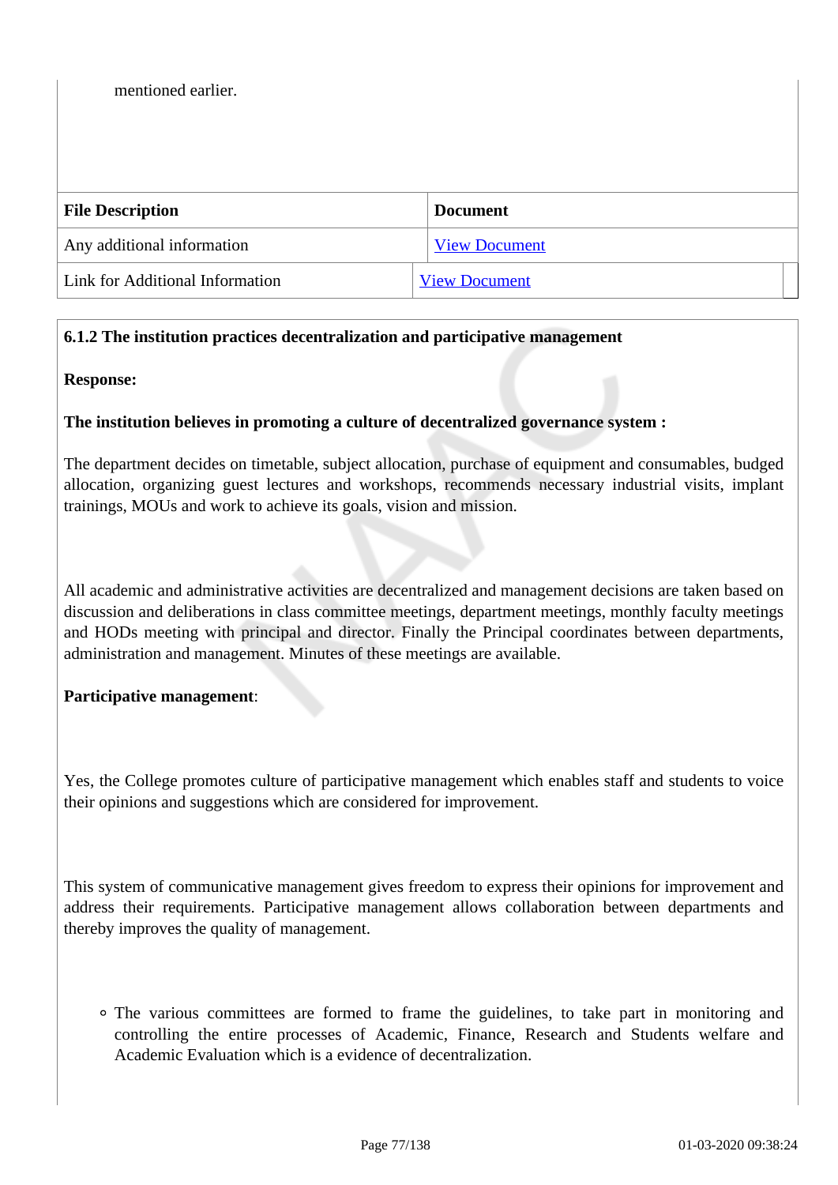mentioned earlier.

| File Description | Document |
| --- | --- |
| Any additional information | View Document |
| Link for Additional Information | View Document |

**6.1.2 The institution practices decentralization and participative management**

**Response:**

**The institution believes in promoting a culture of decentralized governance system :**

The department decides on timetable, subject allocation, purchase of equipment and consumables, budged allocation, organizing guest lectures and workshops, recommends necessary industrial visits, implant trainings, MOUs and work to achieve its goals, vision and mission.

All academic and administrative activities are decentralized and management decisions are taken based on discussion and deliberations in class committee meetings, department meetings, monthly faculty meetings and HODs meeting with principal and director. Finally the Principal coordinates between departments, administration and management. Minutes of these meetings are available.

**Participative management**:

Yes, the College promotes culture of participative management which enables staff and students to voice their opinions and suggestions which are considered for improvement.

This system of communicative management gives freedom to express their opinions for improvement and address their requirements. Participative management allows collaboration between departments and thereby improves the quality of management.

- The various committees are formed to frame the guidelines, to take part in monitoring and controlling the entire processes of Academic, Finance, Research and Students welfare and Academic Evaluation which is a evidence of decentralization.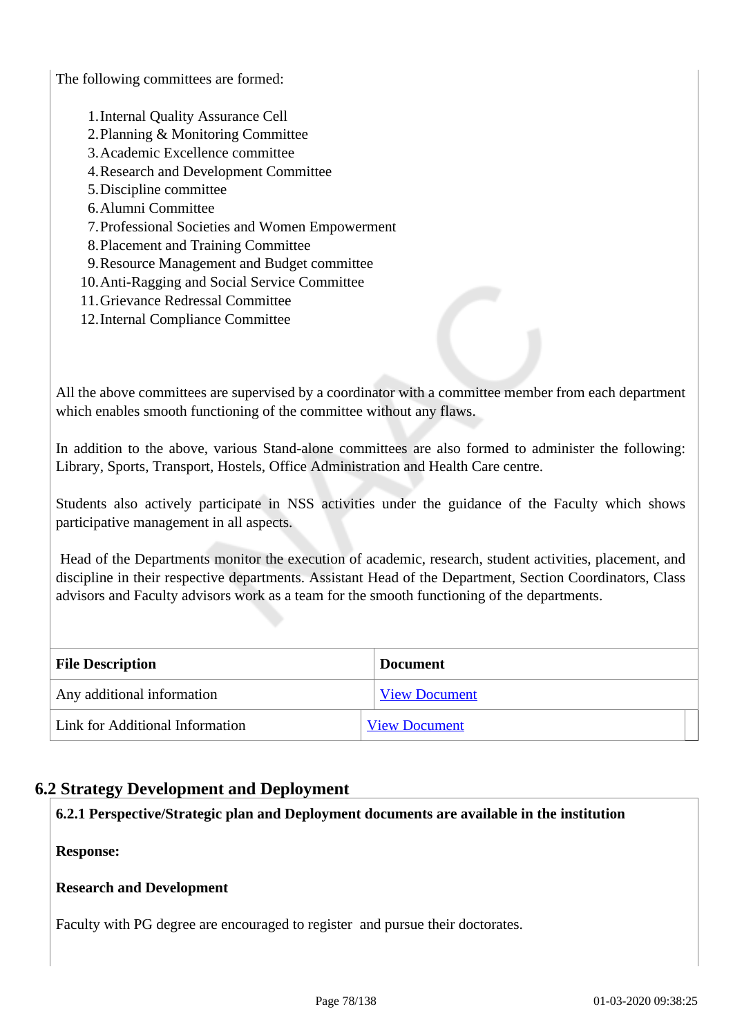The following committees are formed:

1. Internal Quality Assurance Cell
2. Planning & Monitoring Committee
3. Academic Excellence committee
4. Research and Development Committee
5. Discipline committee
6. Alumni Committee
7. Professional Societies and Women Empowerment
8. Placement and Training Committee
9. Resource Management and Budget committee
10. Anti-Ragging and Social Service Committee
11. Grievance Redressal Committee
12. Internal Compliance Committee

All the above committees are supervised by a coordinator with a committee member from each department which enables smooth functioning of the committee without any flaws.

In addition to the above, various Stand-alone committees are also formed to administer the following: Library, Sports, Transport, Hostels, Office Administration and Health Care centre.

Students also actively participate in NSS activities under the guidance of the Faculty which shows participative management in all aspects.

Head of the Departments monitor the execution of academic, research, student activities, placement, and discipline in their respective departments. Assistant Head of the Department, Section Coordinators, Class advisors and Faculty advisors work as a team for the smooth functioning of the departments.

| File Description | Document |
| --- | --- |
| Any additional information | View Document |
| Link for Additional Information | View Document |

## 6.2 Strategy Development and Deployment

**6.2.1 Perspective/Strategic plan and Deployment documents are available in the institution**

**Response:**

**Research and Development**

Faculty with PG degree are encouraged to register and pursue their doctorates.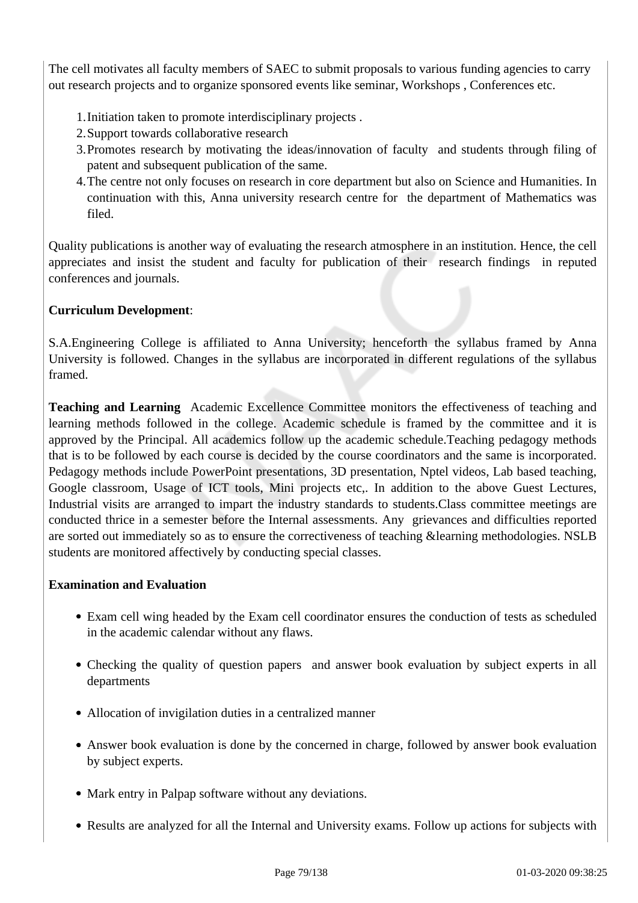The cell motivates all faculty members of SAEC to submit proposals to various funding agencies to carry out research projects and to organize sponsored events like seminar, Workshops , Conferences etc.

1. Initiation taken to promote interdisciplinary projects .
2. Support towards collaborative research
3. Promotes research by motivating the ideas/innovation of faculty and students through filing of patent and subsequent publication of the same.
4. The centre not only focuses on research in core department but also on Science and Humanities. In continuation with this, Anna university research centre for the department of Mathematics was filed.

Quality publications is another way of evaluating the research atmosphere in an institution. Hence, the cell appreciates and insist the student and faculty for publication of their research findings in reputed conferences and journals.

**Curriculum Development**:

S.A.Engineering College is affiliated to Anna University; henceforth the syllabus framed by Anna University is followed. Changes in the syllabus are incorporated in different regulations of the syllabus framed.

**Teaching and Learning** Academic Excellence Committee monitors the effectiveness of teaching and learning methods followed in the college. Academic schedule is framed by the committee and it is approved by the Principal. All academics follow up the academic schedule.Teaching pedagogy methods that is to be followed by each course is decided by the course coordinators and the same is incorporated. Pedagogy methods include PowerPoint presentations, 3D presentation, Nptel videos, Lab based teaching, Google classroom, Usage of ICT tools, Mini projects etc,. In addition to the above Guest Lectures, Industrial visits are arranged to impart the industry standards to students.Class committee meetings are conducted thrice in a semester before the Internal assessments. Any grievances and difficulties reported are sorted out immediately so as to ensure the correctiveness of teaching &learning methodologies. NSLB students are monitored affectively by conducting special classes.

**Examination and Evaluation**

- Exam cell wing headed by the Exam cell coordinator ensures the conduction of tests as scheduled in the academic calendar without any flaws.
- Checking the quality of question papers and answer book evaluation by subject experts in all departments
- Allocation of invigilation duties in a centralized manner
- Answer book evaluation is done by the concerned in charge, followed by answer book evaluation by subject experts.
- Mark entry in Palpap software without any deviations.
- Results are analyzed for all the Internal and University exams. Follow up actions for subjects with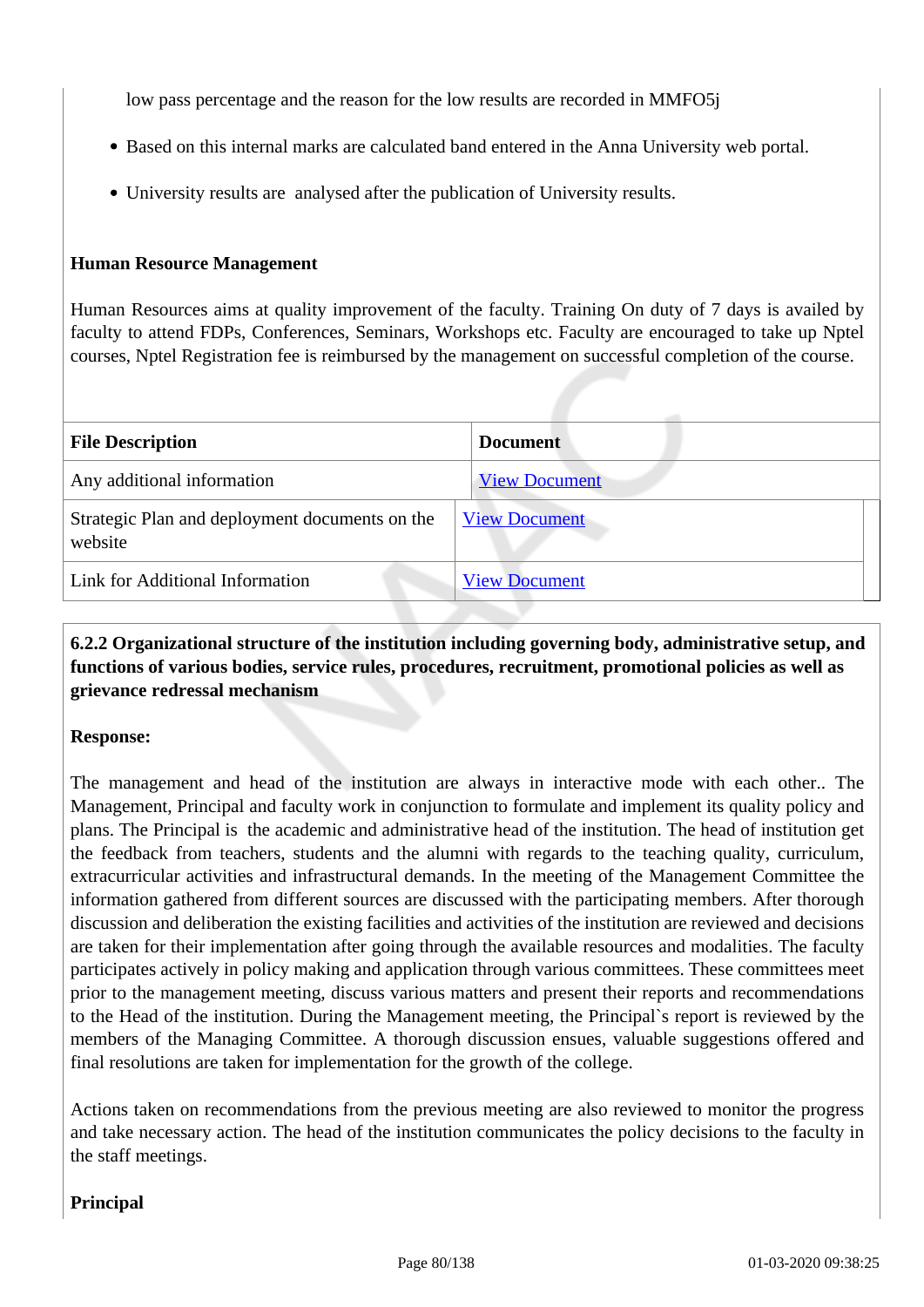low pass percentage and the reason for the low results are recorded in MMFO5j

- Based on this internal marks are calculated band entered in the Anna University web portal.
- University results are analysed after the publication of University results.

**Human Resource Management**

Human Resources aims at quality improvement of the faculty. Training On duty of 7 days is availed by faculty to attend FDPs, Conferences, Seminars, Workshops etc. Faculty are encouraged to take up Nptel courses, Nptel Registration fee is reimbursed by the management on successful completion of the course.

| File Description | Document |
|---|---|
| Any additional information | View Document |
| Strategic Plan and deployment documents on the website | View Document |
| Link for Additional Information | View Document |

**6.2.2 Organizational structure of the institution including governing body, administrative setup, and functions of various bodies, service rules, procedures, recruitment, promotional policies as well as grievance redressal mechanism**

**Response:**

The management and head of the institution are always in interactive mode with each other.. The Management, Principal and faculty work in conjunction to formulate and implement its quality policy and plans. The Principal is the academic and administrative head of the institution. The head of institution get the feedback from teachers, students and the alumni with regards to the teaching quality, curriculum, extracurricular activities and infrastructural demands. In the meeting of the Management Committee the information gathered from different sources are discussed with the participating members. After thorough discussion and deliberation the existing facilities and activities of the institution are reviewed and decisions are taken for their implementation after going through the available resources and modalities. The faculty participates actively in policy making and application through various committees. These committees meet prior to the management meeting, discuss various matters and present their reports and recommendations to the Head of the institution. During the Management meeting, the Principal`s report is reviewed by the members of the Managing Committee. A thorough discussion ensues, valuable suggestions offered and final resolutions are taken for implementation for the growth of the college.

Actions taken on recommendations from the previous meeting are also reviewed to monitor the progress and take necessary action. The head of the institution communicates the policy decisions to the faculty in the staff meetings.

**Principal**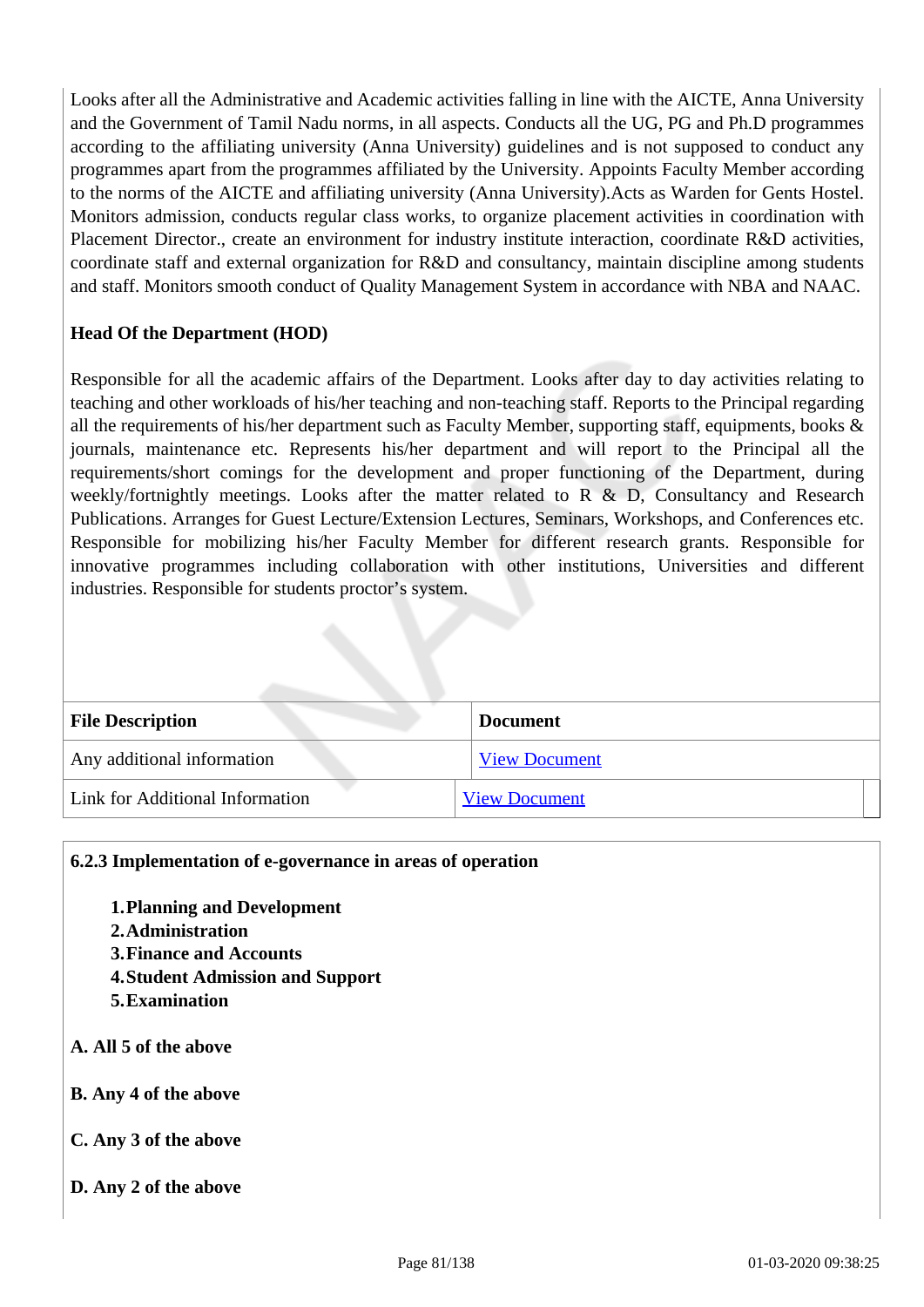Looks after all the Administrative and Academic activities falling in line with the AICTE, Anna University and the Government of Tamil Nadu norms, in all aspects. Conducts all the UG, PG and Ph.D programmes according to the affiliating university (Anna University) guidelines and is not supposed to conduct any programmes apart from the programmes affiliated by the University. Appoints Faculty Member according to the norms of the AICTE and affiliating university (Anna University).Acts as Warden for Gents Hostel. Monitors admission, conducts regular class works, to organize placement activities in coordination with Placement Director., create an environment for industry institute interaction, coordinate R&D activities, coordinate staff and external organization for R&D and consultancy, maintain discipline among students and staff. Monitors smooth conduct of Quality Management System in accordance with NBA and NAAC.

**Head Of the Department (HOD)**

Responsible for all the academic affairs of the Department. Looks after day to day activities relating to teaching and other workloads of his/her teaching and non-teaching staff. Reports to the Principal regarding all the requirements of his/her department such as Faculty Member, supporting staff, equipments, books & journals, maintenance etc. Represents his/her department and will report to the Principal all the requirements/short comings for the development and proper functioning of the Department, during weekly/fortnightly meetings. Looks after the matter related to R & D, Consultancy and Research Publications. Arranges for Guest Lecture/Extension Lectures, Seminars, Workshops, and Conferences etc. Responsible for mobilizing his/her Faculty Member for different research grants. Responsible for innovative programmes including collaboration with other institutions, Universities and different industries. Responsible for students proctor's system.

| File Description | Document |
|---|---|
| Any additional information | View Document |
| Link for Additional Information | View Document |

**6.2.3 Implementation of e-governance in areas of operation**

1. **Planning and Development**
2. **Administration**
3. **Finance and Accounts**
4. **Student Admission and Support**
5. **Examination**

**A. All 5 of the above**

**B. Any 4 of the above**

**C. Any 3 of the above**

**D. Any 2 of the above**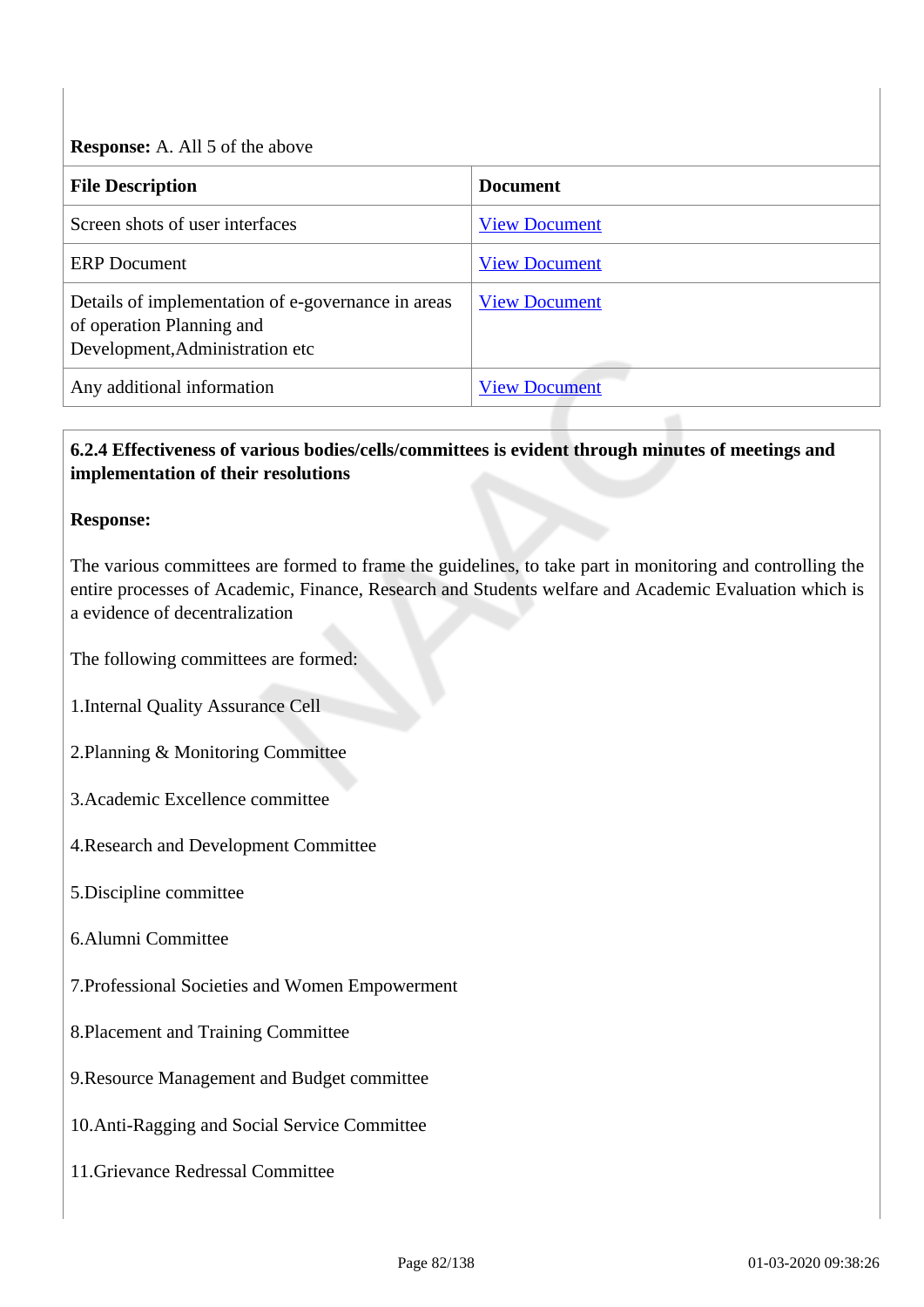**Response:** A. All 5 of the above

| File Description | Document |
| --- | --- |
| Screen shots of user interfaces | View Document |
| ERP Document | View Document |
| Details of implementation of e-governance in areas of operation Planning and Development,Administration etc | View Document |
| Any additional information | View Document |

**6.2.4 Effectiveness of various bodies/cells/committees is evident through minutes of meetings and implementation of their resolutions**

**Response:**

The various committees are formed to frame the guidelines, to take part in monitoring and controlling the entire processes of Academic, Finance, Research and Students welfare and Academic Evaluation which is a evidence of decentralization

The following committees are formed:

1.Internal Quality Assurance Cell

2.Planning & Monitoring Committee

3.Academic Excellence committee

4.Research and Development Committee

5.Discipline committee

6.Alumni Committee

7.Professional Societies and Women Empowerment

8.Placement and Training Committee

9.Resource Management and Budget committee

10.Anti-Ragging and Social Service Committee

11.Grievance Redressal Committee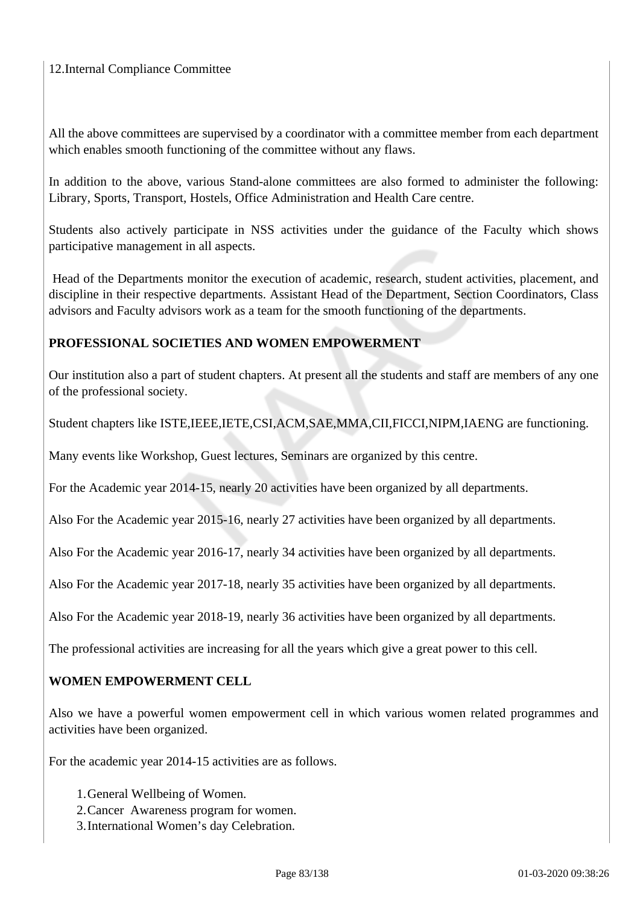12.Internal Compliance Committee

All the above committees are supervised by a coordinator with a committee member from each department which enables smooth functioning of the committee without any flaws.

In addition to the above, various Stand-alone committees are also formed to administer the following: Library, Sports, Transport, Hostels, Office Administration and Health Care centre.

Students also actively participate in NSS activities under the guidance of the Faculty which shows participative management in all aspects.

Head of the Departments monitor the execution of academic, research, student activities, placement, and discipline in their respective departments. Assistant Head of the Department, Section Coordinators, Class advisors and Faculty advisors work as a team for the smooth functioning of the departments.

**PROFESSIONAL SOCIETIES AND WOMEN EMPOWERMENT**

Our institution also a part of student chapters. At present all the students and staff are members of any one of the professional society.

Student chapters like ISTE,IEEE,IETE,CSI,ACM,SAE,MMA,CII,FICCI,NIPM,IAENG are functioning.

Many events like Workshop, Guest lectures, Seminars are organized by this centre.

For the Academic year 2014-15, nearly 20 activities have been organized by all departments.

Also For the Academic year 2015-16, nearly 27 activities have been organized by all departments.

Also For the Academic year 2016-17, nearly 34 activities have been organized by all departments.

Also For the Academic year 2017-18, nearly 35 activities have been organized by all departments.

Also For the Academic year 2018-19, nearly 36 activities have been organized by all departments.

The professional activities are increasing for all the years which give a great power to this cell.

**WOMEN EMPOWERMENT CELL**

Also we have a powerful women empowerment cell in which various women related programmes and activities have been organized.

For the academic year 2014-15 activities are as follows.

1. General Wellbeing of Women.
2. Cancer Awareness program for women.
3. International Women's day Celebration.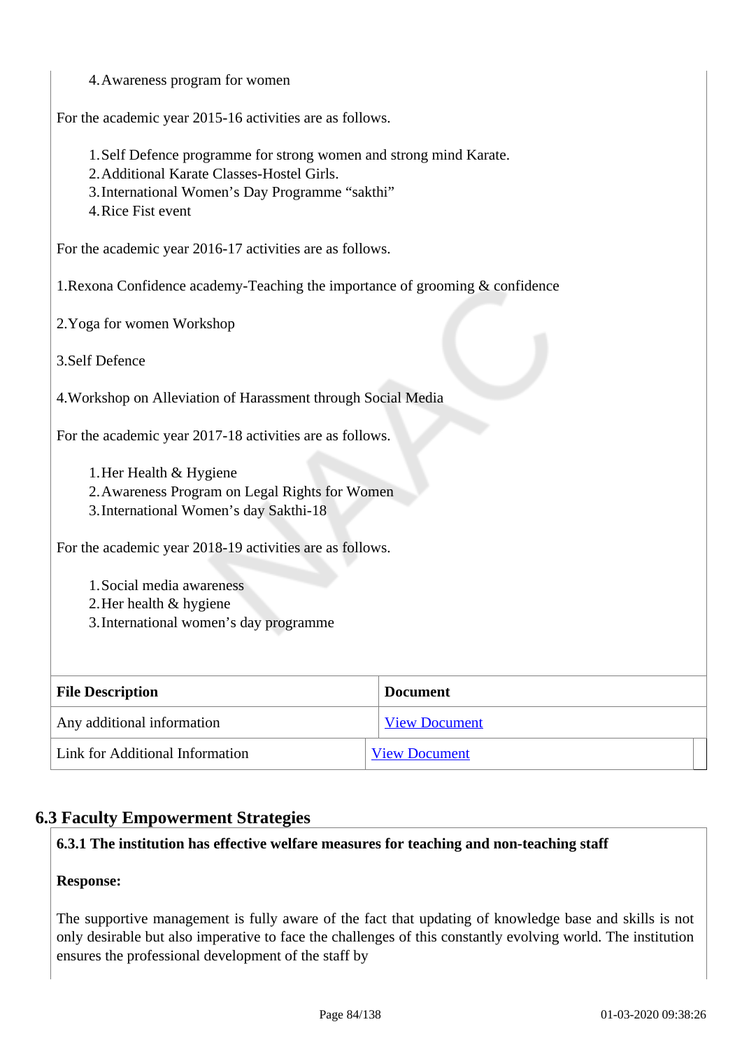4. Awareness program for women

For the academic year 2015-16 activities are as follows.

1. Self Defence programme for strong women and strong mind Karate.
2. Additional Karate Classes-Hostel Girls.
3. International Women’s Day Programme “sakthi”
4. Rice Fist event

For the academic year 2016-17 activities are as follows.

1.Rexona Confidence academy-Teaching the importance of grooming & confidence

2.Yoga for women Workshop

3.Self Defence

4.Workshop on Alleviation of Harassment through Social Media

For the academic year 2017-18 activities are as follows.

1. Her Health & Hygiene
2. Awareness Program on Legal Rights for Women
3. International Women’s day Sakthi-18

For the academic year 2018-19 activities are as follows.

1. Social media awareness
2. Her health & hygiene
3. International women’s day programme

| File Description | Document |
| --- | --- |
| Any additional information | View Document |
| Link for Additional Information | View Document |

## 6.3 Faculty Empowerment Strategies

**6.3.1 The institution has effective welfare measures for teaching and non-teaching staff**

**Response:**

The supportive management is fully aware of the fact that updating of knowledge base and skills is not only desirable but also imperative to face the challenges of this constantly evolving world. The institution ensures the professional development of the staff by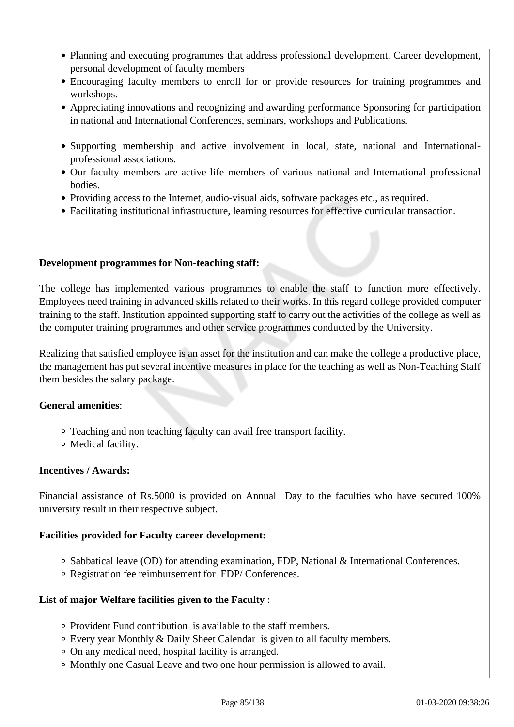- Planning and executing programmes that address professional development, Career development, personal development of faculty members
- Encouraging faculty members to enroll for or provide resources for training programmes and workshops.
- Appreciating innovations and recognizing and awarding performance Sponsoring for participation in national and International Conferences, seminars, workshops and Publications.

- Supporting membership and active involvement in local, state, national and International-professional associations.
- Our faculty members are active life members of various national and International professional bodies.
- Providing access to the Internet, audio-visual aids, software packages etc., as required.
- Facilitating institutional infrastructure, learning resources for effective curricular transaction.

**Development programmes for Non-teaching staff:**

The college has implemented various programmes to enable the staff to function more effectively. Employees need training in advanced skills related to their works. In this regard college provided computer training to the staff. Institution appointed supporting staff to carry out the activities of the college as well as the computer training programmes and other service programmes conducted by the University.

Realizing that satisfied employee is an asset for the institution and can make the college a productive place, the management has put several incentive measures in place for the teaching as well as Non-Teaching Staff them besides the salary package.

**General amenities**:

- Teaching and non teaching faculty can avail free transport facility.
- Medical facility.

**Incentives / Awards:**

Financial assistance of Rs.5000 is provided on Annual Day to the faculties who have secured 100% university result in their respective subject.

**Facilities provided for Faculty career development:**

- Sabbatical leave (OD) for attending examination, FDP, National & International Conferences.
- Registration fee reimbursement for FDP/ Conferences.

**List of major Welfare facilities given to the Faculty** :

- Provident Fund contribution is available to the staff members.
- Every year Monthly & Daily Sheet Calendar is given to all faculty members.
- On any medical need, hospital facility is arranged.
- Monthly one Casual Leave and two one hour permission is allowed to avail.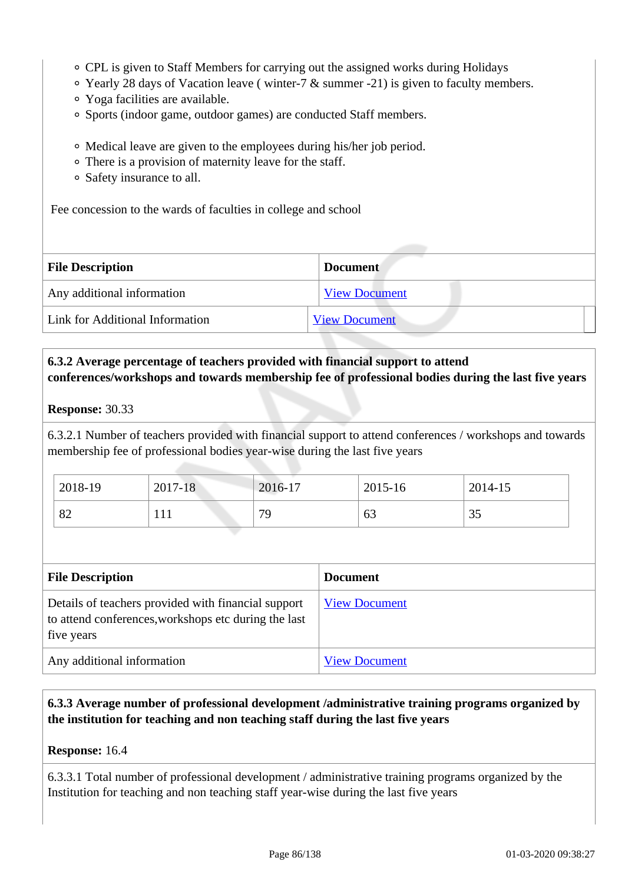- CPL is given to Staff Members for carrying out the assigned works during Holidays
- Yearly 28 days of Vacation leave ( winter-7 & summer -21) is given to faculty members.
- Yoga facilities are available.
- Sports (indoor game, outdoor games) are conducted Staff members.

- Medical leave are given to the employees during his/her job period.
- There is a provision of maternity leave for the staff.
- Safety insurance to all.

Fee concession to the wards of faculties in college and school

| File Description | Document |
|---|---|
| Any additional information | View Document |
| Link for Additional Information | View Document |

**6.3.2 Average percentage of teachers provided with financial support to attend conferences/workshops and towards membership fee of professional bodies during the last five years**

**Response:** 30.33

6.3.2.1 Number of teachers provided with financial support to attend conferences / workshops and towards membership fee of professional bodies year-wise during the last five years

| 2018-19 | 2017-18 | 2016-17 | 2015-16 | 2014-15 |
|---|---|---|---|---|
| 82 | 111 | 79 | 63 | 35 |

| File Description | Document |
|---|---|
| Details of teachers provided with financial support to attend conferences,workshops etc during the last five years | View Document |
| Any additional information | View Document |

**6.3.3 Average number of professional development /administrative training programs organized by the institution for teaching and non teaching staff during the last five years**

**Response:** 16.4

6.3.3.1 Total number of professional development / administrative training programs organized by the Institution for teaching and non teaching staff year-wise during the last five years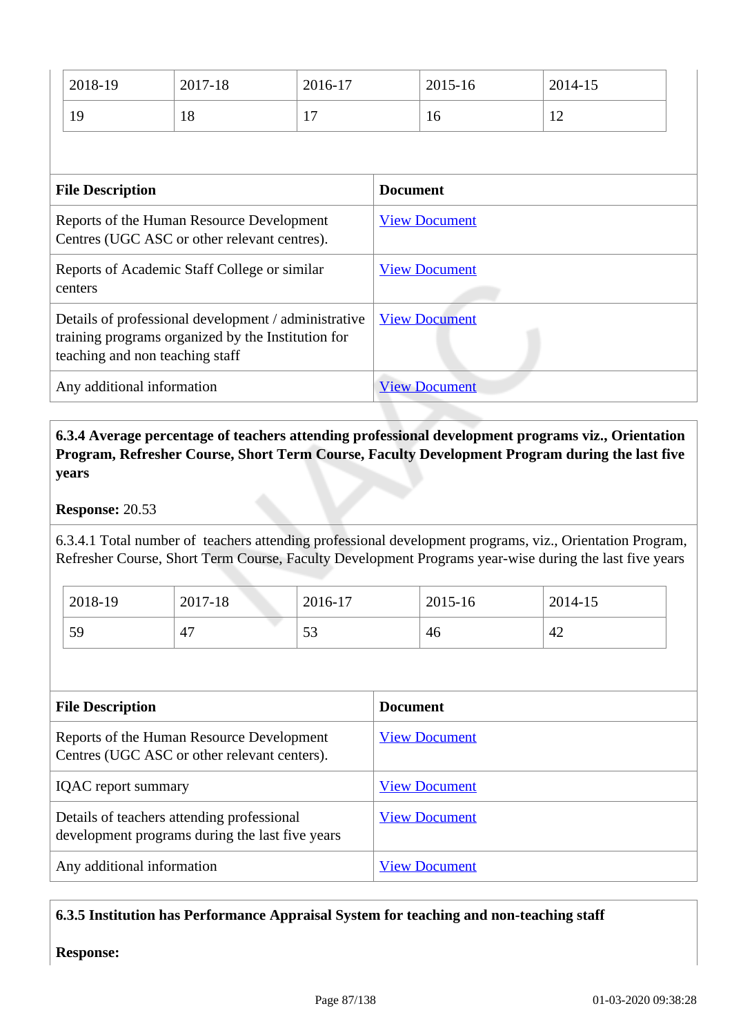| 2018-19 | 2017-18 | 2016-17 | 2015-16 | 2014-15 |
|---|---|---|---|---|
| 19 | 18 | 17 | 16 | 12 |

| File Description | Document |
|---|---|
| Reports of the Human Resource Development Centres (UGC ASC or other relevant centres). | View Document |
| Reports of Academic Staff College or similar centers | View Document |
| Details of professional development / administrative training programs organized by the Institution for teaching and non teaching staff | View Document |
| Any additional information | View Document |

**6.3.4 Average percentage of teachers attending professional development programs viz., Orientation Program, Refresher Course, Short Term Course, Faculty Development Program during the last five years**

**Response:** 20.53

6.3.4.1 Total number of teachers attending professional development programs, viz., Orientation Program, Refresher Course, Short Term Course, Faculty Development Programs year-wise during the last five years

| 2018-19 | 2017-18 | 2016-17 | 2015-16 | 2014-15 |
|---|---|---|---|---|
| 59 | 47 | 53 | 46 | 42 |

| File Description | Document |
|---|---|
| Reports of the Human Resource Development Centres (UGC ASC or other relevant centers). | View Document |
| IQAC report summary | View Document |
| Details of teachers attending professional development programs during the last five years | View Document |
| Any additional information | View Document |

**6.3.5 Institution has Performance Appraisal System for teaching and non-teaching staff**

**Response:**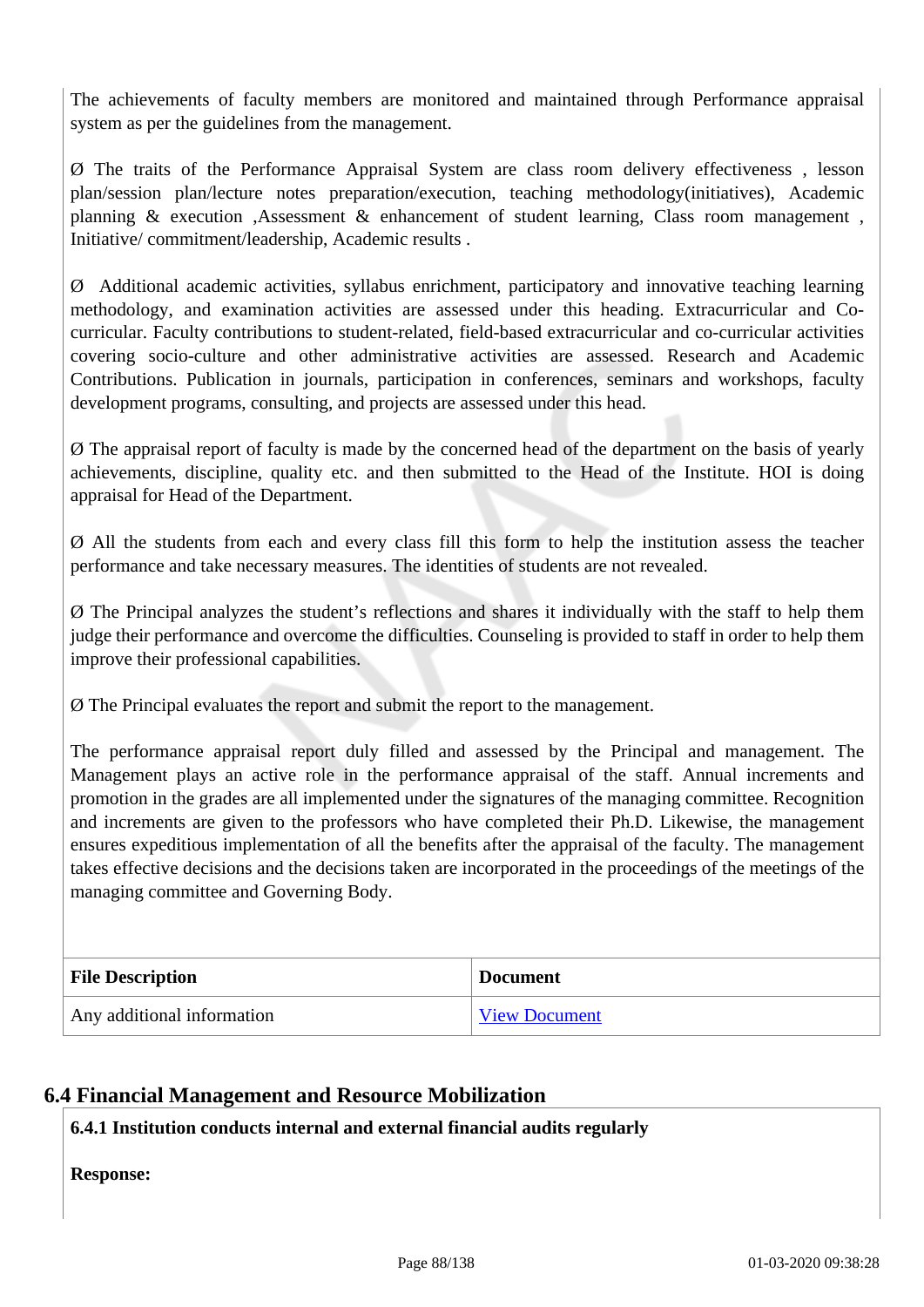The achievements of faculty members are monitored and maintained through Performance appraisal system as per the guidelines from the management.

Ø The traits of the Performance Appraisal System are class room delivery effectiveness , lesson plan/session plan/lecture notes preparation/execution, teaching methodology(initiatives), Academic planning & execution ,Assessment & enhancement of student learning, Class room management , Initiative/ commitment/leadership, Academic results .

Ø Additional academic activities, syllabus enrichment, participatory and innovative teaching learning methodology, and examination activities are assessed under this heading. Extracurricular and Co-curricular. Faculty contributions to student-related, field-based extracurricular and co-curricular activities covering socio-culture and other administrative activities are assessed. Research and Academic Contributions. Publication in journals, participation in conferences, seminars and workshops, faculty development programs, consulting, and projects are assessed under this head.

Ø The appraisal report of faculty is made by the concerned head of the department on the basis of yearly achievements, discipline, quality etc. and then submitted to the Head of the Institute. HOI is doing appraisal for Head of the Department.

Ø All the students from each and every class fill this form to help the institution assess the teacher performance and take necessary measures. The identities of students are not revealed.

Ø The Principal analyzes the student's reflections and shares it individually with the staff to help them judge their performance and overcome the difficulties. Counseling is provided to staff in order to help them improve their professional capabilities.

Ø The Principal evaluates the report and submit the report to the management.

The performance appraisal report duly filled and assessed by the Principal and management. The Management plays an active role in the performance appraisal of the staff. Annual increments and promotion in the grades are all implemented under the signatures of the managing committee. Recognition and increments are given to the professors who have completed their Ph.D. Likewise, the management ensures expeditious implementation of all the benefits after the appraisal of the faculty. The management takes effective decisions and the decisions taken are incorporated in the proceedings of the meetings of the managing committee and Governing Body.

| File Description | Document |
|---|---|
| Any additional information | View Document |

## 6.4 Financial Management and Resource Mobilization

**6.4.1 Institution conducts internal and external financial audits regularly**

**Response:**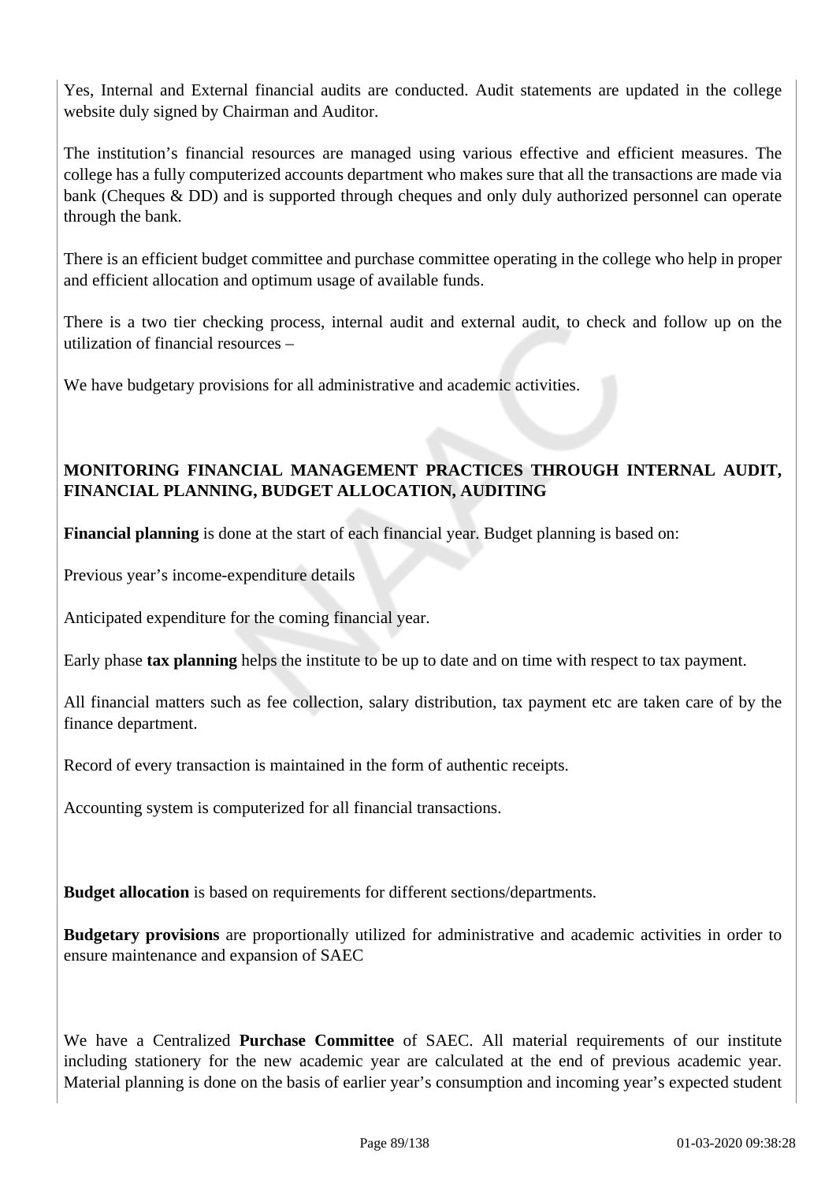Yes, Internal and External financial audits are conducted. Audit statements are updated in the college website duly signed by Chairman and Auditor.

The institution's financial resources are managed using various effective and efficient measures. The college has a fully computerized accounts department who makes sure that all the transactions are made via bank (Cheques & DD) and is supported through cheques and only duly authorized personnel can operate through the bank.

There is an efficient budget committee and purchase committee operating in the college who help in proper and efficient allocation and optimum usage of available funds.

There is a two tier checking process, internal audit and external audit, to check and follow up on the utilization of financial resources –

We have budgetary provisions for all administrative and academic activities.

**MONITORING FINANCIAL MANAGEMENT PRACTICES THROUGH INTERNAL AUDIT, FINANCIAL PLANNING, BUDGET ALLOCATION, AUDITING**

**Financial planning** is done at the start of each financial year. Budget planning is based on:

Previous year's income-expenditure details

Anticipated expenditure for the coming financial year.

Early phase **tax planning** helps the institute to be up to date and on time with respect to tax payment.

All financial matters such as fee collection, salary distribution, tax payment etc are taken care of by the finance department.

Record of every transaction is maintained in the form of authentic receipts.

Accounting system is computerized for all financial transactions.

**Budget allocation** is based on requirements for different sections/departments.

**Budgetary provisions** are proportionally utilized for administrative and academic activities in order to ensure maintenance and expansion of SAEC

We have a Centralized **Purchase Committee** of SAEC. All material requirements of our institute including stationery for the new academic year are calculated at the end of previous academic year. Material planning is done on the basis of earlier year's consumption and incoming year's expected student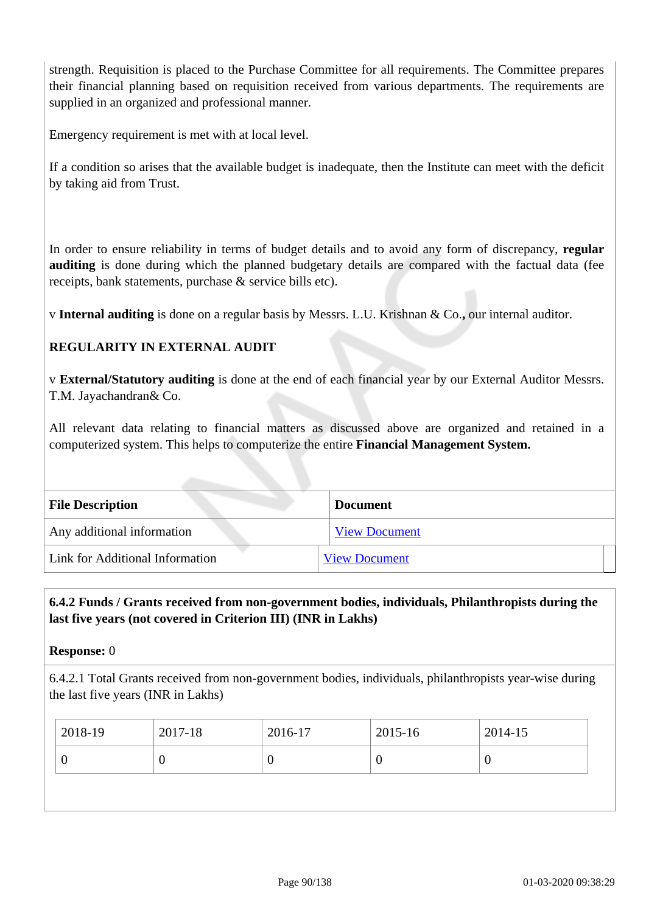strength. Requisition is placed to the Purchase Committee for all requirements. The Committee prepares their financial planning based on requisition received from various departments. The requirements are supplied in an organized and professional manner.

Emergency requirement is met with at local level.

If a condition so arises that the available budget is inadequate, then the Institute can meet with the deficit by taking aid from Trust.

In order to ensure reliability in terms of budget details and to avoid any form of discrepancy, **regular auditing** is done during which the planned budgetary details are compared with the factual data (fee receipts, bank statements, purchase & service bills etc).

v **Internal auditing** is done on a regular basis by Messrs. L.U. Krishnan & Co.**,** our internal auditor.

**REGULARITY IN EXTERNAL AUDIT**

v **External/Statutory auditing** is done at the end of each financial year by our External Auditor Messrs. T.M. Jayachandran& Co.

All relevant data relating to financial matters as discussed above are organized and retained in a computerized system. This helps to computerize the entire **Financial Management System.**

| File Description | Document |
|---|---|
| Any additional information | View Document |
| Link for Additional Information | View Document |

**6.4.2 Funds / Grants received from non-government bodies, individuals, Philanthropists during the last five years (not covered in Criterion III) (INR in Lakhs)**

**Response:** 0

6.4.2.1 Total Grants received from non-government bodies, individuals, philanthropists year-wise during the last five years (INR in Lakhs)

| 2018-19 | 2017-18 | 2016-17 | 2015-16 | 2014-15 |
|---|---|---|---|---|
| 0 | 0 | 0 | 0 | 0 |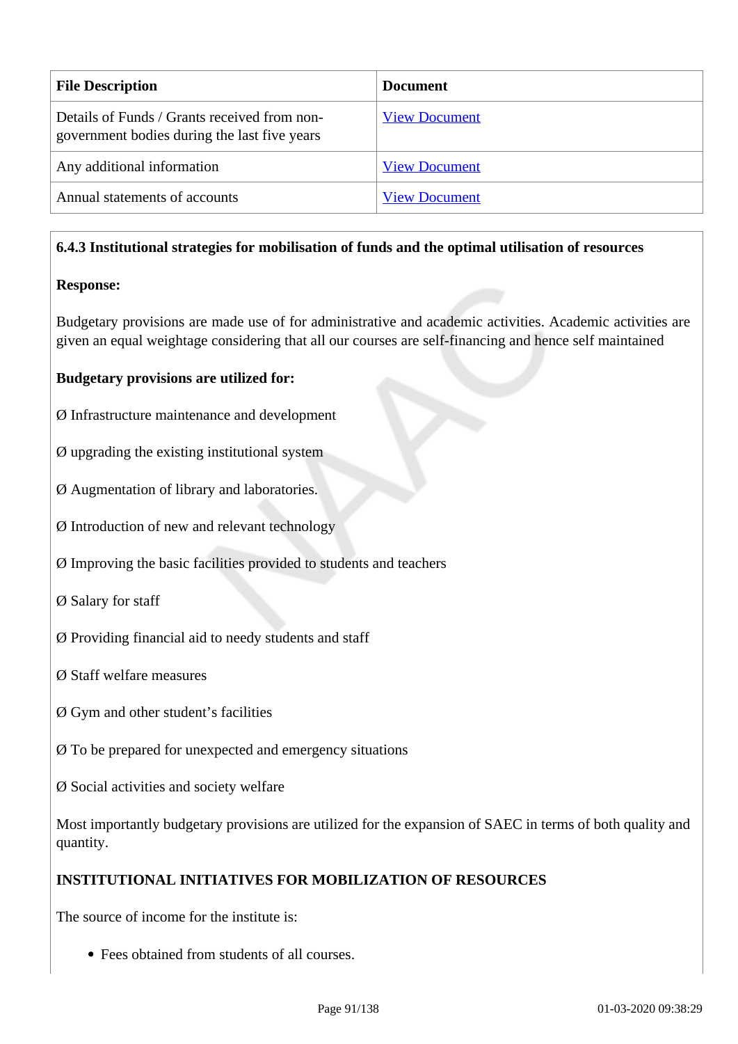| File Description | Document |
|---|---|
| Details of Funds / Grants received from non-government bodies during the last five years | View Document |
| Any additional information | View Document |
| Annual statements of accounts | View Document |

**6.4.3 Institutional strategies for mobilisation of funds and the optimal utilisation of resources**

**Response:**

Budgetary provisions are made use of for administrative and academic activities. Academic activities are given an equal weightage considering that all our courses are self-financing and hence self maintained

**Budgetary provisions are utilized for:**

Ø Infrastructure maintenance and development

Ø upgrading the existing institutional system

Ø Augmentation of library and laboratories.

Ø Introduction of new and relevant technology

Ø Improving the basic facilities provided to students and teachers

Ø Salary for staff

Ø Providing financial aid to needy students and staff

Ø Staff welfare measures

Ø Gym and other student's facilities

Ø To be prepared for unexpected and emergency situations

Ø Social activities and society welfare

Most importantly budgetary provisions are utilized for the expansion of SAEC in terms of both quality and quantity.

**INSTITUTIONAL INITIATIVES FOR MOBILIZATION OF RESOURCES**

The source of income for the institute is:

- Fees obtained from students of all courses.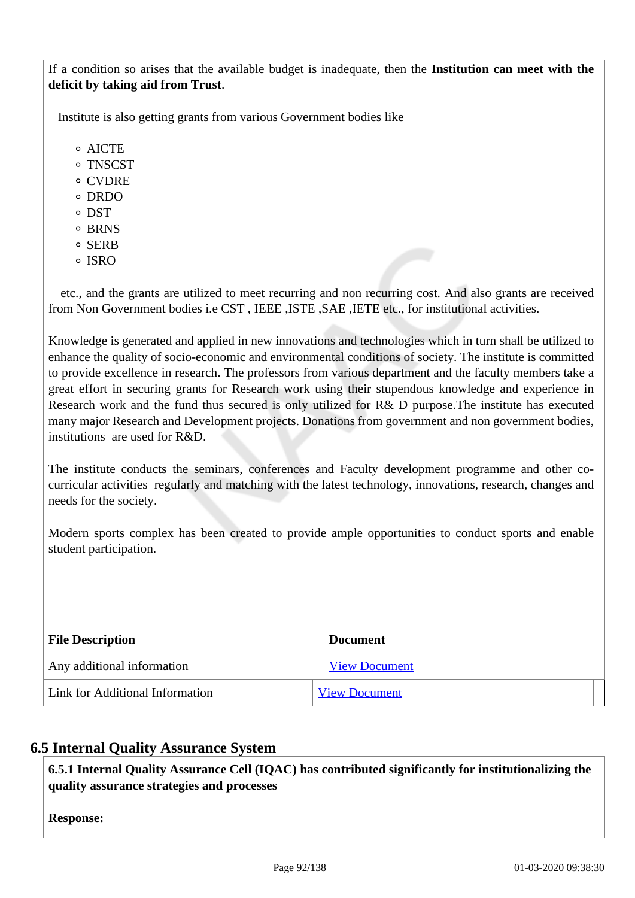If a condition so arises that the available budget is inadequate, then the **Institution can meet with the deficit by taking aid from Trust**.

Institute is also getting grants from various Government bodies like

- AICTE
- TNSCST
- CVDRE
- DRDO
- DST
- BRNS
- SERB
- ISRO

etc., and the grants are utilized to meet recurring and non recurring cost. And also grants are received from Non Government bodies i.e CST , IEEE ,ISTE ,SAE ,IETE etc., for institutional activities.

Knowledge is generated and applied in new innovations and technologies which in turn shall be utilized to enhance the quality of socio-economic and environmental conditions of society. The institute is committed to provide excellence in research. The professors from various department and the faculty members take a great effort in securing grants for Research work using their stupendous knowledge and experience in Research work and the fund thus secured is only utilized for R& D purpose.The institute has executed many major Research and Development projects. Donations from government and non government bodies, institutions are used for R&D.

The institute conducts the seminars, conferences and Faculty development programme and other co-curricular activities regularly and matching with the latest technology, innovations, research, changes and needs for the society.

Modern sports complex has been created to provide ample opportunities to conduct sports and enable student participation.

| File Description | Document |
|---|---|
| Any additional information | View Document |
| Link for Additional Information | View Document |

## 6.5 Internal Quality Assurance System

**6.5.1 Internal Quality Assurance Cell (IQAC) has contributed significantly for institutionalizing the quality assurance strategies and processes**

**Response:**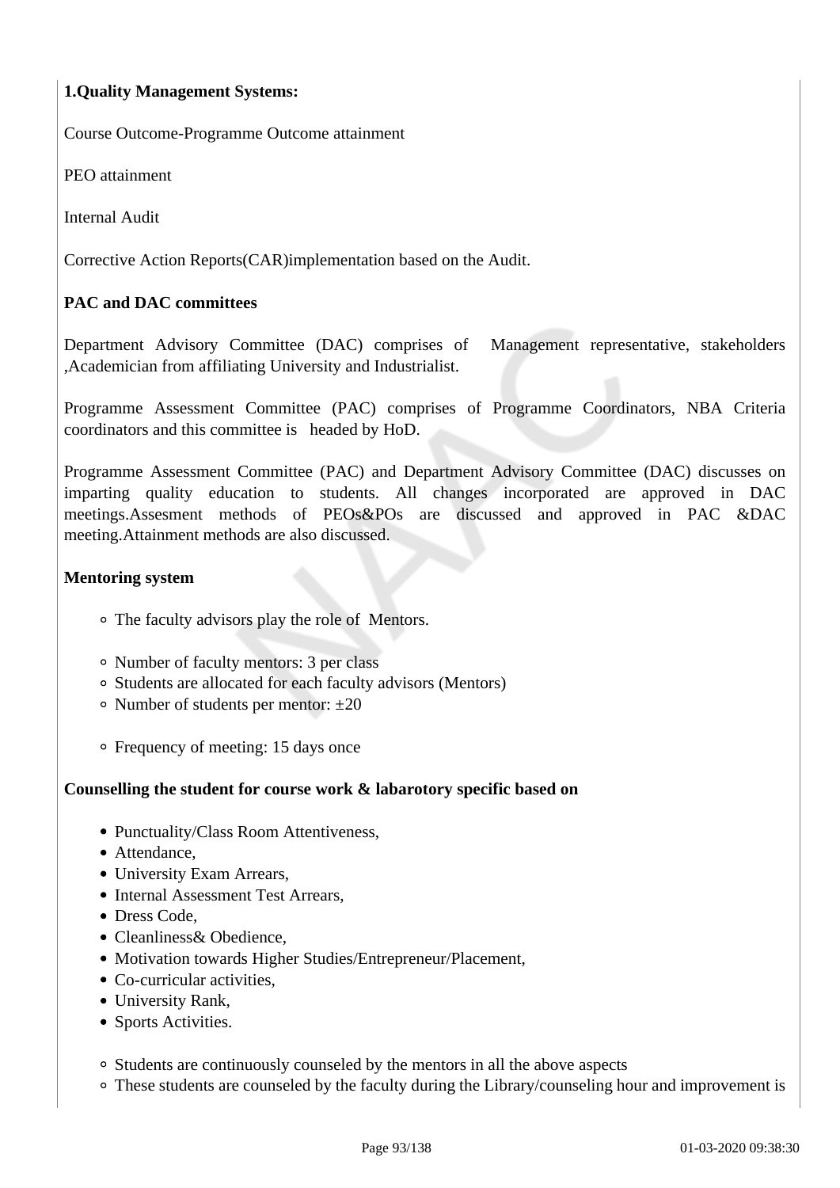**1.Quality Management Systems:**

Course Outcome-Programme Outcome attainment

PEO attainment

Internal Audit

Corrective Action Reports(CAR)implementation based on the Audit.

**PAC and DAC committees**

Department Advisory Committee (DAC) comprises of Management representative, stakeholders ,Academician from affiliating University and Industrialist.

Programme Assessment Committee (PAC) comprises of Programme Coordinators, NBA Criteria coordinators and this committee is headed by HoD.

Programme Assessment Committee (PAC) and Department Advisory Committee (DAC) discusses on imparting quality education to students. All changes incorporated are approved in DAC meetings.Assesment methods of PEOs&POs are discussed and approved in PAC &DAC meeting.Attainment methods are also discussed.

**Mentoring system**

- The faculty advisors play the role of Mentors.

- Number of faculty mentors: 3 per class
- Students are allocated for each faculty advisors (Mentors)
- Number of students per mentor: ±20

- Frequency of meeting: 15 days once

**Counselling the student for course work & labarotory specific based on**

- Punctuality/Class Room Attentiveness,
- Attendance,
- University Exam Arrears,
- Internal Assessment Test Arrears,
- Dress Code,
- Cleanliness& Obedience,
- Motivation towards Higher Studies/Entrepreneur/Placement,
- Co-curricular activities,
- University Rank,
- Sports Activities.

- Students are continuously counseled by the mentors in all the above aspects
- These students are counseled by the faculty during the Library/counseling hour and improvement is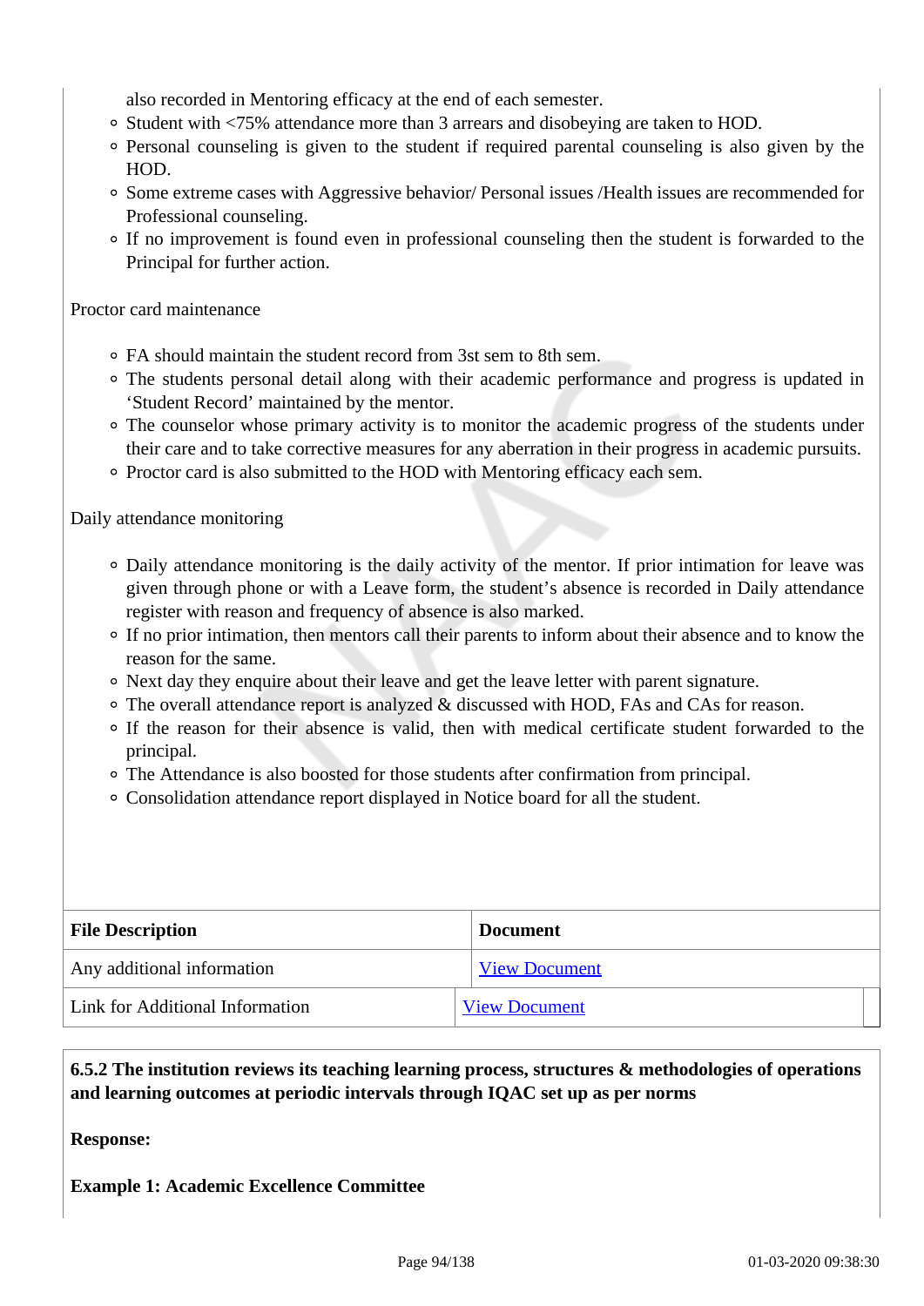also recorded in Mentoring efficacy at the end of each semester.

- Student with <75% attendance more than 3 arrears and disobeying are taken to HOD.
- Personal counseling is given to the student if required parental counseling is also given by the HOD.
- Some extreme cases with Aggressive behavior/ Personal issues /Health issues are recommended for Professional counseling.
- If no improvement is found even in professional counseling then the student is forwarded to the Principal for further action.

Proctor card maintenance

- FA should maintain the student record from 3st sem to 8th sem.
- The students personal detail along with their academic performance and progress is updated in 'Student Record' maintained by the mentor.
- The counselor whose primary activity is to monitor the academic progress of the students under their care and to take corrective measures for any aberration in their progress in academic pursuits.
- Proctor card is also submitted to the HOD with Mentoring efficacy each sem.

Daily attendance monitoring

- Daily attendance monitoring is the daily activity of the mentor. If prior intimation for leave was given through phone or with a Leave form, the student's absence is recorded in Daily attendance register with reason and frequency of absence is also marked.
- If no prior intimation, then mentors call their parents to inform about their absence and to know the reason for the same.
- Next day they enquire about their leave and get the leave letter with parent signature.
- The overall attendance report is analyzed & discussed with HOD, FAs and CAs for reason.
- If the reason for their absence is valid, then with medical certificate student forwarded to the principal.
- The Attendance is also boosted for those students after confirmation from principal.
- Consolidation attendance report displayed in Notice board for all the student.

| File Description | Document |
|---|---|
| Any additional information | View Document |
| Link for Additional Information | View Document |

**6.5.2 The institution reviews its teaching learning process, structures & methodologies of operations and learning outcomes at periodic intervals through IQAC set up as per norms**

**Response:**

**Example 1: Academic Excellence Committee**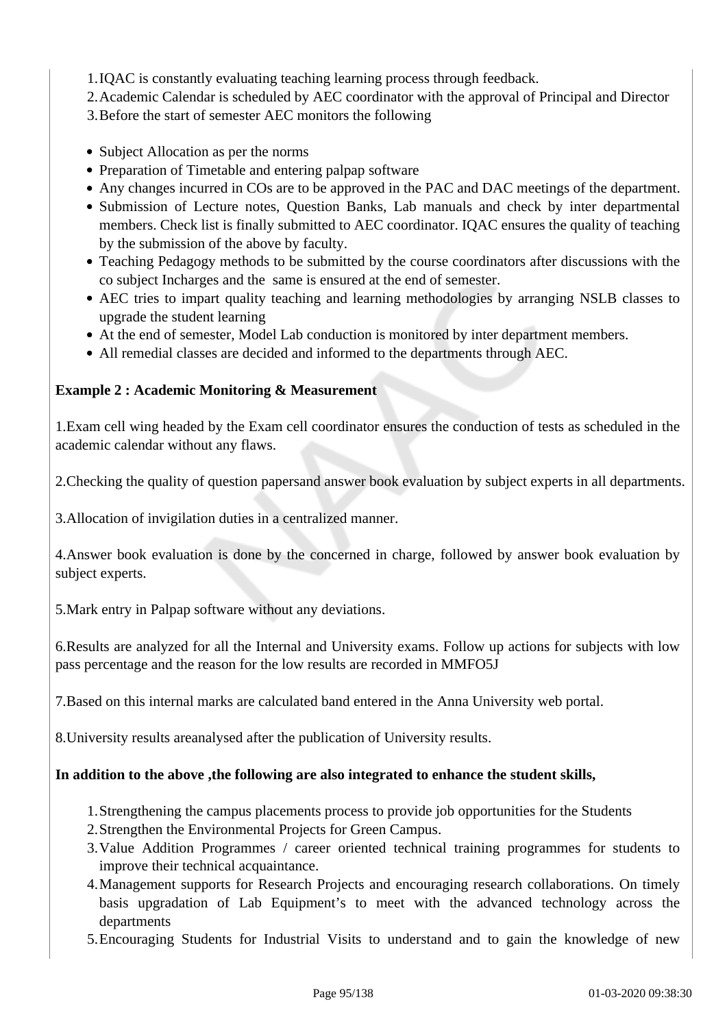1. IQAC is constantly evaluating teaching learning process through feedback.
2. Academic Calendar is scheduled by AEC coordinator with the approval of Principal and Director
3. Before the start of semester AEC monitors the following

- Subject Allocation as per the norms
- Preparation of Timetable and entering palpap software
- Any changes incurred in COs are to be approved in the PAC and DAC meetings of the department.
- Submission of Lecture notes, Question Banks, Lab manuals and check by inter departmental members. Check list is finally submitted to AEC coordinator. IQAC ensures the quality of teaching by the submission of the above by faculty.
- Teaching Pedagogy methods to be submitted by the course coordinators after discussions with the co subject Incharges and the same is ensured at the end of semester.
- AEC tries to impart quality teaching and learning methodologies by arranging NSLB classes to upgrade the student learning
- At the end of semester, Model Lab conduction is monitored by inter department members.
- All remedial classes are decided and informed to the departments through AEC.

**Example 2 : Academic Monitoring & Measurement**

1.Exam cell wing headed by the Exam cell coordinator ensures the conduction of tests as scheduled in the academic calendar without any flaws.

2.Checking the quality of question papersand answer book evaluation by subject experts in all departments.

3.Allocation of invigilation duties in a centralized manner.

4.Answer book evaluation is done by the concerned in charge, followed by answer book evaluation by subject experts.

5.Mark entry in Palpap software without any deviations.

6.Results are analyzed for all the Internal and University exams. Follow up actions for subjects with low pass percentage and the reason for the low results are recorded in MMFO5J

7.Based on this internal marks are calculated band entered in the Anna University web portal.

8.University results areanalysed after the publication of University results.

**In addition to the above ,the following are also integrated to enhance the student skills,**

1. Strengthening the campus placements process to provide job opportunities for the Students
2. Strengthen the Environmental Projects for Green Campus.
3. Value Addition Programmes / career oriented technical training programmes for students to improve their technical acquaintance.
4. Management supports for Research Projects and encouraging research collaborations. On timely basis upgradation of Lab Equipment's to meet with the advanced technology across the departments
5. Encouraging Students for Industrial Visits to understand and to gain the knowledge of new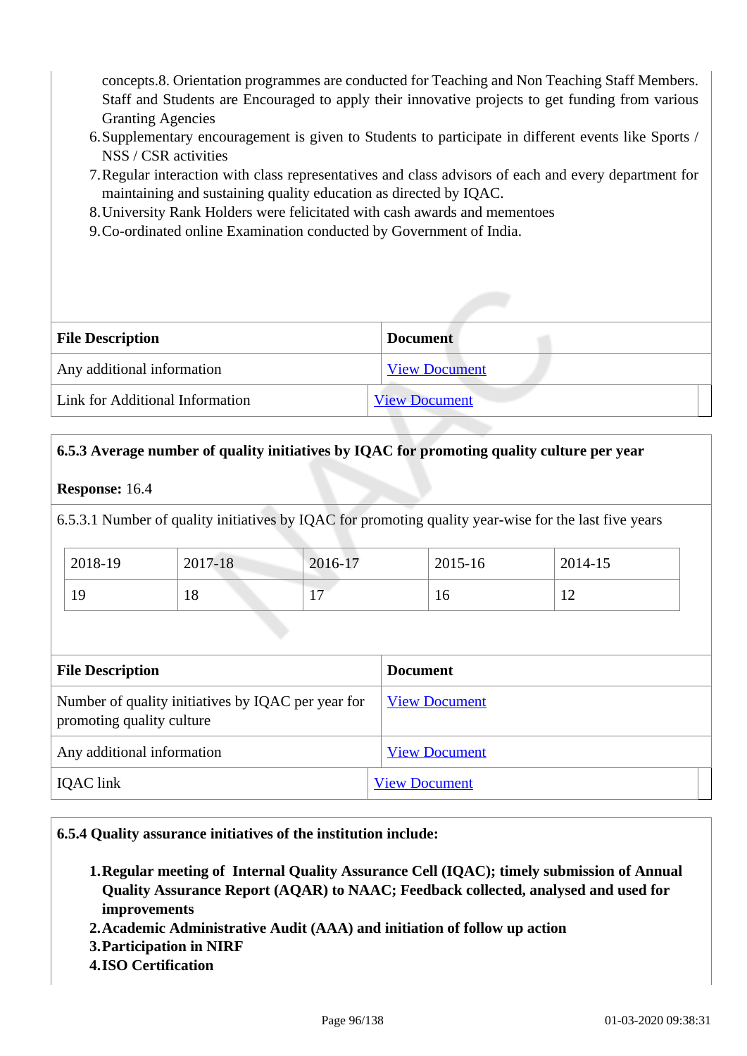concepts.8. Orientation programmes are conducted for Teaching and Non Teaching Staff Members. Staff and Students are Encouraged to apply their innovative projects to get funding from various Granting Agencies

6. Supplementary encouragement is given to Students to participate in different events like Sports / NSS / CSR activities
7. Regular interaction with class representatives and class advisors of each and every department for maintaining and sustaining quality education as directed by IQAC.
8. University Rank Holders were felicitated with cash awards and mementoes
9. Co-ordinated online Examination conducted by Government of India.

| File Description | Document |
|---|---|
| Any additional information | View Document |
| Link for Additional Information | View Document |

**6.5.3 Average number of quality initiatives by IQAC for promoting quality culture per year**

**Response:** 16.4

6.5.3.1 Number of quality initiatives by IQAC for promoting quality year-wise for the last five years

| 2018-19 | 2017-18 | 2016-17 | 2015-16 | 2014-15 |
|---|---|---|---|---|
| 19 | 18 | 17 | 16 | 12 |

| File Description | Document |
|---|---|
| Number of quality initiatives by IQAC per year for promoting quality culture | View Document |
| Any additional information | View Document |
| IQAC link | View Document |

**6.5.4 Quality assurance initiatives of the institution include:**

1. **Regular meeting of Internal Quality Assurance Cell (IQAC); timely submission of Annual Quality Assurance Report (AQAR) to NAAC; Feedback collected, analysed and used for improvements**
2. **Academic Administrative Audit (AAA) and initiation of follow up action**
3. **Participation in NIRF**
4. **ISO Certification**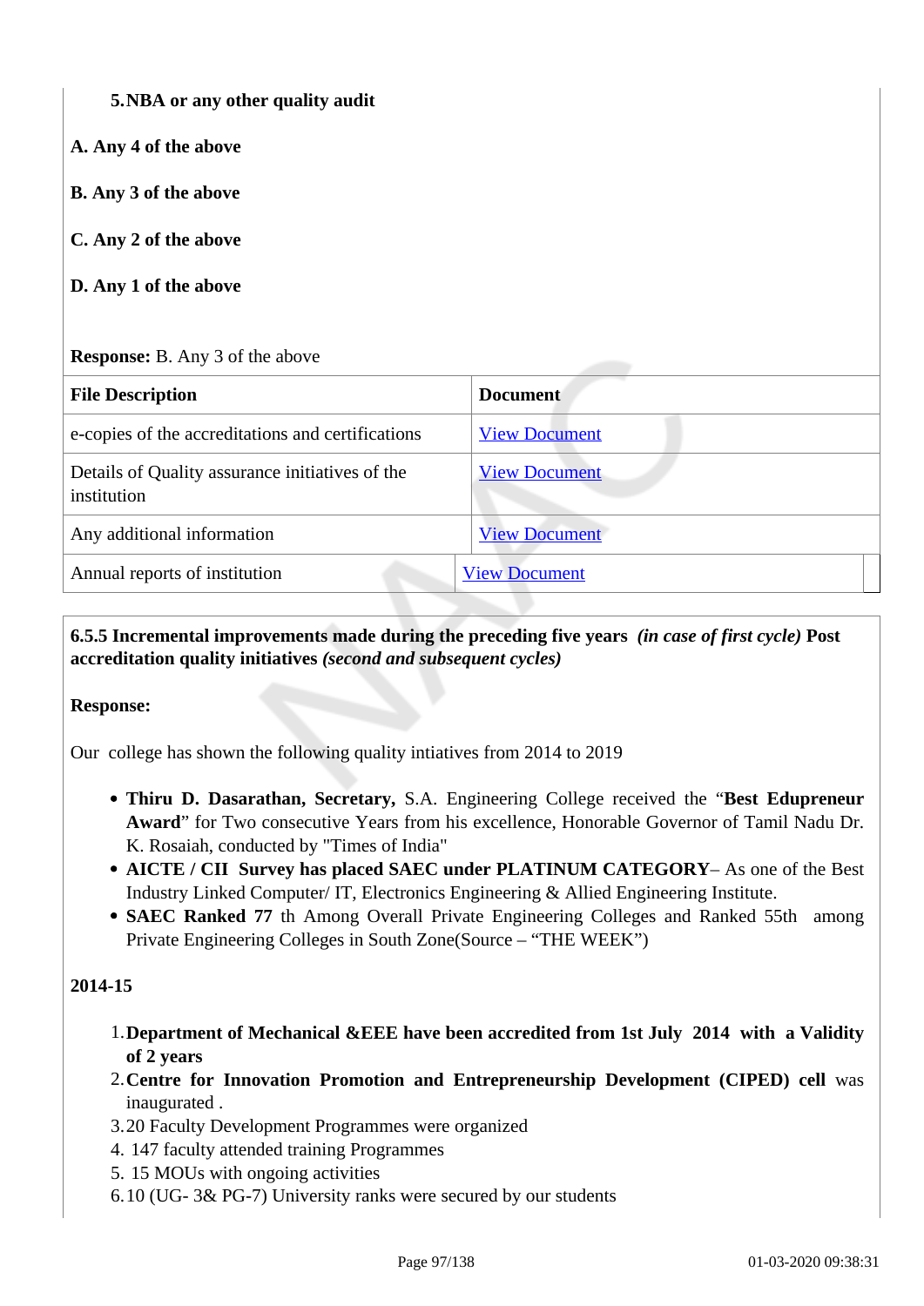**5.NBA or any other quality audit**

**A. Any 4 of the above**

**B. Any 3 of the above**

**C. Any 2 of the above**

**D. Any 1 of the above**

**Response:** B. Any 3 of the above

| File Description | Document |
|---|---|
| e-copies of the accreditations and certifications | View Document |
| Details of Quality assurance initiatives of the institution | View Document |
| Any additional information | View Document |
| Annual reports of institution | View Document |

**6.5.5 Incremental improvements made during the preceding five years** ***(in case of first cycle)*** **Post accreditation quality initiatives** ***(second and subsequent cycles)***

**Response:**

Our college has shown the following quality intiatives from 2014 to 2019

- **Thiru D. Dasarathan, Secretary,** S.A. Engineering College received the "**Best Edupreneur Award**" for Two consecutive Years from his excellence, Honorable Governor of Tamil Nadu Dr. K. Rosaiah, conducted by "Times of India"
- **AICTE / CII Survey has placed SAEC under PLATINUM CATEGORY**– As one of the Best Industry Linked Computer/ IT, Electronics Engineering & Allied Engineering Institute.
- **SAEC Ranked 77** th Among Overall Private Engineering Colleges and Ranked 55th among Private Engineering Colleges in South Zone(Source – "THE WEEK")

**2014-15**

1. **Department of Mechanical &EEE have been accredited from 1st July 2014 with a Validity of 2 years**
2. **Centre for Innovation Promotion and Entrepreneurship Development (CIPED) cell** was inaugurated .
3. 20 Faculty Development Programmes were organized
4. 147 faculty attended training Programmes
5. 15 MOUs with ongoing activities
6. 10 (UG- 3& PG-7) University ranks were secured by our students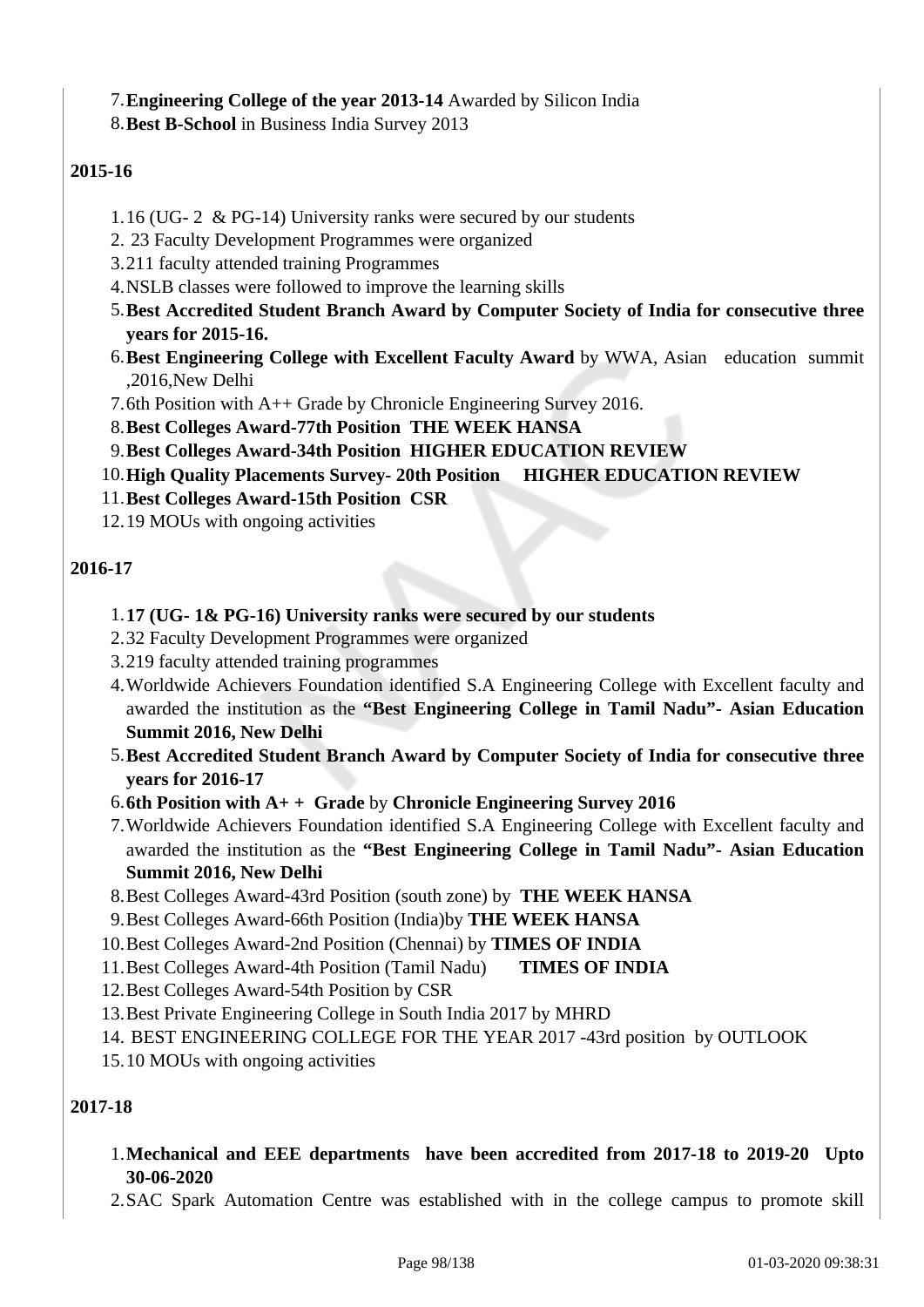7. **Engineering College of the year 2013-14** Awarded by Silicon India
8. **Best B-School** in Business India Survey 2013

**2015-16**

1. 16 (UG- 2 & PG-14) University ranks were secured by our students
2. 23 Faculty Development Programmes were organized
3. 211 faculty attended training Programmes
4. NSLB classes were followed to improve the learning skills
5. **Best Accredited Student Branch Award by Computer Society of India for consecutive three years for 2015-16.**
6. **Best Engineering College with Excellent Faculty Award** by WWA, Asian education summit ,2016,New Delhi
7. 6th Position with A++ Grade by Chronicle Engineering Survey 2016.
8. **Best Colleges Award-77th Position THE WEEK HANSA**
9. **Best Colleges Award-34th Position HIGHER EDUCATION REVIEW**
10. **High Quality Placements Survey- 20th Position HIGHER EDUCATION REVIEW**
11. **Best Colleges Award-15th Position CSR**
12. 19 MOUs with ongoing activities

**2016-17**

1. **17 (UG- 1& PG-16) University ranks were secured by our students**
2. 32 Faculty Development Programmes were organized
3. 219 faculty attended training programmes
4. Worldwide Achievers Foundation identified S.A Engineering College with Excellent faculty and awarded the institution as the **"Best Engineering College in Tamil Nadu"- Asian Education Summit 2016, New Delhi**
5. **Best Accredited Student Branch Award by Computer Society of India for consecutive three years for 2016-17**
6. **6th Position with A+ + Grade** by **Chronicle Engineering Survey 2016**
7. Worldwide Achievers Foundation identified S.A Engineering College with Excellent faculty and awarded the institution as the **"Best Engineering College in Tamil Nadu"- Asian Education Summit 2016, New Delhi**
8. Best Colleges Award-43rd Position (south zone) by **THE WEEK HANSA**
9. Best Colleges Award-66th Position (India)by **THE WEEK HANSA**
10. Best Colleges Award-2nd Position (Chennai) by **TIMES OF INDIA**
11. Best Colleges Award-4th Position (Tamil Nadu) **TIMES OF INDIA**
12. Best Colleges Award-54th Position by CSR
13. Best Private Engineering College in South India 2017 by MHRD
14. BEST ENGINEERING COLLEGE FOR THE YEAR 2017 -43rd position by OUTLOOK
15. 10 MOUs with ongoing activities

**2017-18**

1. **Mechanical and EEE departments have been accredited from 2017-18 to 2019-20 Upto 30-06-2020**
2. SAC Spark Automation Centre was established with in the college campus to promote skill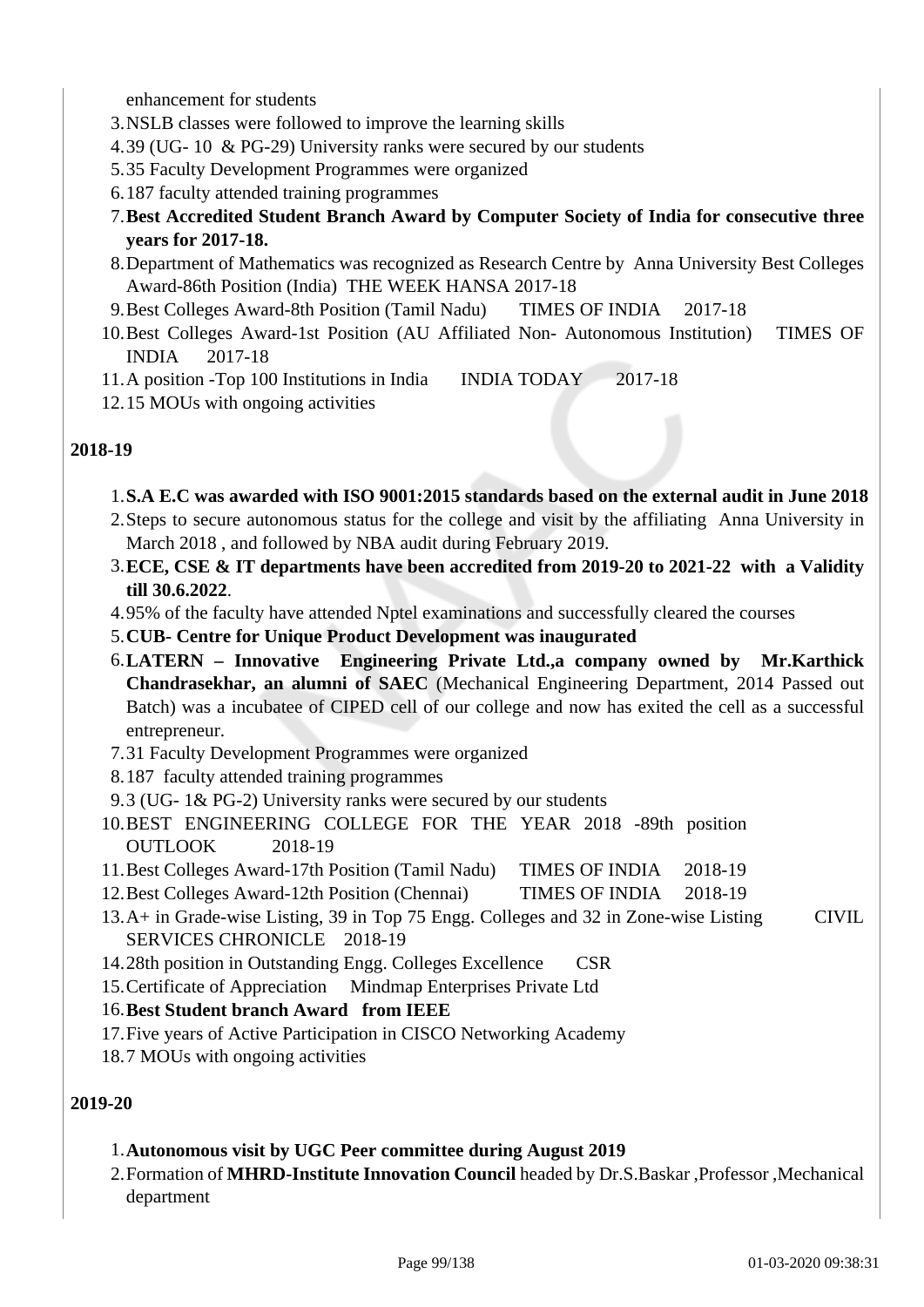enhancement for students

3. NSLB classes were followed to improve the learning skills
4. 39 (UG- 10 & PG-29) University ranks were secured by our students
5. 35 Faculty Development Programmes were organized
6. 187 faculty attended training programmes
7. **Best Accredited Student Branch Award by Computer Society of India for consecutive three years for 2017-18.**
8. Department of Mathematics was recognized as Research Centre by Anna University Best Colleges Award-86th Position (India) THE WEEK HANSA 2017-18
9. Best Colleges Award-8th Position (Tamil Nadu) TIMES OF INDIA 2017-18
10. Best Colleges Award-1st Position (AU Affiliated Non- Autonomous Institution) TIMES OF INDIA 2017-18
11. A position -Top 100 Institutions in India INDIA TODAY 2017-18
12. 15 MOUs with ongoing activities

**2018-19**

1. **S.A E.C was awarded with ISO 9001:2015 standards based on the external audit in June 2018**
2. Steps to secure autonomous status for the college and visit by the affiliating Anna University in March 2018 , and followed by NBA audit during February 2019.
3. **ECE, CSE & IT departments have been accredited from 2019-20 to 2021-22 with a Validity till 30.6.2022**.
4. 95% of the faculty have attended Nptel examinations and successfully cleared the courses
5. **CUB- Centre for Unique Product Development was inaugurated**
6. **LATERN – Innovative Engineering Private Ltd.,a company owned by Mr.Karthick Chandrasekhar, an alumni of SAEC** (Mechanical Engineering Department, 2014 Passed out Batch) was a incubatee of CIPED cell of our college and now has exited the cell as a successful entrepreneur.
7. 31 Faculty Development Programmes were organized
8. 187 faculty attended training programmes
9. 3 (UG- 1& PG-2) University ranks were secured by our students
10. BEST ENGINEERING COLLEGE FOR THE YEAR 2018 -89th position OUTLOOK 2018-19
11. Best Colleges Award-17th Position (Tamil Nadu) TIMES OF INDIA 2018-19
12. Best Colleges Award-12th Position (Chennai) TIMES OF INDIA 2018-19
13. A+ in Grade-wise Listing, 39 in Top 75 Engg. Colleges and 32 in Zone-wise Listing CIVIL SERVICES CHRONICLE 2018-19
14. 28th position in Outstanding Engg. Colleges Excellence CSR
15. Certificate of Appreciation Mindmap Enterprises Private Ltd
16. **Best Student branch Award from IEEE**
17. Five years of Active Participation in CISCO Networking Academy
18. 7 MOUs with ongoing activities

**2019-20**

1. **Autonomous visit by UGC Peer committee during August 2019**
2. Formation of **MHRD-Institute Innovation Council** headed by Dr.S.Baskar ,Professor ,Mechanical department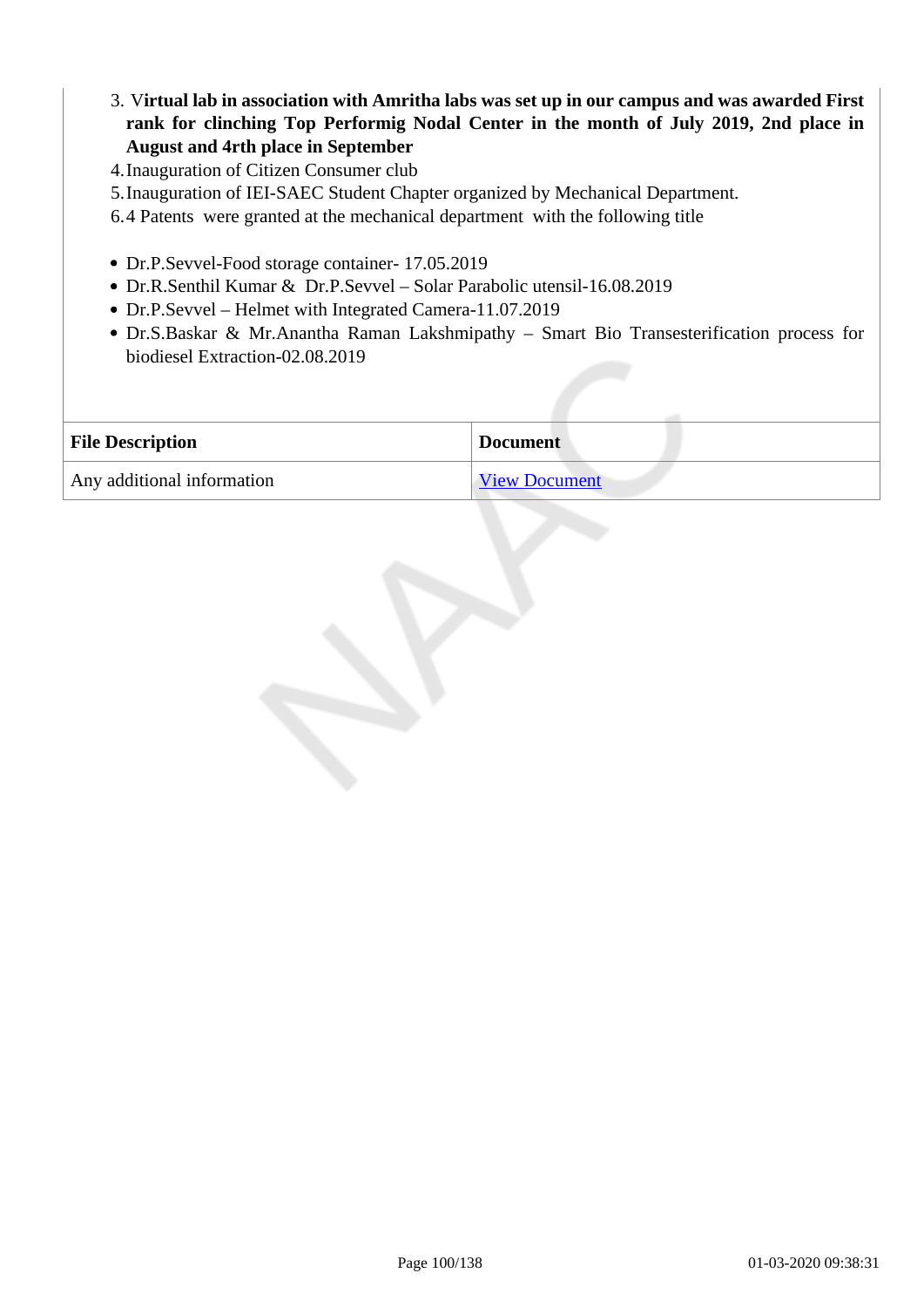3. V**irtual lab in association with Amritha labs was set up in our campus and was awarded First rank for clinching Top Performig Nodal Center in the month of July 2019, 2nd place in August and 4rth place in September**
4. Inauguration of Citizen Consumer club
5. Inauguration of IEI-SAEC Student Chapter organized by Mechanical Department.
6. 4 Patents were granted at the mechanical department with the following title

- Dr.P.Sevvel-Food storage container- 17.05.2019
- Dr.R.Senthil Kumar & Dr.P.Sevvel – Solar Parabolic utensil-16.08.2019
- Dr.P.Sevvel – Helmet with Integrated Camera-11.07.2019
- Dr.S.Baskar & Mr.Anantha Raman Lakshmipathy – Smart Bio Transesterification process for biodiesel Extraction-02.08.2019

| File Description | Document |
|---|---|
| Any additional information | View Document |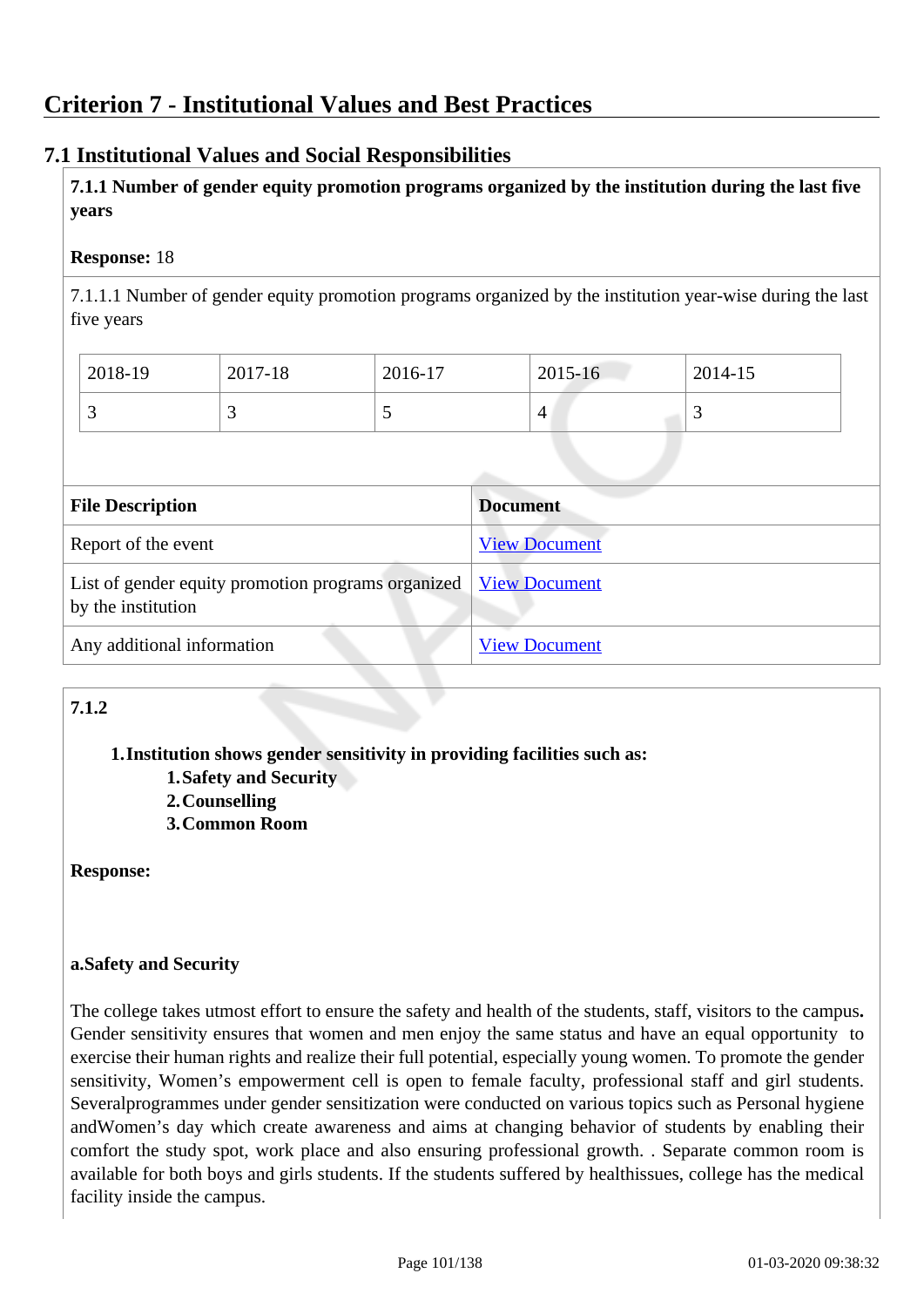# Criterion 7 - Institutional Values and Best Practices

## 7.1 Institutional Values and Social Responsibilities

**7.1.1 Number of gender equity promotion programs organized by the institution during the last five years**

**Response:** 18

7.1.1.1 Number of gender equity promotion programs organized by the institution year-wise during the last five years

| 2018-19 | 2017-18 | 2016-17 | 2015-16 | 2014-15 |
|---|---|---|---|---|
| 3 | 3 | 5 | 4 | 3 |

| File Description | Document |
|---|---|
| Report of the event | View Document |
| List of gender equity promotion programs organized by the institution | View Document |
| Any additional information | View Document |

**7.1.2**

1. **Institution shows gender sensitivity in providing facilities such as:**
   1. **Safety and Security**
   2. **Counselling**
   3. **Common Room**

**Response:**

**a.Safety and Security**

The college takes utmost effort to ensure the safety and health of the students, staff, visitors to the campus**.** Gender sensitivity ensures that women and men enjoy the same status and have an equal opportunity to exercise their human rights and realize their full potential, especially young women. To promote the gender sensitivity, Women's empowerment cell is open to female faculty, professional staff and girl students. Severalprogrammes under gender sensitization were conducted on various topics such as Personal hygiene andWomen's day which create awareness and aims at changing behavior of students by enabling their comfort the study spot, work place and also ensuring professional growth. . Separate common room is available for both boys and girls students. If the students suffered by healthissues, college has the medical facility inside the campus.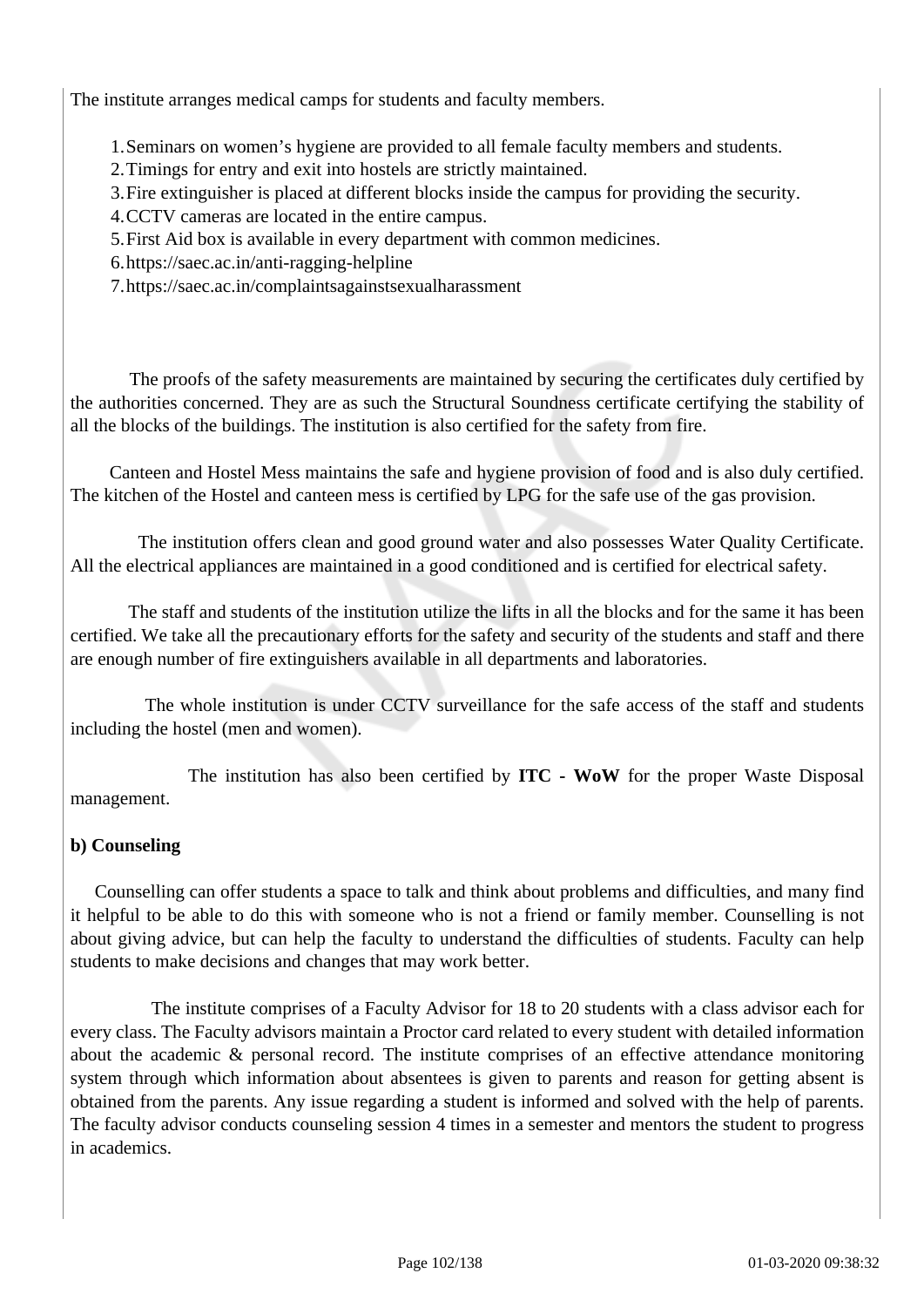The institute arranges medical camps for students and faculty members.

1. Seminars on women's hygiene are provided to all female faculty members and students.
2. Timings for entry and exit into hostels are strictly maintained.
3. Fire extinguisher is placed at different blocks inside the campus for providing the security.
4. CCTV cameras are located in the entire campus.
5. First Aid box is available in every department with common medicines.
6. https://saec.ac.in/anti-ragging-helpline
7. https://saec.ac.in/complaintsagainstsexualharassment

The proofs of the safety measurements are maintained by securing the certificates duly certified by the authorities concerned. They are as such the Structural Soundness certificate certifying the stability of all the blocks of the buildings. The institution is also certified for the safety from fire.

Canteen and Hostel Mess maintains the safe and hygiene provision of food and is also duly certified. The kitchen of the Hostel and canteen mess is certified by LPG for the safe use of the gas provision.

The institution offers clean and good ground water and also possesses Water Quality Certificate. All the electrical appliances are maintained in a good conditioned and is certified for electrical safety.

The staff and students of the institution utilize the lifts in all the blocks and for the same it has been certified. We take all the precautionary efforts for the safety and security of the students and staff and there are enough number of fire extinguishers available in all departments and laboratories.

The whole institution is under CCTV surveillance for the safe access of the staff and students including the hostel (men and women).

The institution has also been certified by **ITC - WoW** for the proper Waste Disposal management.

**b) Counseling**

Counselling can offer students a space to talk and think about problems and difficulties, and many find it helpful to be able to do this with someone who is not a friend or family member. Counselling is not about giving advice, but can help the faculty to understand the difficulties of students. Faculty can help students to make decisions and changes that may work better.

The institute comprises of a Faculty Advisor for 18 to 20 students with a class advisor each for every class. The Faculty advisors maintain a Proctor card related to every student with detailed information about the academic & personal record. The institute comprises of an effective attendance monitoring system through which information about absentees is given to parents and reason for getting absent is obtained from the parents. Any issue regarding a student is informed and solved with the help of parents. The faculty advisor conducts counseling session 4 times in a semester and mentors the student to progress in academics.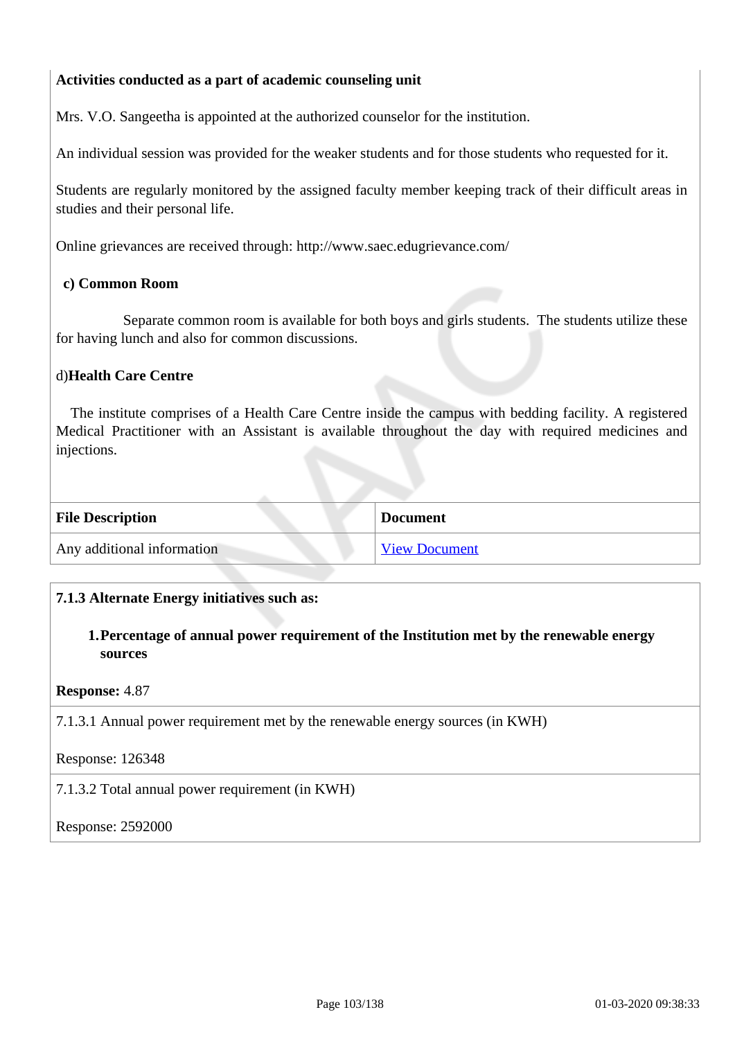**Activities conducted as a part of academic counseling unit**

Mrs. V.O. Sangeetha is appointed at the authorized counselor for the institution.

An individual session was provided for the weaker students and for those students who requested for it.

Students are regularly monitored by the assigned faculty member keeping track of their difficult areas in studies and their personal life.

Online grievances are received through: http://www.saec.edugrievance.com/

**c) Common Room**

Separate common room is available for both boys and girls students. The students utilize these for having lunch and also for common discussions.

d)**Health Care Centre**

The institute comprises of a Health Care Centre inside the campus with bedding facility. A registered Medical Practitioner with an Assistant is available throughout the day with required medicines and injections.

| File Description | Document |
|---|---|
| Any additional information | View Document |

**7.1.3 Alternate Energy initiatives such as:**

1. **Percentage of annual power requirement of the Institution met by the renewable energy sources**

**Response:** 4.87

7.1.3.1 Annual power requirement met by the renewable energy sources (in KWH)

Response: 126348

7.1.3.2 Total annual power requirement (in KWH)

Response: 2592000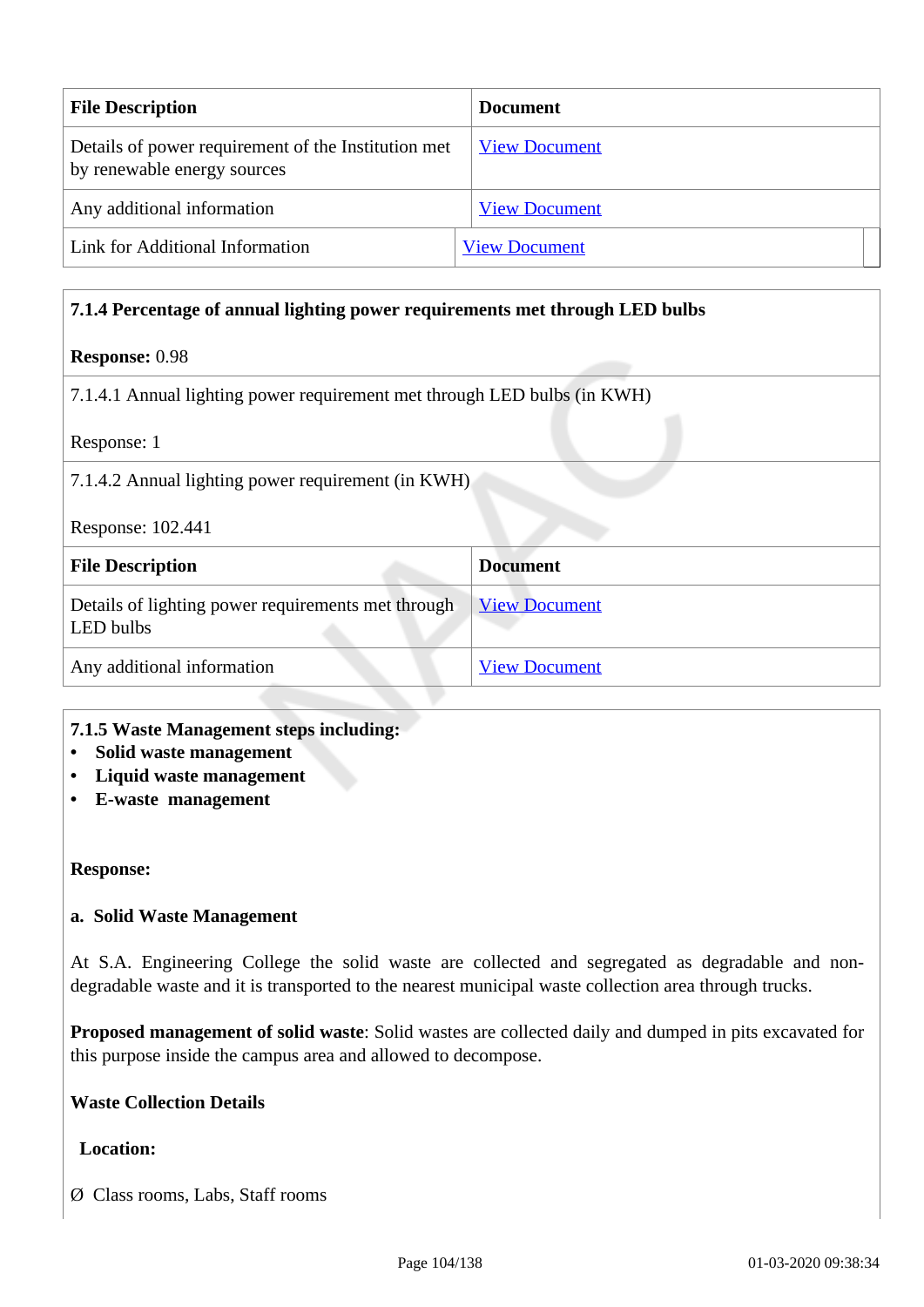| File Description | Document |
|---|---|
| Details of power requirement of the Institution met by renewable energy sources | View Document |
| Any additional information | View Document |
| Link for Additional Information | View Document |

**7.1.4 Percentage of annual lighting power requirements met through LED bulbs**

**Response:** 0.98

7.1.4.1 Annual lighting power requirement met through LED bulbs (in KWH)

Response: 1

7.1.4.2 Annual lighting power requirement (in KWH)

Response: 102.441

| File Description | Document |
|---|---|
| Details of lighting power requirements met through LED bulbs | View Document |
| Any additional information | View Document |

**7.1.5 Waste Management steps including:**

- **Solid waste management**
- **Liquid waste management**
- **E-waste management**

**Response:**

**a. Solid Waste Management**

At S.A. Engineering College the solid waste are collected and segregated as degradable and non-degradable waste and it is transported to the nearest municipal waste collection area through trucks.

**Proposed management of solid waste**: Solid wastes are collected daily and dumped in pits excavated for this purpose inside the campus area and allowed to decompose.

**Waste Collection Details**

**Location:**

Ø Class rooms, Labs, Staff rooms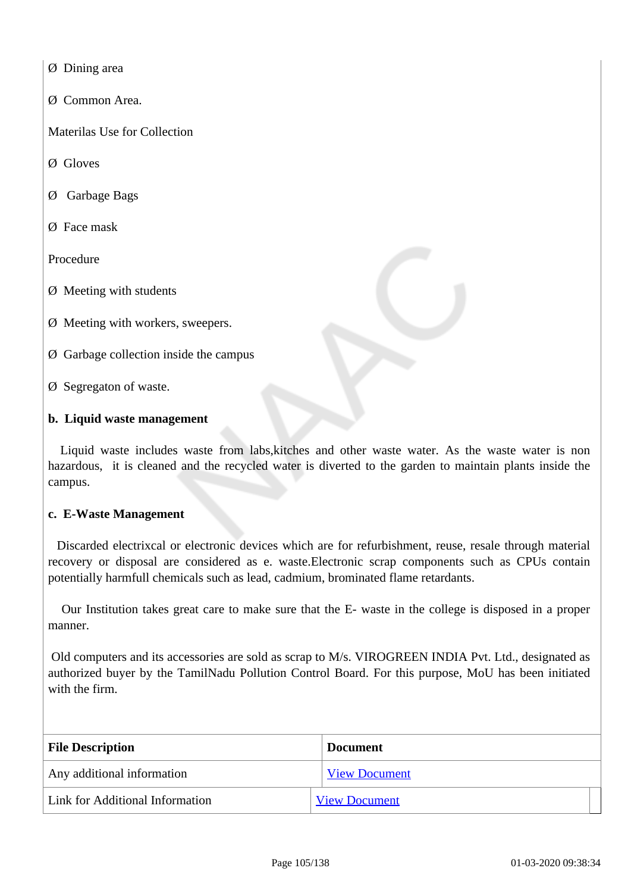Ø Dining area

Ø Common Area.

Materilas Use for Collection

Ø Gloves

Ø Garbage Bags

Ø Face mask

Procedure

Ø Meeting with students

Ø Meeting with workers, sweepers.

Ø Garbage collection inside the campus

Ø Segregaton of waste.

**b. Liquid waste management**

Liquid waste includes waste from labs,kitches and other waste water. As the waste water is non hazardous, it is cleaned and the recycled water is diverted to the garden to maintain plants inside the campus.

**c. E-Waste Management**

Discarded electrixcal or electronic devices which are for refurbishment, reuse, resale through material recovery or disposal are considered as e. waste.Electronic scrap components such as CPUs contain potentially harmfull chemicals such as lead, cadmium, brominated flame retardants.

Our Institution takes great care to make sure that the E- waste in the college is disposed in a proper manner.

Old computers and its accessories are sold as scrap to M/s. VIROGREEN INDIA Pvt. Ltd., designated as authorized buyer by the TamilNadu Pollution Control Board. For this purpose, MoU has been initiated with the firm.

| File Description | Document |
| --- | --- |
| Any additional information | View Document |
| Link for Additional Information | View Document |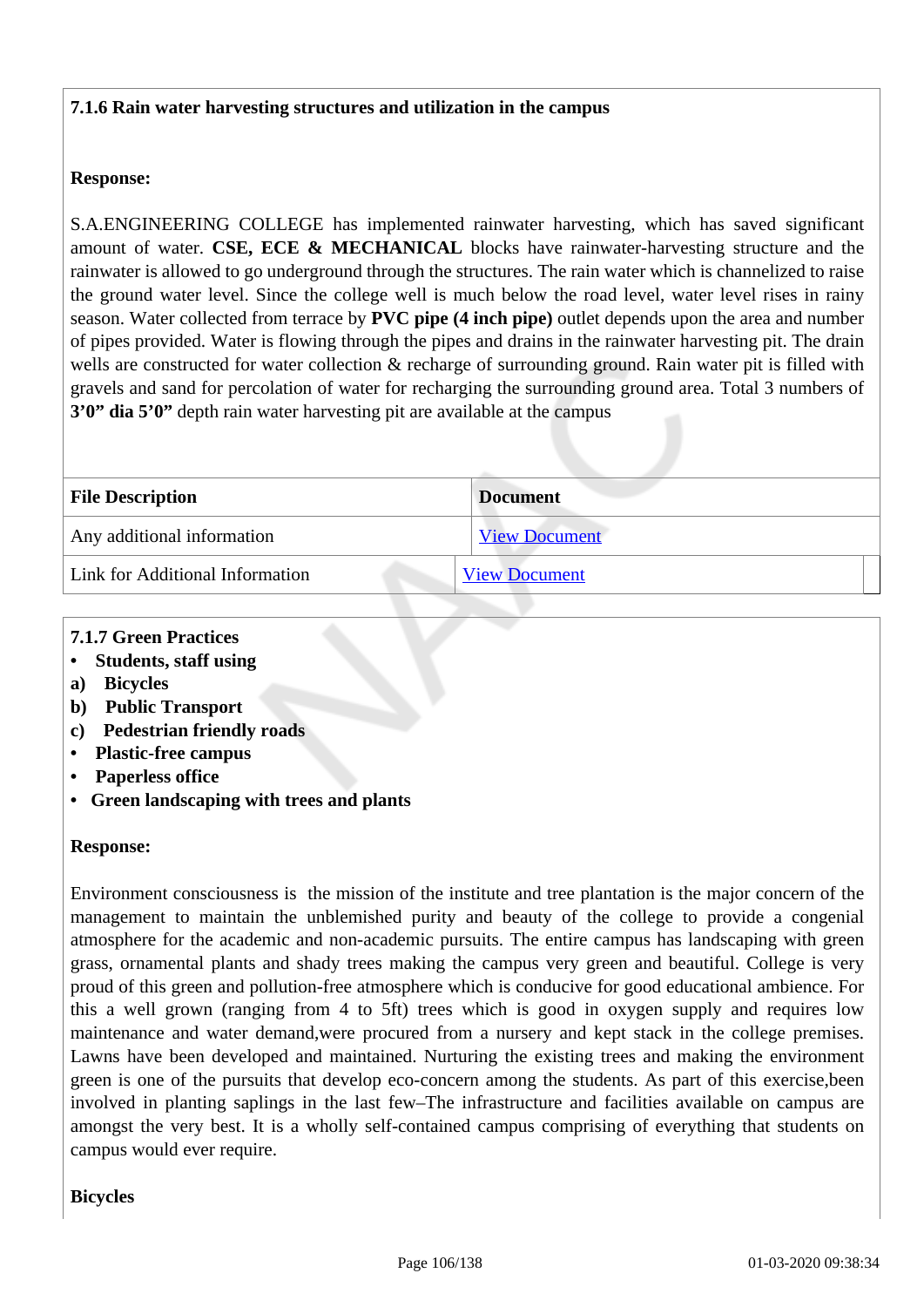**7.1.6 Rain water harvesting structures and utilization in the campus**

**Response:**

S.A.ENGINEERING COLLEGE has implemented rainwater harvesting, which has saved significant amount of water. **CSE, ECE & MECHANICAL** blocks have rainwater-harvesting structure and the rainwater is allowed to go underground through the structures. The rain water which is channelized to raise the ground water level. Since the college well is much below the road level, water level rises in rainy season. Water collected from terrace by **PVC pipe (4 inch pipe)** outlet depends upon the area and number of pipes provided. Water is flowing through the pipes and drains in the rainwater harvesting pit. The drain wells are constructed for water collection & recharge of surrounding ground. Rain water pit is filled with gravels and sand for percolation of water for recharging the surrounding ground area. Total 3 numbers of **3'0" dia 5'0"** depth rain water harvesting pit are available at the campus

| File Description | Document |
|---|---|
| Any additional information | View Document |
| Link for Additional Information | View Document |

**7.1.7 Green Practices**

- **Students, staff using**

**a) Bicycles**
**b) Public Transport**
**c) Pedestrian friendly roads**

- **Plastic-free campus**
- **Paperless office**
- **Green landscaping with trees and plants**

**Response:**

Environment consciousness is the mission of the institute and tree plantation is the major concern of the management to maintain the unblemished purity and beauty of the college to provide a congenial atmosphere for the academic and non-academic pursuits. The entire campus has landscaping with green grass, ornamental plants and shady trees making the campus very green and beautiful. College is very proud of this green and pollution-free atmosphere which is conducive for good educational ambience. For this a well grown (ranging from 4 to 5ft) trees which is good in oxygen supply and requires low maintenance and water demand,were procured from a nursery and kept stack in the college premises. Lawns have been developed and maintained. Nurturing the existing trees and making the environment green is one of the pursuits that develop eco-concern among the students. As part of this exercise,been involved in planting saplings in the last few–The infrastructure and facilities available on campus are amongst the very best. It is a wholly self-contained campus comprising of everything that students on campus would ever require.

**Bicycles**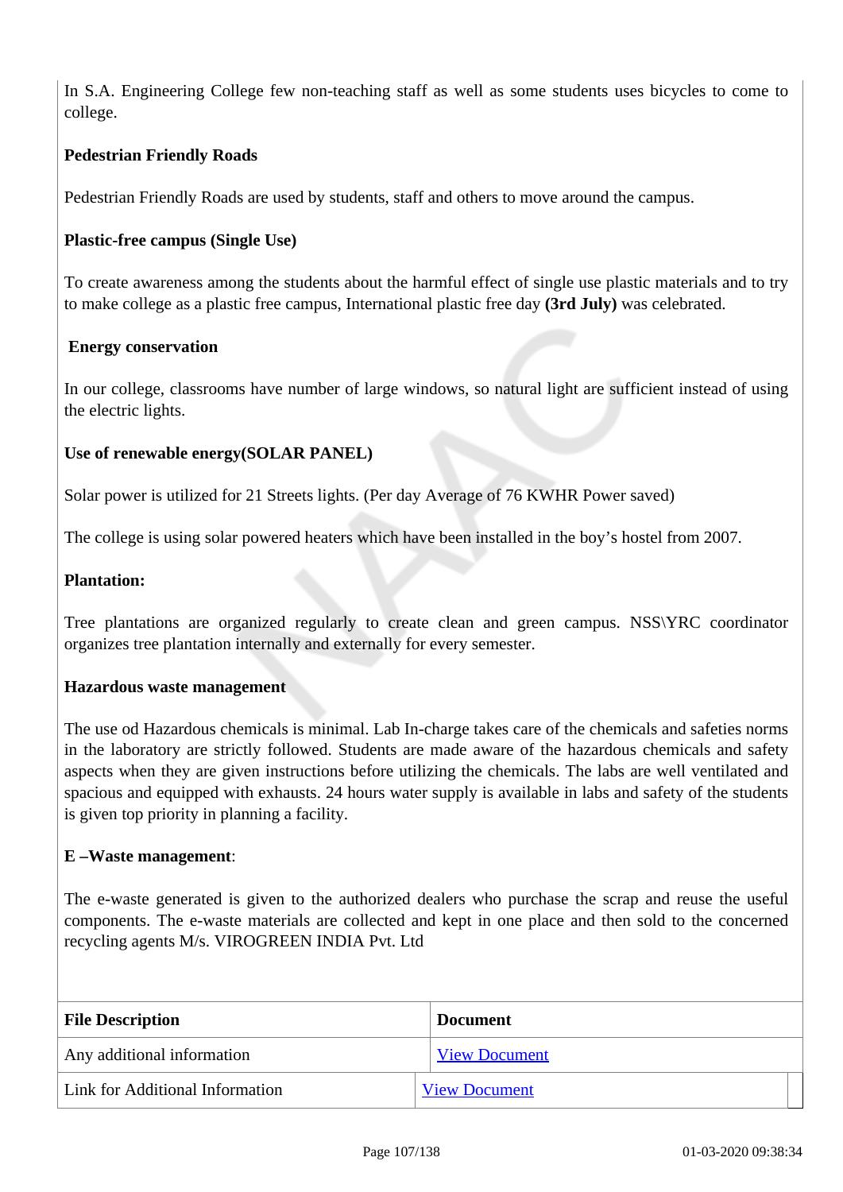In S.A. Engineering College few non-teaching staff as well as some students uses bicycles to come to college.

**Pedestrian Friendly Roads**

Pedestrian Friendly Roads are used by students, staff and others to move around the campus.

**Plastic-free campus (Single Use)**

To create awareness among the students about the harmful effect of single use plastic materials and to try to make college as a plastic free campus, International plastic free day **(3rd July)** was celebrated.

**Energy conservation**

In our college, classrooms have number of large windows, so natural light are sufficient instead of using the electric lights.

**Use of renewable energy(SOLAR PANEL)**

Solar power is utilized for 21 Streets lights. (Per day Average of 76 KWHR Power saved)

The college is using solar powered heaters which have been installed in the boy's hostel from 2007.

**Plantation:**

Tree plantations are organized regularly to create clean and green campus. NSS\YRC coordinator organizes tree plantation internally and externally for every semester.

**Hazardous waste management**

The use od Hazardous chemicals is minimal. Lab In-charge takes care of the chemicals and safeties norms in the laboratory are strictly followed. Students are made aware of the hazardous chemicals and safety aspects when they are given instructions before utilizing the chemicals. The labs are well ventilated and spacious and equipped with exhausts. 24 hours water supply is available in labs and safety of the students is given top priority in planning a facility.

**E –Waste management**:

The e-waste generated is given to the authorized dealers who purchase the scrap and reuse the useful components. The e-waste materials are collected and kept in one place and then sold to the concerned recycling agents M/s. VIROGREEN INDIA Pvt. Ltd

| File Description | Document |
| --- | --- |
| Any additional information | View Document |
| Link for Additional Information | View Document |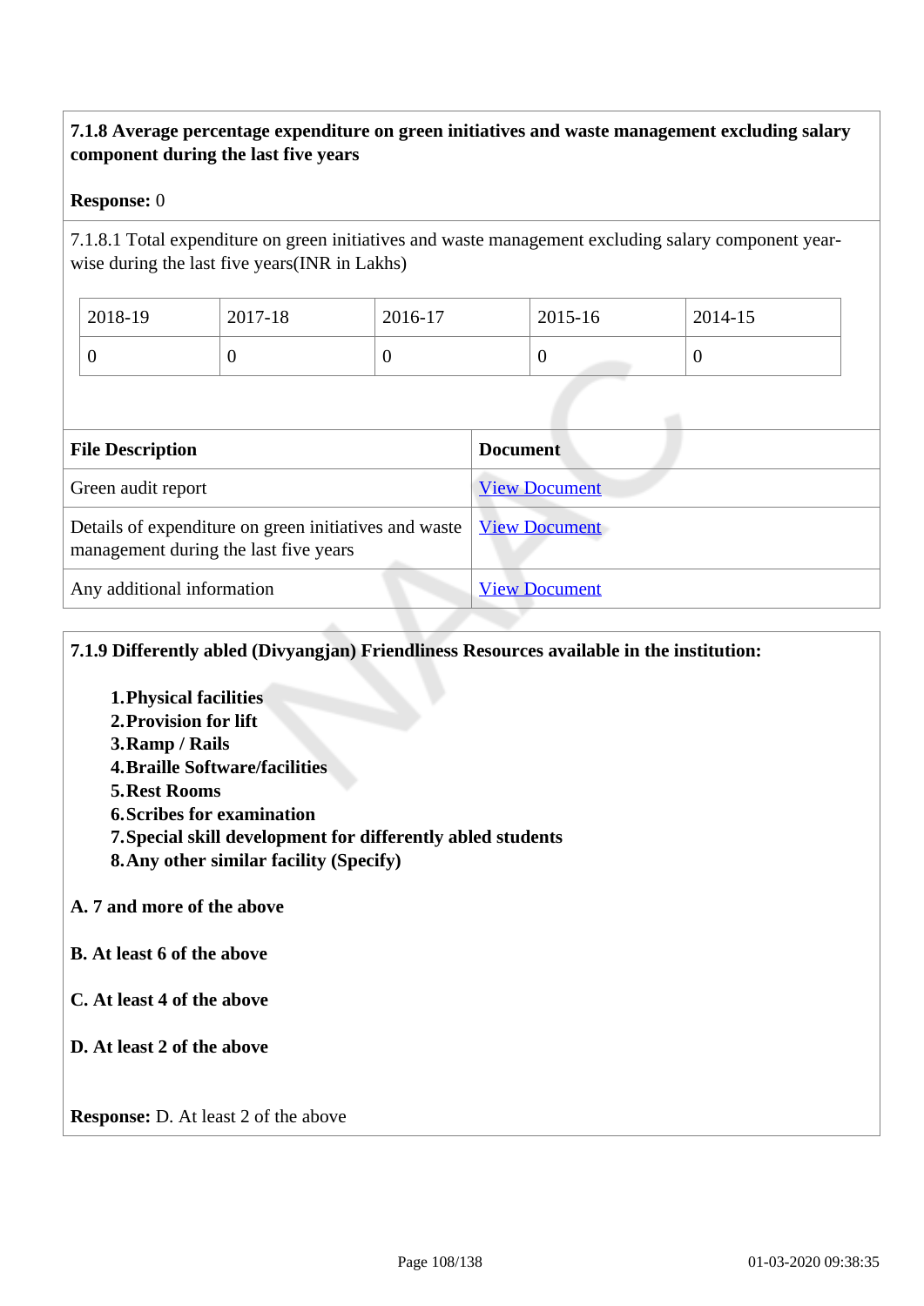**7.1.8 Average percentage expenditure on green initiatives and waste management excluding salary component during the last five years**

**Response:** 0

7.1.8.1 Total expenditure on green initiatives and waste management excluding salary component year-wise during the last five years(INR in Lakhs)

| 2018-19 | 2017-18 | 2016-17 | 2015-16 | 2014-15 |
|---|---|---|---|---|
| 0 | 0 | 0 | 0 | 0 |

| File Description | Document |
|---|---|
| Green audit report | View Document |
| Details of expenditure on green initiatives and waste management during the last five years | View Document |
| Any additional information | View Document |

**7.1.9 Differently abled (Divyangjan) Friendliness Resources available in the institution:**

1. **Physical facilities**
2. **Provision for lift**
3. **Ramp / Rails**
4. **Braille Software/facilities**
5. **Rest Rooms**
6. **Scribes for examination**
7. **Special skill development for differently abled students**
8. **Any other similar facility (Specify)**

**A. 7 and more of the above**

**B. At least 6 of the above**

**C. At least 4 of the above**

**D. At least 2 of the above**

**Response:** D. At least 2 of the above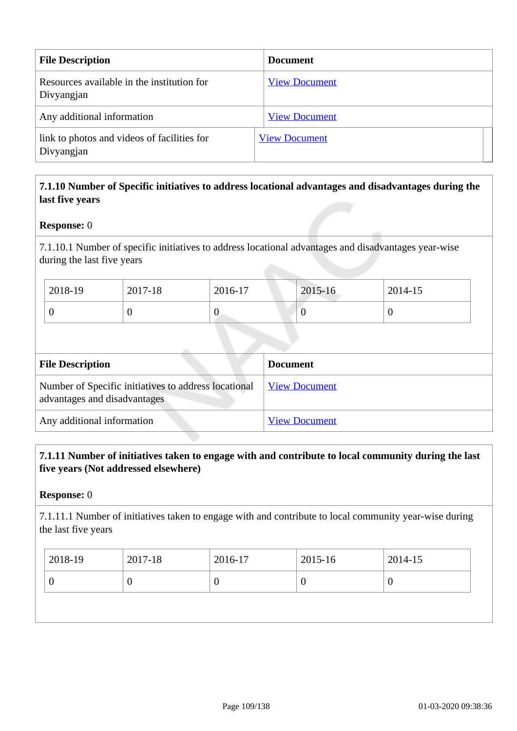| File Description | Document |
| --- | --- |
| Resources available in the institution for Divyangjan | View Document |
| Any additional information | View Document |
| link to photos and videos of facilities for Divyangjan | View Document |

**7.1.10 Number of Specific initiatives to address locational advantages and disadvantages during the last five years**

**Response:** 0

7.1.10.1 Number of specific initiatives to address locational advantages and disadvantages year-wise during the last five years

| 2018-19 | 2017-18 | 2016-17 | 2015-16 | 2014-15 |
| --- | --- | --- | --- | --- |
| 0 | 0 | 0 | 0 | 0 |

| File Description | Document |
| --- | --- |
| Number of Specific initiatives to address locational advantages and disadvantages | View Document |
| Any additional information | View Document |

**7.1.11 Number of initiatives taken to engage with and contribute to local community during the last five years (Not addressed elsewhere)**

**Response:** 0

7.1.11.1 Number of initiatives taken to engage with and contribute to local community year-wise during the last five years

| 2018-19 | 2017-18 | 2016-17 | 2015-16 | 2014-15 |
| --- | --- | --- | --- | --- |
| 0 | 0 | 0 | 0 | 0 |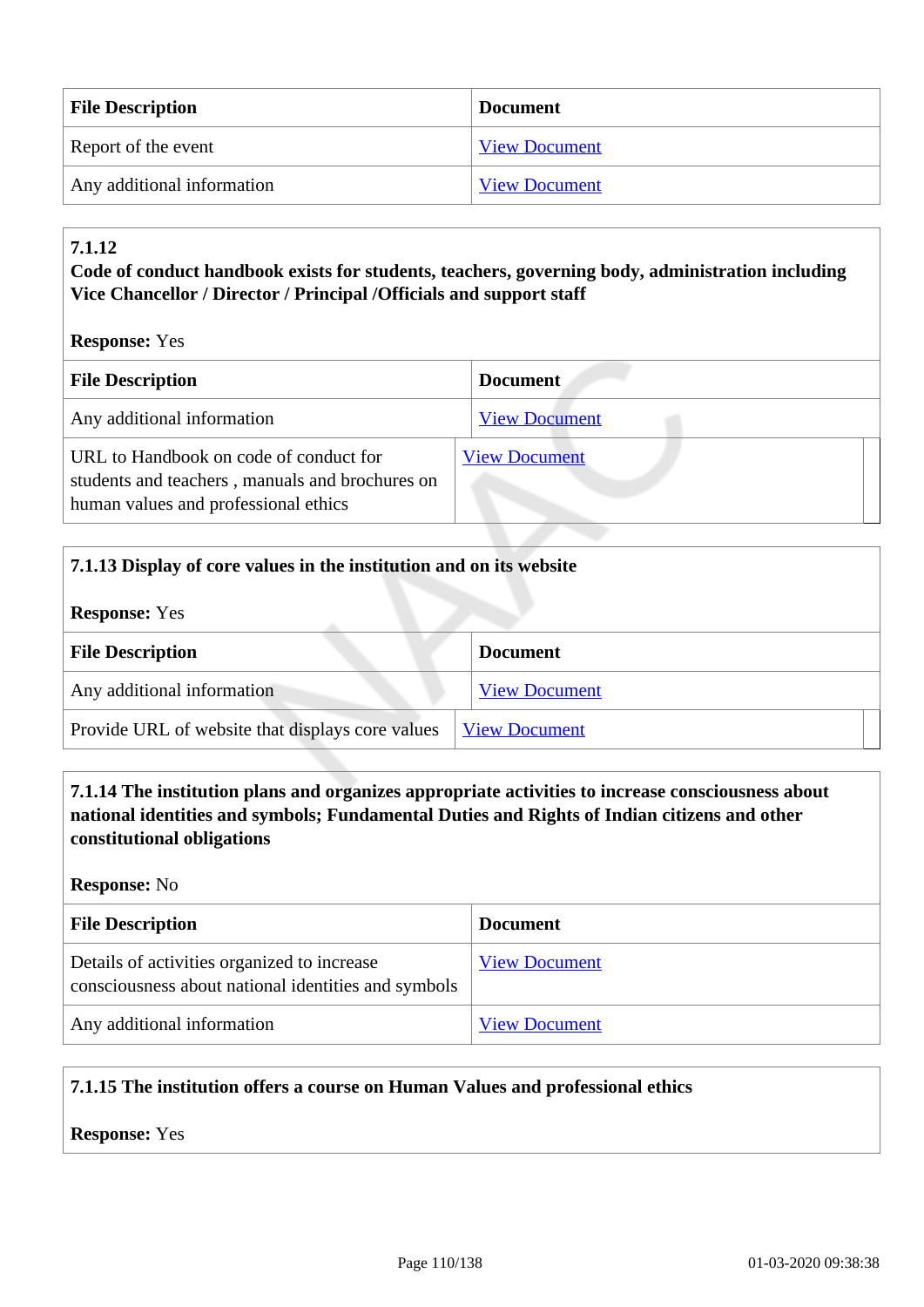| File Description | Document |
| --- | --- |
| Report of the event | View Document |
| Any additional information | View Document |

**7.1.12**
**Code of conduct handbook exists for students, teachers, governing body, administration including Vice Chancellor / Director / Principal /Officials and support staff**

**Response:** Yes

| File Description | Document |
| --- | --- |
| Any additional information | View Document |
| URL to Handbook on code of conduct for students and teachers , manuals and brochures on human values and professional ethics | View Document |

**7.1.13 Display of core values in the institution and on its website**

**Response:** Yes

| File Description | Document |
| --- | --- |
| Any additional information | View Document |
| Provide URL of website that displays core values | View Document |

**7.1.14 The institution plans and organizes appropriate activities to increase consciousness about national identities and symbols; Fundamental Duties and Rights of Indian citizens and other constitutional obligations**

**Response:** No

| File Description | Document |
| --- | --- |
| Details of activities organized to increase consciousness about national identities and symbols | View Document |
| Any additional information | View Document |

**7.1.15 The institution offers a course on Human Values and professional ethics**

**Response:** Yes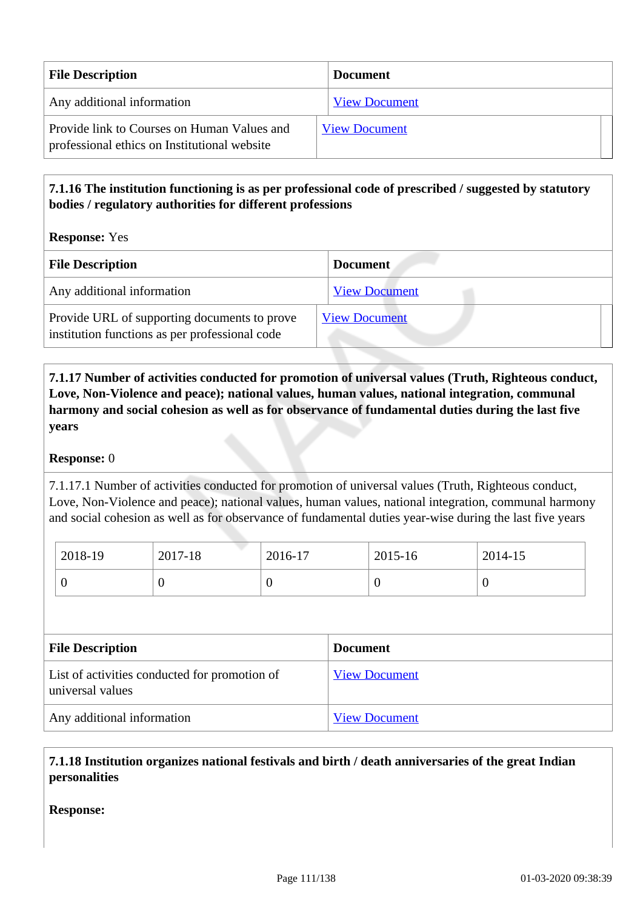| File Description | Document |
|---|---|
| Any additional information | View Document |
| Provide link to Courses on Human Values and professional ethics on Institutional website | View Document |

**7.1.16 The institution functioning is as per professional code of prescribed / suggested by statutory bodies / regulatory authorities for different professions**

**Response:** Yes

| File Description | Document |
|---|---|
| Any additional information | View Document |
| Provide URL of supporting documents to prove institution functions as per professional code | View Document |

**7.1.17 Number of activities conducted for promotion of universal values (Truth, Righteous conduct, Love, Non-Violence and peace); national values, human values, national integration, communal harmony and social cohesion as well as for observance of fundamental duties during the last five years**

**Response:** 0

7.1.17.1 Number of activities conducted for promotion of universal values (Truth, Righteous conduct, Love, Non-Violence and peace); national values, human values, national integration, communal harmony and social cohesion as well as for observance of fundamental duties year-wise during the last five years

| 2018-19 | 2017-18 | 2016-17 | 2015-16 | 2014-15 |
|---|---|---|---|---|
| 0 | 0 | 0 | 0 | 0 |

| File Description | Document |
|---|---|
| List of activities conducted for promotion of universal values | View Document |
| Any additional information | View Document |

**7.1.18 Institution organizes national festivals and birth / death anniversaries of the great Indian personalities**

**Response:**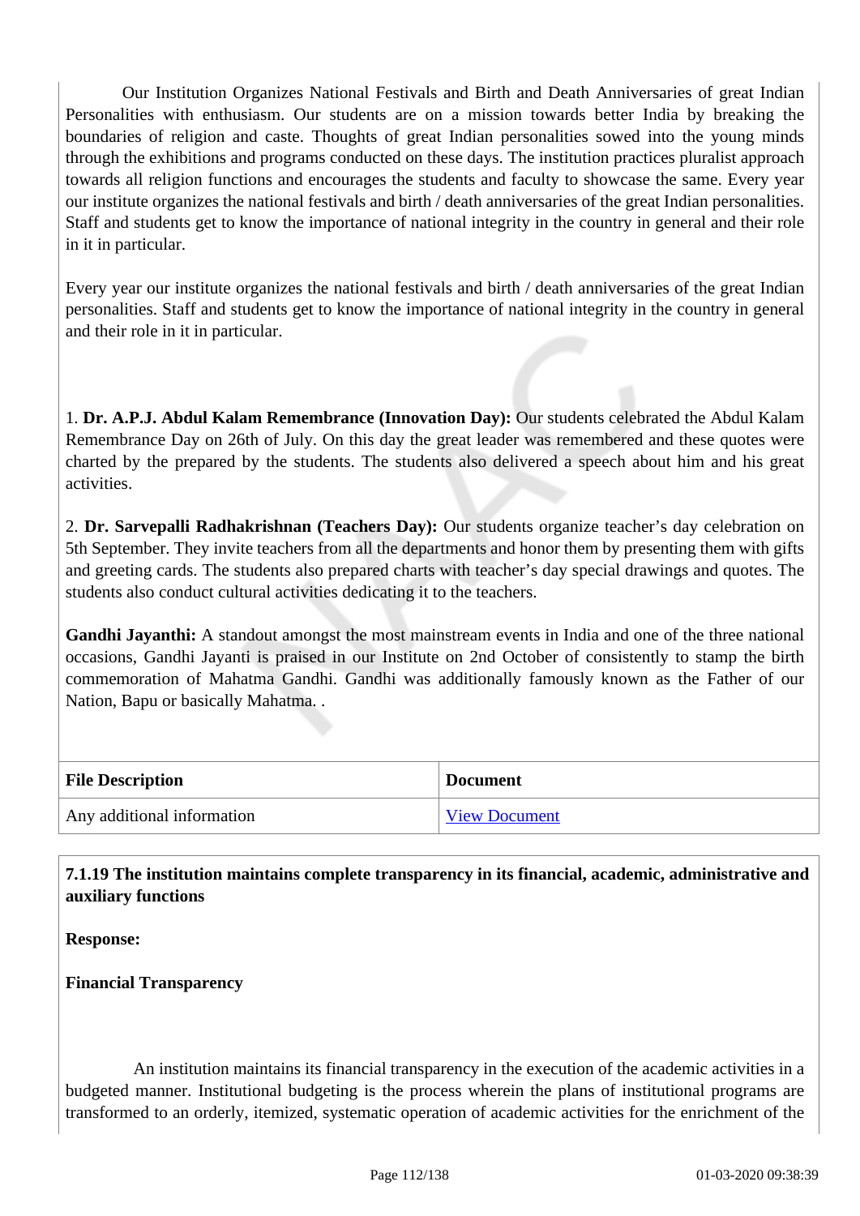Our Institution Organizes National Festivals and Birth and Death Anniversaries of great Indian Personalities with enthusiasm. Our students are on a mission towards better India by breaking the boundaries of religion and caste. Thoughts of great Indian personalities sowed into the young minds through the exhibitions and programs conducted on these days. The institution practices pluralist approach towards all religion functions and encourages the students and faculty to showcase the same. Every year our institute organizes the national festivals and birth / death anniversaries of the great Indian personalities. Staff and students get to know the importance of national integrity in the country in general and their role in it in particular.

Every year our institute organizes the national festivals and birth / death anniversaries of the great Indian personalities. Staff and students get to know the importance of national integrity in the country in general and their role in it in particular.

1. **Dr. A.P.J. Abdul Kalam Remembrance (Innovation Day):** Our students celebrated the Abdul Kalam Remembrance Day on 26th of July. On this day the great leader was remembered and these quotes were charted by the prepared by the students. The students also delivered a speech about him and his great activities.

2. **Dr. Sarvepalli Radhakrishnan (Teachers Day):** Our students organize teacher's day celebration on 5th September. They invite teachers from all the departments and honor them by presenting them with gifts and greeting cards. The students also prepared charts with teacher's day special drawings and quotes. The students also conduct cultural activities dedicating it to the teachers.

**Gandhi Jayanthi:** A standout amongst the most mainstream events in India and one of the three national occasions, Gandhi Jayanti is praised in our Institute on 2nd October of consistently to stamp the birth commemoration of Mahatma Gandhi. Gandhi was additionally famously known as the Father of our Nation, Bapu or basically Mahatma. .

| File Description | Document |
|---|---|
| Any additional information | View Document |

**7.1.19 The institution maintains complete transparency in its financial, academic, administrative and auxiliary functions**

**Response:**

**Financial Transparency**

An institution maintains its financial transparency in the execution of the academic activities in a budgeted manner. Institutional budgeting is the process wherein the plans of institutional programs are transformed to an orderly, itemized, systematic operation of academic activities for the enrichment of the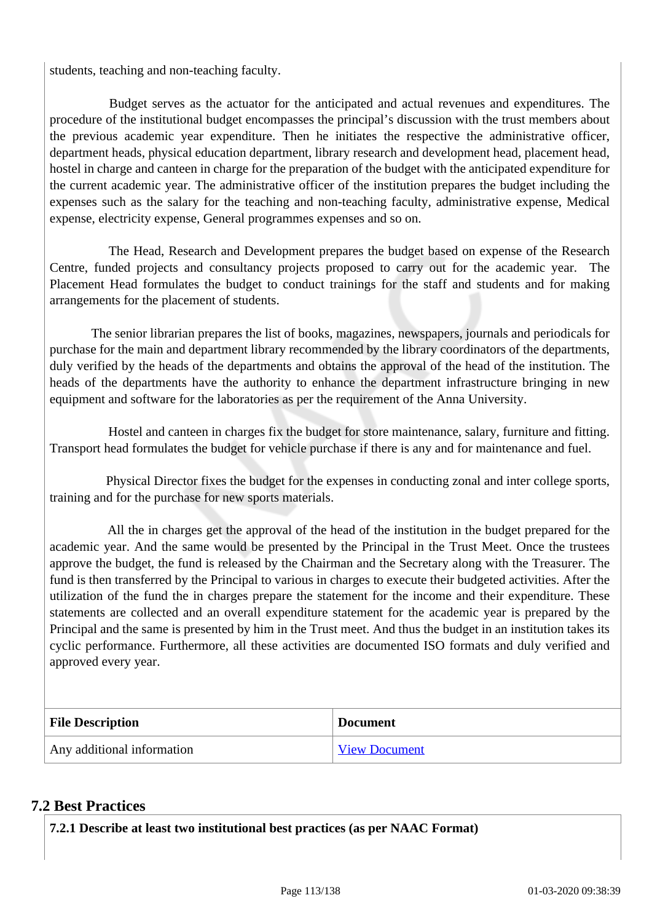students, teaching and non-teaching faculty.

Budget serves as the actuator for the anticipated and actual revenues and expenditures. The procedure of the institutional budget encompasses the principal's discussion with the trust members about the previous academic year expenditure. Then he initiates the respective the administrative officer, department heads, physical education department, library research and development head, placement head, hostel in charge and canteen in charge for the preparation of the budget with the anticipated expenditure for the current academic year. The administrative officer of the institution prepares the budget including the expenses such as the salary for the teaching and non-teaching faculty, administrative expense, Medical expense, electricity expense, General programmes expenses and so on.

The Head, Research and Development prepares the budget based on expense of the Research Centre, funded projects and consultancy projects proposed to carry out for the academic year. The Placement Head formulates the budget to conduct trainings for the staff and students and for making arrangements for the placement of students.

The senior librarian prepares the list of books, magazines, newspapers, journals and periodicals for purchase for the main and department library recommended by the library coordinators of the departments, duly verified by the heads of the departments and obtains the approval of the head of the institution. The heads of the departments have the authority to enhance the department infrastructure bringing in new equipment and software for the laboratories as per the requirement of the Anna University.

Hostel and canteen in charges fix the budget for store maintenance, salary, furniture and fitting. Transport head formulates the budget for vehicle purchase if there is any and for maintenance and fuel.

Physical Director fixes the budget for the expenses in conducting zonal and inter college sports, training and for the purchase for new sports materials.

All the in charges get the approval of the head of the institution in the budget prepared for the academic year. And the same would be presented by the Principal in the Trust Meet. Once the trustees approve the budget, the fund is released by the Chairman and the Secretary along with the Treasurer. The fund is then transferred by the Principal to various in charges to execute their budgeted activities. After the utilization of the fund the in charges prepare the statement for the income and their expenditure. These statements are collected and an overall expenditure statement for the academic year is prepared by the Principal and the same is presented by him in the Trust meet. And thus the budget in an institution takes its cyclic performance. Furthermore, all these activities are documented ISO formats and duly verified and approved every year.

| File Description | Document |
| --- | --- |
| Any additional information | View Document |

## 7.2 Best Practices

**7.2.1 Describe at least two institutional best practices (as per NAAC Format)**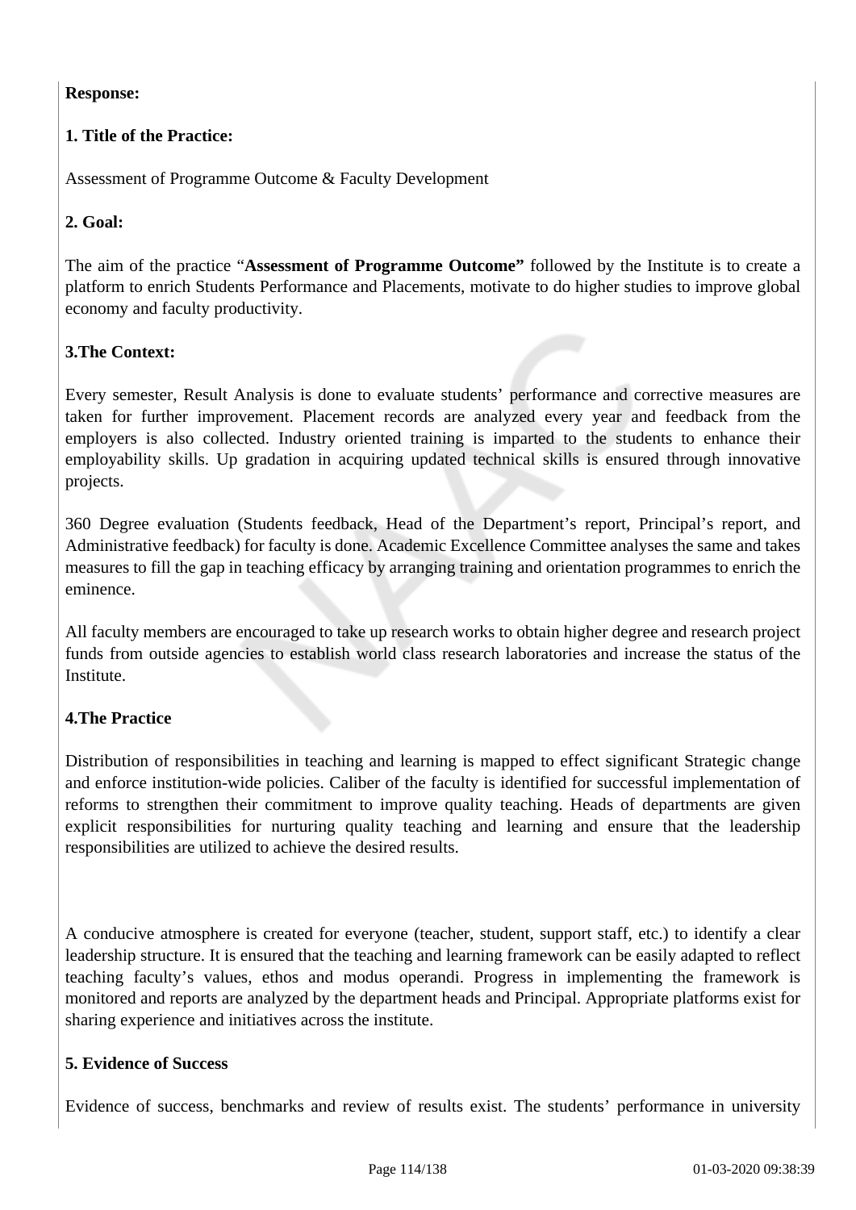**Response:**

**1. Title of the Practice:**

Assessment of Programme Outcome & Faculty Development

**2. Goal:**

The aim of the practice "**Assessment of Programme Outcome"** followed by the Institute is to create a platform to enrich Students Performance and Placements, motivate to do higher studies to improve global economy and faculty productivity.

**3.The Context:**

Every semester, Result Analysis is done to evaluate students' performance and corrective measures are taken for further improvement. Placement records are analyzed every year and feedback from the employers is also collected. Industry oriented training is imparted to the students to enhance their employability skills. Up gradation in acquiring updated technical skills is ensured through innovative projects.

360 Degree evaluation (Students feedback, Head of the Department's report, Principal's report, and Administrative feedback) for faculty is done. Academic Excellence Committee analyses the same and takes measures to fill the gap in teaching efficacy by arranging training and orientation programmes to enrich the eminence.

All faculty members are encouraged to take up research works to obtain higher degree and research project funds from outside agencies to establish world class research laboratories and increase the status of the Institute.

**4.The Practice**

Distribution of responsibilities in teaching and learning is mapped to effect significant Strategic change and enforce institution-wide policies. Caliber of the faculty is identified for successful implementation of reforms to strengthen their commitment to improve quality teaching. Heads of departments are given explicit responsibilities for nurturing quality teaching and learning and ensure that the leadership responsibilities are utilized to achieve the desired results.

A conducive atmosphere is created for everyone (teacher, student, support staff, etc.) to identify a clear leadership structure. It is ensured that the teaching and learning framework can be easily adapted to reflect teaching faculty's values, ethos and modus operandi. Progress in implementing the framework is monitored and reports are analyzed by the department heads and Principal. Appropriate platforms exist for sharing experience and initiatives across the institute.

**5. Evidence of Success**

Evidence of success, benchmarks and review of results exist. The students' performance in university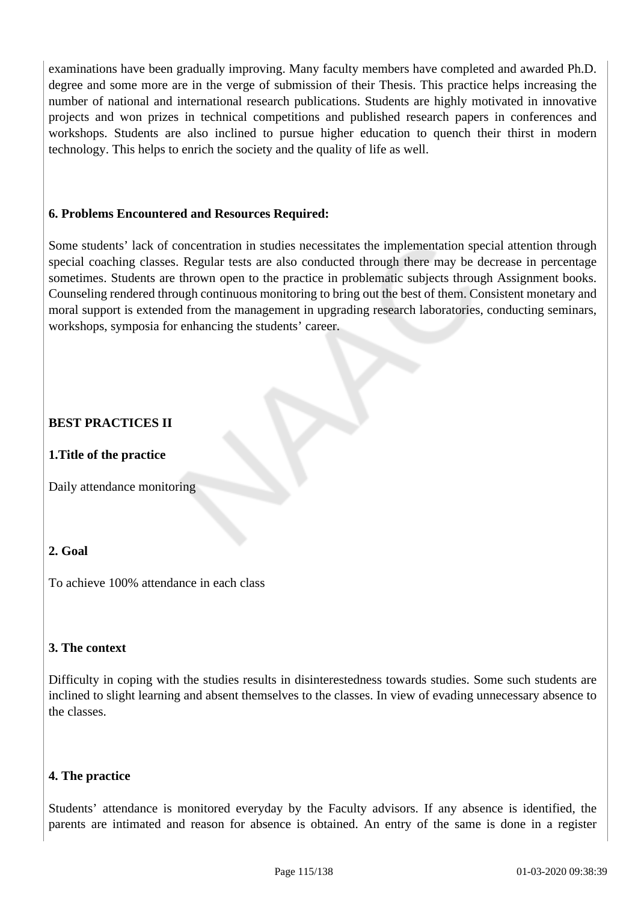examinations have been gradually improving. Many faculty members have completed and awarded Ph.D. degree and some more are in the verge of submission of their Thesis. This practice helps increasing the number of national and international research publications. Students are highly motivated in innovative projects and won prizes in technical competitions and published research papers in conferences and workshops. Students are also inclined to pursue higher education to quench their thirst in modern technology. This helps to enrich the society and the quality of life as well.

**6. Problems Encountered and Resources Required:**

Some students' lack of concentration in studies necessitates the implementation special attention through special coaching classes. Regular tests are also conducted through there may be decrease in percentage sometimes. Students are thrown open to the practice in problematic subjects through Assignment books. Counseling rendered through continuous monitoring to bring out the best of them. Consistent monetary and moral support is extended from the management in upgrading research laboratories, conducting seminars, workshops, symposia for enhancing the students' career.

**BEST PRACTICES II**

**1.Title of the practice**

Daily attendance monitoring

**2. Goal**

To achieve 100% attendance in each class

**3. The context**

Difficulty in coping with the studies results in disinterestedness towards studies. Some such students are inclined to slight learning and absent themselves to the classes. In view of evading unnecessary absence to the classes.

**4. The practice**

Students' attendance is monitored everyday by the Faculty advisors. If any absence is identified, the parents are intimated and reason for absence is obtained. An entry of the same is done in a register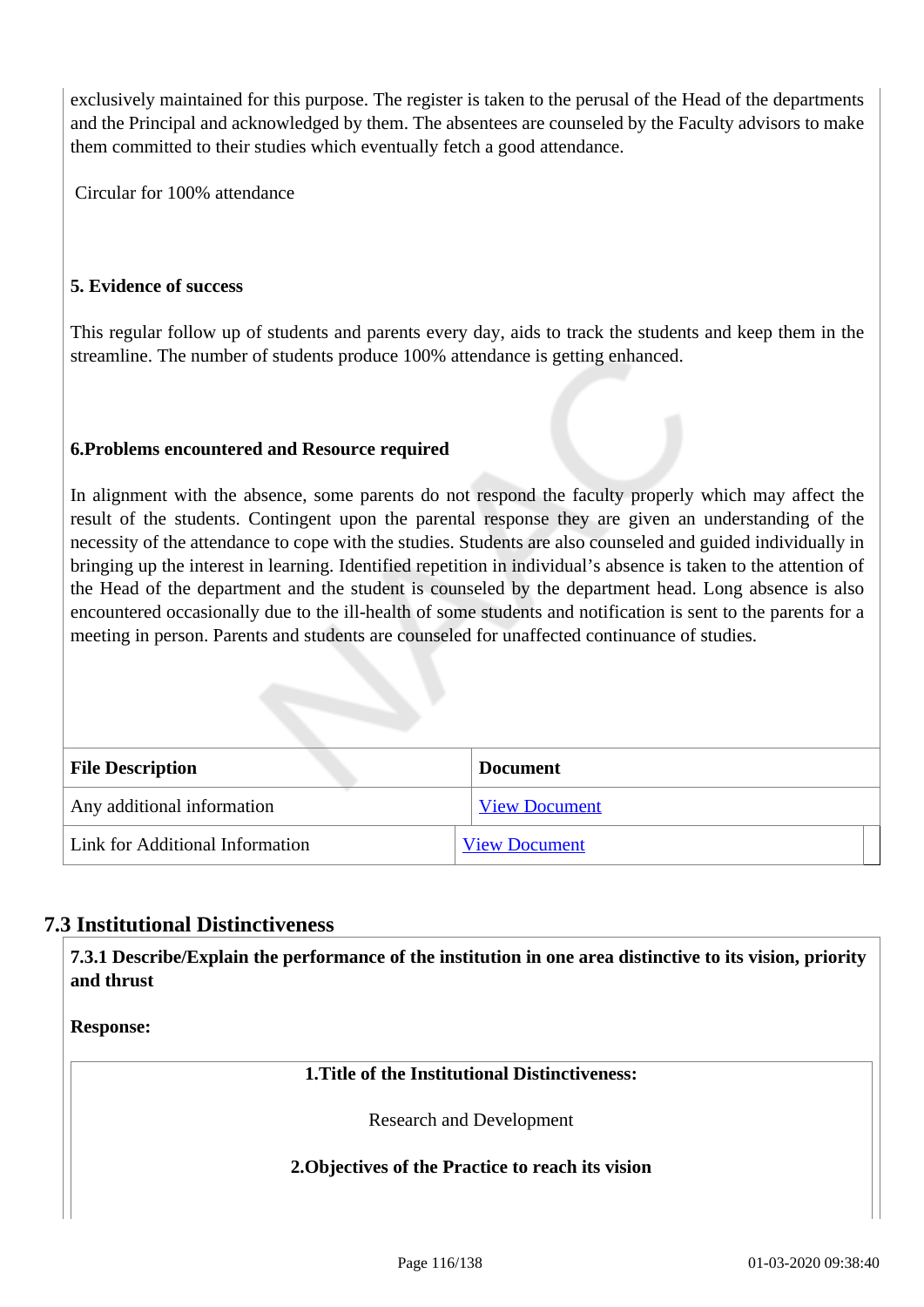exclusively maintained for this purpose. The register is taken to the perusal of the Head of the departments and the Principal and acknowledged by them. The absentees are counseled by the Faculty advisors to make them committed to their studies which eventually fetch a good attendance.

Circular for 100% attendance

**5. Evidence of success**

This regular follow up of students and parents every day, aids to track the students and keep them in the streamline. The number of students produce 100% attendance is getting enhanced.

**6.Problems encountered and Resource required**

In alignment with the absence, some parents do not respond the faculty properly which may affect the result of the students. Contingent upon the parental response they are given an understanding of the necessity of the attendance to cope with the studies. Students are also counseled and guided individually in bringing up the interest in learning. Identified repetition in individual's absence is taken to the attention of the Head of the department and the student is counseled by the department head. Long absence is also encountered occasionally due to the ill-health of some students and notification is sent to the parents for a meeting in person. Parents and students are counseled for unaffected continuance of studies.

| File Description | Document |
|---|---|
| Any additional information | View Document |
| Link for Additional Information | View Document |

## 7.3 Institutional Distinctiveness

**7.3.1 Describe/Explain the performance of the institution in one area distinctive to its vision, priority and thrust**

**Response:**

**1.Title of the Institutional Distinctiveness:**

Research and Development

**2.Objectives of the Practice to reach its vision**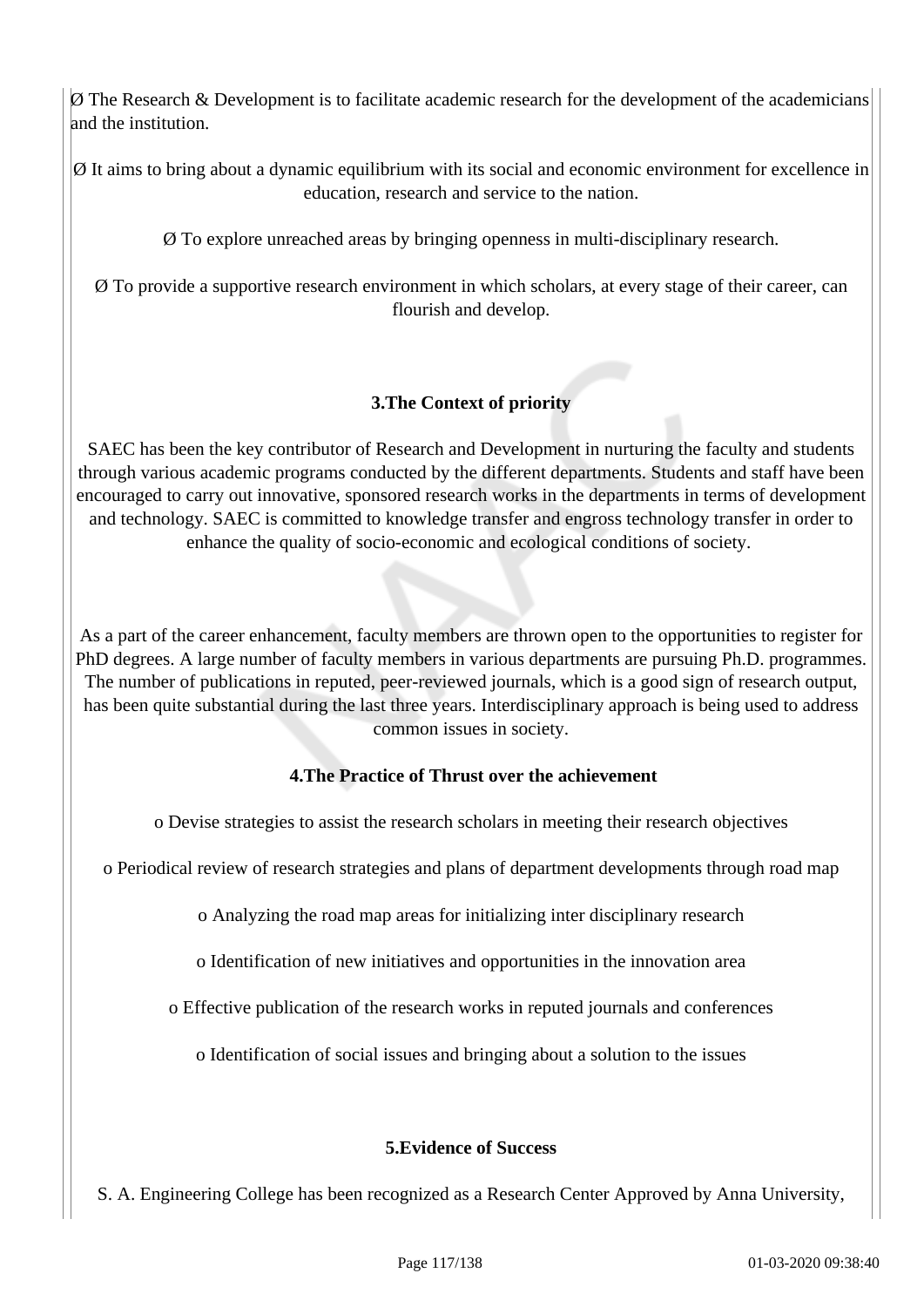Ø The Research & Development is to facilitate academic research for the development of the academicians and the institution.

Ø It aims to bring about a dynamic equilibrium with its social and economic environment for excellence in education, research and service to the nation.

Ø To explore unreached areas by bringing openness in multi-disciplinary research.

Ø To provide a supportive research environment in which scholars, at every stage of their career, can flourish and develop.

**3.The Context of priority**

SAEC has been the key contributor of Research and Development in nurturing the faculty and students through various academic programs conducted by the different departments. Students and staff have been encouraged to carry out innovative, sponsored research works in the departments in terms of development and technology. SAEC is committed to knowledge transfer and engross technology transfer in order to enhance the quality of socio-economic and ecological conditions of society.

As a part of the career enhancement, faculty members are thrown open to the opportunities to register for PhD degrees. A large number of faculty members in various departments are pursuing Ph.D. programmes. The number of publications in reputed, peer-reviewed journals, which is a good sign of research output, has been quite substantial during the last three years. Interdisciplinary approach is being used to address common issues in society.

**4.The Practice of Thrust over the achievement**

o Devise strategies to assist the research scholars in meeting their research objectives

o Periodical review of research strategies and plans of department developments through road map

o Analyzing the road map areas for initializing inter disciplinary research

o Identification of new initiatives and opportunities in the innovation area

o Effective publication of the research works in reputed journals and conferences

o Identification of social issues and bringing about a solution to the issues

**5.Evidence of Success**

S. A. Engineering College has been recognized as a Research Center Approved by Anna University,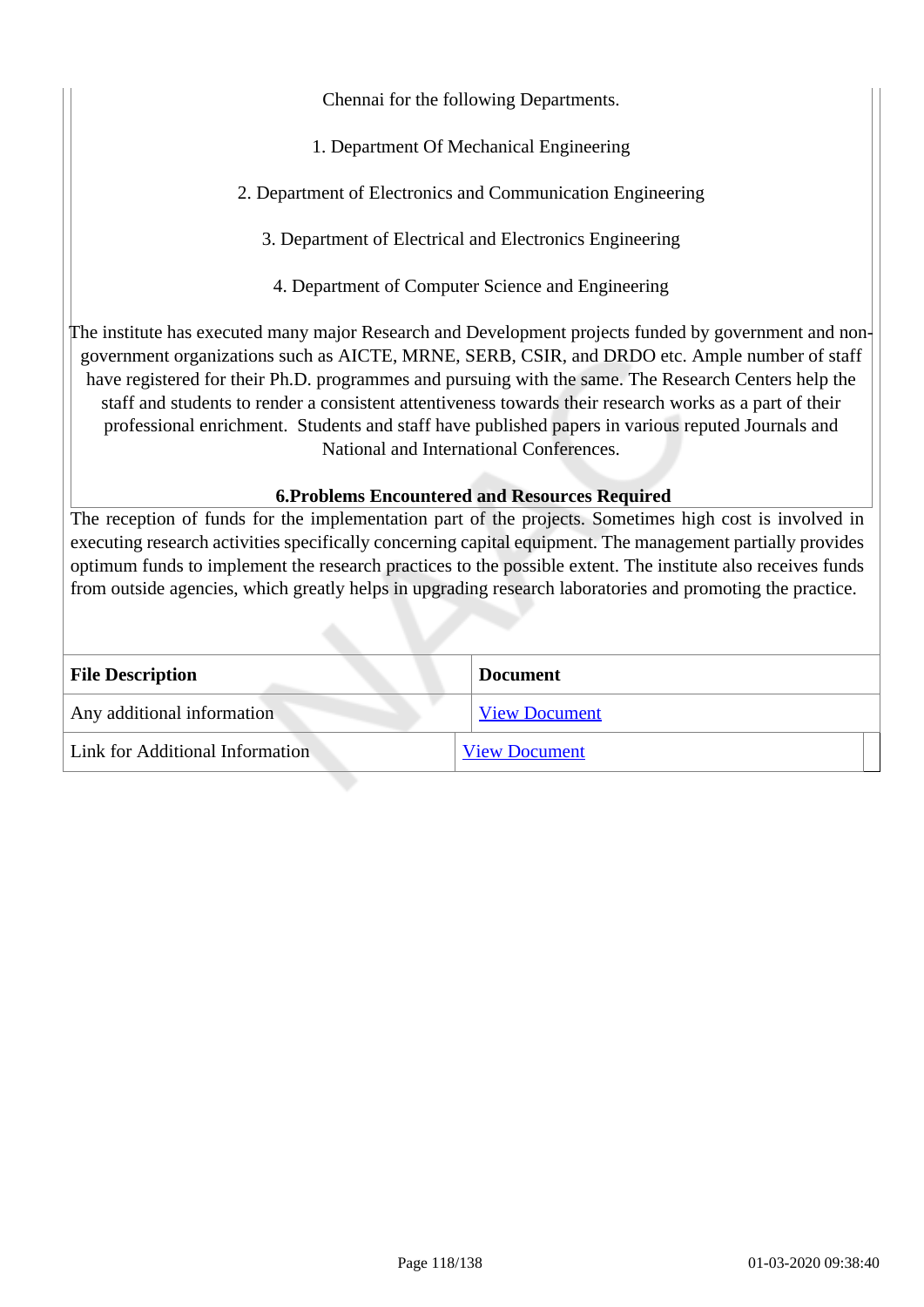Chennai for the following Departments.

1. Department Of Mechanical Engineering

2. Department of Electronics and Communication Engineering

3. Department of Electrical and Electronics Engineering

4. Department of Computer Science and Engineering

The institute has executed many major Research and Development projects funded by government and non-government organizations such as AICTE, MRNE, SERB, CSIR, and DRDO etc. Ample number of staff have registered for their Ph.D. programmes and pursuing with the same. The Research Centers help the staff and students to render a consistent attentiveness towards their research works as a part of their professional enrichment. Students and staff have published papers in various reputed Journals and National and International Conferences.

**6.Problems Encountered and Resources Required**

The reception of funds for the implementation part of the projects. Sometimes high cost is involved in executing research activities specifically concerning capital equipment. The management partially provides optimum funds to implement the research practices to the possible extent. The institute also receives funds from outside agencies, which greatly helps in upgrading research laboratories and promoting the practice.

| File Description | Document |
|---|---|
| Any additional information | View Document |
| Link for Additional Information | View Document |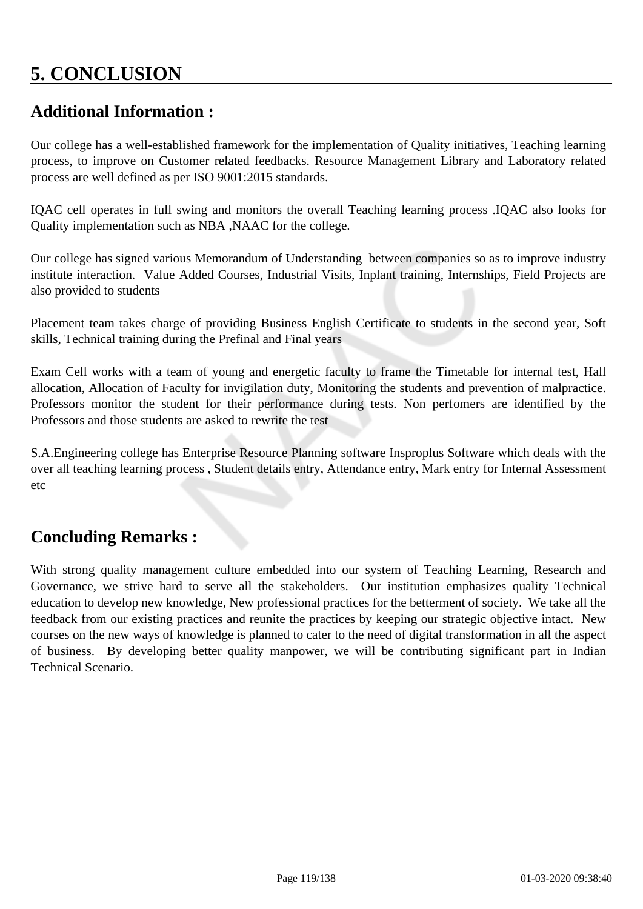# 5. CONCLUSION

## Additional Information :

Our college has a well-established framework for the implementation of Quality initiatives, Teaching learning process, to improve on Customer related feedbacks. Resource Management Library and Laboratory related process are well defined as per ISO 9001:2015 standards.

IQAC cell operates in full swing and monitors the overall Teaching learning process .IQAC also looks for Quality implementation such as NBA ,NAAC for the college.

Our college has signed various Memorandum of Understanding between companies so as to improve industry institute interaction. Value Added Courses, Industrial Visits, Inplant training, Internships, Field Projects are also provided to students

Placement team takes charge of providing Business English Certificate to students in the second year, Soft skills, Technical training during the Prefinal and Final years

Exam Cell works with a team of young and energetic faculty to frame the Timetable for internal test, Hall allocation, Allocation of Faculty for invigilation duty, Monitoring the students and prevention of malpractice. Professors monitor the student for their performance during tests. Non perfomers are identified by the Professors and those students are asked to rewrite the test

S.A.Engineering college has Enterprise Resource Planning software Insproplus Software which deals with the over all teaching learning process , Student details entry, Attendance entry, Mark entry for Internal Assessment etc

## Concluding Remarks :

With strong quality management culture embedded into our system of Teaching Learning, Research and Governance, we strive hard to serve all the stakeholders. Our institution emphasizes quality Technical education to develop new knowledge, New professional practices for the betterment of society. We take all the feedback from our existing practices and reunite the practices by keeping our strategic objective intact. New courses on the new ways of knowledge is planned to cater to the need of digital transformation in all the aspect of business. By developing better quality manpower, we will be contributing significant part in Indian Technical Scenario.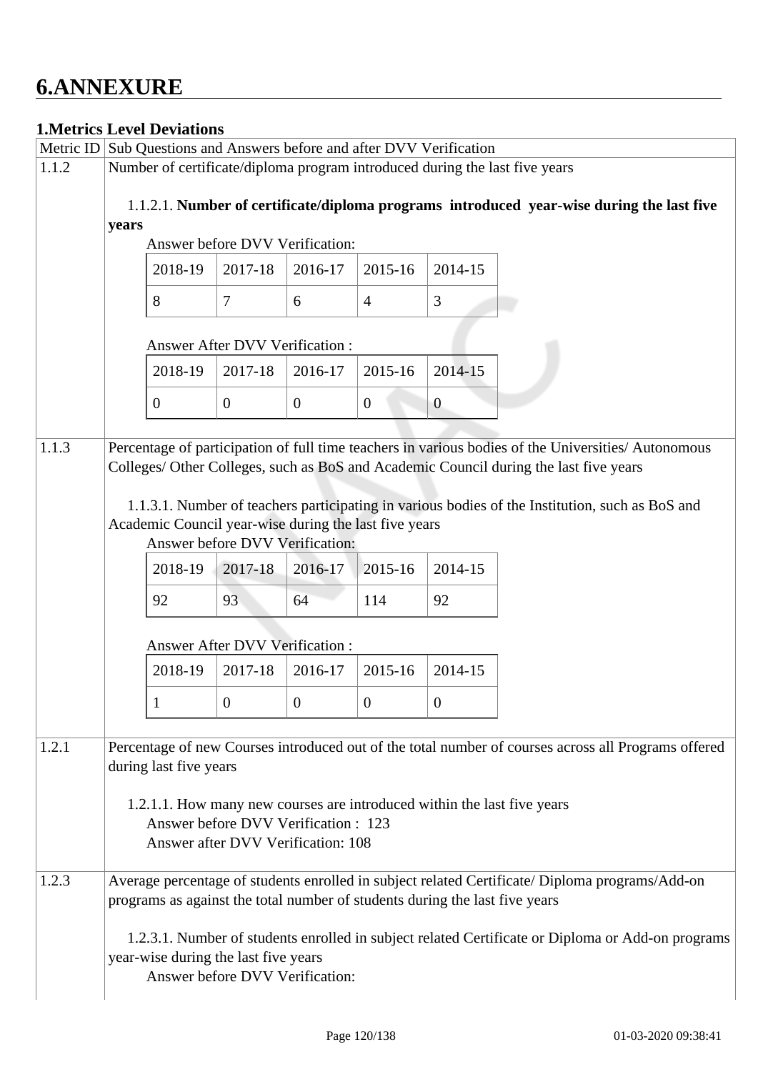# 6.ANNEXURE

## 1.Metrics Level Deviations

| Metric ID | Sub Questions and Answers before and after DVV Verification |
|---|---|
| 1.1.2 | Number of certificate/diploma program introduced during the last five years |

1.1.2.1. **Number of certificate/diploma programs introduced year-wise during the last five years**

Answer before DVV Verification:

| 2018-19 | 2017-18 | 2016-17 | 2015-16 | 2014-15 |
|---|---|---|---|---|
| 8 | 7 | 6 | 4 | 3 |

Answer After DVV Verification :

| 2018-19 | 2017-18 | 2016-17 | 2015-16 | 2014-15 |
|---|---|---|---|---|
| 0 | 0 | 0 | 0 | 0 |

| Metric ID | Sub Questions and Answers before and after DVV Verification |
|---|---|
| 1.1.3 | Percentage of participation of full time teachers in various bodies of the Universities/ Autonomous Colleges/ Other Colleges, such as BoS and Academic Council during the last five years |

1.1.3.1. Number of teachers participating in various bodies of the Institution, such as BoS and Academic Council year-wise during the last five years

Answer before DVV Verification:

| 2018-19 | 2017-18 | 2016-17 | 2015-16 | 2014-15 |
|---|---|---|---|---|
| 92 | 93 | 64 | 114 | 92 |

Answer After DVV Verification :

| 2018-19 | 2017-18 | 2016-17 | 2015-16 | 2014-15 |
|---|---|---|---|---|
| 1 | 0 | 0 | 0 | 0 |

| Metric ID | Sub Questions and Answers before and after DVV Verification |
|---|---|
| 1.2.1 | Percentage of new Courses introduced out of the total number of courses across all Programs offered during last five years |

1.2.1.1. How many new courses are introduced within the last five years

Answer before DVV Verification : 123

Answer after DVV Verification: 108

| Metric ID | Sub Questions and Answers before and after DVV Verification |
|---|---|
| 1.2.3 | Average percentage of students enrolled in subject related Certificate/ Diploma programs/Add-on programs as against the total number of students during the last five years |

1.2.3.1. Number of students enrolled in subject related Certificate or Diploma or Add-on programs year-wise during the last five years

Answer before DVV Verification: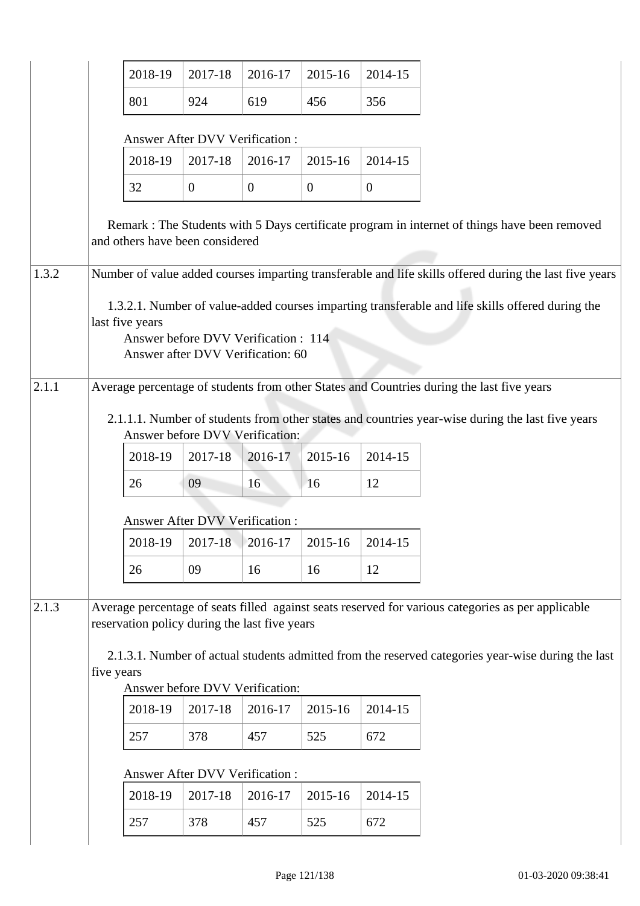| 2018-19 | 2017-18 | 2016-17 | 2015-16 | 2014-15 |
|---|---|---|---|---|
| 801 | 924 | 619 | 456 | 356 |

Answer After DVV Verification :

| 2018-19 | 2017-18 | 2016-17 | 2015-16 | 2014-15 |
|---|---|---|---|---|
| 32 | 0 | 0 | 0 | 0 |

Remark : The Students with 5 Days certificate program in internet of things have been removed and others have been considered

**1.3.2** Number of value added courses imparting transferable and life skills offered during the last five years

1.3.2.1. Number of value-added courses imparting transferable and life skills offered during the last five years

Answer before DVV Verification : 114

Answer after DVV Verification: 60

**2.1.1** Average percentage of students from other States and Countries during the last five years

2.1.1.1. Number of students from other states and countries year-wise during the last five years

Answer before DVV Verification:

| 2018-19 | 2017-18 | 2016-17 | 2015-16 | 2014-15 |
|---|---|---|---|---|
| 26 | 09 | 16 | 16 | 12 |

Answer After DVV Verification :

| 2018-19 | 2017-18 | 2016-17 | 2015-16 | 2014-15 |
|---|---|---|---|---|
| 26 | 09 | 16 | 16 | 12 |

**2.1.3** Average percentage of seats filled against seats reserved for various categories as per applicable reservation policy during the last five years

2.1.3.1. Number of actual students admitted from the reserved categories year-wise during the last five years

Answer before DVV Verification:

| 2018-19 | 2017-18 | 2016-17 | 2015-16 | 2014-15 |
|---|---|---|---|---|
| 257 | 378 | 457 | 525 | 672 |

Answer After DVV Verification :

| 2018-19 | 2017-18 | 2016-17 | 2015-16 | 2014-15 |
|---|---|---|---|---|
| 257 | 378 | 457 | 525 | 672 |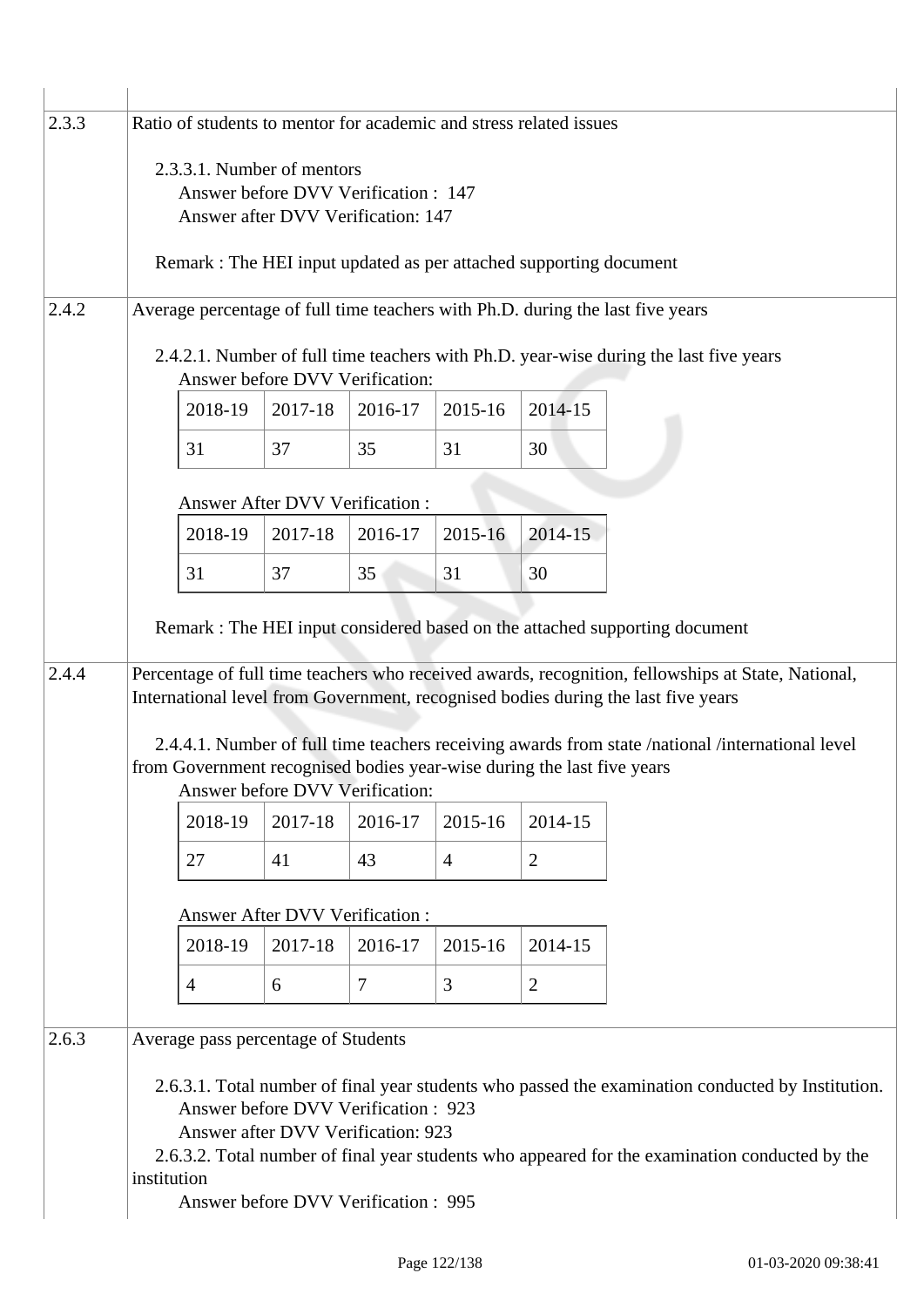| | |
|---|---|
| 2.3.3 | Ratio of students to mentor for academic and stress related issues<br><br>2.3.3.1. Number of mentors<br>Answer before DVV Verification : 147<br>Answer after DVV Verification: 147<br><br>Remark : The HEI input updated as per attached supporting document |
| 2.4.2 | Average percentage of full time teachers with Ph.D. during the last five years<br><br>2.4.2.1. Number of full time teachers with Ph.D. year-wise during the last five years<br>Answer before DVV Verification:<br>2018-19: 31, 2017-18: 37, 2016-17: 35, 2015-16: 31, 2014-15: 30<br><br>Answer After DVV Verification :<br>2018-19: 31, 2017-18: 37, 2016-17: 35, 2015-16: 31, 2014-15: 30<br><br>Remark : The HEI input considered based on the attached supporting document |
| 2.4.4 | Percentage of full time teachers who received awards, recognition, fellowships at State, National, International level from Government, recognised bodies during the last five years<br><br>2.4.4.1. Number of full time teachers receiving awards from state /national /international level from Government recognised bodies year-wise during the last five years<br>Answer before DVV Verification:<br>2018-19: 27, 2017-18: 41, 2016-17: 43, 2015-16: 4, 2014-15: 2<br><br>Answer After DVV Verification :<br>2018-19: 4, 2017-18: 6, 2016-17: 7, 2015-16: 3, 2014-15: 2 |
| 2.6.3 | Average pass percentage of Students<br><br>2.6.3.1. Total number of final year students who passed the examination conducted by Institution.<br>Answer before DVV Verification : 923<br>Answer after DVV Verification: 923<br>2.6.3.2. Total number of final year students who appeared for the examination conducted by the institution<br>Answer before DVV Verification : 995 |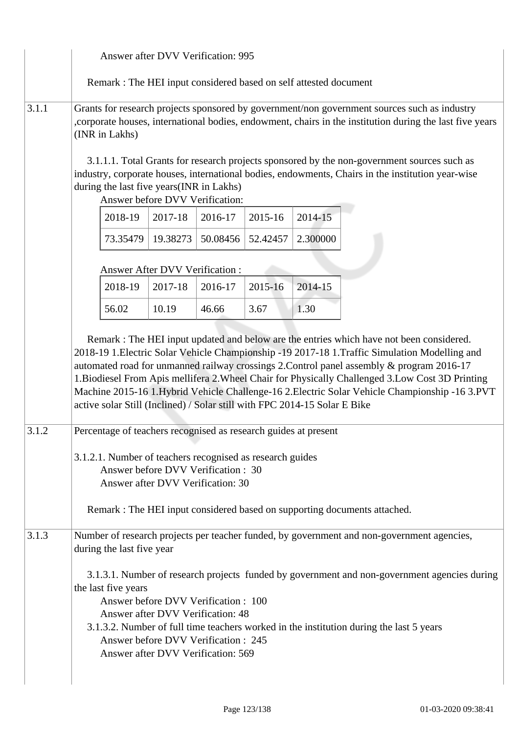Answer after DVV Verification: 995

Remark : The HEI input considered based on self attested document

| | |
|---|---|
| 3.1.1 | Grants for research projects sponsored by government/non government sources such as industry ,corporate houses, international bodies, endowment, chairs in the institution during the last five years (INR in Lakhs) |

3.1.1.1. Total Grants for research projects sponsored by the non-government sources such as industry, corporate houses, international bodies, endowments, Chairs in the institution year-wise during the last five years(INR in Lakhs)

Answer before DVV Verification:

| 2018-19 | 2017-18 | 2016-17 | 2015-16 | 2014-15 |
|---|---|---|---|---|
| 73.35479 | 19.38273 | 50.08456 | 52.42457 | 2.300000 |

Answer After DVV Verification :

| 2018-19 | 2017-18 | 2016-17 | 2015-16 | 2014-15 |
|---|---|---|---|---|
| 56.02 | 10.19 | 46.66 | 3.67 | 1.30 |

Remark : The HEI input updated and below are the entries which have not been considered. 2018-19 1.Electric Solar Vehicle Championship -19 2017-18 1.Traffic Simulation Modelling and automated road for unmanned railway crossings 2.Control panel assembly & program 2016-17 1.Biodiesel From Apis mellifera 2.Wheel Chair for Physically Challenged 3.Low Cost 3D Printing Machine 2015-16 1.Hybrid Vehicle Challenge-16 2.Electric Solar Vehicle Championship -16 3.PVT active solar Still (Inclined) / Solar still with FPC 2014-15 Solar E Bike

| | |
|---|---|
| 3.1.2 | Percentage of teachers recognised as research guides at present |

3.1.2.1. Number of teachers recognised as research guides
Answer before DVV Verification : 30
Answer after DVV Verification: 30

Remark : The HEI input considered based on supporting documents attached.

| | |
|---|---|
| 3.1.3 | Number of research projects per teacher funded, by government and non-government agencies, during the last five year |

3.1.3.1. Number of research projects funded by government and non-government agencies during the last five years
Answer before DVV Verification : 100
Answer after DVV Verification: 48

3.1.3.2. Number of full time teachers worked in the institution during the last 5 years
Answer before DVV Verification : 245
Answer after DVV Verification: 569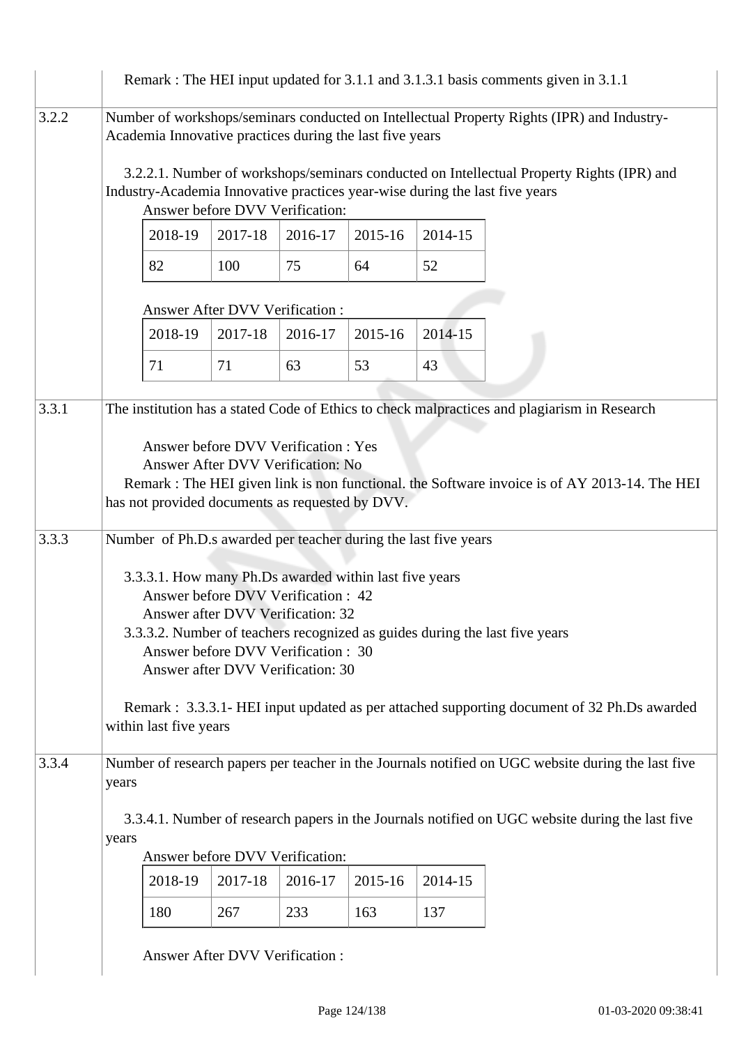Remark : The HEI input updated for 3.1.1 and 3.1.3.1 basis comments given in 3.1.1

**3.2.2** Number of workshops/seminars conducted on Intellectual Property Rights (IPR) and Industry-Academia Innovative practices during the last five years

3.2.2.1. Number of workshops/seminars conducted on Intellectual Property Rights (IPR) and Industry-Academia Innovative practices year-wise during the last five years

Answer before DVV Verification:

| 2018-19 | 2017-18 | 2016-17 | 2015-16 | 2014-15 |
|---|---|---|---|---|
| 82 | 100 | 75 | 64 | 52 |

Answer After DVV Verification :

| 2018-19 | 2017-18 | 2016-17 | 2015-16 | 2014-15 |
|---|---|---|---|---|
| 71 | 71 | 63 | 53 | 43 |

**3.3.1** The institution has a stated Code of Ethics to check malpractices and plagiarism in Research

Answer before DVV Verification : Yes
Answer After DVV Verification: No

Remark : The HEI given link is non functional. the Software invoice is of AY 2013-14. The HEI has not provided documents as requested by DVV.

**3.3.3** Number of Ph.D.s awarded per teacher during the last five years

3.3.3.1. How many Ph.Ds awarded within last five years
Answer before DVV Verification : 42
Answer after DVV Verification: 32

3.3.3.2. Number of teachers recognized as guides during the last five years
Answer before DVV Verification : 30
Answer after DVV Verification: 30

Remark : 3.3.3.1- HEI input updated as per attached supporting document of 32 Ph.Ds awarded within last five years

**3.3.4** Number of research papers per teacher in the Journals notified on UGC website during the last five years

3.3.4.1. Number of research papers in the Journals notified on UGC website during the last five years

Answer before DVV Verification:

| 2018-19 | 2017-18 | 2016-17 | 2015-16 | 2014-15 |
|---|---|---|---|---|
| 180 | 267 | 233 | 163 | 137 |

Answer After DVV Verification :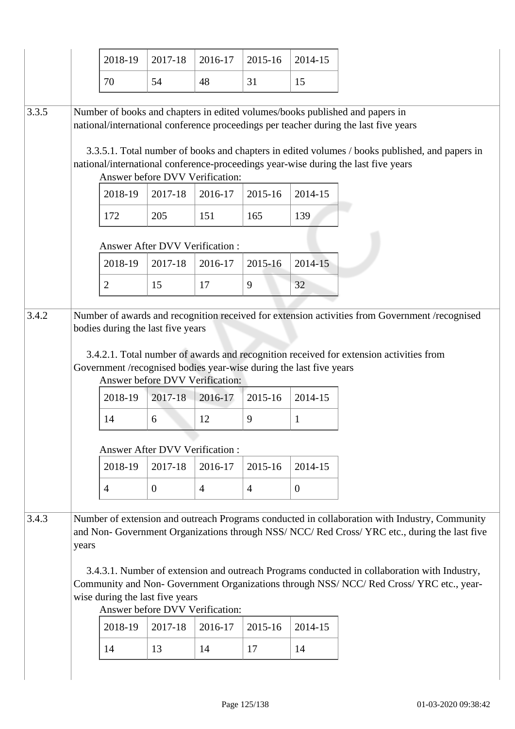| 2018-19 | 2017-18 | 2016-17 | 2015-16 | 2014-15 |
|---|---|---|---|---|
| 70 | 54 | 48 | 31 | 15 |

**3.3.5** Number of books and chapters in edited volumes/books published and papers in national/international conference proceedings per teacher during the last five years

3.3.5.1. Total number of books and chapters in edited volumes / books published, and papers in national/international conference-proceedings year-wise during the last five years

Answer before DVV Verification:

| 2018-19 | 2017-18 | 2016-17 | 2015-16 | 2014-15 |
|---|---|---|---|---|
| 172 | 205 | 151 | 165 | 139 |

Answer After DVV Verification :

| 2018-19 | 2017-18 | 2016-17 | 2015-16 | 2014-15 |
|---|---|---|---|---|
| 2 | 15 | 17 | 9 | 32 |

**3.4.2** Number of awards and recognition received for extension activities from Government /recognised bodies during the last five years

3.4.2.1. Total number of awards and recognition received for extension activities from Government /recognised bodies year-wise during the last five years

Answer before DVV Verification:

| 2018-19 | 2017-18 | 2016-17 | 2015-16 | 2014-15 |
|---|---|---|---|---|
| 14 | 6 | 12 | 9 | 1 |

Answer After DVV Verification :

| 2018-19 | 2017-18 | 2016-17 | 2015-16 | 2014-15 |
|---|---|---|---|---|
| 4 | 0 | 4 | 4 | 0 |

**3.4.3** Number of extension and outreach Programs conducted in collaboration with Industry, Community and Non- Government Organizations through NSS/ NCC/ Red Cross/ YRC etc., during the last five years

3.4.3.1. Number of extension and outreach Programs conducted in collaboration with Industry, Community and Non- Government Organizations through NSS/ NCC/ Red Cross/ YRC etc., year-wise during the last five years

Answer before DVV Verification:

| 2018-19 | 2017-18 | 2016-17 | 2015-16 | 2014-15 |
|---|---|---|---|---|
| 14 | 13 | 14 | 17 | 14 |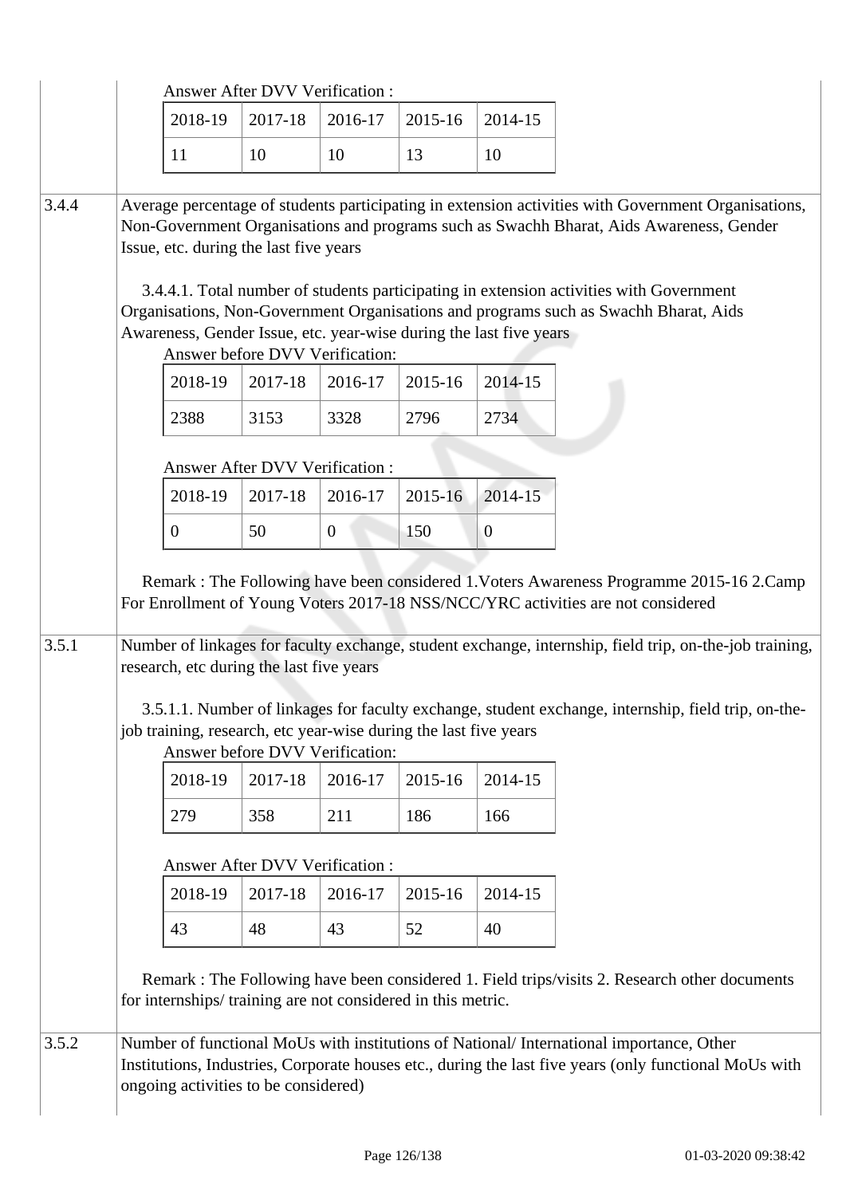Answer After DVV Verification :

| 2018-19 | 2017-18 | 2016-17 | 2015-16 | 2014-15 |
|---|---|---|---|---|
| 11 | 10 | 10 | 13 | 10 |

**3.4.4** Average percentage of students participating in extension activities with Government Organisations, Non-Government Organisations and programs such as Swachh Bharat, Aids Awareness, Gender Issue, etc. during the last five years

3.4.4.1. Total number of students participating in extension activities with Government Organisations, Non-Government Organisations and programs such as Swachh Bharat, Aids Awareness, Gender Issue, etc. year-wise during the last five years

Answer before DVV Verification:

| 2018-19 | 2017-18 | 2016-17 | 2015-16 | 2014-15 |
|---|---|---|---|---|
| 2388 | 3153 | 3328 | 2796 | 2734 |

Answer After DVV Verification :

| 2018-19 | 2017-18 | 2016-17 | 2015-16 | 2014-15 |
|---|---|---|---|---|
| 0 | 50 | 0 | 150 | 0 |

Remark : The Following have been considered 1.Voters Awareness Programme 2015-16 2.Camp For Enrollment of Young Voters 2017-18 NSS/NCC/YRC activities are not considered

**3.5.1** Number of linkages for faculty exchange, student exchange, internship, field trip, on-the-job training, research, etc during the last five years

3.5.1.1. Number of linkages for faculty exchange, student exchange, internship, field trip, on-the-job training, research, etc year-wise during the last five years

Answer before DVV Verification:

| 2018-19 | 2017-18 | 2016-17 | 2015-16 | 2014-15 |
|---|---|---|---|---|
| 279 | 358 | 211 | 186 | 166 |

Answer After DVV Verification :

| 2018-19 | 2017-18 | 2016-17 | 2015-16 | 2014-15 |
|---|---|---|---|---|
| 43 | 48 | 43 | 52 | 40 |

Remark : The Following have been considered 1. Field trips/visits 2. Research other documents for internships/ training are not considered in this metric.

**3.5.2** Number of functional MoUs with institutions of National/ International importance, Other Institutions, Industries, Corporate houses etc., during the last five years (only functional MoUs with ongoing activities to be considered)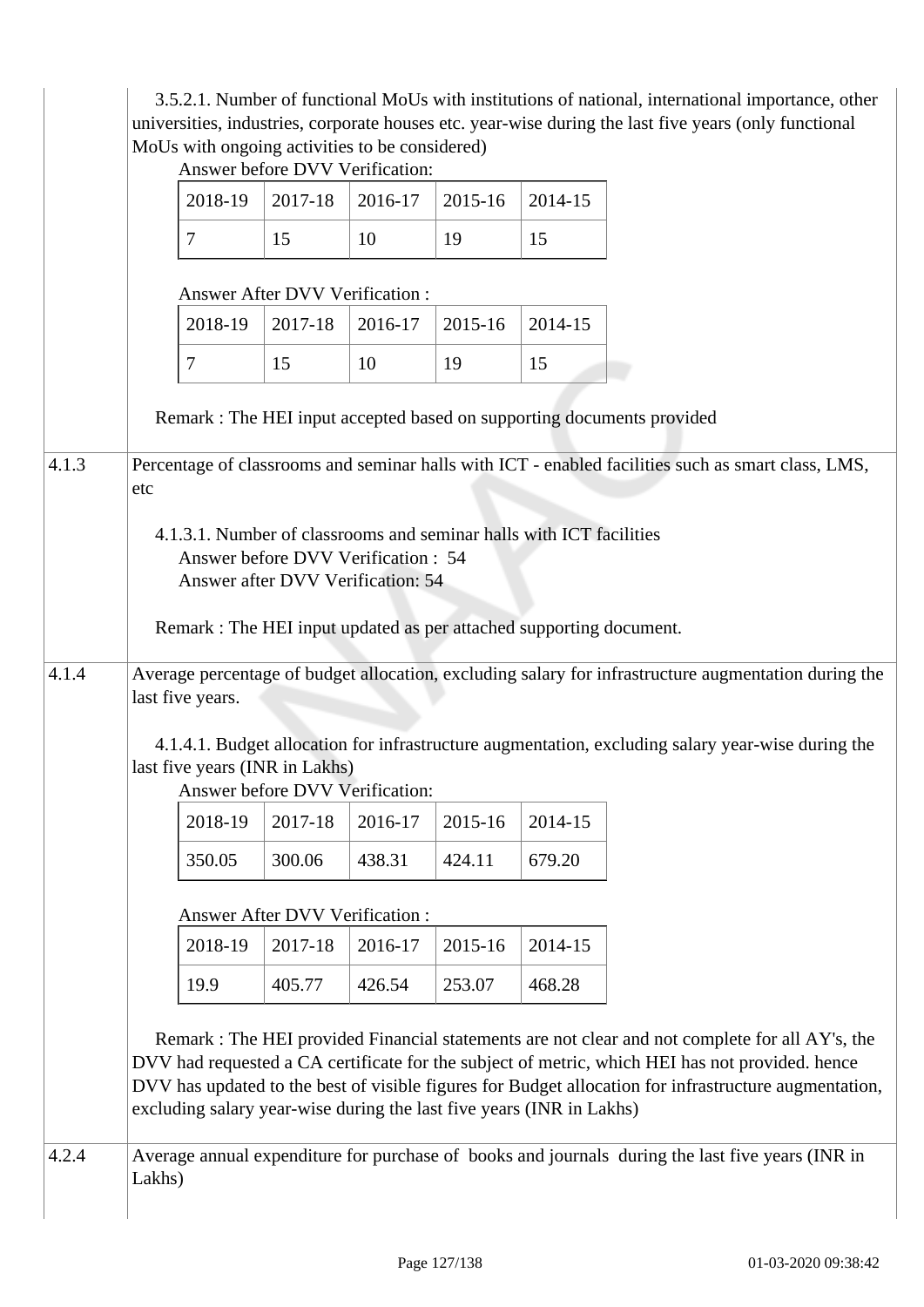3.5.2.1. Number of functional MoUs with institutions of national, international importance, other universities, industries, corporate houses etc. year-wise during the last five years (only functional MoUs with ongoing activities to be considered)

Answer before DVV Verification:

| 2018-19 | 2017-18 | 2016-17 | 2015-16 | 2014-15 |
|---|---|---|---|---|
| 7 | 15 | 10 | 19 | 15 |

Answer After DVV Verification :

| 2018-19 | 2017-18 | 2016-17 | 2015-16 | 2014-15 |
|---|---|---|---|---|
| 7 | 15 | 10 | 19 | 15 |

Remark : The HEI input accepted based on supporting documents provided

**4.1.3** Percentage of classrooms and seminar halls with ICT - enabled facilities such as smart class, LMS, etc

4.1.3.1. Number of classrooms and seminar halls with ICT facilities
Answer before DVV Verification : 54
Answer after DVV Verification: 54

Remark : The HEI input updated as per attached supporting document.

**4.1.4** Average percentage of budget allocation, excluding salary for infrastructure augmentation during the last five years.

4.1.4.1. Budget allocation for infrastructure augmentation, excluding salary year-wise during the last five years (INR in Lakhs)

Answer before DVV Verification:

| 2018-19 | 2017-18 | 2016-17 | 2015-16 | 2014-15 |
|---|---|---|---|---|
| 350.05 | 300.06 | 438.31 | 424.11 | 679.20 |

Answer After DVV Verification :

| 2018-19 | 2017-18 | 2016-17 | 2015-16 | 2014-15 |
|---|---|---|---|---|
| 19.9 | 405.77 | 426.54 | 253.07 | 468.28 |

Remark : The HEI provided Financial statements are not clear and not complete for all AY's, the DVV had requested a CA certificate for the subject of metric, which HEI has not provided. hence DVV has updated to the best of visible figures for Budget allocation for infrastructure augmentation, excluding salary year-wise during the last five years (INR in Lakhs)

**4.2.4** Average annual expenditure for purchase of books and journals during the last five years (INR in Lakhs)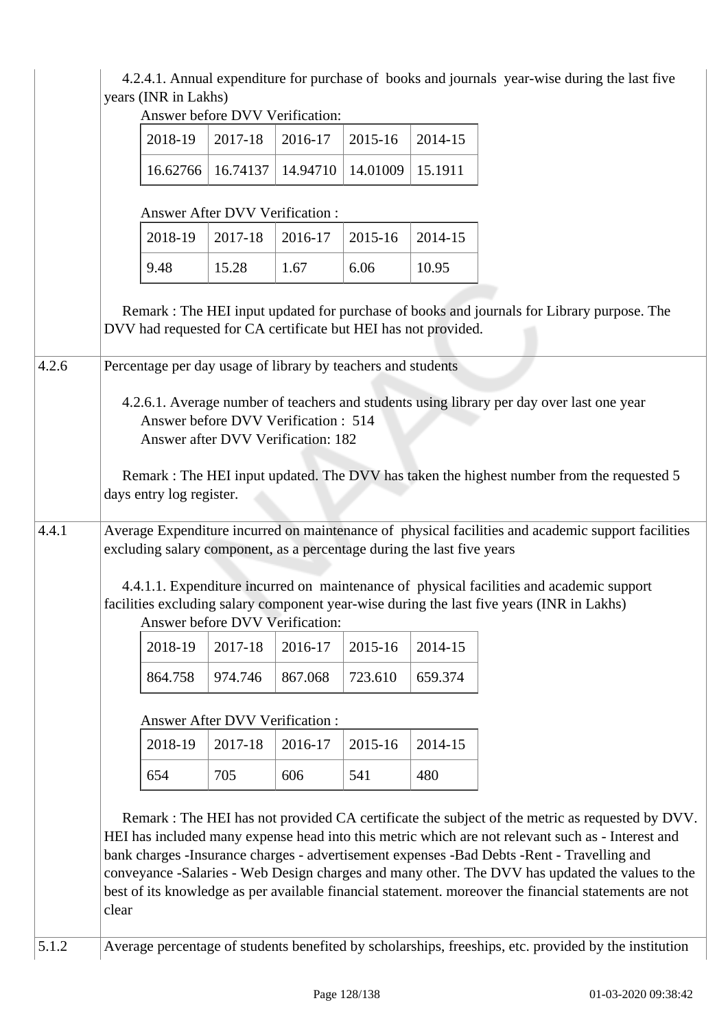4.2.4.1. Annual expenditure for purchase of books and journals year-wise during the last five years (INR in Lakhs)

Answer before DVV Verification:

| 2018-19 | 2017-18 | 2016-17 | 2015-16 | 2014-15 |
|---|---|---|---|---|
| 16.62766 | 16.74137 | 14.94710 | 14.01009 | 15.1911 |

Answer After DVV Verification :

| 2018-19 | 2017-18 | 2016-17 | 2015-16 | 2014-15 |
|---|---|---|---|---|
| 9.48 | 15.28 | 1.67 | 6.06 | 10.95 |

Remark : The HEI input updated for purchase of books and journals for Library purpose. The DVV had requested for CA certificate but HEI has not provided.

**4.2.6** Percentage per day usage of library by teachers and students

4.2.6.1. Average number of teachers and students using library per day over last one year

Answer before DVV Verification : 514

Answer after DVV Verification: 182

Remark : The HEI input updated. The DVV has taken the highest number from the requested 5 days entry log register.

**4.4.1** Average Expenditure incurred on maintenance of physical facilities and academic support facilities excluding salary component, as a percentage during the last five years

4.4.1.1. Expenditure incurred on maintenance of physical facilities and academic support facilities excluding salary component year-wise during the last five years (INR in Lakhs)

Answer before DVV Verification:

| 2018-19 | 2017-18 | 2016-17 | 2015-16 | 2014-15 |
|---|---|---|---|---|
| 864.758 | 974.746 | 867.068 | 723.610 | 659.374 |

Answer After DVV Verification :

| 2018-19 | 2017-18 | 2016-17 | 2015-16 | 2014-15 |
|---|---|---|---|---|
| 654 | 705 | 606 | 541 | 480 |

Remark : The HEI has not provided CA certificate the subject of the metric as requested by DVV. HEI has included many expense head into this metric which are not relevant such as - Interest and bank charges -Insurance charges - advertisement expenses -Bad Debts -Rent - Travelling and conveyance -Salaries - Web Design charges and many other. The DVV has updated the values to the best of its knowledge as per available financial statement. moreover the financial statements are not clear

**5.1.2** Average percentage of students benefited by scholarships, freeships, etc. provided by the institution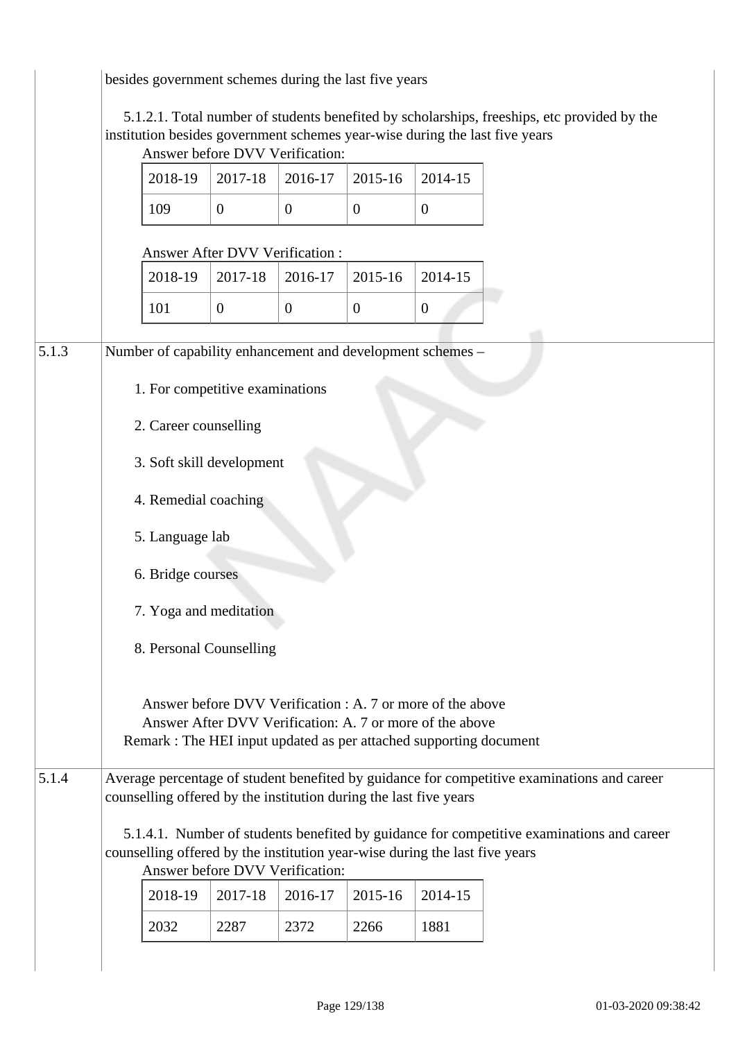besides government schemes during the last five years

5.1.2.1. Total number of students benefited by scholarships, freeships, etc provided by the institution besides government schemes year-wise during the last five years

Answer before DVV Verification:

| 2018-19 | 2017-18 | 2016-17 | 2015-16 | 2014-15 |
|---|---|---|---|---|
| 109 | 0 | 0 | 0 | 0 |

Answer After DVV Verification :

| 2018-19 | 2017-18 | 2016-17 | 2015-16 | 2014-15 |
|---|---|---|---|---|
| 101 | 0 | 0 | 0 | 0 |

**5.1.3** Number of capability enhancement and development schemes –

1. For competitive examinations
2. Career counselling
3. Soft skill development
4. Remedial coaching
5. Language lab
6. Bridge courses
7. Yoga and meditation
8. Personal Counselling

Answer before DVV Verification : A. 7 or more of the above
Answer After DVV Verification: A. 7 or more of the above
Remark : The HEI input updated as per attached supporting document

**5.1.4** Average percentage of student benefited by guidance for competitive examinations and career counselling offered by the institution during the last five years

5.1.4.1. Number of students benefited by guidance for competitive examinations and career counselling offered by the institution year-wise during the last five years

Answer before DVV Verification:

| 2018-19 | 2017-18 | 2016-17 | 2015-16 | 2014-15 |
|---|---|---|---|---|
| 2032 | 2287 | 2372 | 2266 | 1881 |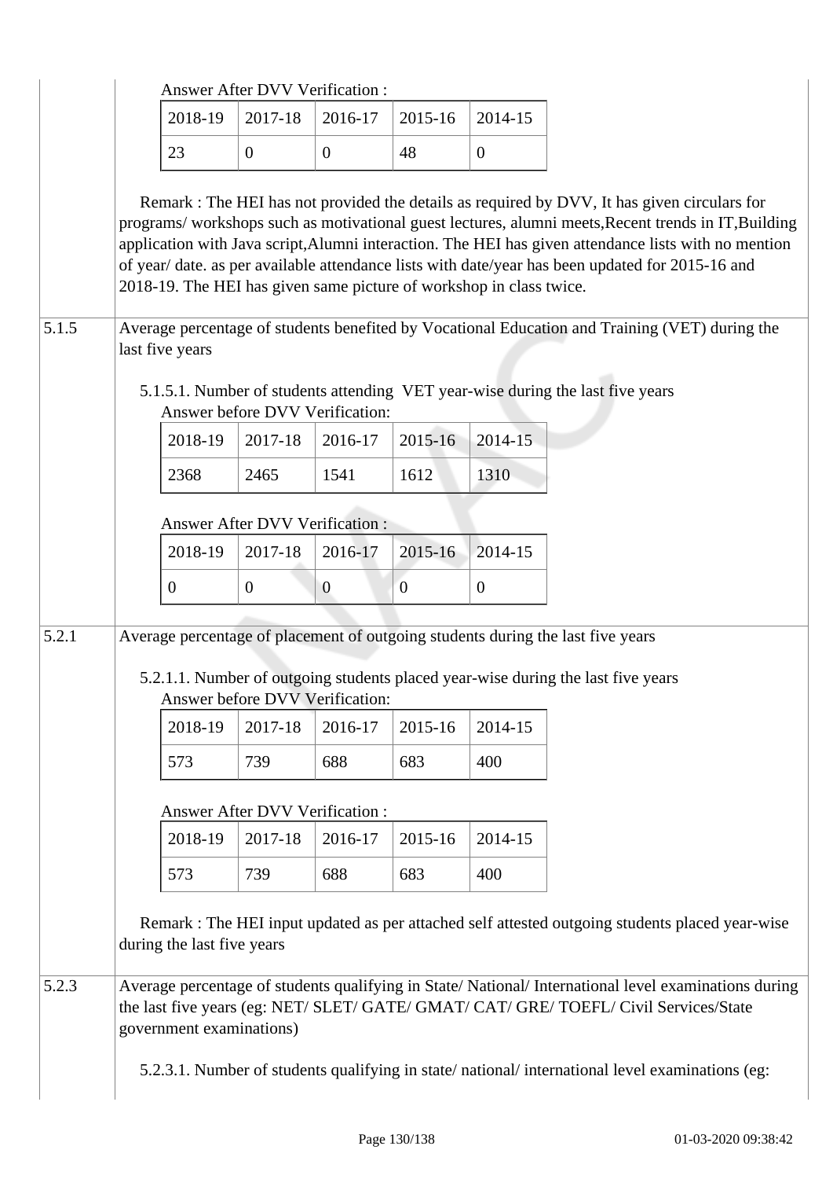Answer After DVV Verification :

| 2018-19 | 2017-18 | 2016-17 | 2015-16 | 2014-15 |
|---|---|---|---|---|
| 23 | 0 | 0 | 48 | 0 |

Remark : The HEI has not provided the details as required by DVV, It has given circulars for programs/ workshops such as motivational guest lectures, alumni meets,Recent trends in IT,Building application with Java script,Alumni interaction. The HEI has given attendance lists with no mention of year/ date. as per available attendance lists with date/year has been updated for 2015-16 and 2018-19. The HEI has given same picture of workshop in class twice.

**5.1.5** Average percentage of students benefited by Vocational Education and Training (VET) during the last five years

5.1.5.1. Number of students attending VET year-wise during the last five years

Answer before DVV Verification:

| 2018-19 | 2017-18 | 2016-17 | 2015-16 | 2014-15 |
|---|---|---|---|---|
| 2368 | 2465 | 1541 | 1612 | 1310 |

Answer After DVV Verification :

| 2018-19 | 2017-18 | 2016-17 | 2015-16 | 2014-15 |
|---|---|---|---|---|
| 0 | 0 | 0 | 0 | 0 |

**5.2.1** Average percentage of placement of outgoing students during the last five years

5.2.1.1. Number of outgoing students placed year-wise during the last five years

Answer before DVV Verification:

| 2018-19 | 2017-18 | 2016-17 | 2015-16 | 2014-15 |
|---|---|---|---|---|
| 573 | 739 | 688 | 683 | 400 |

Answer After DVV Verification :

| 2018-19 | 2017-18 | 2016-17 | 2015-16 | 2014-15 |
|---|---|---|---|---|
| 573 | 739 | 688 | 683 | 400 |

Remark : The HEI input updated as per attached self attested outgoing students placed year-wise during the last five years

**5.2.3** Average percentage of students qualifying in State/ National/ International level examinations during the last five years (eg: NET/ SLET/ GATE/ GMAT/ CAT/ GRE/ TOEFL/ Civil Services/State government examinations)

5.2.3.1. Number of students qualifying in state/ national/ international level examinations (eg: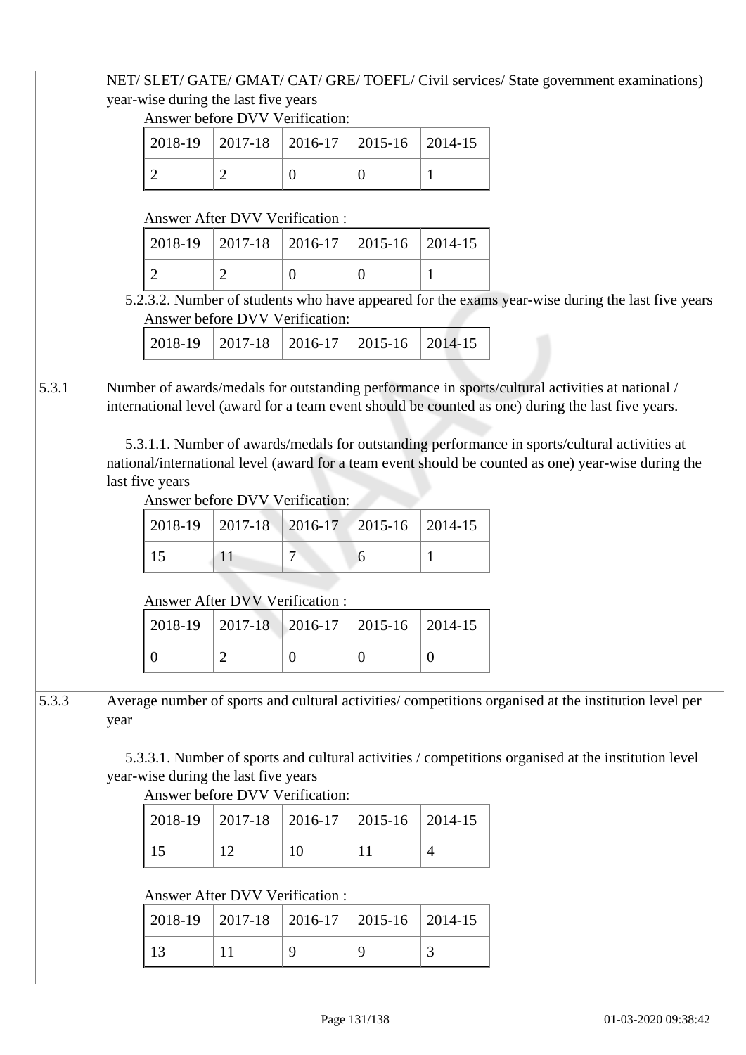NET/ SLET/ GATE/ GMAT/ CAT/ GRE/ TOEFL/ Civil services/ State government examinations) year-wise during the last five years

Answer before DVV Verification:

| 2018-19 | 2017-18 | 2016-17 | 2015-16 | 2014-15 |
|---|---|---|---|---|
| 2 | 2 | 0 | 0 | 1 |

Answer After DVV Verification :

| 2018-19 | 2017-18 | 2016-17 | 2015-16 | 2014-15 |
|---|---|---|---|---|
| 2 | 2 | 0 | 0 | 1 |

5.2.3.2. Number of students who have appeared for the exams year-wise during the last five years

Answer before DVV Verification:

| 2018-19 | 2017-18 | 2016-17 | 2015-16 | 2014-15 |
|---|---|---|---|---|

**5.3.1** Number of awards/medals for outstanding performance in sports/cultural activities at national / international level (award for a team event should be counted as one) during the last five years.

5.3.1.1. Number of awards/medals for outstanding performance in sports/cultural activities at national/international level (award for a team event should be counted as one) year-wise during the last five years

Answer before DVV Verification:

| 2018-19 | 2017-18 | 2016-17 | 2015-16 | 2014-15 |
|---|---|---|---|---|
| 15 | 11 | 7 | 6 | 1 |

Answer After DVV Verification :

| 2018-19 | 2017-18 | 2016-17 | 2015-16 | 2014-15 |
|---|---|---|---|---|
| 0 | 2 | 0 | 0 | 0 |

**5.3.3** Average number of sports and cultural activities/ competitions organised at the institution level per year

5.3.3.1. Number of sports and cultural activities / competitions organised at the institution level year-wise during the last five years

Answer before DVV Verification:

| 2018-19 | 2017-18 | 2016-17 | 2015-16 | 2014-15 |
|---|---|---|---|---|
| 15 | 12 | 10 | 11 | 4 |

Answer After DVV Verification :

| 2018-19 | 2017-18 | 2016-17 | 2015-16 | 2014-15 |
|---|---|---|---|---|
| 13 | 11 | 9 | 9 | 3 |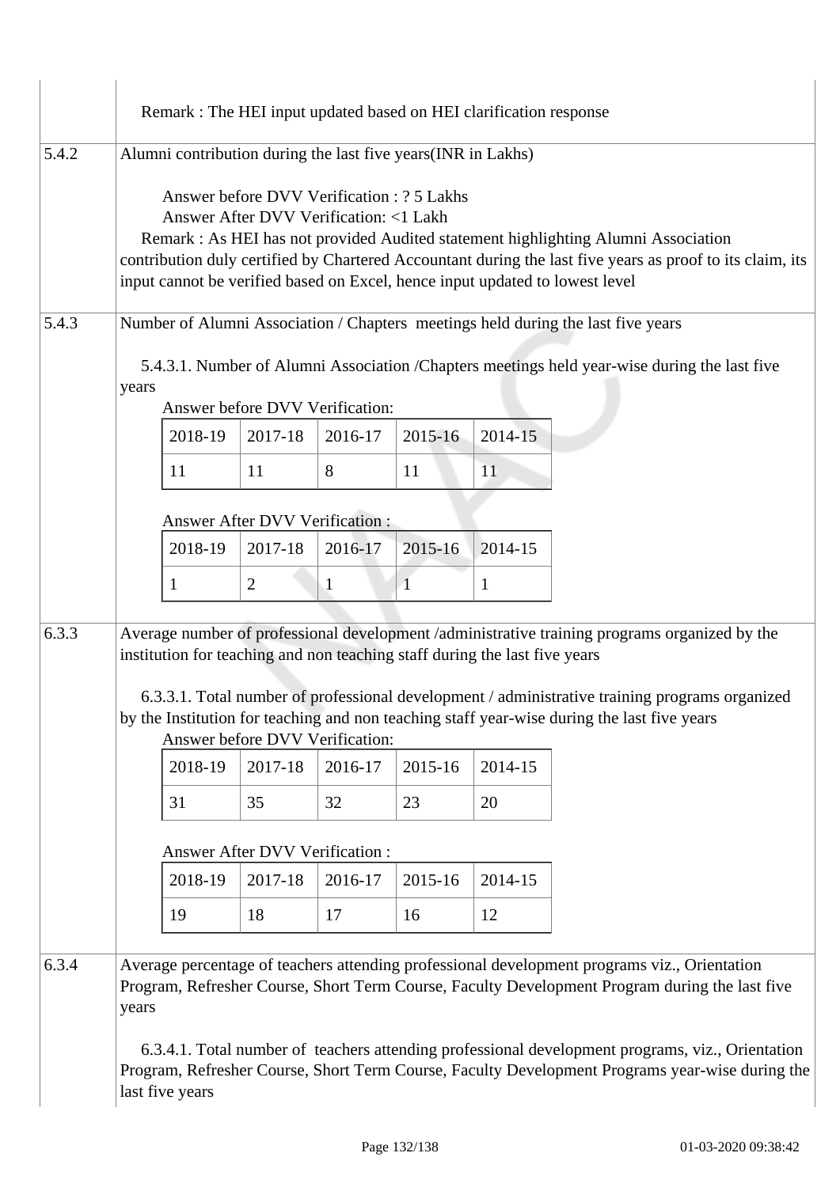Remark : The HEI input updated based on HEI clarification response

**5.4.2** Alumni contribution during the last five years(INR in Lakhs)

Answer before DVV Verification : ? 5 Lakhs
Answer After DVV Verification: <1 Lakh

Remark : As HEI has not provided Audited statement highlighting Alumni Association contribution duly certified by Chartered Accountant during the last five years as proof to its claim, its input cannot be verified based on Excel, hence input updated to lowest level

**5.4.3** Number of Alumni Association / Chapters meetings held during the last five years

5.4.3.1. Number of Alumni Association /Chapters meetings held year-wise during the last five years

Answer before DVV Verification:

| 2018-19 | 2017-18 | 2016-17 | 2015-16 | 2014-15 |
|---|---|---|---|---|
| 11 | 11 | 8 | 11 | 11 |

Answer After DVV Verification :

| 2018-19 | 2017-18 | 2016-17 | 2015-16 | 2014-15 |
|---|---|---|---|---|
| 1 | 2 | 1 | 1 | 1 |

**6.3.3** Average number of professional development /administrative training programs organized by the institution for teaching and non teaching staff during the last five years

6.3.3.1. Total number of professional development / administrative training programs organized by the Institution for teaching and non teaching staff year-wise during the last five years

Answer before DVV Verification:

| 2018-19 | 2017-18 | 2016-17 | 2015-16 | 2014-15 |
|---|---|---|---|---|
| 31 | 35 | 32 | 23 | 20 |

Answer After DVV Verification :

| 2018-19 | 2017-18 | 2016-17 | 2015-16 | 2014-15 |
|---|---|---|---|---|
| 19 | 18 | 17 | 16 | 12 |

**6.3.4** Average percentage of teachers attending professional development programs viz., Orientation Program, Refresher Course, Short Term Course, Faculty Development Program during the last five years

6.3.4.1. Total number of teachers attending professional development programs, viz., Orientation Program, Refresher Course, Short Term Course, Faculty Development Programs year-wise during the last five years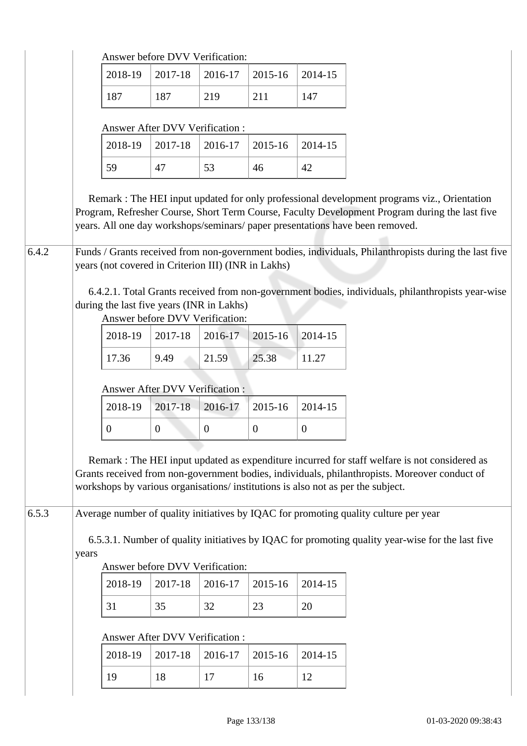Answer before DVV Verification:

| 2018-19 | 2017-18 | 2016-17 | 2015-16 | 2014-15 |
|---|---|---|---|---|
| 187 | 187 | 219 | 211 | 147 |

Answer After DVV Verification :

| 2018-19 | 2017-18 | 2016-17 | 2015-16 | 2014-15 |
|---|---|---|---|---|
| 59 | 47 | 53 | 46 | 42 |

Remark : The HEI input updated for only professional development programs viz., Orientation Program, Refresher Course, Short Term Course, Faculty Development Program during the last five years. All one day workshops/seminars/ paper presentations have been removed.

**6.4.2** Funds / Grants received from non-government bodies, individuals, Philanthropists during the last five years (not covered in Criterion III) (INR in Lakhs)

6.4.2.1. Total Grants received from non-government bodies, individuals, philanthropists year-wise during the last five years (INR in Lakhs)

Answer before DVV Verification:

| 2018-19 | 2017-18 | 2016-17 | 2015-16 | 2014-15 |
|---|---|---|---|---|
| 17.36 | 9.49 | 21.59 | 25.38 | 11.27 |

Answer After DVV Verification :

| 2018-19 | 2017-18 | 2016-17 | 2015-16 | 2014-15 |
|---|---|---|---|---|
| 0 | 0 | 0 | 0 | 0 |

Remark : The HEI input updated as expenditure incurred for staff welfare is not considered as Grants received from non-government bodies, individuals, philanthropists. Moreover conduct of workshops by various organisations/ institutions is also not as per the subject.

**6.5.3** Average number of quality initiatives by IQAC for promoting quality culture per year

6.5.3.1. Number of quality initiatives by IQAC for promoting quality year-wise for the last five years

Answer before DVV Verification:

| 2018-19 | 2017-18 | 2016-17 | 2015-16 | 2014-15 |
|---|---|---|---|---|
| 31 | 35 | 32 | 23 | 20 |

Answer After DVV Verification :

| 2018-19 | 2017-18 | 2016-17 | 2015-16 | 2014-15 |
|---|---|---|---|---|
| 19 | 18 | 17 | 16 | 12 |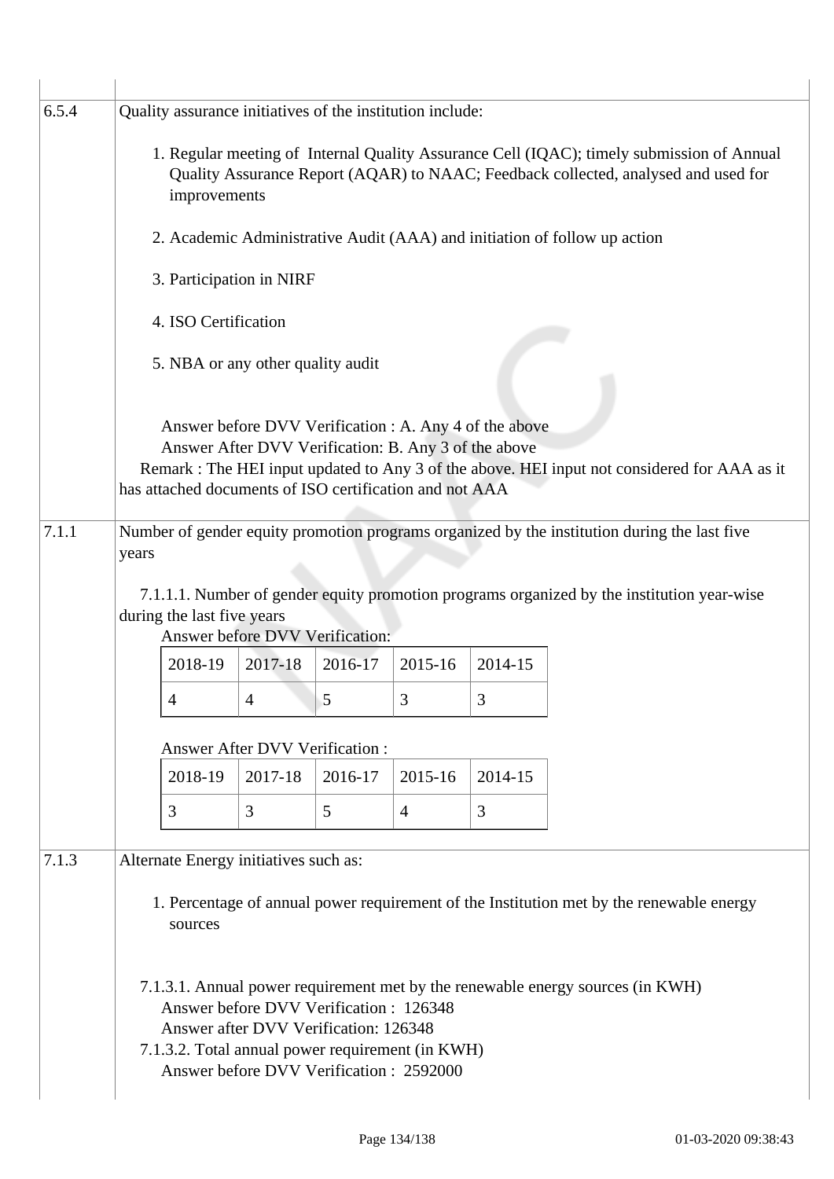| | |
|---|---|
| 6.5.4 | Quality assurance initiatives of the institution include:<br><br>1. Regular meeting of Internal Quality Assurance Cell (IQAC); timely submission of Annual Quality Assurance Report (AQAR) to NAAC; Feedback collected, analysed and used for improvements<br>2. Academic Administrative Audit (AAA) and initiation of follow up action<br>3. Participation in NIRF<br>4. ISO Certification<br>5. NBA or any other quality audit<br><br>Answer before DVV Verification : A. Any 4 of the above<br>Answer After DVV Verification: B. Any 3 of the above<br>Remark : The HEI input updated to Any 3 of the above. HEI input not considered for AAA as it has attached documents of ISO certification and not AAA |
| 7.1.1 | Number of gender equity promotion programs organized by the institution during the last five years<br><br>7.1.1.1. Number of gender equity promotion programs organized by the institution year-wise during the last five years<br>Answer before DVV Verification: |

| 2018-19 | 2017-18 | 2016-17 | 2015-16 | 2014-15 |
|---|---|---|---|---|
| 4 | 4 | 5 | 3 | 3 |

Answer After DVV Verification :

| 2018-19 | 2017-18 | 2016-17 | 2015-16 | 2014-15 |
|---|---|---|---|---|
| 3 | 3 | 5 | 4 | 3 |

| | |
|---|---|
| 7.1.3 | Alternate Energy initiatives such as:<br><br>1. Percentage of annual power requirement of the Institution met by the renewable energy sources<br><br>7.1.3.1. Annual power requirement met by the renewable energy sources (in KWH)<br>Answer before DVV Verification : 126348<br>Answer after DVV Verification: 126348<br>7.1.3.2. Total annual power requirement (in KWH)<br>Answer before DVV Verification : 2592000 |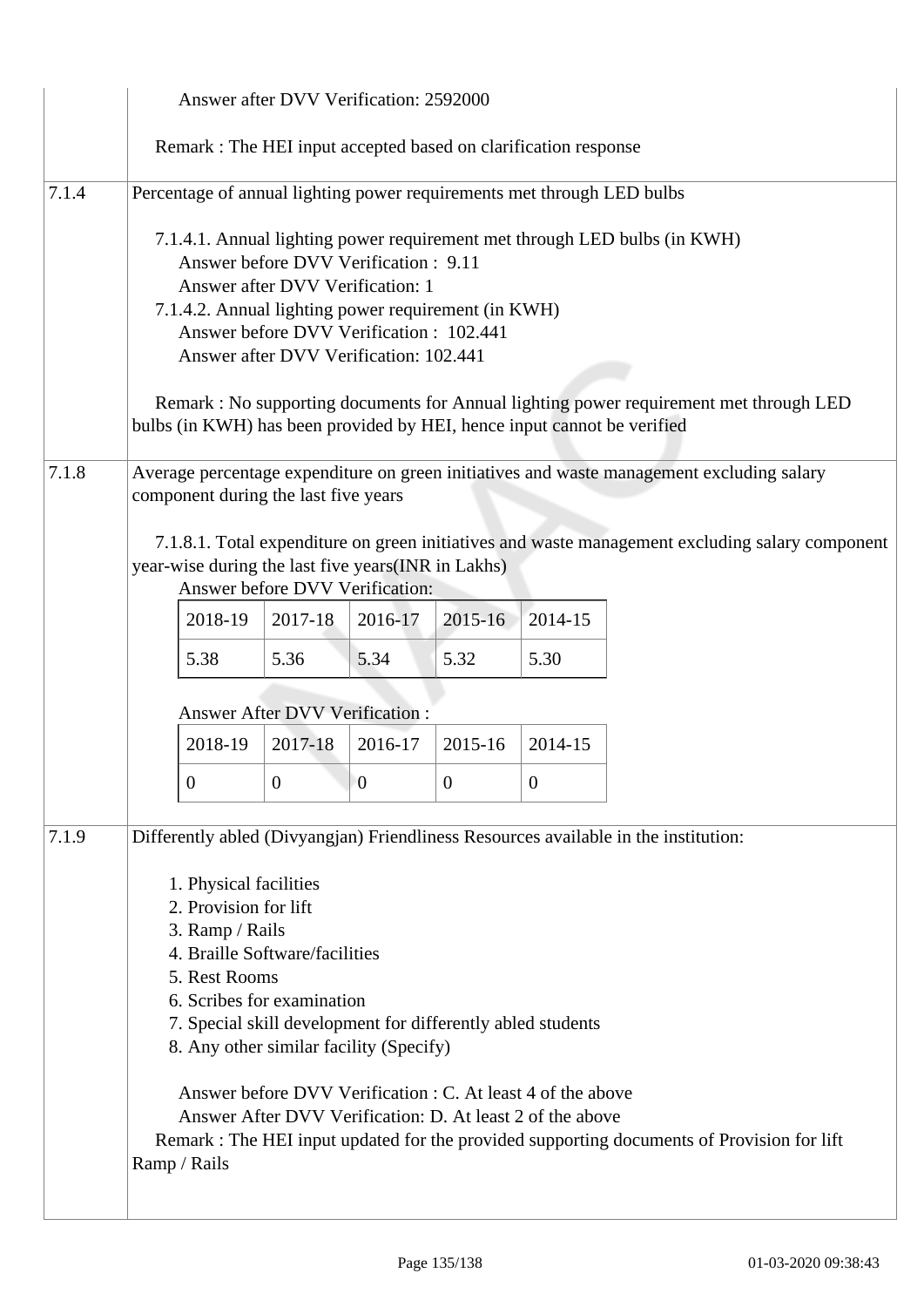| | |
|---|---|
| | Answer after DVV Verification: 2592000<br><br>Remark : The HEI input accepted based on clarification response |
| 7.1.4 | Percentage of annual lighting power requirements met through LED bulbs<br><br>7.1.4.1. Annual lighting power requirement met through LED bulbs (in KWH)<br>Answer before DVV Verification : 9.11<br>Answer after DVV Verification: 1<br>7.1.4.2. Annual lighting power requirement (in KWH)<br>Answer before DVV Verification : 102.441<br>Answer after DVV Verification: 102.441<br><br>Remark : No supporting documents for Annual lighting power requirement met through LED bulbs (in KWH) has been provided by HEI, hence input cannot be verified |
| 7.1.8 | Average percentage expenditure on green initiatives and waste management excluding salary component during the last five years<br><br>7.1.8.1. Total expenditure on green initiatives and waste management excluding salary component year-wise during the last five years(INR in Lakhs)<br>Answer before DVV Verification:<br>2018-19: 5.38, 2017-18: 5.36, 2016-17: 5.34, 2015-16: 5.32, 2014-15: 5.30<br><br>Answer After DVV Verification :<br>2018-19: 0, 2017-18: 0, 2016-17: 0, 2015-16: 0, 2014-15: 0 |
| 7.1.9 | Differently abled (Divyangjan) Friendliness Resources available in the institution:<br><br>1. Physical facilities<br>2. Provision for lift<br>3. Ramp / Rails<br>4. Braille Software/facilities<br>5. Rest Rooms<br>6. Scribes for examination<br>7. Special skill development for differently abled students<br>8. Any other similar facility (Specify)<br><br>Answer before DVV Verification : C. At least 4 of the above<br>Answer After DVV Verification: D. At least 2 of the above<br>Remark : The HEI input updated for the provided supporting documents of Provision for lift Ramp / Rails |

**7.1.8 – Answer before DVV Verification:**

| 2018-19 | 2017-18 | 2016-17 | 2015-16 | 2014-15 |
|---|---|---|---|---|
| 5.38 | 5.36 | 5.34 | 5.32 | 5.30 |

**7.1.8 – Answer After DVV Verification :**

| 2018-19 | 2017-18 | 2016-17 | 2015-16 | 2014-15 |
|---|---|---|---|---|
| 0 | 0 | 0 | 0 | 0 |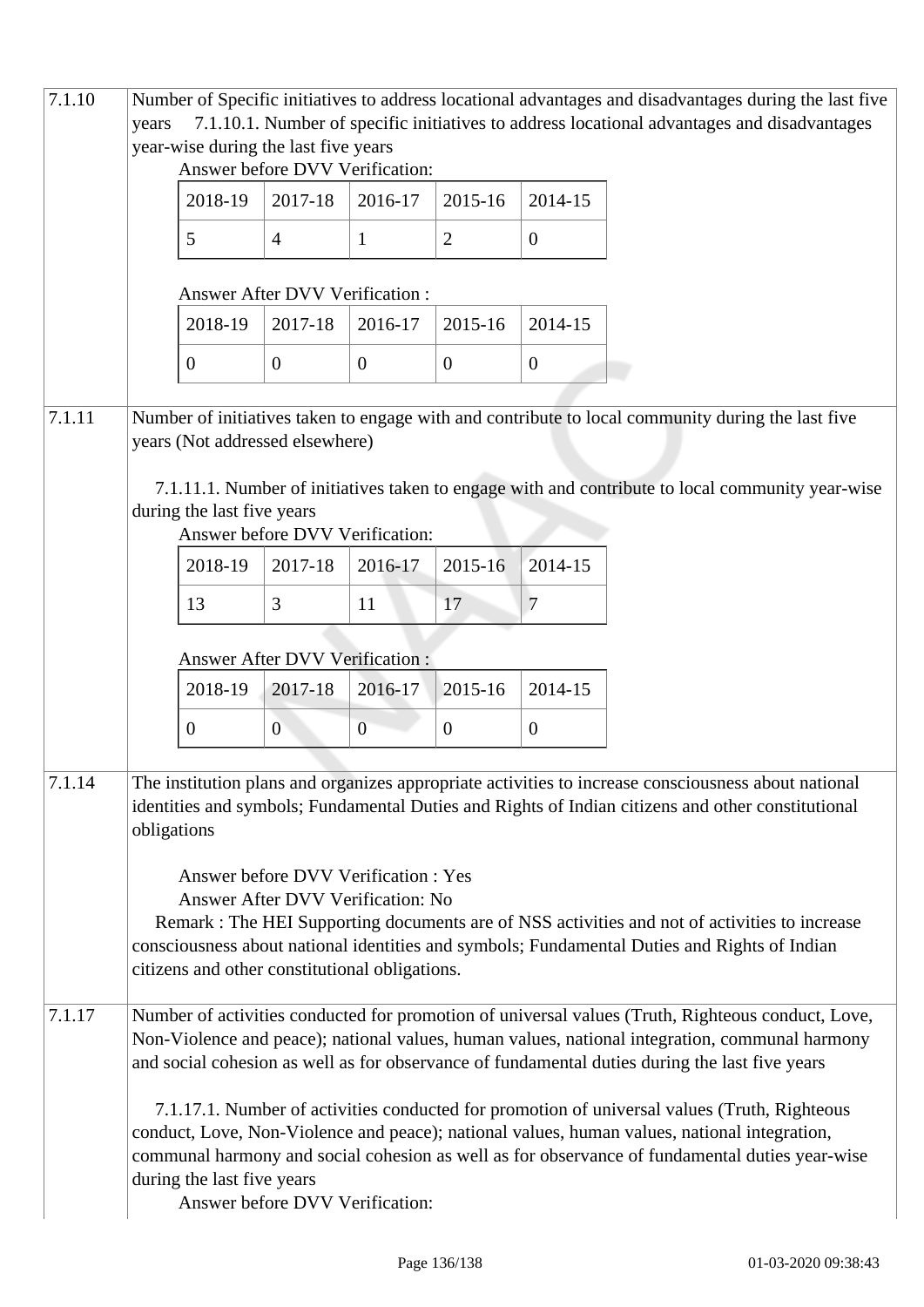| | |
|---|---|
| 7.1.10 | Number of Specific initiatives to address locational advantages and disadvantages during the last five years 7.1.10.1. Number of specific initiatives to address locational advantages and disadvantages year-wise during the last five years |

Answer before DVV Verification:

| 2018-19 | 2017-18 | 2016-17 | 2015-16 | 2014-15 |
|---|---|---|---|---|
| 5 | 4 | 1 | 2 | 0 |

Answer After DVV Verification :

| 2018-19 | 2017-18 | 2016-17 | 2015-16 | 2014-15 |
|---|---|---|---|---|
| 0 | 0 | 0 | 0 | 0 |

| | |
|---|---|
| 7.1.11 | Number of initiatives taken to engage with and contribute to local community during the last five years (Not addressed elsewhere) 7.1.11.1. Number of initiatives taken to engage with and contribute to local community year-wise during the last five years |

Answer before DVV Verification:

| 2018-19 | 2017-18 | 2016-17 | 2015-16 | 2014-15 |
|---|---|---|---|---|
| 13 | 3 | 11 | 17 | 7 |

Answer After DVV Verification :

| 2018-19 | 2017-18 | 2016-17 | 2015-16 | 2014-15 |
|---|---|---|---|---|
| 0 | 0 | 0 | 0 | 0 |

| | |
|---|---|
| 7.1.14 | The institution plans and organizes appropriate activities to increase consciousness about national identities and symbols; Fundamental Duties and Rights of Indian citizens and other constitutional obligations |

Answer before DVV Verification : Yes
Answer After DVV Verification: No
Remark : The HEI Supporting documents are of NSS activities and not of activities to increase consciousness about national identities and symbols; Fundamental Duties and Rights of Indian citizens and other constitutional obligations.

| | |
|---|---|
| 7.1.17 | Number of activities conducted for promotion of universal values (Truth, Righteous conduct, Love, Non-Violence and peace); national values, human values, national integration, communal harmony and social cohesion as well as for observance of fundamental duties during the last five years |

7.1.17.1. Number of activities conducted for promotion of universal values (Truth, Righteous conduct, Love, Non-Violence and peace); national values, human values, national integration, communal harmony and social cohesion as well as for observance of fundamental duties year-wise during the last five years

Answer before DVV Verification: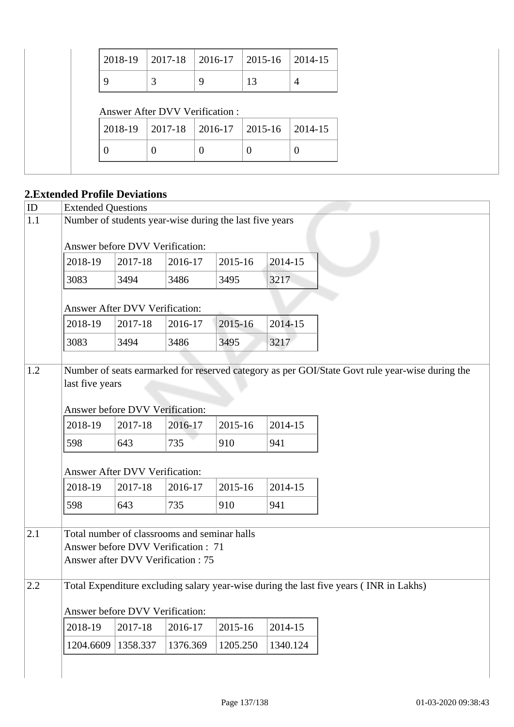| 2018-19 | 2017-18 | 2016-17 | 2015-16 | 2014-15 |
|---|---|---|---|---|
| 9 | 3 | 9 | 13 | 4 |

Answer After DVV Verification :

| 2018-19 | 2017-18 | 2016-17 | 2015-16 | 2014-15 |
|---|---|---|---|---|
| 0 | 0 | 0 | 0 | 0 |

## 2.Extended Profile Deviations

| ID | Extended Questions |
|---|---|
| 1.1 | Number of students year-wise during the last five years |

Answer before DVV Verification:

| 2018-19 | 2017-18 | 2016-17 | 2015-16 | 2014-15 |
|---|---|---|---|---|
| 3083 | 3494 | 3486 | 3495 | 3217 |

Answer After DVV Verification:

| 2018-19 | 2017-18 | 2016-17 | 2015-16 | 2014-15 |
|---|---|---|---|---|
| 3083 | 3494 | 3486 | 3495 | 3217 |

| ID | Extended Questions |
|---|---|
| 1.2 | Number of seats earmarked for reserved category as per GOI/State Govt rule year-wise during the last five years |

Answer before DVV Verification:

| 2018-19 | 2017-18 | 2016-17 | 2015-16 | 2014-15 |
|---|---|---|---|---|
| 598 | 643 | 735 | 910 | 941 |

Answer After DVV Verification:

| 2018-19 | 2017-18 | 2016-17 | 2015-16 | 2014-15 |
|---|---|---|---|---|
| 598 | 643 | 735 | 910 | 941 |

| ID | Extended Questions |
|---|---|
| 2.1 | Total number of classrooms and seminar halls<br>Answer before DVV Verification : 71<br>Answer after DVV Verification : 75 |
| 2.2 | Total Expenditure excluding salary year-wise during the last five years ( INR in Lakhs) |

Answer before DVV Verification:

| 2018-19 | 2017-18 | 2016-17 | 2015-16 | 2014-15 |
|---|---|---|---|---|
| 1204.6609 | 1358.337 | 1376.369 | 1205.250 | 1340.124 |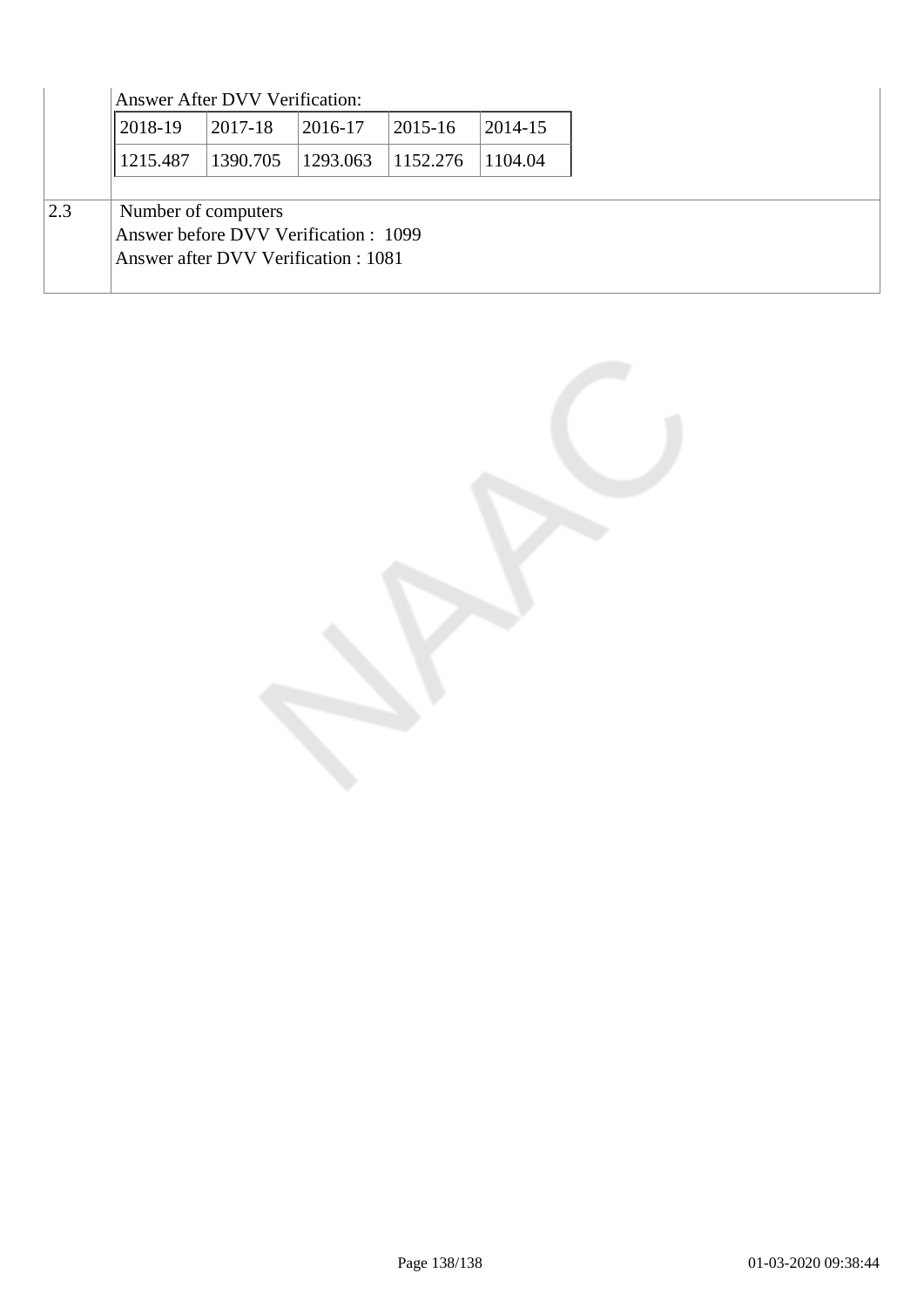Answer After DVV Verification:

| 2018-19 | 2017-18 | 2016-17 | 2015-16 | 2014-15 |
|---|---|---|---|---|
| 1215.487 | 1390.705 | 1293.063 | 1152.276 | 1104.04 |

| | |
|---|---|
| 2.3 | Number of computers<br>Answer before DVV Verification : 1099<br>Answer after DVV Verification : 1081 |